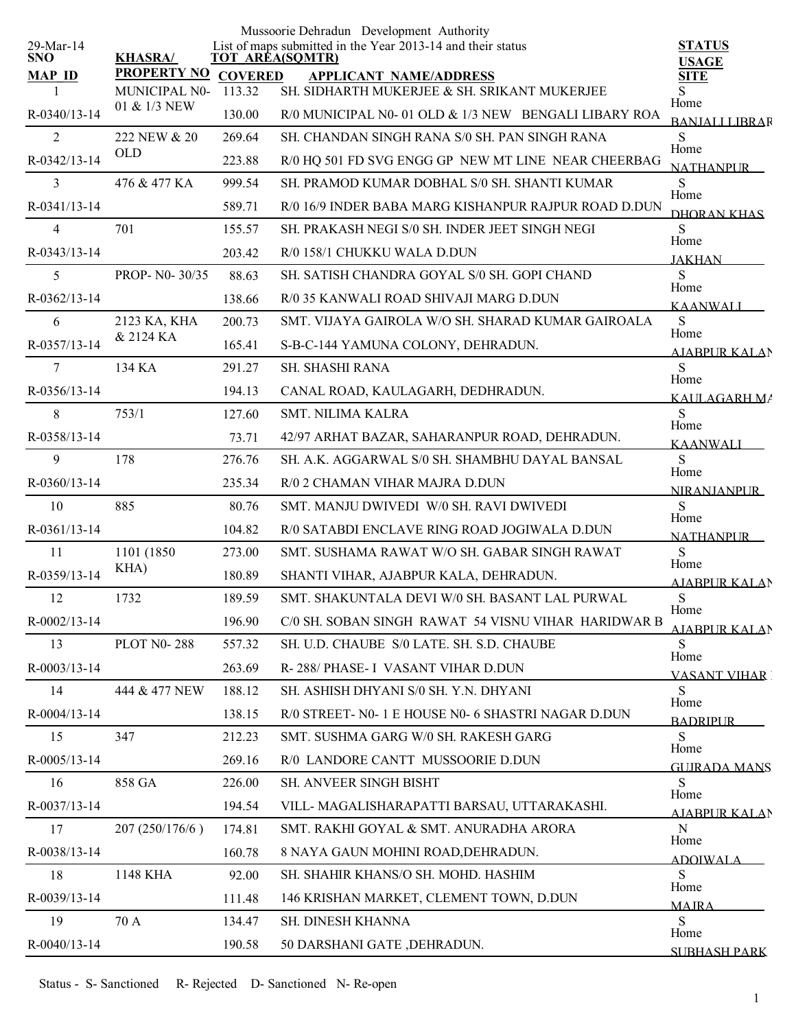# Mussoorie Dehradun Development Authority

29-Mar-14

List of maps submitted in the Year 2013-14 and their status

| SNO / MAP ID | KHASRA/ PROPERTY NO | TOT AREA(SQMTR) / COVERED | APPLICANT NAME/ADDRESS | STATUS / USAGE / SITE |
|---|---|---|---|---|
| 1 | MUNICIPAL N0- 01 & 1/3 NEW | 113.32 | SH. SIDHARTH MUKERJEE & SH. SRIKANT MUKERJEE | S |
| R-0340/13-14 | | 130.00 | R/0 MUNICIPAL N0- 01 OLD & 1/3 NEW BENGALI LIBARY ROA | Home BANJALI LIBRAR |
| 2 | 222 NEW & 20 OLD | 269.64 | SH. CHANDAN SINGH RANA S/0 SH. PAN SINGH RANA | S |
| R-0342/13-14 | | 223.88 | R/0 HQ 501 FD SVG ENGG GP NEW MT LINE NEAR CHEERBAG | Home NATHANPUR |
| 3 | 476 & 477 KA | 999.54 | SH. PRAMOD KUMAR DOBHAL S/0 SH. SHANTI KUMAR | S |
| R-0341/13-14 | | 589.71 | R/0 16/9 INDER BABA MARG KISHANPUR RAJPUR ROAD D.DUN | Home DHORAN KHAS |
| 4 | 701 | 155.57 | SH. PRAKASH NEGI S/0 SH. INDER JEET SINGH NEGI | S |
| R-0343/13-14 | | 203.42 | R/0 158/1 CHUKKU WALA D.DUN | Home JAKHAN |
| 5 | PROP- N0- 30/35 | 88.63 | SH. SATISH CHANDRA GOYAL S/0 SH. GOPI CHAND | S |
| R-0362/13-14 | | 138.66 | R/0 35 KANWALI ROAD SHIVAJI MARG D.DUN | Home KAANWALI |
| 6 | 2123 KA, KHA & 2124 KA | 200.73 | SMT. VIJAYA GAIROLA W/O SH. SHARAD KUMAR GAIROALA | S |
| R-0357/13-14 | | 165.41 | S-B-C-144 YAMUNA COLONY, DEHRADUN. | Home AJABPUR KALAN |
| 7 | 134 KA | 291.27 | SH. SHASHI RANA | S |
| R-0356/13-14 | | 194.13 | CANAL ROAD, KAULAGARH, DEDHRADUN. | Home KAULAGARH MA |
| 8 | 753/1 | 127.60 | SMT. NILIMA KALRA | S |
| R-0358/13-14 | | 73.71 | 42/97 ARHAT BAZAR, SAHARANPUR ROAD, DEHRADUN. | Home KAANWALI |
| 9 | 178 | 276.76 | SH. A.K. AGGARWAL S/0 SH. SHAMBHU DAYAL BANSAL | S |
| R-0360/13-14 | | 235.34 | R/0 2 CHAMAN VIHAR MAJRA D.DUN | Home NIRANJANPUR |
| 10 | 885 | 80.76 | SMT. MANJU DWIVEDI W/0 SH. RAVI DWIVEDI | S |
| R-0361/13-14 | | 104.82 | R/0 SATABDI ENCLAVE RING ROAD JOGIWALA D.DUN | Home NATHANPUR |
| 11 | 1101 (1850 KHA) | 273.00 | SMT. SUSHAMA RAWAT W/O SH. GABAR SINGH RAWAT | S |
| R-0359/13-14 | | 180.89 | SHANTI VIHAR, AJABPUR KALA, DEHRADUN. | Home AJABPUR KALAN |
| 12 | 1732 | 189.59 | SMT. SHAKUNTALA DEVI W/0 SH. BASANT LAL PURWAL | S |
| R-0002/13-14 | | 196.90 | C/0 SH. SOBAN SINGH RAWAT 54 VISNU VIHAR HARIDWAR B | Home AJABPUR KALAN |
| 13 | PLOT N0- 288 | 557.32 | SH. U.D. CHAUBE S/0 LATE. SH. S.D. CHAUBE | S |
| R-0003/13-14 | | 263.69 | R- 288/ PHASE- I VASANT VIHAR D.DUN | Home VASANT VIHAR |
| 14 | 444 & 477 NEW | 188.12 | SH. ASHISH DHYANI S/0 SH. Y.N. DHYANI | S |
| R-0004/13-14 | | 138.15 | R/0 STREET- N0- 1 E HOUSE N0- 6 SHASTRI NAGAR D.DUN | Home BADRIPUR |
| 15 | 347 | 212.23 | SMT. SUSHMA GARG W/0 SH. RAKESH GARG | S |
| R-0005/13-14 | | 269.16 | R/0 LANDORE CANTT MUSSOORIE D.DUN | Home GUJRADA MANS |
| 16 | 858 GA | 226.00 | SH. ANVEER SINGH BISHT | S |
| R-0037/13-14 | | 194.54 | VILL- MAGALISHARAPATTI BARSAU, UTTARAKASHI. | Home AJABPUR KALAN |
| 17 | 207 (250/176/6 ) | 174.81 | SMT. RAKHI GOYAL & SMT. ANURADHA ARORA | N |
| R-0038/13-14 | | 160.78 | 8 NAYA GAUN MOHINI ROAD,DEHRADUN. | Home ADOIWALA |
| 18 | 1148 KHA | 92.00 | SH. SHAHIR KHANS/O SH. MOHD. HASHIM | S |
| R-0039/13-14 | | 111.48 | 146 KRISHAN MARKET, CLEMENT TOWN, D.DUN | Home MAJRA |
| 19 | 70 A | 134.47 | SH. DINESH KHANNA | S |
| R-0040/13-14 | | 190.58 | 50 DARSHANI GATE ,DEHRADUN. | Home SUBHASH PARK |

Status - S- Sanctioned R- Rejected D- Sanctioned N- Re-open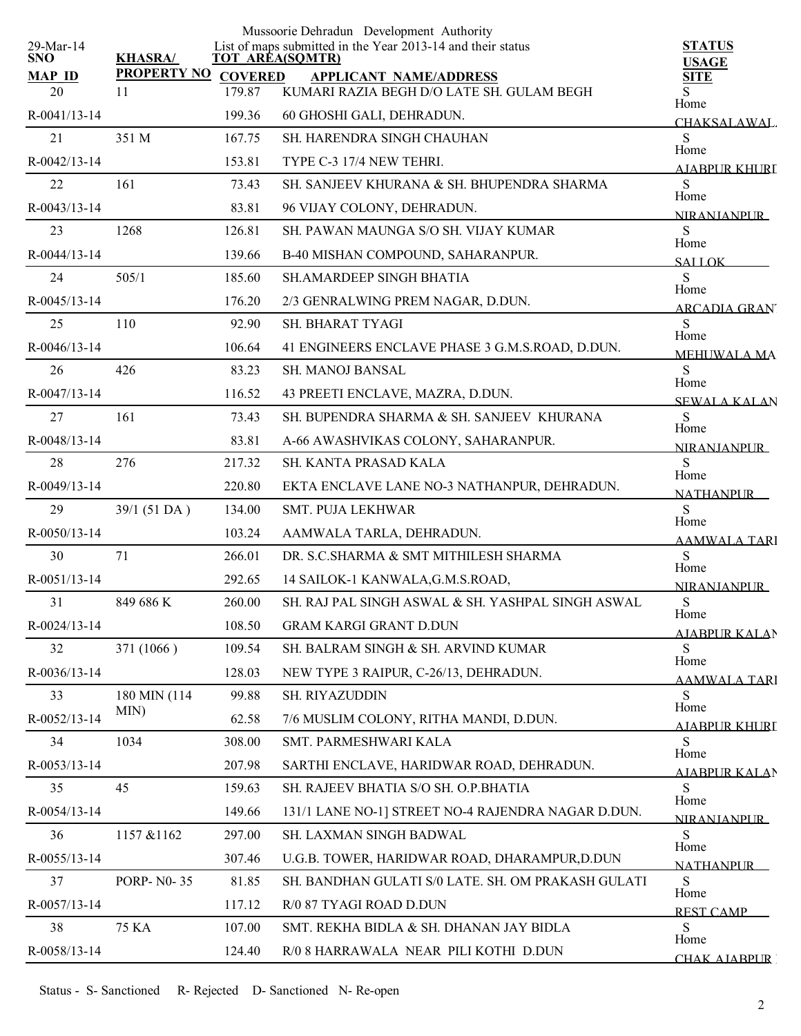Mussoorie Dehradun Development Authority

List of maps submitted in the Year 2013-14 and their status

29-Mar-14

| SNO / MAP ID | KHASRA/ PROPERTY NO | TOT AREA(SQMTR) / COVERED | APPLICANT NAME/ADDRESS | STATUS / USAGE / SITE |
|---|---|---|---|---|
| 20 | 11 | 179.87 | KUMARI RAZIA BEGH D/O LATE SH. GULAM BEGH | S |
| R-0041/13-14 | | 199.36 | 60 GHOSHI GALI, DEHRADUN. | Home CHAKSALAWAL |
| 21 | 351 M | 167.75 | SH. HARENDRA SINGH CHAUHAN | S |
| R-0042/13-14 | | 153.81 | TYPE C-3 17/4 NEW TEHRI. | Home AJABPUR KHURD |
| 22 | 161 | 73.43 | SH. SANJEEV KHURANA & SH. BHUPENDRA SHARMA | S |
| R-0043/13-14 | | 83.81 | 96 VIJAY COLONY, DEHRADUN. | Home NIRANJANPUR |
| 23 | 1268 | 126.81 | SH. PAWAN MAUNGA S/O SH. VIJAY KUMAR | S |
| R-0044/13-14 | | 139.66 | B-40 MISHAN COMPOUND, SAHARANPUR. | Home SALLOK |
| 24 | 505/1 | 185.60 | SH.AMARDEEP SINGH BHATIA | S |
| R-0045/13-14 | | 176.20 | 2/3 GENRALWING PREM NAGAR, D.DUN. | Home ARCADIA GRANT |
| 25 | 110 | 92.90 | SH. BHARAT TYAGI | S |
| R-0046/13-14 | | 106.64 | 41 ENGINEERS ENCLAVE PHASE 3 G.M.S.ROAD, D.DUN. | Home MEHUWALA MA |
| 26 | 426 | 83.23 | SH. MANOJ BANSAL | S |
| R-0047/13-14 | | 116.52 | 43 PREETI ENCLAVE, MAZRA, D.DUN. | Home SEWALA KALAN |
| 27 | 161 | 73.43 | SH. BUPENDRA SHARMA & SH. SANJEEV KHURANA | S |
| R-0048/13-14 | | 83.81 | A-66 AWASHVIKAS COLONY, SAHARANPUR. | Home NIRANJANPUR |
| 28 | 276 | 217.32 | SH. KANTA PRASAD KALA | S |
| R-0049/13-14 | | 220.80 | EKTA ENCLAVE LANE NO-3 NATHANPUR, DEHRADUN. | Home NATHANPUR |
| 29 | 39/1 (51 DA ) | 134.00 | SMT. PUJA LEKHWAR | S |
| R-0050/13-14 | | 103.24 | AAMWALA TARLA, DEHRADUN. | Home AAMWALA TARL |
| 30 | 71 | 266.01 | DR. S.C.SHARMA & SMT MITHILESH SHARMA | S |
| R-0051/13-14 | | 292.65 | 14 SAILOK-1 KANWALA,G.M.S.ROAD, | Home NIRANJANPUR |
| 31 | 849 686 K | 260.00 | SH. RAJ PAL SINGH ASWAL & SH. YASHPAL SINGH ASWAL | S |
| R-0024/13-14 | | 108.50 | GRAM KARGI GRANT D.DUN | Home AJABPUR KALAN |
| 32 | 371 (1066 ) | 109.54 | SH. BALRAM SINGH & SH. ARVIND KUMAR | S |
| R-0036/13-14 | | 128.03 | NEW TYPE 3 RAIPUR, C-26/13, DEHRADUN. | Home AAMWALA TARL |
| 33 | 180 MIN (114 MIN) | 99.88 | SH. RIYAZUDDIN | S |
| R-0052/13-14 | | 62.58 | 7/6 MUSLIM COLONY, RITHA MANDI, D.DUN. | Home AJABPUR KHURD |
| 34 | 1034 | 308.00 | SMT. PARMESHWARI KALA | S |
| R-0053/13-14 | | 207.98 | SARTHI ENCLAVE, HARIDWAR ROAD, DEHRADUN. | Home AJABPUR KALAN |
| 35 | 45 | 159.63 | SH. RAJEEV BHATIA S/O SH. O.P.BHATIA | S |
| R-0054/13-14 | | 149.66 | 131/1 LANE NO-1] STREET NO-4 RAJENDRA NAGAR D.DUN. | Home NIRANJANPUR |
| 36 | 1157 &1162 | 297.00 | SH. LAXMAN SINGH BADWAL | S |
| R-0055/13-14 | | 307.46 | U.G.B. TOWER, HARIDWAR ROAD, DHARAMPUR,D.DUN | Home NATHANPUR |
| 37 | PORP- N0- 35 | 81.85 | SH. BANDHAN GULATI S/0 LATE. SH. OM PRAKASH GULATI | S |
| R-0057/13-14 | | 117.12 | R/0 87 TYAGI ROAD D.DUN | Home REST CAMP |
| 38 | 75 KA | 107.00 | SMT. REKHA BIDLA & SH. DHANAN JAY BIDLA | S |
| R-0058/13-14 | | 124.40 | R/0 8 HARRAWALA NEAR PILI KOTHI D.DUN | Home CHAK AJABPUR |

Status - S- Sanctioned R- Rejected D- Sanctioned N- Re-open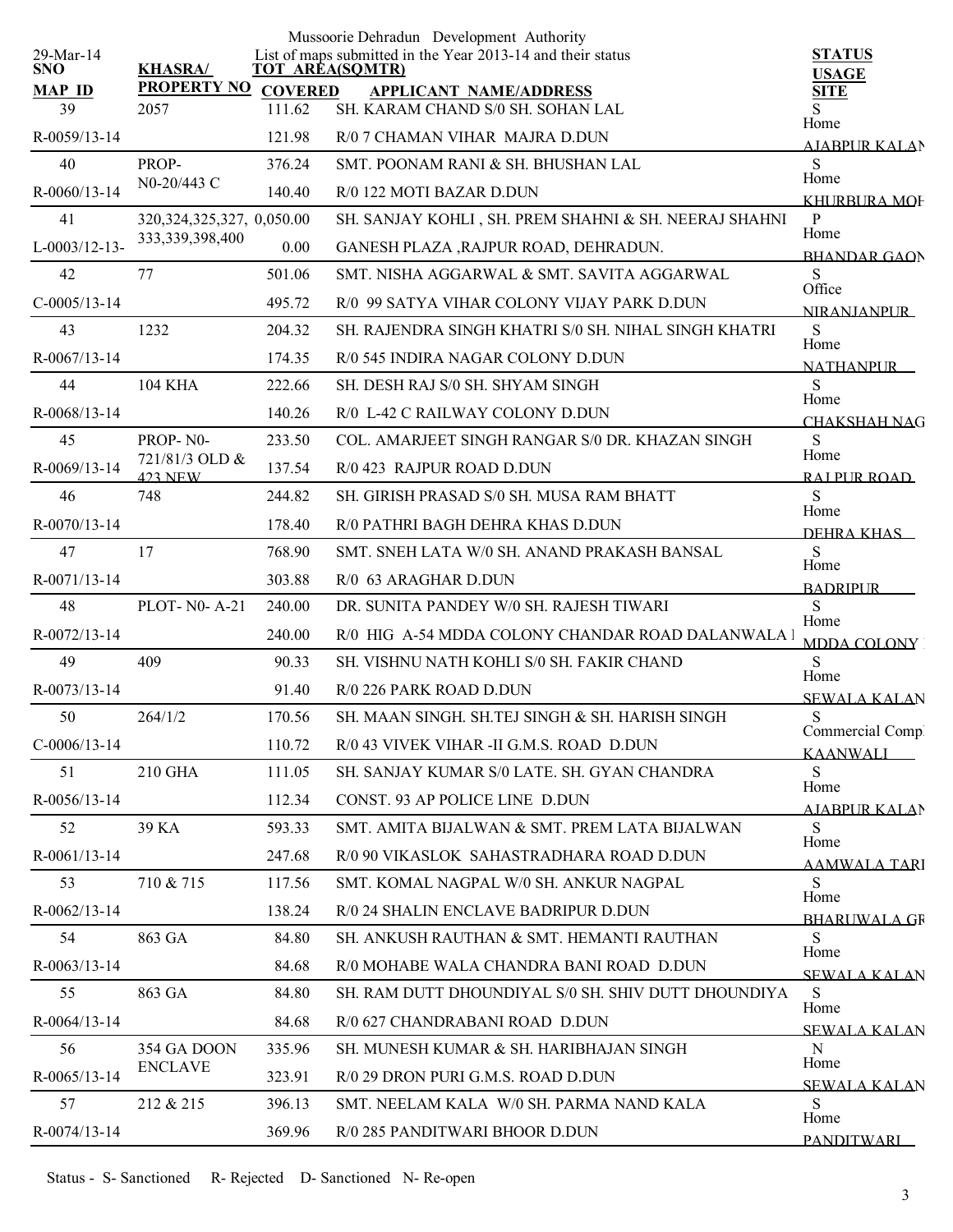Mussoorie Dehradun Development Authority

List of maps submitted in the Year 2013-14 and their status

29-Mar-14

| SNO / MAP ID | KHASRA/ PROPERTY NO | TOT AREA(SQMTR) / COVERED | APPLICANT NAME/ADDRESS | STATUS / USAGE / SITE |
|---|---|---|---|---|
| 39 | 2057 | 111.62 | SH. KARAM CHAND S/0 SH. SOHAN LAL | S |
| R-0059/13-14 | | 121.98 | R/0 7 CHAMAN VIHAR MAJRA D.DUN | Home AJABPUR KALAN |
| 40 | PROP-N0-20/443 C | 376.24 | SMT. POONAM RANI & SH. BHUSHAN LAL | S |
| R-0060/13-14 | | 140.40 | R/0 122 MOTI BAZAR D.DUN | Home KHURBURA MOH |
| 41 | 320,324,325,327,333,339,398,400 | 0,050.00 | SH. SANJAY KOHLI , SH. PREM SHAHNI & SH. NEERAJ SHAHNI | P |
| L-0003/12-13- | | 0.00 | GANESH PLAZA ,RAJPUR ROAD, DEHRADUN. | Home BHANDAR GAON |
| 42 | 77 | 501.06 | SMT. NISHA AGGARWAL & SMT. SAVITA AGGARWAL | S |
| C-0005/13-14 | | 495.72 | R/0 99 SATYA VIHAR COLONY VIJAY PARK D.DUN | Office NIRANJANPUR |
| 43 | 1232 | 204.32 | SH. RAJENDRA SINGH KHATRI S/0 SH. NIHAL SINGH KHATRI | S |
| R-0067/13-14 | | 174.35 | R/0 545 INDIRA NAGAR COLONY D.DUN | Home NATHANPUR |
| 44 | 104 KHA | 222.66 | SH. DESH RAJ S/0 SH. SHYAM SINGH | S |
| R-0068/13-14 | | 140.26 | R/0 L-42 C RAILWAY COLONY D.DUN | Home CHAKSHAH NAG |
| 45 | PROP- N0-721/81/3 OLD & 423 NEW | 233.50 | COL. AMARJEET SINGH RANGAR S/0 DR. KHAZAN SINGH | S |
| R-0069/13-14 | | 137.54 | R/0 423 RAJPUR ROAD D.DUN | Home RAJPUR ROAD |
| 46 | 748 | 244.82 | SH. GIRISH PRASAD S/0 SH. MUSA RAM BHATT | S |
| R-0070/13-14 | | 178.40 | R/0 PATHRI BAGH DEHRA KHAS D.DUN | Home DEHRA KHAS |
| 47 | 17 | 768.90 | SMT. SNEH LATA W/0 SH. ANAND PRAKASH BANSAL | S |
| R-0071/13-14 | | 303.88 | R/0 63 ARAGHAR D.DUN | Home BADRIPUR |
| 48 | PLOT- N0- A-21 | 240.00 | DR. SUNITA PANDEY W/0 SH. RAJESH TIWARI | S |
| R-0072/13-14 | | 240.00 | R/0 HIG A-54 MDDA COLONY CHANDAR ROAD DALANWALA | Home MDDA COLONY |
| 49 | 409 | 90.33 | SH. VISHNU NATH KOHLI S/0 SH. FAKIR CHAND | S |
| R-0073/13-14 | | 91.40 | R/0 226 PARK ROAD D.DUN | Home SEWALA KALAN |
| 50 | 264/1/2 | 170.56 | SH. MAAN SINGH. SH.TEJ SINGH & SH. HARISH SINGH | S |
| C-0006/13-14 | | 110.72 | R/0 43 VIVEK VIHAR -II G.M.S. ROAD D.DUN | Commercial Comp KAANWALI |
| 51 | 210 GHA | 111.05 | SH. SANJAY KUMAR S/0 LATE. SH. GYAN CHANDRA | S |
| R-0056/13-14 | | 112.34 | CONST. 93 AP POLICE LINE D.DUN | Home AJABPUR KALAN |
| 52 | 39 KA | 593.33 | SMT. AMITA BIJALWAN & SMT. PREM LATA BIJALWAN | S |
| R-0061/13-14 | | 247.68 | R/0 90 VIKASLOK SAHASTRADHARA ROAD D.DUN | Home AAMWALA TARI |
| 53 | 710 & 715 | 117.56 | SMT. KOMAL NAGPAL W/0 SH. ANKUR NAGPAL | S |
| R-0062/13-14 | | 138.24 | R/0 24 SHALIN ENCLAVE BADRIPUR D.DUN | Home BHARUWALA GR |
| 54 | 863 GA | 84.80 | SH. ANKUSH RAUTHAN & SMT. HEMANTI RAUTHAN | S |
| R-0063/13-14 | | 84.68 | R/0 MOHABE WALA CHANDRA BANI ROAD D.DUN | Home SEWALA KALAN |
| 55 | 863 GA | 84.80 | SH. RAM DUTT DHOUNDIYAL S/0 SH. SHIV DUTT DHOUNDIYA | S |
| R-0064/13-14 | | 84.68 | R/0 627 CHANDRABANI ROAD D.DUN | Home SEWALA KALAN |
| 56 | 354 GA DOON ENCLAVE | 335.96 | SH. MUNESH KUMAR & SH. HARIBHAJAN SINGH | N |
| R-0065/13-14 | | 323.91 | R/0 29 DRON PURI G.M.S. ROAD D.DUN | Home SEWALA KALAN |
| 57 | 212 & 215 | 396.13 | SMT. NEELAM KALA W/0 SH. PARMA NAND KALA | S |
| R-0074/13-14 | | 369.96 | R/0 285 PANDITWARI BHOOR D.DUN | Home PANDITWARI |

Status - S- Sanctioned R- Rejected D- Sanctioned N- Re-open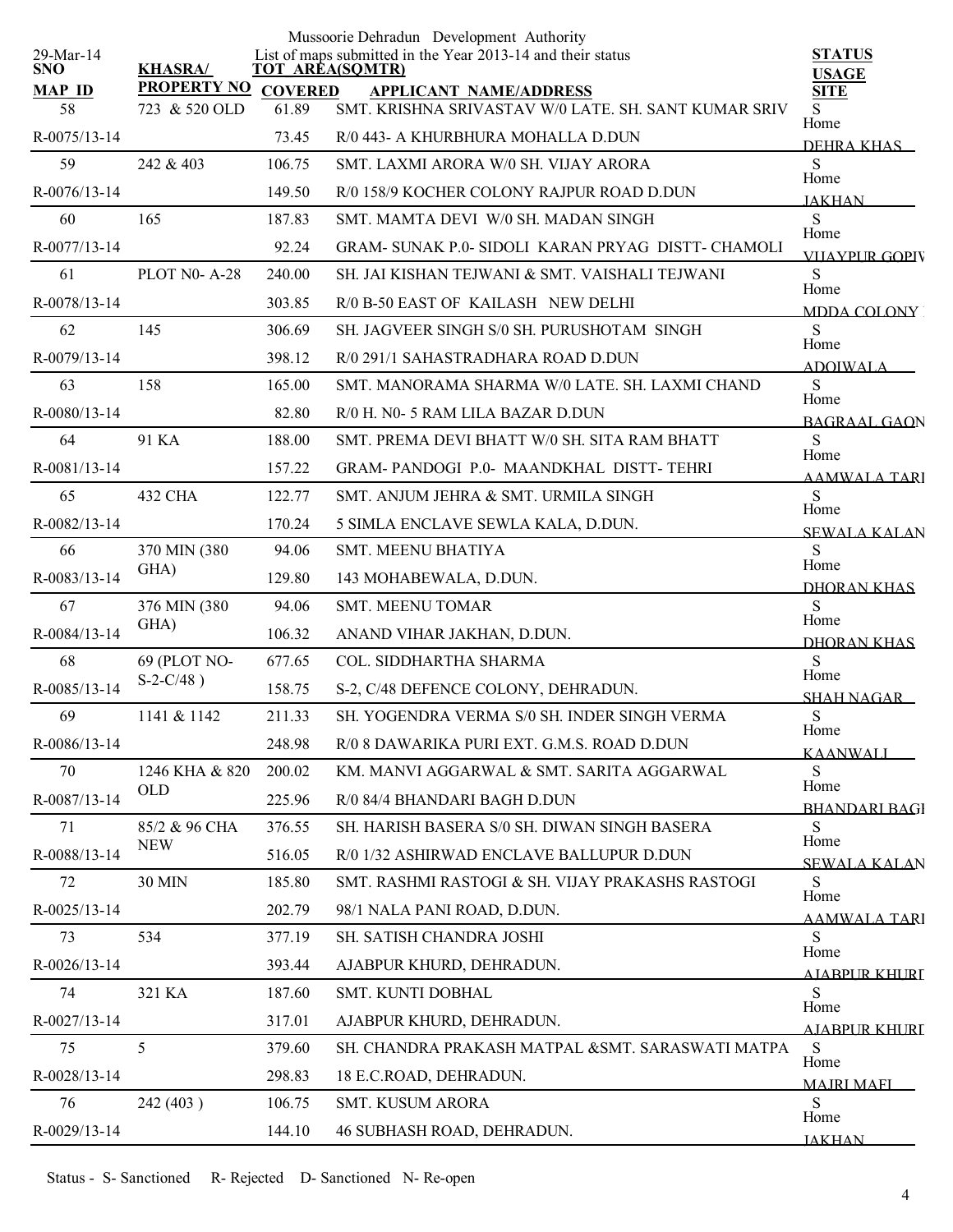Mussoorie Dehradun Development Authority

List of maps submitted in the Year 2013-14 and their status

29-Mar-14

| SNO / MAP ID | KHASRA/ PROPERTY NO | TOT AREA(SQMTR) / COVERED | APPLICANT NAME/ADDRESS | STATUS / USAGE / SITE |
|---|---|---|---|---|
| 58 | 723 & 520 OLD | 61.89 | SMT. KRISHNA SRIVASTAV W/0 LATE. SH. SANT KUMAR SRIV | S |
| R-0075/13-14 | | 73.45 | R/0 443- A KHURBHURA MOHALLA D.DUN | Home DEHRA KHAS |
| 59 | 242 & 403 | 106.75 | SMT. LAXMI ARORA W/0 SH. VIJAY ARORA | S |
| R-0076/13-14 | | 149.50 | R/0 158/9 KOCHER COLONY RAJPUR ROAD D.DUN | Home JAKHAN |
| 60 | 165 | 187.83 | SMT. MAMTA DEVI W/0 SH. MADAN SINGH | S |
| R-0077/13-14 | | 92.24 | GRAM- SUNAK P.0- SIDOLI KARAN PRYAG DISTT- CHAMOLI | Home VIJAYPUR GOPIV |
| 61 | PLOT N0- A-28 | 240.00 | SH. JAI KISHAN TEJWANI & SMT. VAISHALI TEJWANI | S |
| R-0078/13-14 | | 303.85 | R/0 B-50 EAST OF KAILASH NEW DELHI | Home MDDA COLONY |
| 62 | 145 | 306.69 | SH. JAGVEER SINGH S/0 SH. PURUSHOTAM SINGH | S |
| R-0079/13-14 | | 398.12 | R/0 291/1 SAHASTRADHARA ROAD D.DUN | Home ADOIWALA |
| 63 | 158 | 165.00 | SMT. MANORAMA SHARMA W/0 LATE. SH. LAXMI CHAND | S |
| R-0080/13-14 | | 82.80 | R/0 H. N0- 5 RAM LILA BAZAR D.DUN | Home BAGRAAL GAON |
| 64 | 91 KA | 188.00 | SMT. PREMA DEVI BHATT W/0 SH. SITA RAM BHATT | S |
| R-0081/13-14 | | 157.22 | GRAM- PANDOGI P.0- MAANDKHAL DISTT- TEHRI | Home AAMWALA TARI |
| 65 | 432 CHA | 122.77 | SMT. ANJUM JEHRA & SMT. URMILA SINGH | S |
| R-0082/13-14 | | 170.24 | 5 SIMLA ENCLAVE SEWLA KALA, D.DUN. | Home SEWALA KALAN |
| 66 | 370 MIN (380 GHA) | 94.06 | SMT. MEENU BHATIYA | S |
| R-0083/13-14 | | 129.80 | 143 MOHABEWALA, D.DUN. | Home DHORAN KHAS |
| 67 | 376 MIN (380 GHA) | 94.06 | SMT. MEENU TOMAR | S |
| R-0084/13-14 | | 106.32 | ANAND VIHAR JAKHAN, D.DUN. | Home DHORAN KHAS |
| 68 | 69 (PLOT NO- S-2-C/48 ) | 677.65 | COL. SIDDHARTHA SHARMA | S |
| R-0085/13-14 | | 158.75 | S-2, C/48 DEFENCE COLONY, DEHRADUN. | Home SHAH NAGAR |
| 69 | 1141 & 1142 | 211.33 | SH. YOGENDRA VERMA S/0 SH. INDER SINGH VERMA | S |
| R-0086/13-14 | | 248.98 | R/0 8 DAWARIKA PURI EXT. G.M.S. ROAD D.DUN | Home KAANWALI |
| 70 | 1246 KHA & 820 OLD | 200.02 | KM. MANVI AGGARWAL & SMT. SARITA AGGARWAL | S |
| R-0087/13-14 | | 225.96 | R/0 84/4 BHANDARI BAGH D.DUN | Home BHANDARI BAGI |
| 71 | 85/2 & 96 CHA NEW | 376.55 | SH. HARISH BASERA S/0 SH. DIWAN SINGH BASERA | S |
| R-0088/13-14 | | 516.05 | R/0 1/32 ASHIRWAD ENCLAVE BALLUPUR D.DUN | Home SEWALA KALAN |
| 72 | 30 MIN | 185.80 | SMT. RASHMI RASTOGI & SH. VIJAY PRAKASHS RASTOGI | S |
| R-0025/13-14 | | 202.79 | 98/1 NALA PANI ROAD, D.DUN. | Home AAMWALA TARI |
| 73 | 534 | 377.19 | SH. SATISH CHANDRA JOSHI | S |
| R-0026/13-14 | | 393.44 | AJABPUR KHURD, DEHRADUN. | Home AJABPUR KHURI |
| 74 | 321 KA | 187.60 | SMT. KUNTI DOBHAL | S |
| R-0027/13-14 | | 317.01 | AJABPUR KHURD, DEHRADUN. | Home AJABPUR KHURI |
| 75 | 5 | 379.60 | SH. CHANDRA PRAKASH MATPAL &SMT. SARASWATI MATPA | S |
| R-0028/13-14 | | 298.83 | 18 E.C.ROAD, DEHRADUN. | Home MAJRI MAFI |
| 76 | 242 (403 ) | 106.75 | SMT. KUSUM ARORA | S |
| R-0029/13-14 | | 144.10 | 46 SUBHASH ROAD, DEHRADUN. | Home JAKHAN |

Status - S- Sanctioned R- Rejected D- Sanctioned N- Re-open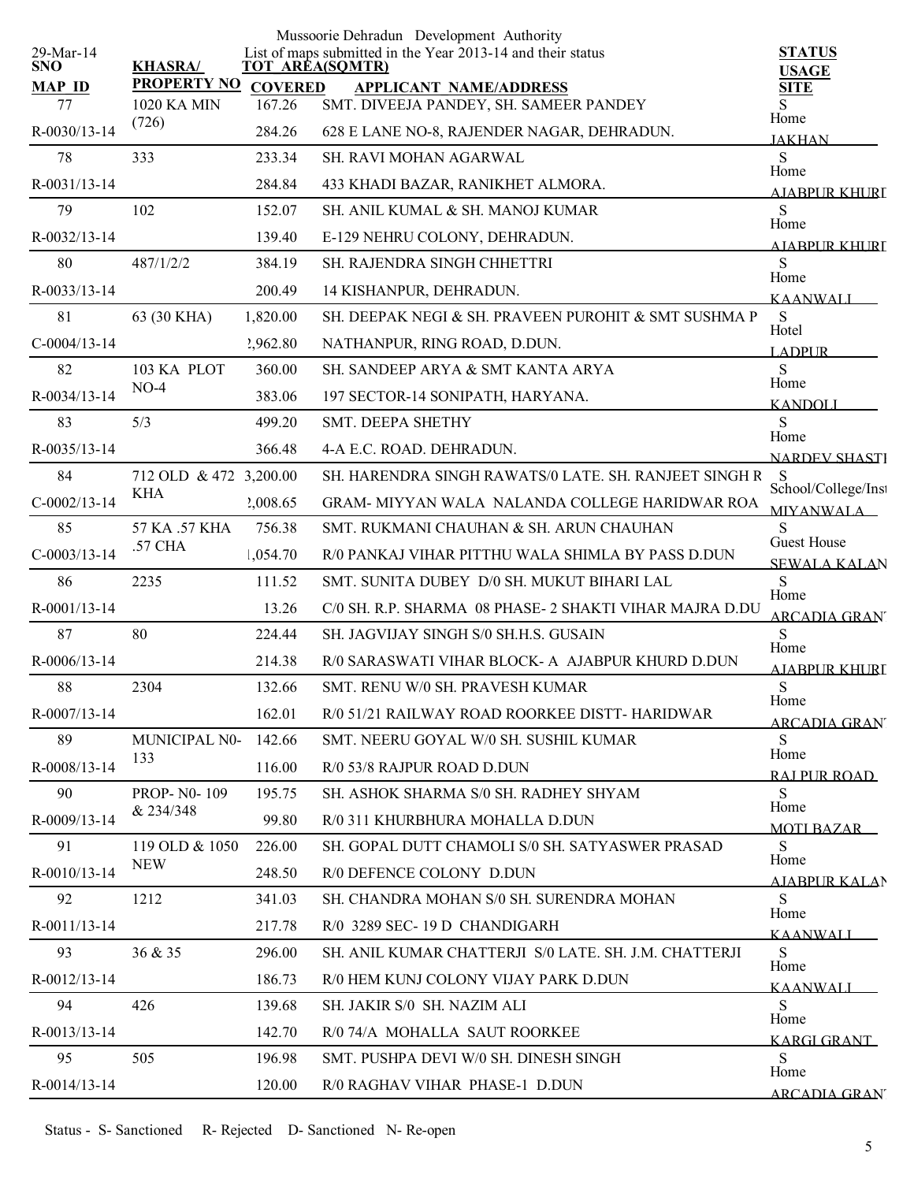Mussoorie Dehradun Development Authority

29-Mar-14

List of maps submitted in the Year 2013-14 and their status

| SNO / MAP ID | KHASRA/ PROPERTY NO | TOT AREA(SQMTR) / COVERED | APPLICANT NAME/ADDRESS | STATUS / USAGE / SITE |
|---|---|---|---|---|
| 77 | 1020 KA MIN (726) | 167.26 | SMT. DIVEEJA PANDEY, SH. SAMEER PANDEY | S |
| R-0030/13-14 | | 284.26 | 628 E LANE NO-8, RAJENDER NAGAR, DEHRADUN. | Home JAKHAN |
| 78 | 333 | 233.34 | SH. RAVI MOHAN AGARWAL | S |
| R-0031/13-14 | | 284.84 | 433 KHADI BAZAR, RANIKHET ALMORA. | Home AJABPUR KHURD |
| 79 | 102 | 152.07 | SH. ANIL KUMAL & SH. MANOJ KUMAR | S |
| R-0032/13-14 | | 139.40 | E-129 NEHRU COLONY, DEHRADUN. | Home AJABPUR KHURD |
| 80 | 487/1/2/2 | 384.19 | SH. RAJENDRA SINGH CHHETTRI | S |
| R-0033/13-14 | | 200.49 | 14 KISHANPUR, DEHRADUN. | Home KAANWALI |
| 81 | 63 (30 KHA) | 1,820.00 | SH. DEEPAK NEGI & SH. PRAVEEN PUROHIT & SMT SUSHMA P | S |
| C-0004/13-14 | | 2,962.80 | NATHANPUR, RING ROAD, D.DUN. | Hotel LADPUR |
| 82 | 103 KA PLOT NO-4 | 360.00 | SH. SANDEEP ARYA & SMT KANTA ARYA | S |
| R-0034/13-14 | | 383.06 | 197 SECTOR-14 SONIPATH, HARYANA. | Home KANDOLI |
| 83 | 5/3 | 499.20 | SMT. DEEPA SHETHY | S |
| R-0035/13-14 | | 366.48 | 4-A E.C. ROAD. DEHRADUN. | Home NARDEV SHASTI |
| 84 | 712 OLD & 472 KHA | 3,200.00 | SH. HARENDRA SINGH RAWATS/0 LATE. SH. RANJEET SINGH R | S |
| C-0002/13-14 | | 2,008.65 | GRAM- MIYYAN WALA NALANDA COLLEGE HARIDWAR ROA | School/College/Inst MIYANWALA |
| 85 | 57 KA .57 KHA .57 CHA | 756.38 | SMT. RUKMANI CHAUHAN & SH. ARUN CHAUHAN | S |
| C-0003/13-14 | | 1,054.70 | R/0 PANKAJ VIHAR PITTHU WALA SHIMLA BY PASS D.DUN | Guest House SEWALA KALAN |
| 86 | 2235 | 111.52 | SMT. SUNITA DUBEY D/0 SH. MUKUT BIHARI LAL | S |
| R-0001/13-14 | | 13.26 | C/0 SH. R.P. SHARMA 08 PHASE- 2 SHAKTI VIHAR MAJRA D.DU | Home ARCADIA GRANT |
| 87 | 80 | 224.44 | SH. JAGVIJAY SINGH S/0 SH.H.S. GUSAIN | S |
| R-0006/13-14 | | 214.38 | R/0 SARASWATI VIHAR BLOCK- A AJABPUR KHURD D.DUN | Home AJABPUR KHURD |
| 88 | 2304 | 132.66 | SMT. RENU W/0 SH. PRAVESH KUMAR | S |
| R-0007/13-14 | | 162.01 | R/0 51/21 RAILWAY ROAD ROORKEE DISTT- HARIDWAR | Home ARCADIA GRANT |
| 89 | MUNICIPAL N0-133 | 142.66 | SMT. NEERU GOYAL W/0 SH. SUSHIL KUMAR | S |
| R-0008/13-14 | | 116.00 | R/0 53/8 RAJPUR ROAD D.DUN | Home RAJPUR ROAD |
| 90 | PROP- N0- 109 & 234/348 | 195.75 | SH. ASHOK SHARMA S/0 SH. RADHEY SHYAM | S |
| R-0009/13-14 | | 99.80 | R/0 311 KHURBHURA MOHALLA D.DUN | Home MOTI BAZAR |
| 91 | 119 OLD & 1050 NEW | 226.00 | SH. GOPAL DUTT CHAMOLI S/0 SH. SATYASWER PRASAD | S |
| R-0010/13-14 | | 248.50 | R/0 DEFENCE COLONY D.DUN | Home AJABPUR KALAN |
| 92 | 1212 | 341.03 | SH. CHANDRA MOHAN S/0 SH. SURENDRA MOHAN | S |
| R-0011/13-14 | | 217.78 | R/0 3289 SEC- 19 D CHANDIGARH | Home KAANWALI |
| 93 | 36 & 35 | 296.00 | SH. ANIL KUMAR CHATTERJI S/0 LATE. SH. J.M. CHATTERJI | S |
| R-0012/13-14 | | 186.73 | R/0 HEM KUNJ COLONY VIJAY PARK D.DUN | Home KAANWALI |
| 94 | 426 | 139.68 | SH. JAKIR S/0 SH. NAZIM ALI | S |
| R-0013/13-14 | | 142.70 | R/0 74/A MOHALLA SAUT ROORKEE | Home KARGI GRANT |
| 95 | 505 | 196.98 | SMT. PUSHPA DEVI W/0 SH. DINESH SINGH | S |
| R-0014/13-14 | | 120.00 | R/0 RAGHAV VIHAR PHASE-1 D.DUN | Home ARCADIA GRANT |

Status - S- Sanctioned R- Rejected D- Sanctioned N- Re-open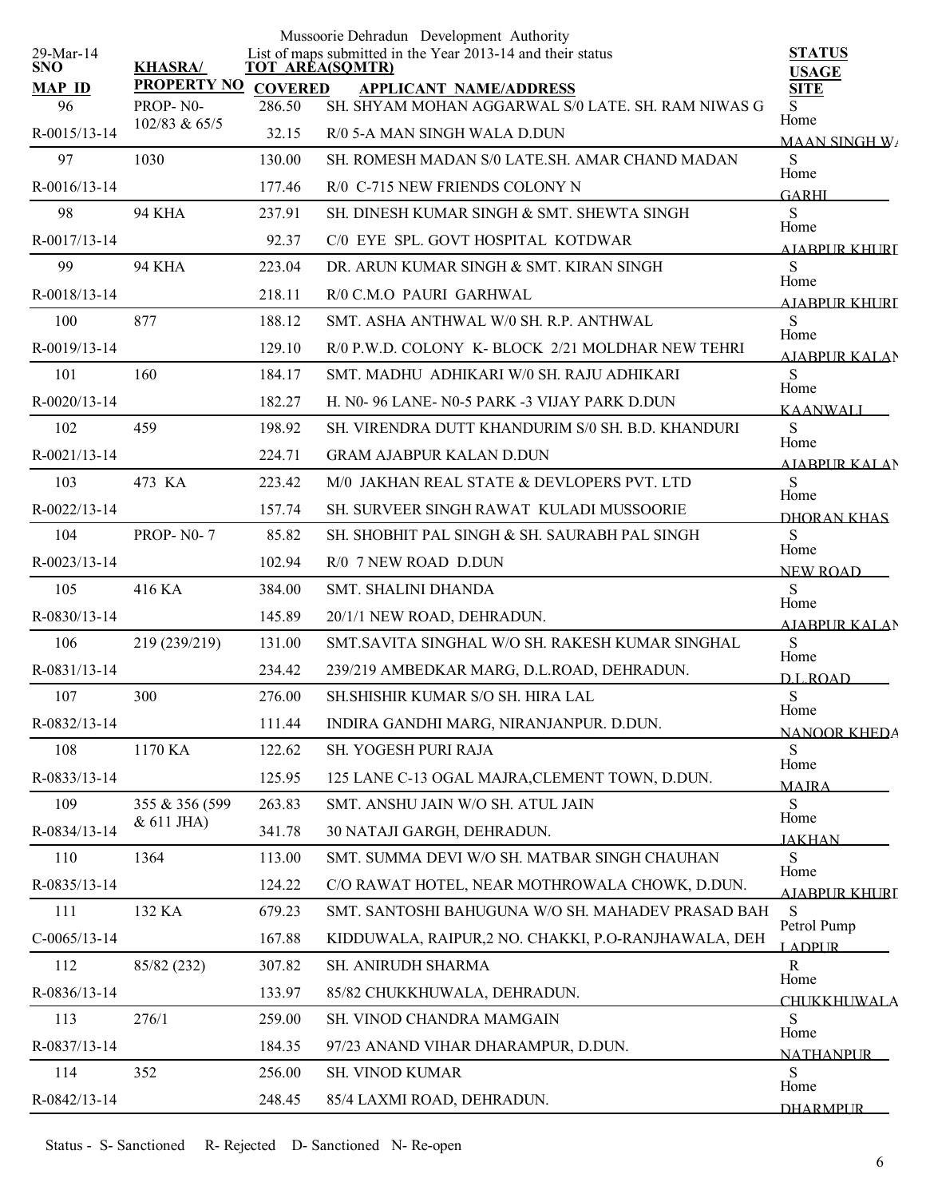Mussoorie Dehradun Development Authority

29-Mar-14

List of maps submitted in the Year 2013-14 and their status

| SNO / MAP ID | KHASRA/ PROPERTY NO | TOT AREA(SQMTR) / COVERED | APPLICANT NAME/ADDRESS | STATUS / USAGE / SITE |
|---|---|---|---|---|
| 96 | PROP- N0- 102/83 & 65/5 | 286.50 | SH. SHYAM MOHAN AGGARWAL S/0 LATE. SH. RAM NIWAS G | S |
| R-0015/13-14 | | 32.15 | R/0 5-A MAN SINGH WALA D.DUN | Home MAAN SINGH WA |
| 97 | 1030 | 130.00 | SH. ROMESH MADAN S/0 LATE.SH. AMAR CHAND MADAN | S |
| R-0016/13-14 | | 177.46 | R/0 C-715 NEW FRIENDS COLONY N | Home GARHI |
| 98 | 94 KHA | 237.91 | SH. DINESH KUMAR SINGH & SMT. SHEWTA SINGH | S |
| R-0017/13-14 | | 92.37 | C/0 EYE SPL. GOVT HOSPITAL KOTDWAR | Home AJABPUR KHURD |
| 99 | 94 KHA | 223.04 | DR. ARUN KUMAR SINGH & SMT. KIRAN SINGH | S |
| R-0018/13-14 | | 218.11 | R/0 C.M.O PAURI GARHWAL | Home AJABPUR KHURD |
| 100 | 877 | 188.12 | SMT. ASHA ANTHWAL W/0 SH. R.P. ANTHWAL | S |
| R-0019/13-14 | | 129.10 | R/0 P.W.D. COLONY K- BLOCK 2/21 MOLDHAR NEW TEHRI | Home AJABPUR KALAN |
| 101 | 160 | 184.17 | SMT. MADHU ADHIKARI W/0 SH. RAJU ADHIKARI | S |
| R-0020/13-14 | | 182.27 | H. N0- 96 LANE- N0-5 PARK -3 VIJAY PARK D.DUN | Home KAANWALI |
| 102 | 459 | 198.92 | SH. VIRENDRA DUTT KHANDURIM S/0 SH. B.D. KHANDURI | S |
| R-0021/13-14 | | 224.71 | GRAM AJABPUR KALAN D.DUN | Home AJABPUR KALAN |
| 103 | 473 KA | 223.42 | M/0 JAKHAN REAL STATE & DEVLOPERS PVT. LTD | S |
| R-0022/13-14 | | 157.74 | SH. SURVEER SINGH RAWAT KULADI MUSSOORIE | Home DHORAN KHAS |
| 104 | PROP- N0- 7 | 85.82 | SH. SHOBHIT PAL SINGH & SH. SAURABH PAL SINGH | S |
| R-0023/13-14 | | 102.94 | R/0 7 NEW ROAD D.DUN | Home NEW ROAD |
| 105 | 416 KA | 384.00 | SMT. SHALINI DHANDA | S |
| R-0830/13-14 | | 145.89 | 20/1/1 NEW ROAD, DEHRADUN. | Home AJABPUR KALAN |
| 106 | 219 (239/219) | 131.00 | SMT.SAVITA SINGHAL W/O SH. RAKESH KUMAR SINGHAL | S |
| R-0831/13-14 | | 234.42 | 239/219 AMBEDKAR MARG, D.L.ROAD, DEHRADUN. | Home D.L.ROAD |
| 107 | 300 | 276.00 | SH.SHISHIR KUMAR S/O SH. HIRA LAL | S |
| R-0832/13-14 | | 111.44 | INDIRA GANDHI MARG, NIRANJANPUR. D.DUN. | Home NANOOR KHEDA |
| 108 | 1170 KA | 122.62 | SH. YOGESH PURI RAJA | S |
| R-0833/13-14 | | 125.95 | 125 LANE C-13 OGAL MAJRA,CLEMENT TOWN, D.DUN. | Home MAJRA |
| 109 | 355 & 356 (599 & 611 JHA) | 263.83 | SMT. ANSHU JAIN W/O SH. ATUL JAIN | S |
| R-0834/13-14 | | 341.78 | 30 NATAJI GARGH, DEHRADUN. | Home JAKHAN |
| 110 | 1364 | 113.00 | SMT. SUMMA DEVI W/O SH. MATBAR SINGH CHAUHAN | S |
| R-0835/13-14 | | 124.22 | C/O RAWAT HOTEL, NEAR MOTHROWALA CHOWK, D.DUN. | Home AJABPUR KHURD |
| 111 | 132 KA | 679.23 | SMT. SANTOSHI BAHUGUNA W/O SH. MAHADEV PRASAD BAH | S |
| C-0065/13-14 | | 167.88 | KIDDUWALA, RAIPUR,2 NO. CHAKKI, P.O-RANJHAWALA, DEH | Petrol Pump LADPUR |
| 112 | 85/82 (232) | 307.82 | SH. ANIRUDH SHARMA | R |
| R-0836/13-14 | | 133.97 | 85/82 CHUKKHUWALA, DEHRADUN. | Home CHUKKHUWALA |
| 113 | 276/1 | 259.00 | SH. VINOD CHANDRA MAMGAIN | S |
| R-0837/13-14 | | 184.35 | 97/23 ANAND VIHAR DHARAMPUR, D.DUN. | Home NATHANPUR |
| 114 | 352 | 256.00 | SH. VINOD KUMAR | S |
| R-0842/13-14 | | 248.45 | 85/4 LAXMI ROAD, DEHRADUN. | Home DHARMPUR |

Status - S- Sanctioned R- Rejected D- Sanctioned N- Re-open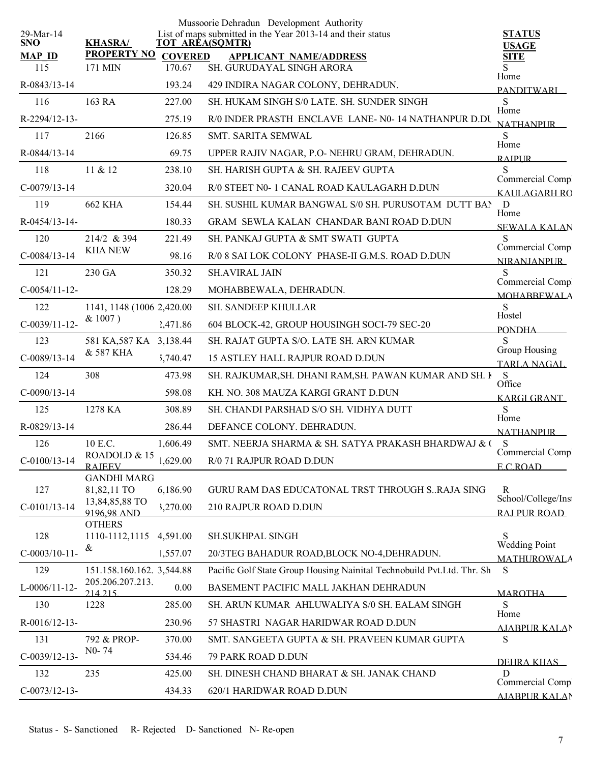Mussoorie Dehradun Development Authority

List of maps submitted in the Year 2013-14 and their status

29-Mar-14

| SNO / MAP ID | KHASRA/ PROPERTY NO | TOT AREA(SQMTR) / COVERED | APPLICANT NAME/ADDRESS | STATUS / USAGE / SITE |
|---|---|---|---|---|
| 115 | 171 MIN | 170.67 | SH. GURUDAYAL SINGH ARORA | S |
| R-0843/13-14 | | 193.24 | 429 INDIRA NAGAR COLONY, DEHRADUN. | Home PANDITWARI |
| 116 | 163 RA | 227.00 | SH. HUKAM SINGH S/0 LATE. SH. SUNDER SINGH | S |
| R-2294/12-13- | | 275.19 | R/0 INDER PRASTH ENCLAVE LANE- N0- 14 NATHANPUR D.DU | Home NATHANPUR |
| 117 | 2166 | 126.85 | SMT. SARITA SEMWAL | S |
| R-0844/13-14 | | 69.75 | UPPER RAJIV NAGAR, P.O- NEHRU GRAM, DEHRADUN. | Home RAIPUR |
| 118 | 11 & 12 | 238.10 | SH. HARISH GUPTA & SH. RAJEEV GUPTA | S |
| C-0079/13-14 | | 320.04 | R/0 STEET N0- 1 CANAL ROAD KAULAGARH D.DUN | Commercial Comp KAULAGARH RO |
| 119 | 662 KHA | 154.44 | SH. SUSHIL KUMAR BANGWAL S/0 SH. PURUSOTAM DUTT BAN | D |
| R-0454/13-14- | | 180.33 | GRAM SEWLA KALAN CHANDAR BANI ROAD D.DUN | Home SEWALA KALAN |
| 120 | 214/2 & 394 KHA NEW | 221.49 | SH. PANKAJ GUPTA & SMT SWATI GUPTA | S |
| C-0084/13-14 | | 98.16 | R/0 8 SAI LOK COLONY PHASE-II G.M.S. ROAD D.DUN | Commercial Comp NIRANJANPUR |
| 121 | 230 GA | 350.32 | SH.AVIRAL JAIN | S |
| C-0054/11-12- | | 128.29 | MOHABBEWALA, DEHRADUN. | Commercial Comp MOHABBEWALA |
| 122 | 1141, 1148 (1006 & 1007 ) | 2,420.00 | SH. SANDEEP KHULLAR | S |
| C-0039/11-12- | | 2,471.86 | 604 BLOCK-42, GROUP HOUSINGH SOCI-79 SEC-20 | Hostel PONDHA |
| 123 | 581 KA,587 KA & 587 KHA | 3,138.44 | SH. RAJAT GUPTA S/O. LATE SH. ARN KUMAR | S |
| C-0089/13-14 | | 5,740.47 | 15 ASTLEY HALL RAJPUR ROAD D.DUN | Group Housing TARLA NAGAL |
| 124 | 308 | 473.98 | SH. RAJKUMAR,SH. DHANI RAM,SH. PAWAN KUMAR AND SH. K | S |
| C-0090/13-14 | | 598.08 | KH. NO. 308 MAUZA KARGI GRANT D.DUN | Office KARGI GRANT |
| 125 | 1278 KA | 308.89 | SH. CHANDI PARSHAD S/O SH. VIDHYA DUTT | S |
| R-0829/13-14 | | 286.44 | DEFANCE COLONY. DEHRADUN. | Home NATHANPUR |
| 126 | 10 E.C. ROADOLD & 15 RAJEEV GANDHI MARG | 1,606.49 | SMT. NEERJA SHARMA & SH. SATYA PRAKASH BHARDWAJ & ( | S |
| C-0100/13-14 | | 1,629.00 | R/0 71 RAJPUR ROAD D.DUN | Commercial Comp E.C.ROAD |
| 127 | 81,82,11 TO 13,84,85,88 TO 9196,98 AND OTHERS | 6,186.90 | GURU RAM DAS EDUCATONAL TRST THROUGH S..RAJA SING | R |
| C-0101/13-14 | | 3,270.00 | 210 RAJPUR ROAD D.DUN | School/College/Inst RAJ PUR ROAD |
| 128 | 1110-1112,1115 & | 4,591.00 | SH.SUKHPAL SINGH | S |
| C-0003/10-11- | | 1,557.07 | 20/3TEG BAHADUR ROAD,BLOCK NO-4,DEHRADUN. | Wedding Point MATHUROWALA |
| 129 | 151.158.160.162. 205.206.207.213. 214.215. | 3,544.88 | Pacific Golf State Group Housing Nainital Technobuild Pvt.Ltd. Thr. Sh | S |
| L-0006/11-12- | | 0.00 | BASEMENT PACIFIC MALL JAKHAN DEHRADUN | MAROTHA |
| 130 | 1228 | 285.00 | SH. ARUN KUMAR AHLUWALIYA S/0 SH. EALAM SINGH | S |
| R-0016/12-13- | | 230.96 | 57 SHASTRI NAGAR HARIDWAR ROAD D.DUN | Home AJABPUR KALAN |
| 131 | 792 & PROP- N0- 74 | 370.00 | SMT. SANGEETA GUPTA & SH. PRAVEEN KUMAR GUPTA | S |
| C-0039/12-13- | | 534.46 | 79 PARK ROAD D.DUN | DEHRA KHAS |
| 132 | 235 | 425.00 | SH. DINESH CHAND BHARAT & SH. JANAK CHAND | D |
| C-0073/12-13- | | 434.33 | 620/1 HARIDWAR ROAD D.DUN | Commercial Comp AJABPUR KALAN |

Status - S- Sanctioned R- Rejected D- Sanctioned N- Re-open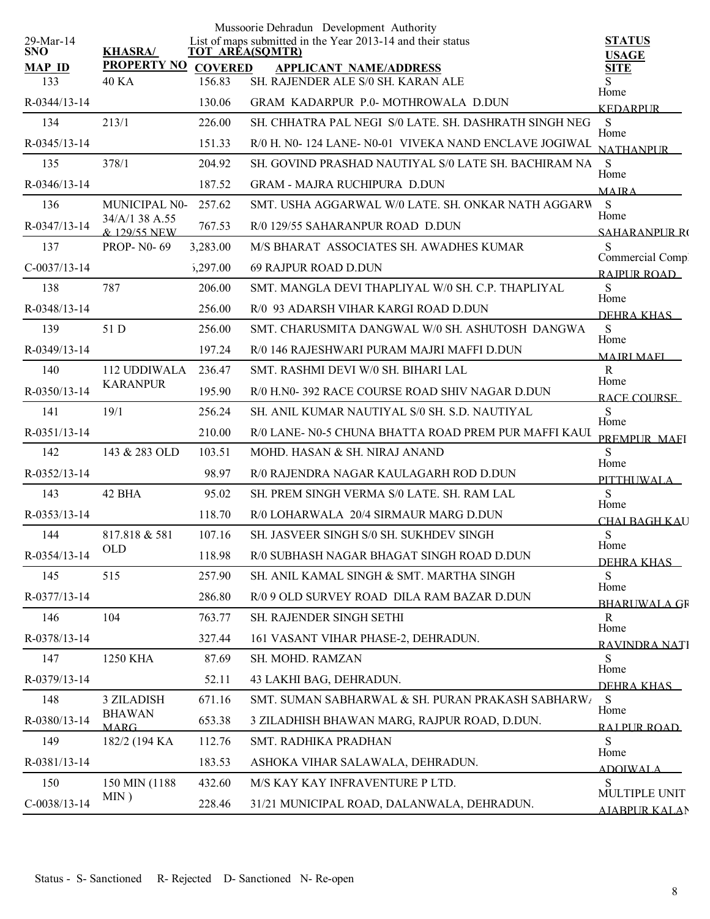Mussoorie Dehradun Development Authority

29-Mar-14

List of maps submitted in the Year 2013-14 and their status

| SNO / MAP ID | KHASRA/ PROPERTY NO | TOT AREA(SQMTR) / COVERED | APPLICANT NAME/ADDRESS | STATUS / USAGE / SITE |
|---|---|---|---|---|
| 133 | 40 KA | 156.83 | SH. RAJENDER ALE S/0 SH. KARAN ALE | S Home |
| R-0344/13-14 | | 130.06 | GRAM KADARPUR P.0- MOTHROWALA D.DUN | KEDARPUR |
| 134 | 213/1 | 226.00 | SH. CHHATRA PAL NEGI S/0 LATE. SH. DASHRATH SINGH NEG | S Home |
| R-0345/13-14 | | 151.33 | R/0 H. N0- 124 LANE- N0-01 VIVEKA NAND ENCLAVE JOGIWAL | NATHANPUR |
| 135 | 378/1 | 204.92 | SH. GOVIND PRASHAD NAUTIYAL S/0 LATE SH. BACHIRAM NA | S Home |
| R-0346/13-14 | | 187.52 | GRAM - MAJRA RUCHIPURA D.DUN | MAJRA |
| 136 | MUNICIPAL N0- 34/A/1 38 A.55 & 129/55 NEW | 257.62 | SMT. USHA AGGARWAL W/0 LATE. SH. ONKAR NATH AGGARW | S Home |
| R-0347/13-14 | | 767.53 | R/0 129/55 SAHARANPUR ROAD D.DUN | SAHARANPUR R( |
| 137 | PROP- N0- 69 | 3,283.00 | M/S BHARAT ASSOCIATES SH. AWADHES KUMAR | S Commercial Comp |
| C-0037/13-14 | | ;,297.00 | 69 RAJPUR ROAD D.DUN | RAJPUR ROAD |
| 138 | 787 | 206.00 | SMT. MANGLA DEVI THAPLIYAL W/0 SH. C.P. THAPLIYAL | S Home |
| R-0348/13-14 | | 256.00 | R/0 93 ADARSH VIHAR KARGI ROAD D.DUN | DEHRA KHAS |
| 139 | 51 D | 256.00 | SMT. CHARUSMITA DANGWAL W/0 SH. ASHUTOSH DANGWA | S Home |
| R-0349/13-14 | | 197.24 | R/0 146 RAJESHWARI PURAM MAJRI MAFFI D.DUN | MAJRI MAFI |
| 140 | 112 UDDIWALA KARANPUR | 236.47 | SMT. RASHMI DEVI W/0 SH. BIHARI LAL | R Home |
| R-0350/13-14 | | 195.90 | R/0 H.N0- 392 RACE COURSE ROAD SHIV NAGAR D.DUN | RACE COURSE |
| 141 | 19/1 | 256.24 | SH. ANIL KUMAR NAUTIYAL S/0 SH. S.D. NAUTIYAL | S Home |
| R-0351/13-14 | | 210.00 | R/0 LANE- N0-5 CHUNA BHATTA ROAD PREM PUR MAFFI KAUL | PREMPUR MAFI |
| 142 | 143 & 283 OLD | 103.51 | MOHD. HASAN & SH. NIRAJ ANAND | S Home |
| R-0352/13-14 | | 98.97 | R/0 RAJENDRA NAGAR KAULAGARH ROD D.DUN | PITTHUWALA |
| 143 | 42 BHA | 95.02 | SH. PREM SINGH VERMA S/0 LATE. SH. RAM LAL | S Home |
| R-0353/13-14 | | 118.70 | R/0 LOHARWALA 20/4 SIRMAUR MARG D.DUN | CHAI BAGH KAU |
| 144 | 817.818 & 581 OLD | 107.16 | SH. JASVEER SINGH S/0 SH. SUKHDEV SINGH | S Home |
| R-0354/13-14 | | 118.98 | R/0 SUBHASH NAGAR BHAGAT SINGH ROAD D.DUN | DEHRA KHAS |
| 145 | 515 | 257.90 | SH. ANIL KAMAL SINGH & SMT. MARTHA SINGH | S Home |
| R-0377/13-14 | | 286.80 | R/0 9 OLD SURVEY ROAD DILA RAM BAZAR D.DUN | BHARUWALA GR |
| 146 | 104 | 763.77 | SH. RAJENDER SINGH SETHI | R Home |
| R-0378/13-14 | | 327.44 | 161 VASANT VIHAR PHASE-2, DEHRADUN. | RAVINDRA NATI |
| 147 | 1250 KHA | 87.69 | SH. MOHD. RAMZAN | S Home |
| R-0379/13-14 | | 52.11 | 43 LAKHI BAG, DEHRADUN. | DEHRA KHAS |
| 148 | 3 ZILADISH BHAWAN MARG | 671.16 | SMT. SUMAN SABHARWAL & SH. PURAN PRAKASH SABHARW/ | S Home |
| R-0380/13-14 | | 653.38 | 3 ZILADHISH BHAWAN MARG, RAJPUR ROAD, D.DUN. | RAJ PUR ROAD |
| 149 | 182/2 (194 KA | 112.76 | SMT. RADHIKA PRADHAN | S Home |
| R-0381/13-14 | | 183.53 | ASHOKA VIHAR SALAWALA, DEHRADUN. | ADOIWALA |
| 150 | 150 MIN (1188 MIN ) | 432.60 | M/S KAY KAY INFRAVENTURE P LTD. | S MULTIPLE UNIT |
| C-0038/13-14 | | 228.46 | 31/21 MUNICIPAL ROAD, DALANWALA, DEHRADUN. | AJABPUR KALAN |

Status - S- Sanctioned R- Rejected D- Sanctioned N- Re-open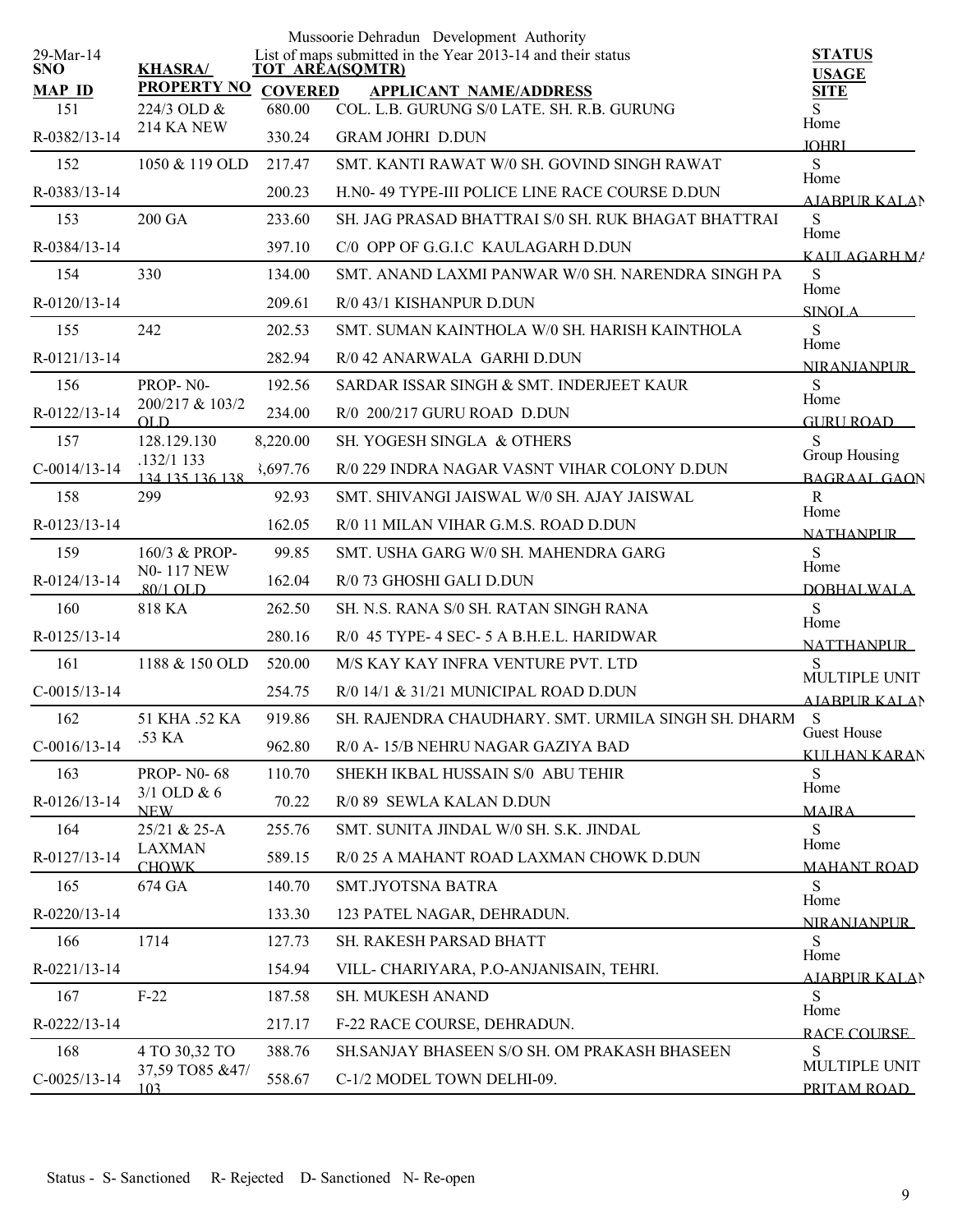Mussoorie Dehradun Development Authority

List of maps submitted in the Year 2013-14 and their status

29-Mar-14

| SNO / MAP ID | KHASRA/ PROPERTY NO | TOT AREA(SQMTR) / COVERED | APPLICANT NAME/ADDRESS | STATUS / USAGE / SITE |
|---|---|---|---|---|
| 151 | 224/3 OLD & 214 KA NEW | 680.00 | COL. L.B. GURUNG S/0 LATE. SH. R.B. GURUNG | S |
| R-0382/13-14 | | 330.24 | GRAM JOHRI D.DUN | Home JOHRI |
| 152 | 1050 & 119 OLD | 217.47 | SMT. KANTI RAWAT W/0 SH. GOVIND SINGH RAWAT | S |
| R-0383/13-14 | | 200.23 | H.N0- 49 TYPE-III POLICE LINE RACE COURSE D.DUN | Home AJABPUR KALAN |
| 153 | 200 GA | 233.60 | SH. JAG PRASAD BHATTRAI S/0 SH. RUK BHAGAT BHATTRAI | S |
| R-0384/13-14 | | 397.10 | C/0 OPP OF G.G.I.C KAULAGARH D.DUN | Home KAULAGARH MA |
| 154 | 330 | 134.00 | SMT. ANAND LAXMI PANWAR W/0 SH. NARENDRA SINGH PA | S |
| R-0120/13-14 | | 209.61 | R/0 43/1 KISHANPUR D.DUN | Home SINOLA |
| 155 | 242 | 202.53 | SMT. SUMAN KAINTHOLA W/0 SH. HARISH KAINTHOLA | S |
| R-0121/13-14 | | 282.94 | R/0 42 ANARWALA GARHI D.DUN | Home NIRANJANPUR |
| 156 | PROP- N0- 200/217 & 103/2 OLD | 192.56 | SARDAR ISSAR SINGH & SMT. INDERJEET KAUR | S |
| R-0122/13-14 | | 234.00 | R/0 200/217 GURU ROAD D.DUN | Home GURU ROAD |
| 157 | 128.129.130 .132/1 133 134 135 136 138 | 8,220.00 | SH. YOGESH SINGLA & OTHERS | S |
| C-0014/13-14 | | 3,697.76 | R/0 229 INDRA NAGAR VASNT VIHAR COLONY D.DUN | Group Housing BAGRAAL GAON |
| 158 | 299 | 92.93 | SMT. SHIVANGI JAISWAL W/0 SH. AJAY JAISWAL | R |
| R-0123/13-14 | | 162.05 | R/0 11 MILAN VIHAR G.M.S. ROAD D.DUN | Home NATHANPUR |
| 159 | 160/3 & PROP- N0- 117 NEW 80/1 OLD | 99.85 | SMT. USHA GARG W/0 SH. MAHENDRA GARG | S |
| R-0124/13-14 | | 162.04 | R/0 73 GHOSHI GALI D.DUN | Home DOBHALWALA |
| 160 | 818 KA | 262.50 | SH. N.S. RANA S/0 SH. RATAN SINGH RANA | S |
| R-0125/13-14 | | 280.16 | R/0 45 TYPE- 4 SEC- 5 A B.H.E.L. HARIDWAR | Home NATTHANPUR |
| 161 | 1188 & 150 OLD | 520.00 | M/S KAY KAY INFRA VENTURE PVT. LTD | S |
| C-0015/13-14 | | 254.75 | R/0 14/1 & 31/21 MUNICIPAL ROAD D.DUN | MULTIPLE UNIT AJABPUR KALAN |
| 162 | 51 KHA .52 KA .53 KA | 919.86 | SH. RAJENDRA CHAUDHARY. SMT. URMILA SINGH SH. DHARM | S |
| C-0016/13-14 | | 962.80 | R/0 A- 15/B NEHRU NAGAR GAZIYA BAD | Guest House KULHAN KARAN |
| 163 | PROP- N0- 68 3/1 OLD & 6 NEW | 110.70 | SHEKH IKBAL HUSSAIN S/0 ABU TEHIR | S |
| R-0126/13-14 | | 70.22 | R/0 89 SEWLA KALAN D.DUN | Home MAJRA |
| 164 | 25/21 & 25-A LAXMAN CHOWK | 255.76 | SMT. SUNITA JINDAL W/0 SH. S.K. JINDAL | S |
| R-0127/13-14 | | 589.15 | R/0 25 A MAHANT ROAD LAXMAN CHOWK D.DUN | Home MAHANT ROAD |
| 165 | 674 GA | 140.70 | SMT.JYOTSNA BATRA | S |
| R-0220/13-14 | | 133.30 | 123 PATEL NAGAR, DEHRADUN. | Home NIRANJANPUR |
| 166 | 1714 | 127.73 | SH. RAKESH PARSAD BHATT | S |
| R-0221/13-14 | | 154.94 | VILL- CHARIYARA, P.O-ANJANISAIN, TEHRI. | Home AJABPUR KALAN |
| 167 | F-22 | 187.58 | SH. MUKESH ANAND | S |
| R-0222/13-14 | | 217.17 | F-22 RACE COURSE, DEHRADUN. | Home RACE COURSE |
| 168 | 4 TO 30,32 TO 37,59 TO85 &47/ 103 | 388.76 | SH.SANJAY BHASEEN S/O SH. OM PRAKASH BHASEEN | S |
| C-0025/13-14 | | 558.67 | C-1/2 MODEL TOWN DELHI-09. | MULTIPLE UNIT PRITAM ROAD |

Status - S- Sanctioned R- Rejected D- Sanctioned N- Re-open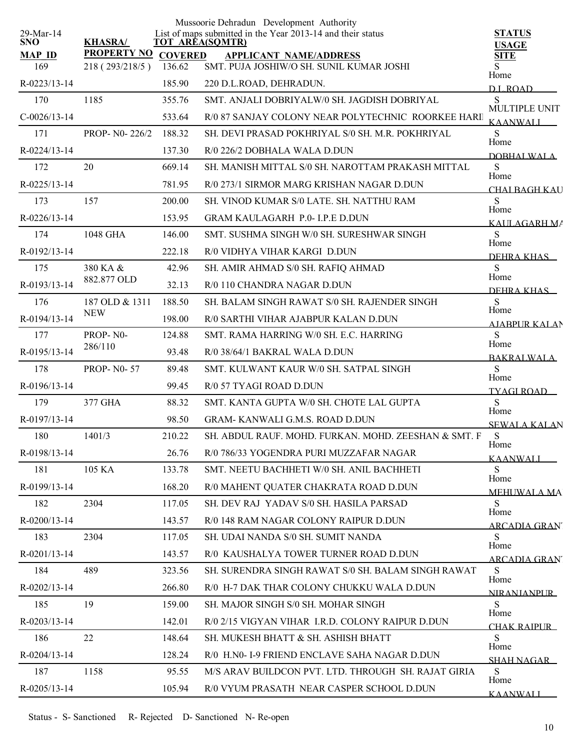Mussoorie Dehradun Development Authority

29-Mar-14

List of maps submitted in the Year 2013-14 and their status

| SNO / MAP ID | KHASRA/ PROPERTY NO | TOT AREA(SQMTR) / COVERED | APPLICANT NAME/ADDRESS | STATUS / USAGE / SITE |
|---|---|---|---|---|
| 169 | 218 ( 293/218/5 ) | 136.62 | SMT. PUJA JOSHIW/O SH. SUNIL KUMAR JOSHI | S |
| R-0223/13-14 | | 185.90 | 220 D.L.ROAD, DEHRADUN. | Home D.L.ROAD |
| 170 | 1185 | 355.76 | SMT. ANJALI DOBRIYALW/0 SH. JAGDISH DOBRIYAL | S |
| C-0026/13-14 | | 533.64 | R/0 87 SANJAY COLONY NEAR POLYTECHNIC ROORKEE HARI | MULTIPLE UNIT KAANWALI |
| 171 | PROP- N0- 226/2 | 188.32 | SH. DEVI PRASAD POKHRIYAL S/0 SH. M.R. POKHRIYAL | S |
| R-0224/13-14 | | 137.30 | R/0 226/2 DOBHALA WALA D.DUN | Home DOBHALWALA |
| 172 | 20 | 669.14 | SH. MANISH MITTAL S/0 SH. NAROTTAM PRAKASH MITTAL | S |
| R-0225/13-14 | | 781.95 | R/0 273/1 SIRMOR MARG KRISHAN NAGAR D.DUN | Home CHALBAGH KAU |
| 173 | 157 | 200.00 | SH. VINOD KUMAR S/0 LATE. SH. NATTHU RAM | S |
| R-0226/13-14 | | 153.95 | GRAM KAULAGARH P.0- I.P.E D.DUN | Home KAULAGARH MA |
| 174 | 1048 GHA | 146.00 | SMT. SUSHMA SINGH W/0 SH. SURESHWAR SINGH | S |
| R-0192/13-14 | | 222.18 | R/0 VIDHYA VIHAR KARGI D.DUN | Home DEHRA KHAS |
| 175 | 380 KA & 882.877 OLD | 42.96 | SH. AMIR AHMAD S/0 SH. RAFIQ AHMAD | S |
| R-0193/13-14 | | 32.13 | R/0 110 CHANDRA NAGAR D.DUN | Home DEHRA KHAS |
| 176 | 187 OLD & 1311 NEW | 188.50 | SH. BALAM SINGH RAWAT S/0 SH. RAJENDER SINGH | S |
| R-0194/13-14 | | 198.00 | R/0 SARTHI VIHAR AJABPUR KALAN D.DUN | Home AJABPUR KALAN |
| 177 | PROP- N0- 286/110 | 124.88 | SMT. RAMA HARRING W/0 SH. E.C. HARRING | S |
| R-0195/13-14 | | 93.48 | R/0 38/64/1 BAKRAL WALA D.DUN | Home BAKRALWALA |
| 178 | PROP- N0- 57 | 89.48 | SMT. KULWANT KAUR W/0 SH. SATPAL SINGH | S |
| R-0196/13-14 | | 99.45 | R/0 57 TYAGI ROAD D.DUN | Home TYAGI ROAD |
| 179 | 377 GHA | 88.32 | SMT. KANTA GUPTA W/0 SH. CHOTE LAL GUPTA | S |
| R-0197/13-14 | | 98.50 | GRAM- KANWALI G.M.S. ROAD D.DUN | Home SEWALA KALAN |
| 180 | 1401/3 | 210.22 | SH. ABDUL RAUF. MOHD. FURKAN. MOHD. ZEESHAN & SMT. F | S |
| R-0198/13-14 | | 26.76 | R/0 786/33 YOGENDRA PURI MUZZAFAR NAGAR | Home KAANWALI |
| 181 | 105 KA | 133.78 | SMT. NEETU BACHHETI W/0 SH. ANIL BACHHETI | S |
| R-0199/13-14 | | 168.20 | R/0 MAHENT QUATER CHAKRATA ROAD D.DUN | Home MEHUWALA MA |
| 182 | 2304 | 117.05 | SH. DEV RAJ YADAV S/0 SH. HASILA PARSAD | S |
| R-0200/13-14 | | 143.57 | R/0 148 RAM NAGAR COLONY RAIPUR D.DUN | Home ARCADIA GRAN |
| 183 | 2304 | 117.05 | SH. UDAI NANDA S/0 SH. SUMIT NANDA | S |
| R-0201/13-14 | | 143.57 | R/0 KAUSHALYA TOWER TURNER ROAD D.DUN | Home ARCADIA GRAN |
| 184 | 489 | 323.56 | SH. SURENDRA SINGH RAWAT S/0 SH. BALAM SINGH RAWAT | S |
| R-0202/13-14 | | 266.80 | R/0 H-7 DAK THAR COLONY CHUKKU WALA D.DUN | Home NIRANJANPUR |
| 185 | 19 | 159.00 | SH. MAJOR SINGH S/0 SH. MOHAR SINGH | S |
| R-0203/13-14 | | 142.01 | R/0 2/15 VIGYAN VIHAR I.R.D. COLONY RAIPUR D.DUN | Home CHAK RAIPUR |
| 186 | 22 | 148.64 | SH. MUKESH BHATT & SH. ASHISH BHATT | S |
| R-0204/13-14 | | 128.24 | R/0 H.N0- I-9 FRIEND ENCLAVE SAHA NAGAR D.DUN | Home SHAH NAGAR |
| 187 | 1158 | 95.55 | M/S ARAV BUILDCON PVT. LTD. THROUGH SH. RAJAT GIRIA | S |
| R-0205/13-14 | | 105.94 | R/0 VYUM PRASATH NEAR CASPER SCHOOL D.DUN | Home KAANWALI |

Status - S- Sanctioned R- Rejected D- Sanctioned N- Re-open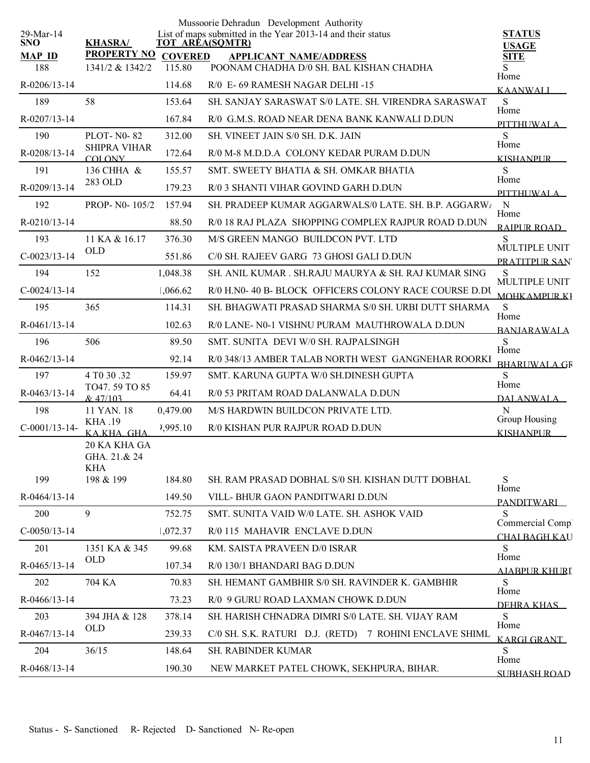Mussoorie Dehradun Development Authority

List of maps submitted in the Year 2013-14 and their status

29-Mar-14

| SNO / MAP ID | KHASRA/ PROPERTY NO | TOT AREA(SQMTR) / COVERED | APPLICANT NAME/ADDRESS | STATUS / USAGE / SITE |
|---|---|---|---|---|
| 188 | 1341/2 & 1342/2 | 115.80 | POONAM CHADHA D/0 SH. BAL KISHAN CHADHA | S |
| R-0206/13-14 | | 114.68 | R/0 E- 69 RAMESH NAGAR DELHI -15 | Home KAANWALI |
| 189 | 58 | 153.64 | SH. SANJAY SARASWAT S/0 LATE. SH. VIRENDRA SARASWAT | S |
| R-0207/13-14 | | 167.84 | R/0 G.M.S. ROAD NEAR DENA BANK KANWALI D.DUN | Home PITTHUWALA |
| 190 | PLOT- N0- 82 SHIPRA VIHAR COLONY | 312.00 | SH. VINEET JAIN S/0 SH. D.K. JAIN | S |
| R-0208/13-14 | | 172.64 | R/0 M-8 M.D.D.A COLONY KEDAR PURAM D.DUN | Home KISHANPUR |
| 191 | 136 CHHA & 283 OLD | 155.57 | SMT. SWEETY BHATIA & SH. OMKAR BHATIA | S |
| R-0209/13-14 | | 179.23 | R/0 3 SHANTI VIHAR GOVIND GARH D.DUN | Home PITTHUWALA |
| 192 | PROP- N0- 105/2 | 157.94 | SH. PRADEEP KUMAR AGGARWALS/0 LATE. SH. B.P. AGGARW/ | N |
| R-0210/13-14 | | 88.50 | R/0 18 RAJ PLAZA SHOPPING COMPLEX RAJPUR ROAD D.DUN | Home RAJPUR ROAD |
| 193 | 11 KA & 16.17 OLD | 376.30 | M/S GREEN MANGO BUILDCON PVT. LTD | S |
| C-0023/13-14 | | 551.86 | C/0 SH. RAJEEV GARG 73 GHOSI GALI D.DUN | MULTIPLE UNIT PRATITPUR SAN' |
| 194 | 152 | 1,048.38 | SH. ANIL KUMAR . SH.RAJU MAURYA & SH. RAJ KUMAR SING | S |
| C-0024/13-14 | | 1,066.62 | R/0 H.N0- 40 B- BLOCK OFFICERS COLONY RACE COURSE D.DU | MULTIPLE UNIT MOHKAMPUR KI |
| 195 | 365 | 114.31 | SH. BHAGWATI PRASAD SHARMA S/0 SH. URBI DUTT SHARMA | S |
| R-0461/13-14 | | 102.63 | R/0 LANE- N0-1 VISHNU PURAM MAUTHROWALA D.DUN | Home BANJARAWALA |
| 196 | 506 | 89.50 | SMT. SUNITA DEVI W/0 SH. RAJPALSINGH | S |
| R-0462/13-14 | | 92.14 | R/0 348/13 AMBER TALAB NORTH WEST GANGNEHAR ROORKI | Home BHARUWALA GR |
| 197 | 4 T0 30 .32 TO47. 59 TO 85 & 47/103 | 159.97 | SMT. KARUNA GUPTA W/0 SH.DINESH GUPTA | S |
| R-0463/13-14 | | 64.41 | R/0 53 PRITAM ROAD DALANWALA D.DUN | Home DALANWALA |
| 198 | 11 YAN. 18 KHA .19 KA.KHA. GHA. 20 KA KHA GA GHA. 21.& 24 KHA | 0,479.00 | M/S HARDWIN BUILDCON PRIVATE LTD. | N |
| C-0001/13-14- | | ),995.10 | R/0 KISHAN PUR RAJPUR ROAD D.DUN | Group Housing KISHANPUR |
| 199 | 198 & 199 | 184.80 | SH. RAM PRASAD DOBHAL S/0 SH. KISHAN DUTT DOBHAL | S |
| R-0464/13-14 | | 149.50 | VILL- BHUR GAON PANDITWARI D.DUN | Home PANDITWARI |
| 200 | 9 | 752.75 | SMT. SUNITA VAID W/0 LATE. SH. ASHOK VAID | S |
| C-0050/13-14 | | 1,072.37 | R/0 115 MAHAVIR ENCLAVE D.DUN | Commercial Compl CHAI BAGH KAU |
| 201 | 1351 KA & 345 OLD | 99.68 | KM. SAISTA PRAVEEN D/0 ISRAR | S |
| R-0465/13-14 | | 107.34 | R/0 130/1 BHANDARI BAG D.DUN | Home AJABPUR KHURD |
| 202 | 704 KA | 70.83 | SH. HEMANT GAMBHIR S/0 SH. RAVINDER K. GAMBHIR | S |
| R-0466/13-14 | | 73.23 | R/0 9 GURU ROAD LAXMAN CHOWK D.DUN | Home DEHRA KHAS |
| 203 | 394 JHA & 128 OLD | 378.14 | SH. HARISH CHNADRA DIMRI S/0 LATE. SH. VIJAY RAM | S |
| R-0467/13-14 | | 239.33 | C/0 SH. S.K. RATURI D.J. (RETD) 7 ROHINI ENCLAVE SHIML | Home KARGI GRANT |
| 204 | 36/15 | 148.64 | SH. RABINDER KUMAR | S |
| R-0468/13-14 | | 190.30 | NEW MARKET PATEL CHOWK, SEKHPURA, BIHAR. | Home SUBHASH ROAD |

Status - S- Sanctioned R- Rejected D- Sanctioned N- Re-open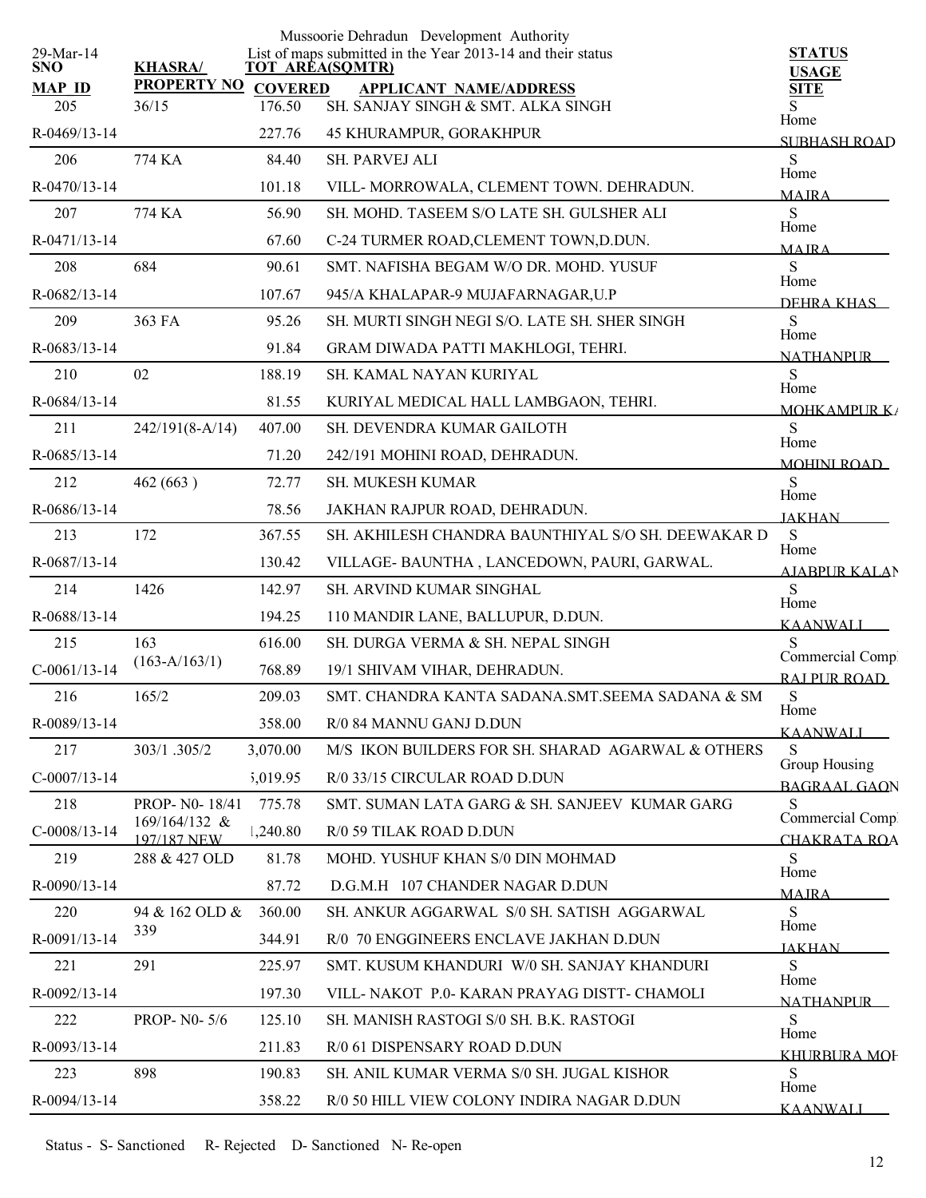Mussoorie Dehradun Development Authority

29-Mar-14 — List of maps submitted in the Year 2013-14 and their status

| SNO / MAP ID | KHASRA/ PROPERTY NO | TOT AREA(SQMTR) / COVERED | APPLICANT NAME/ADDRESS | STATUS / USAGE / SITE |
|---|---|---|---|---|
| 205 | 36/15 | 176.50 | SH. SANJAY SINGH & SMT. ALKA SINGH | S |
| R-0469/13-14 | | 227.76 | 45 KHURAMPUR, GORAKHPUR | Home / SUBHASH ROAD |
| 206 | 774 KA | 84.40 | SH. PARVEJ ALI | S |
| R-0470/13-14 | | 101.18 | VILL- MORROWALA, CLEMENT TOWN. DEHRADUN. | Home / MAJRA |
| 207 | 774 KA | 56.90 | SH. MOHD. TASEEM S/O LATE SH. GULSHER ALI | S |
| R-0471/13-14 | | 67.60 | C-24 TURMER ROAD,CLEMENT TOWN,D.DUN. | Home / MAJRA |
| 208 | 684 | 90.61 | SMT. NAFISHA BEGAM W/O DR. MOHD. YUSUF | S |
| R-0682/13-14 | | 107.67 | 945/A KHALAPAR-9 MUJAFARNAGAR,U.P | Home / DEHRA KHAS |
| 209 | 363 FA | 95.26 | SH. MURTI SINGH NEGI S/O. LATE SH. SHER SINGH | S |
| R-0683/13-14 | | 91.84 | GRAM DIWADA PATTI MAKHLOGI, TEHRI. | Home / NATHANPUR |
| 210 | 02 | 188.19 | SH. KAMAL NAYAN KURIYAL | S |
| R-0684/13-14 | | 81.55 | KURIYAL MEDICAL HALL LAMBGAON, TEHRI. | Home / MOHKAMPUR KA |
| 211 | 242/191(8-A/14) | 407.00 | SH. DEVENDRA KUMAR GAILOTH | S |
| R-0685/13-14 | | 71.20 | 242/191 MOHINI ROAD, DEHRADUN. | Home / MOHINI ROAD |
| 212 | 462 (663 ) | 72.77 | SH. MUKESH KUMAR | S |
| R-0686/13-14 | | 78.56 | JAKHAN RAJPUR ROAD, DEHRADUN. | Home / JAKHAN |
| 213 | 172 | 367.55 | SH. AKHILESH CHANDRA BAUNTHIYAL S/O SH. DEEWAKAR D | S |
| R-0687/13-14 | | 130.42 | VILLAGE- BAUNTHA , LANCEDOWN, PAURI, GARWAL. | Home / AJABPUR KALAN |
| 214 | 1426 | 142.97 | SH. ARVIND KUMAR SINGHAL | S |
| R-0688/13-14 | | 194.25 | 110 MANDIR LANE, BALLUPUR, D.DUN. | Home / KAANWALI |
| 215 | 163 (163-A/163/1) | 616.00 | SH. DURGA VERMA & SH. NEPAL SINGH | S |
| C-0061/13-14 | | 768.89 | 19/1 SHIVAM VIHAR, DEHRADUN. | Commercial Comp / RAJ PUR ROAD |
| 216 | 165/2 | 209.03 | SMT. CHANDRA KANTA SADANA.SMT.SEEMA SADANA & SM | S |
| R-0089/13-14 | | 358.00 | R/0 84 MANNU GANJ D.DUN | Home / KAANWALI |
| 217 | 303/1 .305/2 | 3,070.00 | M/S IKON BUILDERS FOR SH. SHARAD AGARWAL & OTHERS | S |
| C-0007/13-14 | | 5,019.95 | R/0 33/15 CIRCULAR ROAD D.DUN | Group Housing / BAGRAAL GAON |
| 218 | PROP- N0- 18/41 169/164/132 & 197/187 NEW | 775.78 | SMT. SUMAN LATA GARG & SH. SANJEEV KUMAR GARG | S |
| C-0008/13-14 | | 1,240.80 | R/0 59 TILAK ROAD D.DUN | Commercial Comp / CHAKRATA ROA |
| 219 | 288 & 427 OLD | 81.78 | MOHD. YUSHUF KHAN S/0 DIN MOHMAD | S |
| R-0090/13-14 | | 87.72 | D.G.M.H 107 CHANDER NAGAR D.DUN | Home / MAJRA |
| 220 | 94 & 162 OLD & 339 | 360.00 | SH. ANKUR AGGARWAL S/0 SH. SATISH AGGARWAL | S |
| R-0091/13-14 | | 344.91 | R/0 70 ENGGINEERS ENCLAVE JAKHAN D.DUN | Home / JAKHAN |
| 221 | 291 | 225.97 | SMT. KUSUM KHANDURI W/0 SH. SANJAY KHANDURI | S |
| R-0092/13-14 | | 197.30 | VILL- NAKOT P.0- KARAN PRAYAG DISTT- CHAMOLI | Home / NATHANPUR |
| 222 | PROP- N0- 5/6 | 125.10 | SH. MANISH RASTOGI S/0 SH. B.K. RASTOGI | S |
| R-0093/13-14 | | 211.83 | R/0 61 DISPENSARY ROAD D.DUN | Home / KHURBURA MOH |
| 223 | 898 | 190.83 | SH. ANIL KUMAR VERMA S/0 SH. JUGAL KISHOR | S |
| R-0094/13-14 | | 358.22 | R/0 50 HILL VIEW COLONY INDIRA NAGAR D.DUN | Home / KAANWALI |

Status - S- Sanctioned R- Rejected D- Sanctioned N- Re-open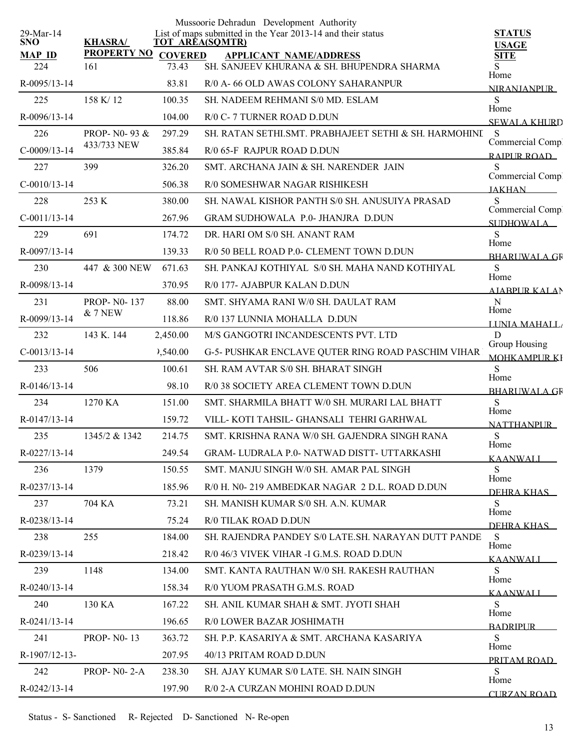Mussoorie Dehradun Development Authority

29-Mar-14 List of maps submitted in the Year 2013-14 and their status

| SNO / MAP ID | KHASRA/ PROPERTY NO | TOT AREA(SQMTR) / COVERED | APPLICANT NAME/ADDRESS | STATUS / USAGE / SITE |
|---|---|---|---|---|
| 224 | 161 | 73.43 | SH. SANJEEV KHURANA & SH. BHUPENDRA SHARMA | S |
| R-0095/13-14 | | 83.81 | R/0 A- 66 OLD AWAS COLONY SAHARANPUR | Home NIRANJANPUR |
| 225 | 158 K/ 12 | 100.35 | SH. NADEEM REHMANI S/0 MD. ESLAM | S |
| R-0096/13-14 | | 104.00 | R/0 C- 7 TURNER ROAD D.DUN | Home SEWALA KHURD |
| 226 | PROP- N0- 93 & 433/733 NEW | 297.29 | SH. RATAN SETHI.SMT. PRABHAJEET SETHI & SH. HARMOHINI | S |
| C-0009/13-14 | | 385.84 | R/0 65-F RAJPUR ROAD D.DUN | Commercial Comp RAJPUR ROAD |
| 227 | 399 | 326.20 | SMT. ARCHANA JAIN & SH. NARENDER JAIN | S |
| C-0010/13-14 | | 506.38 | R/0 SOMESHWAR NAGAR RISHIKESH | Commercial Comp JAKHAN |
| 228 | 253 K | 380.00 | SH. NAWAL KISHOR PANTH S/0 SH. ANUSUIYA PRASAD | S |
| C-0011/13-14 | | 267.96 | GRAM SUDHOWALA P.0- JHANJRA D.DUN | Commercial Comp SUDHOWALA |
| 229 | 691 | 174.72 | DR. HARI OM S/0 SH. ANANT RAM | S |
| R-0097/13-14 | | 139.33 | R/0 50 BELL ROAD P.0- CLEMENT TOWN D.DUN | Home BHARUWALA GR |
| 230 | 447 & 300 NEW | 671.63 | SH. PANKAJ KOTHIYAL S/0 SH. MAHA NAND KOTHIYAL | S |
| R-0098/13-14 | | 370.95 | R/0 177- AJABPUR KALAN D.DUN | Home AJABPUR KALAN |
| 231 | PROP- N0- 137 & 7 NEW | 88.00 | SMT. SHYAMA RANI W/0 SH. DAULAT RAM | N |
| R-0099/13-14 | | 118.86 | R/0 137 LUNNIA MOHALLA D.DUN | Home LUNIA MAHALLA |
| 232 | 143 K. 144 | 2,450.00 | M/S GANGOTRI INCANDESCENTS PVT. LTD | D |
| C-0013/13-14 | | ),540.00 | G-5- PUSHKAR ENCLAVE QUTER RING ROAD PASCHIM VIHAR | Group Housing MOHKAMPUR KI |
| 233 | 506 | 100.61 | SH. RAM AVTAR S/0 SH. BHARAT SINGH | S |
| R-0146/13-14 | | 98.10 | R/0 38 SOCIETY AREA CLEMENT TOWN D.DUN | Home BHARUWALA GR |
| 234 | 1270 KA | 151.00 | SMT. SHARMILA BHATT W/0 SH. MURARI LAL BHATT | S |
| R-0147/13-14 | | 159.72 | VILL- KOTI TAHSIL- GHANSALI TEHRI GARHWAL | Home NATTHANPUR |
| 235 | 1345/2 & 1342 | 214.75 | SMT. KRISHNA RANA W/0 SH. GAJENDRA SINGH RANA | S |
| R-0227/13-14 | | 249.54 | GRAM- LUDRALA P.0- NATWAD DISTT- UTTARKASHI | Home KAANWALI |
| 236 | 1379 | 150.55 | SMT. MANJU SINGH W/0 SH. AMAR PAL SINGH | S |
| R-0237/13-14 | | 185.96 | R/0 H. N0- 219 AMBEDKAR NAGAR 2 D.L. ROAD D.DUN | Home DEHRA KHAS |
| 237 | 704 KA | 73.21 | SH. MANISH KUMAR S/0 SH. A.N. KUMAR | S |
| R-0238/13-14 | | 75.24 | R/0 TILAK ROAD D.DUN | Home DEHRA KHAS |
| 238 | 255 | 184.00 | SH. RAJENDRA PANDEY S/0 LATE.SH. NARAYAN DUTT PANDE | S |
| R-0239/13-14 | | 218.42 | R/0 46/3 VIVEK VIHAR -I G.M.S. ROAD D.DUN | Home KAANWALI |
| 239 | 1148 | 134.00 | SMT. KANTA RAUTHAN W/0 SH. RAKESH RAUTHAN | S |
| R-0240/13-14 | | 158.34 | R/0 YUOM PRASATH G.M.S. ROAD | Home KAANWALI |
| 240 | 130 KA | 167.22 | SH. ANIL KUMAR SHAH & SMT. JYOTI SHAH | S |
| R-0241/13-14 | | 196.65 | R/0 LOWER BAZAR JOSHIMATH | Home BADRIPUR |
| 241 | PROP- N0- 13 | 363.72 | SH. P.P. KASARIYA & SMT. ARCHANA KASARIYA | S |
| R-1907/12-13- | | 207.95 | 40/13 PRITAM ROAD D.DUN | Home PRITAM ROAD |
| 242 | PROP- N0- 2-A | 238.30 | SH. AJAY KUMAR S/0 LATE. SH. NAIN SINGH | S |
| R-0242/13-14 | | 197.90 | R/0 2-A CURZAN MOHINI ROAD D.DUN | Home CURZAN ROAD |

Status - S- Sanctioned R- Rejected D- Sanctioned N- Re-open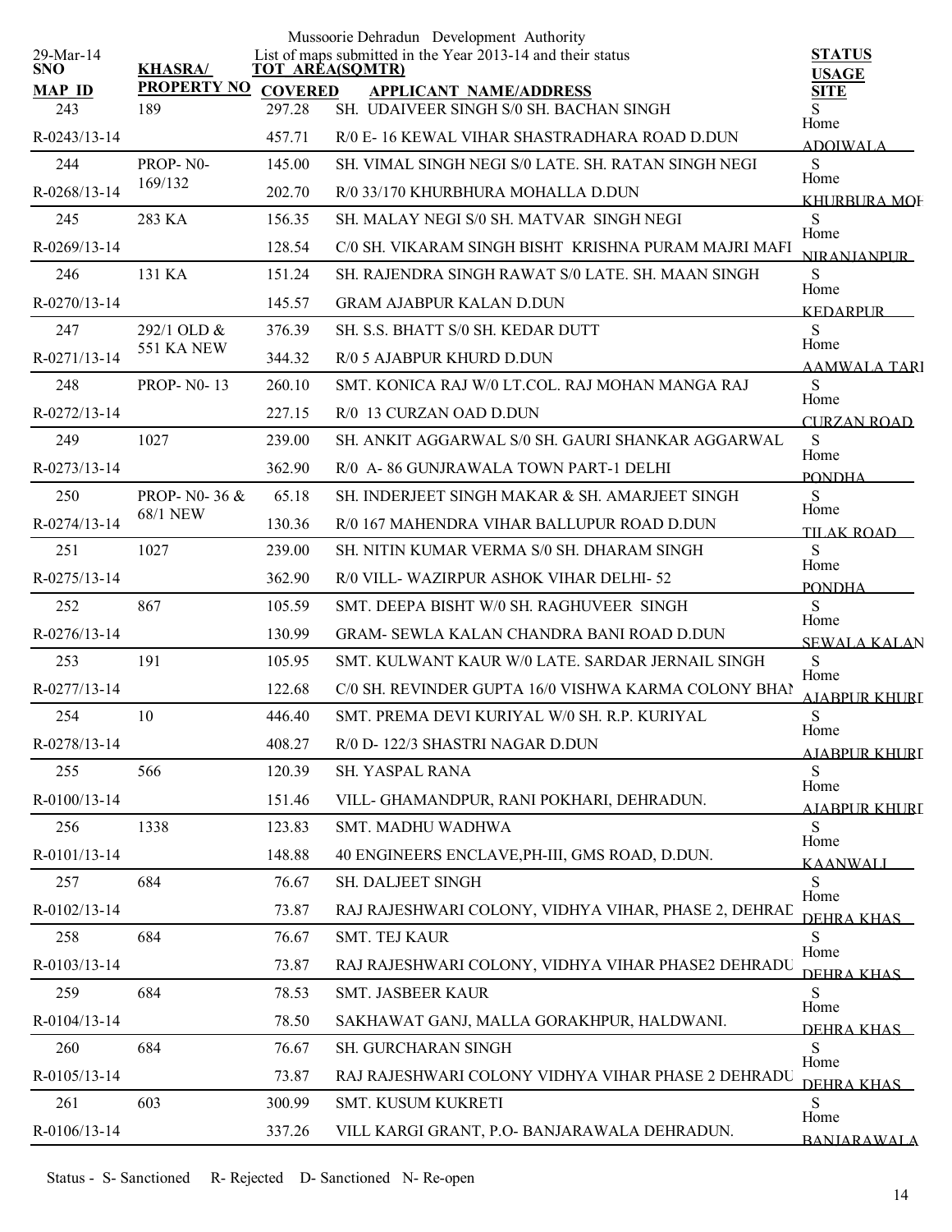Mussoorie Dehradun Development Authority

29-Mar-14 List of maps submitted in the Year 2013-14 and their status

| SNO / MAP ID | KHASRA/ PROPERTY NO | TOT AREA(SQMTR) / COVERED | APPLICANT NAME/ADDRESS | STATUS / USAGE / SITE |
|---|---|---|---|---|
| 243 | 189 | 297.28 | SH. UDAIVEER SINGH S/0 SH. BACHAN SINGH | S Home |
| R-0243/13-14 | | 457.71 | R/0 E- 16 KEWAL VIHAR SHASTRADHARA ROAD D.DUN | ADOIWALA |
| 244 | PROP- N0- 169/132 | 145.00 | SH. VIMAL SINGH NEGI S/0 LATE. SH. RATAN SINGH NEGI | S Home |
| R-0268/13-14 | | 202.70 | R/0 33/170 KHURBHURA MOHALLA D.DUN | KHURBURA MOH |
| 245 | 283 KA | 156.35 | SH. MALAY NEGI S/0 SH. MATVAR SINGH NEGI | S Home |
| R-0269/13-14 | | 128.54 | C/0 SH. VIKARAM SINGH BISHT KRISHNA PURAM MAJRI MAFI | NIRANJANPUR |
| 246 | 131 KA | 151.24 | SH. RAJENDRA SINGH RAWAT S/0 LATE. SH. MAAN SINGH | S Home |
| R-0270/13-14 | | 145.57 | GRAM AJABPUR KALAN D.DUN | KEDARPUR |
| 247 | 292/1 OLD & 551 KA NEW | 376.39 | SH. S.S. BHATT S/0 SH. KEDAR DUTT | S Home |
| R-0271/13-14 | | 344.32 | R/0 5 AJABPUR KHURD D.DUN | AAMWALA TARI |
| 248 | PROP- N0- 13 | 260.10 | SMT. KONICA RAJ W/0 LT.COL. RAJ MOHAN MANGA RAJ | S Home |
| R-0272/13-14 | | 227.15 | R/0 13 CURZAN OAD D.DUN | CURZAN ROAD |
| 249 | 1027 | 239.00 | SH. ANKIT AGGARWAL S/0 SH. GAURI SHANKAR AGGARWAL | S Home |
| R-0273/13-14 | | 362.90 | R/0 A- 86 GUNJRAWALA TOWN PART-1 DELHI | PONDHA |
| 250 | PROP- N0- 36 & 68/1 NEW | 65.18 | SH. INDERJEET SINGH MAKAR & SH. AMARJEET SINGH | S Home |
| R-0274/13-14 | | 130.36 | R/0 167 MAHENDRA VIHAR BALLUPUR ROAD D.DUN | TILAK ROAD |
| 251 | 1027 | 239.00 | SH. NITIN KUMAR VERMA S/0 SH. DHARAM SINGH | S Home |
| R-0275/13-14 | | 362.90 | R/0 VILL- WAZIRPUR ASHOK VIHAR DELHI- 52 | PONDHA |
| 252 | 867 | 105.59 | SMT. DEEPA BISHT W/0 SH. RAGHUVEER SINGH | S Home |
| R-0276/13-14 | | 130.99 | GRAM- SEWLA KALAN CHANDRA BANI ROAD D.DUN | SEWALA KALAN |
| 253 | 191 | 105.95 | SMT. KULWANT KAUR W/0 LATE. SARDAR JERNAIL SINGH | S Home |
| R-0277/13-14 | | 122.68 | C/0 SH. REVINDER GUPTA 16/0 VISHWA KARMA COLONY BHAN | AJABPUR KHURD |
| 254 | 10 | 446.40 | SMT. PREMA DEVI KURIYAL W/0 SH. R.P. KURIYAL | S Home |
| R-0278/13-14 | | 408.27 | R/0 D- 122/3 SHASTRI NAGAR D.DUN | AJABPUR KHURD |
| 255 | 566 | 120.39 | SH. YASPAL RANA | S Home |
| R-0100/13-14 | | 151.46 | VILL- GHAMANDPUR, RANI POKHARI, DEHRADUN. | AJABPUR KHURD |
| 256 | 1338 | 123.83 | SMT. MADHU WADHWA | S Home |
| R-0101/13-14 | | 148.88 | 40 ENGINEERS ENCLAVE,PH-III, GMS ROAD, D.DUN. | KAANWALI |
| 257 | 684 | 76.67 | SH. DALJEET SINGH | S Home |
| R-0102/13-14 | | 73.87 | RAJ RAJESHWARI COLONY, VIDHYA VIHAR, PHASE 2, DEHRAD | DEHRA KHAS |
| 258 | 684 | 76.67 | SMT. TEJ KAUR | S Home |
| R-0103/13-14 | | 73.87 | RAJ RAJESHWARI COLONY, VIDHYA VIHAR PHASE2 DEHRADU | DEHRA KHAS |
| 259 | 684 | 78.53 | SMT. JASBEER KAUR | S Home |
| R-0104/13-14 | | 78.50 | SAKHAWAT GANJ, MALLA GORAKHPUR, HALDWANI. | DEHRA KHAS |
| 260 | 684 | 76.67 | SH. GURCHARAN SINGH | S Home |
| R-0105/13-14 | | 73.87 | RAJ RAJESHWARI COLONY VIDHYA VIHAR PHASE 2 DEHRADU | DEHRA KHAS |
| 261 | 603 | 300.99 | SMT. KUSUM KUKRETI | S Home |
| R-0106/13-14 | | 337.26 | VILL KARGI GRANT, P.O- BANJARAWALA DEHRADUN. | BANJARAWALA |

Status - S- Sanctioned R- Rejected D- Sanctioned N- Re-open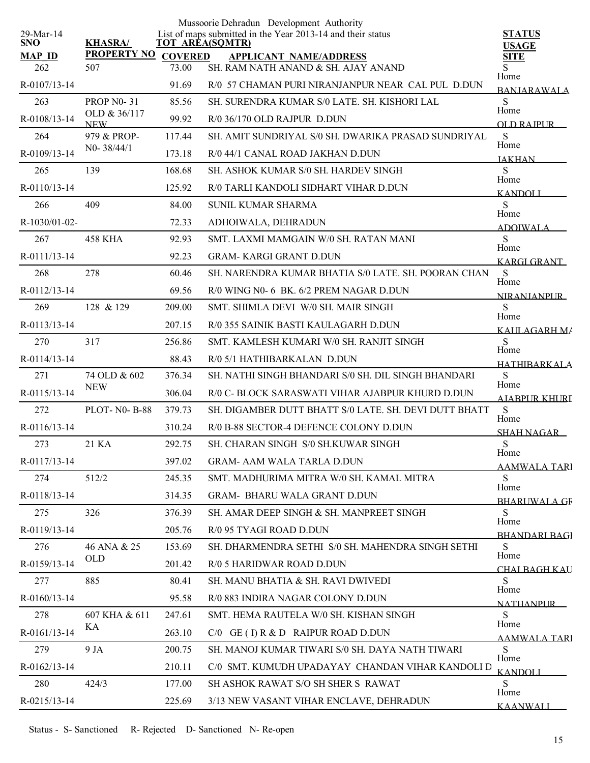Mussoorie Dehradun Development Authority

29-Mar-14 — List of maps submitted in the Year 2013-14 and their status

| SNO / MAP_ID | KHASRA/ PROPERTY NO | TOT AREA(SQMTR) / COVERED | APPLICANT NAME/ADDRESS | STATUS / USAGE / SITE |
|---|---|---|---|---|
| 262 | 507 | 73.00 | SH. RAM NATH ANAND & SH. AJAY ANAND | S |
| R-0107/13-14 | | 91.69 | R/0 57 CHAMAN PURI NIRANJANPUR NEAR CAL PUL D.DUN | Home BANJARAWALA |
| 263 | PROP N0- 31 OLD & 36/117 NEW | 85.56 | SH. SURENDRA KUMAR S/0 LATE. SH. KISHORI LAL | S |
| R-0108/13-14 | | 99.92 | R/0 36/170 OLD RAJPUR D.DUN | Home OLD RAJPUR |
| 264 | 979 & PROP- N0- 38/44/1 | 117.44 | SH. AMIT SUNDRIYAL S/0 SH. DWARIKA PRASAD SUNDRIYAL | S |
| R-0109/13-14 | | 173.18 | R/0 44/1 CANAL ROAD JAKHAN D.DUN | Home JAKHAN |
| 265 | 139 | 168.68 | SH. ASHOK KUMAR S/0 SH. HARDEV SINGH | S |
| R-0110/13-14 | | 125.92 | R/0 TARLI KANDOLI SIDHART VIHAR D.DUN | Home KANDOLI |
| 266 | 409 | 84.00 | SUNIL KUMAR SHARMA | S |
| R-1030/01-02- | | 72.33 | ADHOIWALA, DEHRADUN | Home ADOIWALA |
| 267 | 458 KHA | 92.93 | SMT. LAXMI MAMGAIN W/0 SH. RATAN MANI | S |
| R-0111/13-14 | | 92.23 | GRAM- KARGI GRANT D.DUN | Home KARGI GRANT |
| 268 | 278 | 60.46 | SH. NARENDRA KUMAR BHATIA S/0 LATE. SH. POORAN CHAN | S |
| R-0112/13-14 | | 69.56 | R/0 WING N0- 6 BK. 6/2 PREM NAGAR D.DUN | Home NIRANJANPUR |
| 269 | 128 & 129 | 209.00 | SMT. SHIMLA DEVI W/0 SH. MAIR SINGH | S |
| R-0113/13-14 | | 207.15 | R/0 355 SAINIK BASTI KAULAGARH D.DUN | Home KAULAGARH MA |
| 270 | 317 | 256.86 | SMT. KAMLESH KUMARI W/0 SH. RANJIT SINGH | S |
| R-0114/13-14 | | 88.43 | R/0 5/1 HATHIBARKALAN D.DUN | Home HATHIBARKALA |
| 271 | 74 OLD & 602 NEW | 376.34 | SH. NATHI SINGH BHANDARI S/0 SH. DIL SINGH BHANDARI | S |
| R-0115/13-14 | | 306.04 | R/0 C- BLOCK SARASWATI VIHAR AJABPUR KHURD D.DUN | Home AJABPUR KHURD |
| 272 | PLOT- N0- B-88 | 379.73 | SH. DIGAMBER DUTT BHATT S/0 LATE. SH. DEVI DUTT BHATT | S |
| R-0116/13-14 | | 310.24 | R/0 B-88 SECTOR-4 DEFENCE COLONY D.DUN | Home SHAH NAGAR |
| 273 | 21 KA | 292.75 | SH. CHARAN SINGH S/0 SH.KUWAR SINGH | S |
| R-0117/13-14 | | 397.02 | GRAM- AAM WALA TARLA D.DUN | Home AAMWALA TARL |
| 274 | 512/2 | 245.35 | SMT. MADHURIMA MITRA W/0 SH. KAMAL MITRA | S |
| R-0118/13-14 | | 314.35 | GRAM- BHARU WALA GRANT D.DUN | Home BHARUWALA GR |
| 275 | 326 | 376.39 | SH. AMAR DEEP SINGH & SH. MANPREET SINGH | S |
| R-0119/13-14 | | 205.76 | R/0 95 TYAGI ROAD D.DUN | Home BHANDARI BAGI |
| 276 | 46 ANA & 25 OLD | 153.69 | SH. DHARMENDRA SETHI S/0 SH. MAHENDRA SINGH SETHI | S |
| R-0159/13-14 | | 201.42 | R/0 5 HARIDWAR ROAD D.DUN | Home CHAI BAGH KAU |
| 277 | 885 | 80.41 | SH. MANU BHATIA & SH. RAVI DWIVEDI | S |
| R-0160/13-14 | | 95.58 | R/0 883 INDIRA NAGAR COLONY D.DUN | Home NATHANPUR |
| 278 | 607 KHA & 611 KA | 247.61 | SMT. HEMA RAUTELA W/0 SH. KISHAN SINGH | S |
| R-0161/13-14 | | 263.10 | C/0 GE ( I) R & D RAIPUR ROAD D.DUN | Home AAMWALA TARL |
| 279 | 9 JA | 200.75 | SH. MANOJ KUMAR TIWARI S/0 SH. DAYA NATH TIWARI | S |
| R-0162/13-14 | | 210.11 | C/0 SMT. KUMUDH UPADAYAY CHANDAN VIHAR KANDOLI D | Home KANDOLI |
| 280 | 424/3 | 177.00 | SH ASHOK RAWAT S/O SH SHER S RAWAT | S |
| R-0215/13-14 | | 225.69 | 3/13 NEW VASANT VIHAR ENCLAVE, DEHRADUN | Home KAANWALI |

Status - S- Sanctioned R- Rejected D- Sanctioned N- Re-open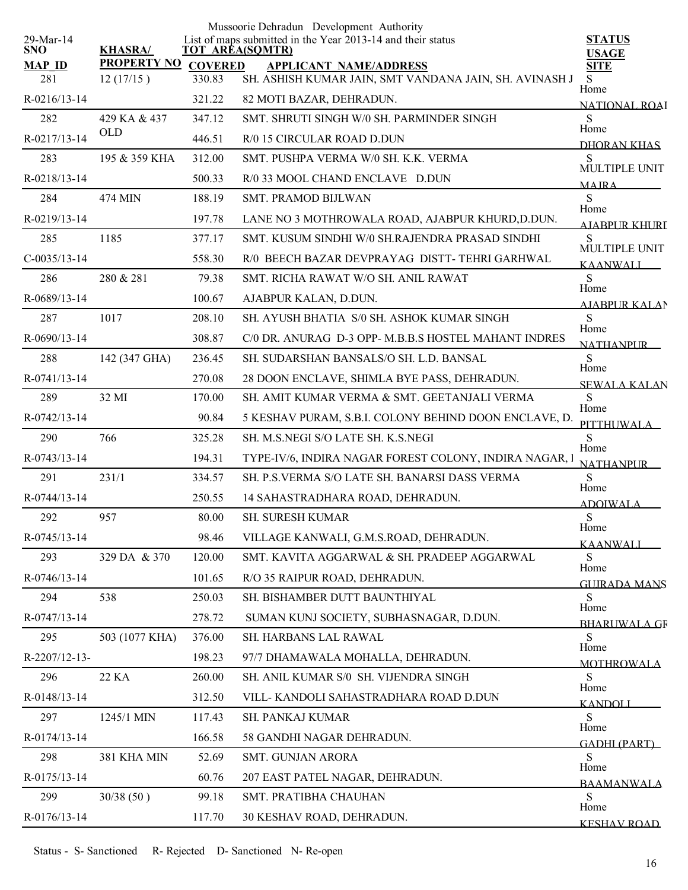Mussoorie Dehradun Development Authority

List of maps submitted in the Year 2013-14 and their status

29-Mar-14

| SNO / MAP ID | KHASRA/ PROPERTY NO | TOT AREA(SQMTR) / COVERED | APPLICANT NAME/ADDRESS | STATUS / USAGE / SITE |
|---|---|---|---|---|
| 281 | 12 (17/15 ) | 330.83 | SH. ASHISH KUMAR JAIN, SMT VANDANA JAIN, SH. AVINASH J | S |
| R-0216/13-14 | | 321.22 | 82 MOTI BAZAR, DEHRADUN. | Home NATIONAL ROAI |
| 282 | 429 KA & 437 OLD | 347.12 | SMT. SHRUTI SINGH W/0 SH. PARMINDER SINGH | S |
| R-0217/13-14 | | 446.51 | R/0 15 CIRCULAR ROAD D.DUN | Home DHORAN KHAS |
| 283 | 195 & 359 KHA | 312.00 | SMT. PUSHPA VERMA W/0 SH. K.K. VERMA | S |
| R-0218/13-14 | | 500.33 | R/0 33 MOOL CHAND ENCLAVE D.DUN | MULTIPLE UNIT MAIRA |
| 284 | 474 MIN | 188.19 | SMT. PRAMOD BIJLWAN | S |
| R-0219/13-14 | | 197.78 | LANE NO 3 MOTHROWALA ROAD, AJABPUR KHURD,D.DUN. | Home AJABPUR KHURI |
| 285 | 1185 | 377.17 | SMT. KUSUM SINDHI W/0 SH.RAJENDRA PRASAD SINDHI | S |
| C-0035/13-14 | | 558.30 | R/0 BEECH BAZAR DEVPRAYAG DISTT- TEHRI GARHWAL | MULTIPLE UNIT KAANWALI |
| 286 | 280 & 281 | 79.38 | SMT. RICHA RAWAT W/O SH. ANIL RAWAT | S |
| R-0689/13-14 | | 100.67 | AJABPUR KALAN, D.DUN. | Home AJABPUR KALAN |
| 287 | 1017 | 208.10 | SH. AYUSH BHATIA S/0 SH. ASHOK KUMAR SINGH | S |
| R-0690/13-14 | | 308.87 | C/0 DR. ANURAG D-3 OPP- M.B.B.S HOSTEL MAHANT INDRES | Home NATHANPUR |
| 288 | 142 (347 GHA) | 236.45 | SH. SUDARSHAN BANSALS/O SH. L.D. BANSAL | S |
| R-0741/13-14 | | 270.08 | 28 DOON ENCLAVE, SHIMLA BYE PASS, DEHRADUN. | Home SEWALA KALAN |
| 289 | 32 MI | 170.00 | SH. AMIT KUMAR VERMA & SMT. GEETANJALI VERMA | S |
| R-0742/13-14 | | 90.84 | 5 KESHAV PURAM, S.B.I. COLONY BEHIND DOON ENCLAVE, D. | Home PITTHUWALA |
| 290 | 766 | 325.28 | SH. M.S.NEGI S/O LATE SH. K.S.NEGI | S |
| R-0743/13-14 | | 194.31 | TYPE-IV/6, INDIRA NAGAR FOREST COLONY, INDIRA NAGAR, I | Home NATHANPUR |
| 291 | 231/1 | 334.57 | SH. P.S.VERMA S/O LATE SH. BANARSI DASS VERMA | S |
| R-0744/13-14 | | 250.55 | 14 SAHASTRADHARA ROAD, DEHRADUN. | Home ADOIWALA |
| 292 | 957 | 80.00 | SH. SURESH KUMAR | S |
| R-0745/13-14 | | 98.46 | VILLAGE KANWALI, G.M.S.ROAD, DEHRADUN. | Home KAANWALI |
| 293 | 329 DA & 370 | 120.00 | SMT. KAVITA AGGARWAL & SH. PRADEEP AGGARWAL | S |
| R-0746/13-14 | | 101.65 | R/O 35 RAIPUR ROAD, DEHRADUN. | Home GUJRADA MANS |
| 294 | 538 | 250.03 | SH. BISHAMBER DUTT BAUNTHIYAL | S |
| R-0747/13-14 | | 278.72 | SUMAN KUNJ SOCIETY, SUBHASNAGAR, D.DUN. | Home BHARUWALA GR |
| 295 | 503 (1077 KHA) | 376.00 | SH. HARBANS LAL RAWAL | S |
| R-2207/12-13- | | 198.23 | 97/7 DHAMAWALA MOHALLA, DEHRADUN. | Home MOTHROWALA |
| 296 | 22 KA | 260.00 | SH. ANIL KUMAR S/0 SH. VIJENDRA SINGH | S |
| R-0148/13-14 | | 312.50 | VILL- KANDOLI SAHASTRADHARA ROAD D.DUN | Home KANDOLI |
| 297 | 1245/1 MIN | 117.43 | SH. PANKAJ KUMAR | S |
| R-0174/13-14 | | 166.58 | 58 GANDHI NAGAR DEHRADUN. | Home GADHI (PART) |
| 298 | 381 KHA MIN | 52.69 | SMT. GUNJAN ARORA | S |
| R-0175/13-14 | | 60.76 | 207 EAST PATEL NAGAR, DEHRADUN. | Home BAAMANWALA |
| 299 | 30/38 (50 ) | 99.18 | SMT. PRATIBHA CHAUHAN | S |
| R-0176/13-14 | | 117.70 | 30 KESHAV ROAD, DEHRADUN. | Home KESHAV ROAD |

Status - S- Sanctioned R- Rejected D- Sanctioned N- Re-open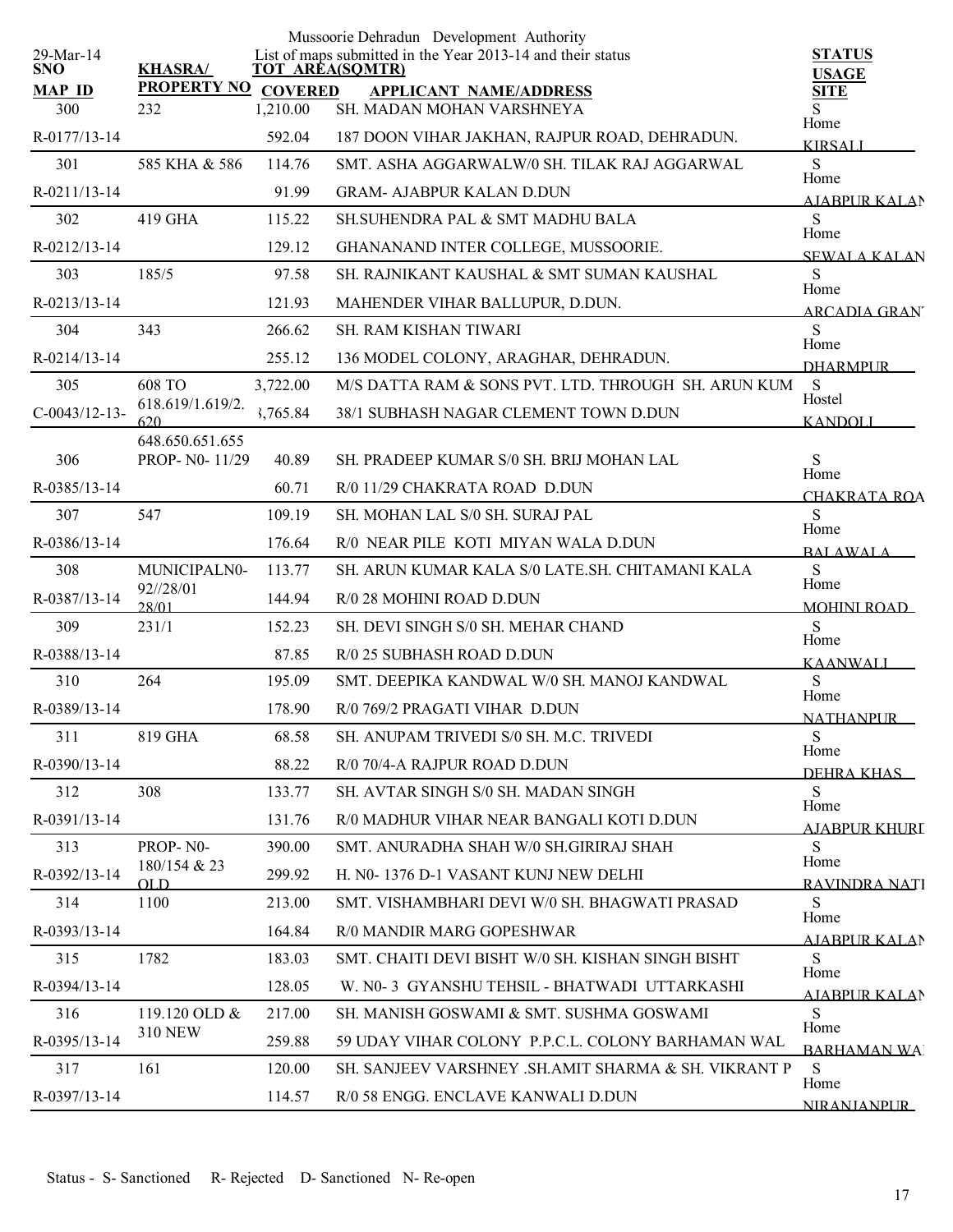Mussoorie Dehradun Development Authority

List of maps submitted in the Year 2013-14 and their status

29-Mar-14

| SNO / MAP ID | KHASRA/ PROPERTY NO | TOT AREA(SQMTR) / COVERED | APPLICANT NAME/ADDRESS | STATUS / USAGE / SITE |
|---|---|---|---|---|
| 300 | 232 | 1,210.00 | SH. MADAN MOHAN VARSHNEYA | S |
| R-0177/13-14 | | 592.04 | 187 DOON VIHAR JAKHAN, RAJPUR ROAD, DEHRADUN. | Home KIRSALI |
| 301 | 585 KHA & 586 | 114.76 | SMT. ASHA AGGARWALW/0 SH. TILAK RAJ AGGARWAL | S |
| R-0211/13-14 | | 91.99 | GRAM- AJABPUR KALAN D.DUN | Home AJABPUR KALAN |
| 302 | 419 GHA | 115.22 | SH.SUHENDRA PAL & SMT MADHU BALA | S |
| R-0212/13-14 | | 129.12 | GHANANAND INTER COLLEGE, MUSSOORIE. | Home SEWALA KALAN |
| 303 | 185/5 | 97.58 | SH. RAJNIKANT KAUSHAL & SMT SUMAN KAUSHAL | S |
| R-0213/13-14 | | 121.93 | MAHENDER VIHAR BALLUPUR, D.DUN. | Home ARCADIA GRANT |
| 304 | 343 | 266.62 | SH. RAM KISHAN TIWARI | S |
| R-0214/13-14 | | 255.12 | 136 MODEL COLONY, ARAGHAR, DEHRADUN. | Home DHARMPUR |
| 305 | 608 TO 618.619/1.619/2.620 648.650.651.655 | 3,722.00 | M/S DATTA RAM & SONS PVT. LTD. THROUGH SH. ARUN KUM | S |
| C-0043/12-13- | | 3,765.84 | 38/1 SUBHASH NAGAR CLEMENT TOWN D.DUN | Hostel KANDOLI |
| 306 | PROP- N0- 11/29 | 40.89 | SH. PRADEEP KUMAR S/0 SH. BRIJ MOHAN LAL | S |
| R-0385/13-14 | | 60.71 | R/0 11/29 CHAKRATA ROAD D.DUN | Home CHAKRATA ROA |
| 307 | 547 | 109.19 | SH. MOHAN LAL S/0 SH. SURAJ PAL | S |
| R-0386/13-14 | | 176.64 | R/0 NEAR PILE KOTI MIYAN WALA D.DUN | Home BALAWALA |
| 308 | MUNICIPALN0- 92//28/01 28/01 | 113.77 | SH. ARUN KUMAR KALA S/0 LATE.SH. CHITAMANI KALA | S |
| R-0387/13-14 | | 144.94 | R/0 28 MOHINI ROAD D.DUN | Home MOHINI ROAD |
| 309 | 231/1 | 152.23 | SH. DEVI SINGH S/0 SH. MEHAR CHAND | S |
| R-0388/13-14 | | 87.85 | R/0 25 SUBHASH ROAD D.DUN | Home KAANWALI |
| 310 | 264 | 195.09 | SMT. DEEPIKA KANDWAL W/0 SH. MANOJ KANDWAL | S |
| R-0389/13-14 | | 178.90 | R/0 769/2 PRAGATI VIHAR D.DUN | Home NATHANPUR |
| 311 | 819 GHA | 68.58 | SH. ANUPAM TRIVEDI S/0 SH. M.C. TRIVEDI | S |
| R-0390/13-14 | | 88.22 | R/0 70/4-A RAJPUR ROAD D.DUN | Home DEHRA KHAS |
| 312 | 308 | 133.77 | SH. AVTAR SINGH S/0 SH. MADAN SINGH | S |
| R-0391/13-14 | | 131.76 | R/0 MADHUR VIHAR NEAR BANGALI KOTI D.DUN | Home AJABPUR KHURD |
| 313 | PROP- N0- 180/154 & 23 OLD | 390.00 | SMT. ANURADHA SHAH W/0 SH.GIRIRAJ SHAH | S |
| R-0392/13-14 | | 299.92 | H. N0- 1376 D-1 VASANT KUNJ NEW DELHI | Home RAVINDRA NATI |
| 314 | 1100 | 213.00 | SMT. VISHAMBHARI DEVI W/0 SH. BHAGWATI PRASAD | S |
| R-0393/13-14 | | 164.84 | R/0 MANDIR MARG GOPESHWAR | Home AJABPUR KALAN |
| 315 | 1782 | 183.03 | SMT. CHAITI DEVI BISHT W/0 SH. KISHAN SINGH BISHT | S |
| R-0394/13-14 | | 128.05 | W. N0- 3 GYANSHU TEHSIL - BHATWADI UTTARKASHI | Home AJABPUR KALAN |
| 316 | 119.120 OLD & 310 NEW | 217.00 | SH. MANISH GOSWAMI & SMT. SUSHMA GOSWAMI | S |
| R-0395/13-14 | | 259.88 | 59 UDAY VIHAR COLONY P.P.C.L. COLONY BARHAMAN WAL | Home BARHAMAN WA |
| 317 | 161 | 120.00 | SH. SANJEEV VARSHNEY .SH.AMIT SHARMA & SH. VIKRANT P | S |
| R-0397/13-14 | | 114.57 | R/0 58 ENGG. ENCLAVE KANWALI D.DUN | Home NIRANJANPUR |

Status - S- Sanctioned R- Rejected D- Sanctioned N- Re-open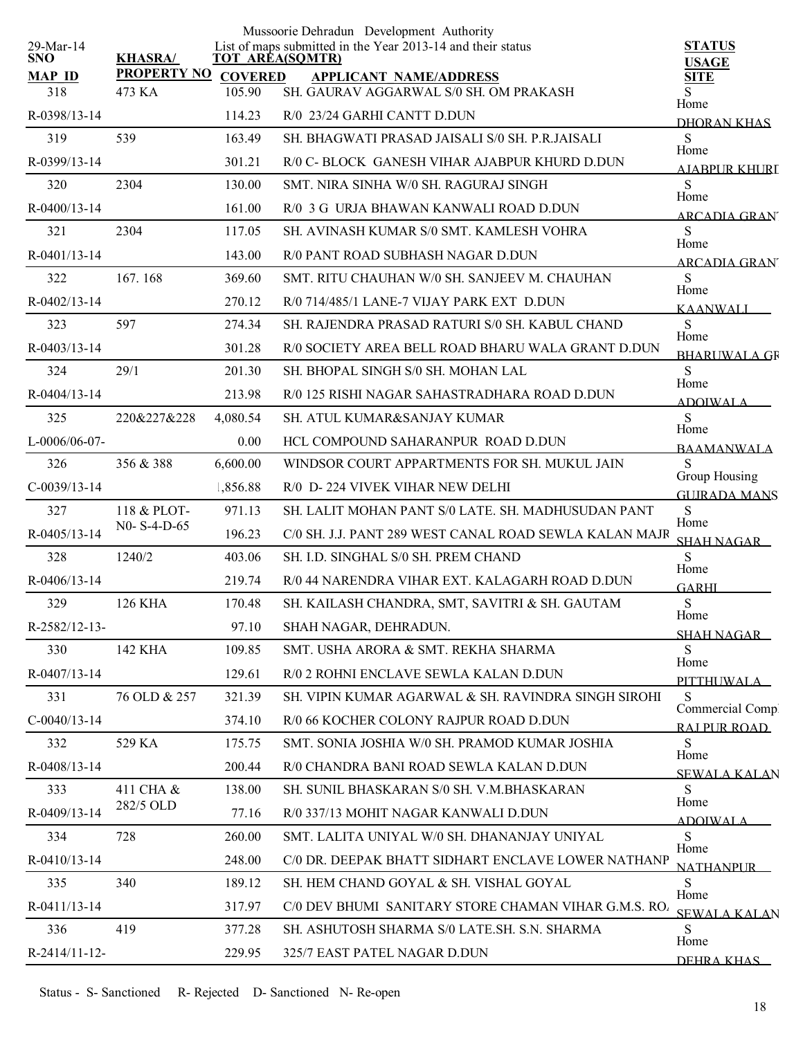Mussoorie Dehradun Development Authority

29-Mar-14

List of maps submitted in the Year 2013-14 and their status

| SNO / MAP ID | KHASRA/ PROPERTY NO | TOT AREA(SQMTR) / COVERED | APPLICANT NAME/ADDRESS | STATUS / USAGE / SITE |
|---|---|---|---|---|
| 318 | 473 KA | 105.90 | SH. GAURAV AGGARWAL S/0 SH. OM PRAKASH | S Home |
| R-0398/13-14 | | 114.23 | R/0 23/24 GARHI CANTT D.DUN | DHORAN KHAS |
| 319 | 539 | 163.49 | SH. BHAGWATI PRASAD JAISALI S/0 SH. P.R.JAISALI | S Home |
| R-0399/13-14 | | 301.21 | R/0 C- BLOCK GANESH VIHAR AJABPUR KHURD D.DUN | AJABPUR KHURD |
| 320 | 2304 | 130.00 | SMT. NIRA SINHA W/0 SH. RAGURAJ SINGH | S Home |
| R-0400/13-14 | | 161.00 | R/0 3 G URJA BHAWAN KANWALI ROAD D.DUN | ARCADIA GRANT |
| 321 | 2304 | 117.05 | SH. AVINASH KUMAR S/0 SMT. KAMLESH VOHRA | S Home |
| R-0401/13-14 | | 143.00 | R/0 PANT ROAD SUBHASH NAGAR D.DUN | ARCADIA GRANT |
| 322 | 167. 168 | 369.60 | SMT. RITU CHAUHAN W/0 SH. SANJEEV M. CHAUHAN | S Home |
| R-0402/13-14 | | 270.12 | R/0 714/485/1 LANE-7 VIJAY PARK EXT D.DUN | KAANWALI |
| 323 | 597 | 274.34 | SH. RAJENDRA PRASAD RATURI S/0 SH. KABUL CHAND | S Home |
| R-0403/13-14 | | 301.28 | R/0 SOCIETY AREA BELL ROAD BHARU WALA GRANT D.DUN | BHARUWALA GR |
| 324 | 29/1 | 201.30 | SH. BHOPAL SINGH S/0 SH. MOHAN LAL | S Home |
| R-0404/13-14 | | 213.98 | R/0 125 RISHI NAGAR SAHASTRADHARA ROAD D.DUN | ADOIWALA |
| 325 | 220&227&228 | 4,080.54 | SH. ATUL KUMAR&SANJAY KUMAR | S Home |
| L-0006/06-07- | | 0.00 | HCL COMPOUND SAHARANPUR ROAD D.DUN | BAAMANWALA |
| 326 | 356 & 388 | 6,600.00 | WINDSOR COURT APPARTMENTS FOR SH. MUKUL JAIN | S Group Housing |
| C-0039/13-14 | | 1,856.88 | R/0 D- 224 VIVEK VIHAR NEW DELHI | GUJRADA MANS |
| 327 | 118 & PLOT-N0- S-4-D-65 | 971.13 | SH. LALIT MOHAN PANT S/0 LATE. SH. MADHUSUDAN PANT | S Home |
| R-0405/13-14 | | 196.23 | C/0 SH. J.J. PANT 289 WEST CANAL ROAD SEWLA KALAN MAJR | SHAH NAGAR |
| 328 | 1240/2 | 403.06 | SH. I.D. SINGHAL S/0 SH. PREM CHAND | S Home |
| R-0406/13-14 | | 219.74 | R/0 44 NARENDRA VIHAR EXT. KALAGARH ROAD D.DUN | GARHI |
| 329 | 126 KHA | 170.48 | SH. KAILASH CHANDRA, SMT, SAVITRI & SH. GAUTAM | S Home |
| R-2582/12-13- | | 97.10 | SHAH NAGAR, DEHRADUN. | SHAH NAGAR |
| 330 | 142 KHA | 109.85 | SMT. USHA ARORA & SMT. REKHA SHARMA | S Home |
| R-0407/13-14 | | 129.61 | R/0 2 ROHNI ENCLAVE SEWLA KALAN D.DUN | PITTHUWALA |
| 331 | 76 OLD & 257 | 321.39 | SH. VIPIN KUMAR AGARWAL & SH. RAVINDRA SINGH SIROHI | S Commercial Comp |
| C-0040/13-14 | | 374.10 | R/0 66 KOCHER COLONY RAJPUR ROAD D.DUN | RAJ PUR ROAD |
| 332 | 529 KA | 175.75 | SMT. SONIA JOSHIA W/0 SH. PRAMOD KUMAR JOSHIA | S Home |
| R-0408/13-14 | | 200.44 | R/0 CHANDRA BANI ROAD SEWLA KALAN D.DUN | SEWALA KALAN |
| 333 | 411 CHA & 282/5 OLD | 138.00 | SH. SUNIL BHASKARAN S/0 SH. V.M.BHASKARAN | S Home |
| R-0409/13-14 | | 77.16 | R/0 337/13 MOHIT NAGAR KANWALI D.DUN | ADOIWALA |
| 334 | 728 | 260.00 | SMT. LALITA UNIYAL W/0 SH. DHANANJAY UNIYAL | S Home |
| R-0410/13-14 | | 248.00 | C/0 DR. DEEPAK BHATT SIDHART ENCLAVE LOWER NATHANP | NATHANPUR |
| 335 | 340 | 189.12 | SH. HEM CHAND GOYAL & SH. VISHAL GOYAL | S Home |
| R-0411/13-14 | | 317.97 | C/0 DEV BHUMI SANITARY STORE CHAMAN VIHAR G.M.S. RO | SEWALA KALAN |
| 336 | 419 | 377.28 | SH. ASHUTOSH SHARMA S/0 LATE.SH. S.N. SHARMA | S Home |
| R-2414/11-12- | | 229.95 | 325/7 EAST PATEL NAGAR D.DUN | DEHRA KHAS |

Status - S- Sanctioned R- Rejected D- Sanctioned N- Re-open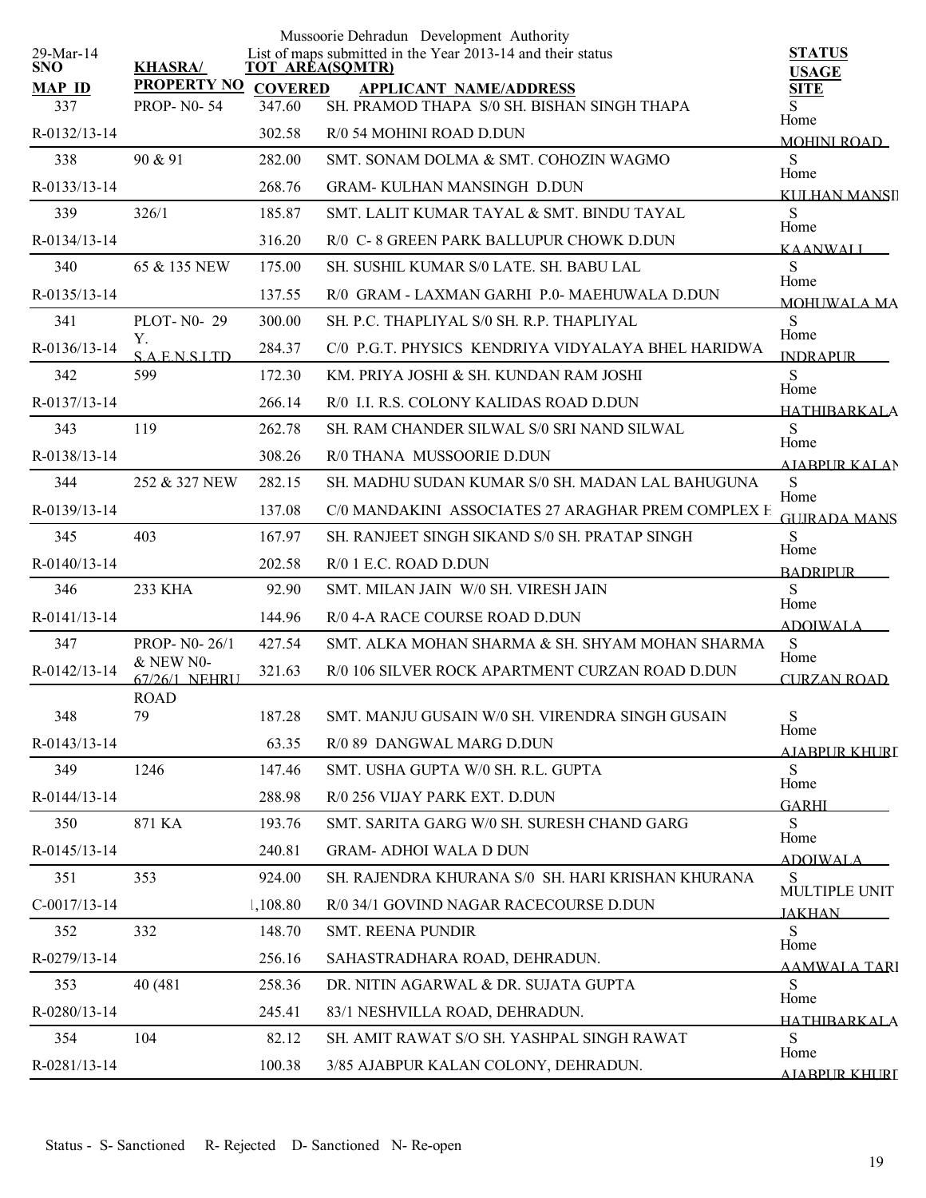Mussoorie Dehradun Development Authority

29-Mar-14

List of maps submitted in the Year 2013-14 and their status

| SNO / MAP ID | KHASRA/ PROPERTY NO | TOT AREA(SQMTR) COVERED | APPLICANT NAME/ADDRESS | STATUS USAGE SITE |
|---|---|---|---|---|
| 337 | PROP- N0- 54 | 347.60 | SH. PRAMOD THAPA S/0 SH. BISHAN SINGH THAPA | S Home |
| R-0132/13-14 | | 302.58 | R/0 54 MOHINI ROAD D.DUN | MOHINI ROAD |
| 338 | 90 & 91 | 282.00 | SMT. SONAM DOLMA & SMT. COHOZIN WAGMO | S Home |
| R-0133/13-14 | | 268.76 | GRAM- KULHAN MANSINGH D.DUN | KULHAN MANSII |
| 339 | 326/1 | 185.87 | SMT. LALIT KUMAR TAYAL & SMT. BINDU TAYAL | S Home |
| R-0134/13-14 | | 316.20 | R/0 C- 8 GREEN PARK BALLUPUR CHOWK D.DUN | KAANWALI |
| 340 | 65 & 135 NEW | 175.00 | SH. SUSHIL KUMAR S/0 LATE. SH. BABU LAL | S Home |
| R-0135/13-14 | | 137.55 | R/0 GRAM - LAXMAN GARHI P.0- MAEHUWALA D.DUN | MOHUWALA MA |
| 341 | PLOT- N0- 29 Y. | 300.00 | SH. P.C. THAPLIYAL S/0 SH. R.P. THAPLIYAL | S Home |
| R-0136/13-14 | S.A.E.N.S.LTD | 284.37 | C/0 P.G.T. PHYSICS KENDRIYA VIDYALAYA BHEL HARIDWA | INDRAPUR |
| 342 | 599 | 172.30 | KM. PRIYA JOSHI & SH. KUNDAN RAM JOSHI | S Home |
| R-0137/13-14 | | 266.14 | R/0 I.I. R.S. COLONY KALIDAS ROAD D.DUN | HATHIBARKALA |
| 343 | 119 | 262.78 | SH. RAM CHANDER SILWAL S/0 SRI NAND SILWAL | S Home |
| R-0138/13-14 | | 308.26 | R/0 THANA MUSSOORIE D.DUN | AJABPUR KALAN |
| 344 | 252 & 327 NEW | 282.15 | SH. MADHU SUDAN KUMAR S/0 SH. MADAN LAL BAHUGUNA | S Home |
| R-0139/13-14 | | 137.08 | C/0 MANDAKINI ASSOCIATES 27 ARAGHAR PREM COMPLEX F | GUJRADA MANS |
| 345 | 403 | 167.97 | SH. RANJEET SINGH SIKAND S/0 SH. PRATAP SINGH | S Home |
| R-0140/13-14 | | 202.58 | R/0 1 E.C. ROAD D.DUN | BADRIPUR |
| 346 | 233 KHA | 92.90 | SMT. MILAN JAIN W/0 SH. VIRESH JAIN | S Home |
| R-0141/13-14 | | 144.96 | R/0 4-A RACE COURSE ROAD D.DUN | ADOIWALA |
| 347 | PROP- N0- 26/1 & NEW N0- | 427.54 | SMT. ALKA MOHAN SHARMA & SH. SHYAM MOHAN SHARMA | S Home |
| R-0142/13-14 | 67/26/1 NEHRU ROAD | 321.63 | R/0 106 SILVER ROCK APARTMENT CURZAN ROAD D.DUN | CURZAN ROAD |
| 348 | 79 | 187.28 | SMT. MANJU GUSAIN W/0 SH. VIRENDRA SINGH GUSAIN | S Home |
| R-0143/13-14 | | 63.35 | R/0 89 DANGWAL MARG D.DUN | AJABPUR KHURD |
| 349 | 1246 | 147.46 | SMT. USHA GUPTA W/0 SH. R.L. GUPTA | S Home |
| R-0144/13-14 | | 288.98 | R/0 256 VIJAY PARK EXT. D.DUN | GARHI |
| 350 | 871 KA | 193.76 | SMT. SARITA GARG W/0 SH. SURESH CHAND GARG | S Home |
| R-0145/13-14 | | 240.81 | GRAM- ADHOI WALA D DUN | ADOIWALA |
| 351 | 353 | 924.00 | SH. RAJENDRA KHURANA S/0 SH. HARI KRISHAN KHURANA | S MULTIPLE UNIT |
| C-0017/13-14 | | 1,108.80 | R/0 34/1 GOVIND NAGAR RACECOURSE D.DUN | JAKHAN |
| 352 | 332 | 148.70 | SMT. REENA PUNDIR | S Home |
| R-0279/13-14 | | 256.16 | SAHASTRADHARA ROAD, DEHRADUN. | AAMWALA TARI |
| 353 | 40 (481 | 258.36 | DR. NITIN AGARWAL & DR. SUJATA GUPTA | S Home |
| R-0280/13-14 | | 245.41 | 83/1 NESHVILLA ROAD, DEHRADUN. | HATHIBARKALA |
| 354 | 104 | 82.12 | SH. AMIT RAWAT S/O SH. YASHPAL SINGH RAWAT | S Home |
| R-0281/13-14 | | 100.38 | 3/85 AJABPUR KALAN COLONY, DEHRADUN. | AJABPUR KHURD |

Status - S- Sanctioned R- Rejected D- Sanctioned N- Re-open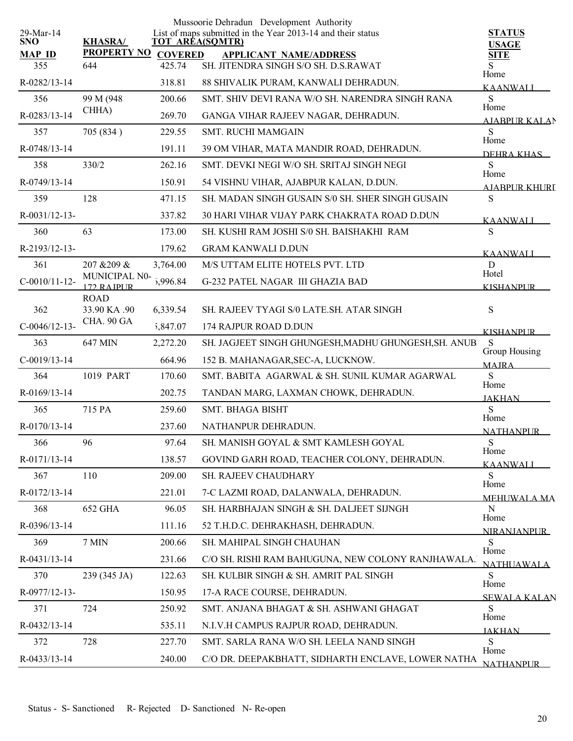Mussoorie Dehradun Development Authority

List of maps submitted in the Year 2013-14 and their status

29-Mar-14

| SNO / MAP ID | KHASRA/ PROPERTY NO | TOT AREA(SQMTR) / COVERED | APPLICANT NAME/ADDRESS | STATUS / USAGE / SITE |
|---|---|---|---|---|
| 355 | 644 | 425.74 | SH. JITENDRA SINGH S/O SH. D.S.RAWAT | S |
| R-0282/13-14 | | 318.81 | 88 SHIVALIK PURAM, KANWALI DEHRADUN. | Home KAANWALI |
| 356 | 99 M (948 CHHA) | 200.66 | SMT. SHIV DEVI RANA W/O SH. NARENDRA SINGH RANA | S |
| R-0283/13-14 | | 269.70 | GANGA VIHAR RAJEEV NAGAR, DEHRADUN. | Home AJABPUR KALAN |
| 357 | 705 (834 ) | 229.55 | SMT. RUCHI MAMGAIN | S |
| R-0748/13-14 | | 191.11 | 39 OM VIHAR, MATA MANDIR ROAD, DEHRADUN. | Home DEHRA KHAS |
| 358 | 330/2 | 262.16 | SMT. DEVKI NEGI W/O SH. SRITAJ SINGH NEGI | S |
| R-0749/13-14 | | 150.91 | 54 VISHNU VIHAR, AJABPUR KALAN, D.DUN. | Home AJABPUR KHURD |
| 359 | 128 | 471.15 | SH. MADAN SINGH GUSAIN S/0 SH. SHER SINGH GUSAIN | S |
| R-0031/12-13- | | 337.82 | 30 HARI VIHAR VIJAY PARK CHAKRATA ROAD D.DUN | KAANWALI |
| 360 | 63 | 173.00 | SH. KUSHI RAM JOSHI S/0 SH. BAISHAKHI RAM | S |
| R-2193/12-13- | | 179.62 | GRAM KANWALI D.DUN | KAANWALI |
| 361 | 207 &209 & MUNICIPAL N0-172 RAJPUR ROAD | 3,764.00 | M/S UTTAM ELITE HOTELS PVT. LTD | D |
| C-0010/11-12- | | 5,996.84 | G-232 PATEL NAGAR III GHAZIA BAD | Hotel KISHANPUR |
| 362 | 33.90 KA .90 CHA. 90 GA | 6,339.54 | SH. RAJEEV TYAGI S/0 LATE.SH. ATAR SINGH | S |
| C-0046/12-13- | | 5,847.07 | 174 RAJPUR ROAD D.DUN | KISHANPUR |
| 363 | 647 MIN | 2,272.20 | SH. JAGJEET SINGH GHUNGESH,MADHU GHUNGESH,SH. ANUB | S |
| C-0019/13-14 | | 664.96 | 152 B. MAHANAGAR,SEC-A, LUCKNOW. | Group Housing MAJRA |
| 364 | 1019 PART | 170.60 | SMT. BABITA AGARWAL & SH. SUNIL KUMAR AGARWAL | S |
| R-0169/13-14 | | 202.75 | TANDAN MARG, LAXMAN CHOWK, DEHRADUN. | Home JAKHAN |
| 365 | 715 PA | 259.60 | SMT. BHAGA BISHT | S |
| R-0170/13-14 | | 237.60 | NATHANPUR DEHRADUN. | Home NATHANPUR |
| 366 | 96 | 97.64 | SH. MANISH GOYAL & SMT KAMLESH GOYAL | S |
| R-0171/13-14 | | 138.57 | GOVIND GARH ROAD, TEACHER COLONY, DEHRADUN. | Home KAANWALI |
| 367 | 110 | 209.00 | SH. RAJEEV CHAUDHARY | S |
| R-0172/13-14 | | 221.01 | 7-C LAZMI ROAD, DALANWALA, DEHRADUN. | Home MEHUWALA MA |
| 368 | 652 GHA | 96.05 | SH. HARBHAJAN SINGH & SH. DALJEET SIJNGH | N |
| R-0396/13-14 | | 111.16 | 52 T.H.D.C. DEHRAKHASH, DEHRADUN. | Home NIRANJANPUR |
| 369 | 7 MIN | 200.66 | SH. MAHIPAL SINGH CHAUHAN | S |
| R-0431/13-14 | | 231.66 | C/O SH. RISHI RAM BAHUGUNA, NEW COLONY RANJHAWALA. | Home NATHUAWALA |
| 370 | 239 (345 JA) | 122.63 | SH. KULBIR SINGH & SH. AMRIT PAL SINGH | S |
| R-0977/12-13- | | 150.95 | 17-A RACE COURSE, DEHRADUN. | Home SEWALA KALAN |
| 371 | 724 | 250.92 | SMT. ANJANA BHAGAT & SH. ASHWANI GHAGAT | S |
| R-0432/13-14 | | 535.11 | N.I.V.H CAMPUS RAJPUR ROAD, DEHRADUN. | Home JAKHAN |
| 372 | 728 | 227.70 | SMT. SARLA RANA W/O SH. LEELA NAND SINGH | S |
| R-0433/13-14 | | 240.00 | C/O DR. DEEPAKBHATT, SIDHARTH ENCLAVE, LOWER NATHA | Home NATHANPUR |

Status - S- Sanctioned R- Rejected D- Sanctioned N- Re-open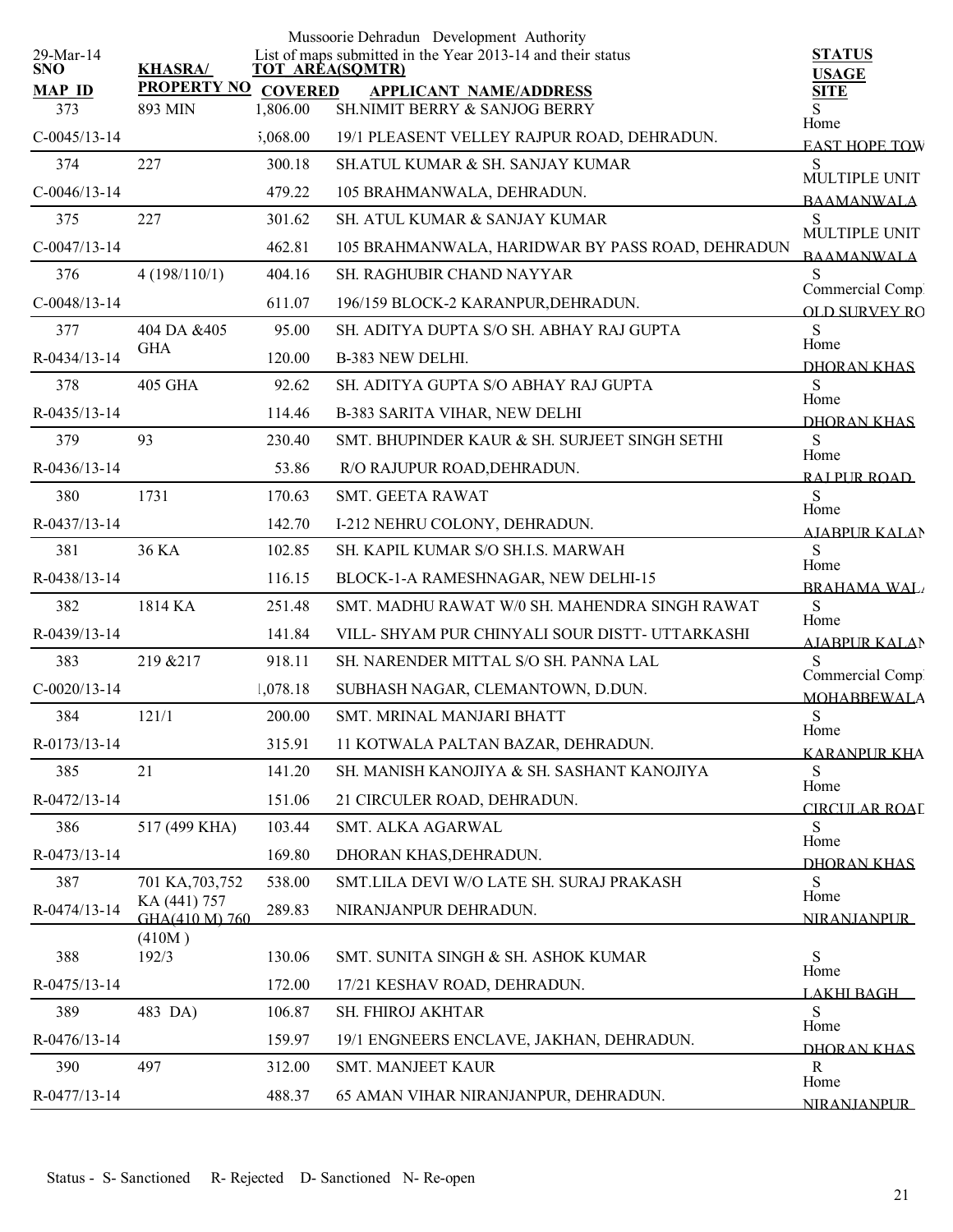Mussoorie Dehradun Development Authority

List of maps submitted in the Year 2013-14 and their status

29-Mar-14

| SNO / MAP ID | KHASRA/ PROPERTY NO | TOT AREA(SQMTR) / COVERED | APPLICANT NAME/ADDRESS | STATUS / USAGE / SITE |
|---|---|---|---|---|
| 373 | 893 MIN | 1,806.00 | SH.NIMIT BERRY & SANJOG BERRY | S |
| C-0045/13-14 | | 5,068.00 | 19/1 PLEASENT VELLEY RAJPUR ROAD, DEHRADUN. | Home<br>EAST HOPE TOW |
| 374 | 227 | 300.18 | SH.ATUL KUMAR & SH. SANJAY KUMAR | S |
| C-0046/13-14 | | 479.22 | 105 BRAHMANWALA, DEHRADUN. | MULTIPLE UNIT<br>BAAMANWALA |
| 375 | 227 | 301.62 | SH. ATUL KUMAR & SANJAY KUMAR | S |
| C-0047/13-14 | | 462.81 | 105 BRAHMANWALA, HARIDWAR BY PASS ROAD, DEHRADUN | MULTIPLE UNIT<br>BAAMANWALA |
| 376 | 4 (198/110/1) | 404.16 | SH. RAGHUBIR CHAND NAYYAR | S |
| C-0048/13-14 | | 611.07 | 196/159 BLOCK-2 KARANPUR,DEHRADUN. | Commercial Comp<br>OLD SURVEY RO |
| 377 | 404 DA &405 GHA | 95.00 | SH. ADITYA DUPTA S/O SH. ABHAY RAJ GUPTA | S |
| R-0434/13-14 | | 120.00 | B-383 NEW DELHI. | Home<br>DHORAN KHAS |
| 378 | 405 GHA | 92.62 | SH. ADITYA GUPTA S/O ABHAY RAJ GUPTA | S |
| R-0435/13-14 | | 114.46 | B-383 SARITA VIHAR, NEW DELHI | Home<br>DHORAN KHAS |
| 379 | 93 | 230.40 | SMT. BHUPINDER KAUR & SH. SURJEET SINGH SETHI | S |
| R-0436/13-14 | | 53.86 | R/O RAJUPUR ROAD,DEHRADUN. | Home<br>RAJPUR ROAD |
| 380 | 1731 | 170.63 | SMT. GEETA RAWAT | S |
| R-0437/13-14 | | 142.70 | I-212 NEHRU COLONY, DEHRADUN. | Home<br>AJABPUR KALAN |
| 381 | 36 KA | 102.85 | SH. KAPIL KUMAR S/O SH.I.S. MARWAH | S |
| R-0438/13-14 | | 116.15 | BLOCK-1-A RAMESHNAGAR, NEW DELHI-15 | Home<br>BRAHAMA WAL |
| 382 | 1814 KA | 251.48 | SMT. MADHU RAWAT W/0 SH. MAHENDRA SINGH RAWAT | S |
| R-0439/13-14 | | 141.84 | VILL- SHYAM PUR CHINYALI SOUR DISTT- UTTARKASHI | Home<br>AJABPUR KALAN |
| 383 | 219 &217 | 918.11 | SH. NARENDER MITTAL S/O SH. PANNA LAL | S |
| C-0020/13-14 | | 1,078.18 | SUBHASH NAGAR, CLEMANTOWN, D.DUN. | Commercial Comp<br>MOHABBEWALA |
| 384 | 121/1 | 200.00 | SMT. MRINAL MANJARI BHATT | S |
| R-0173/13-14 | | 315.91 | 11 KOTWALA PALTAN BAZAR, DEHRADUN. | Home<br>KARANPUR KHA |
| 385 | 21 | 141.20 | SH. MANISH KANOJIYA & SH. SASHANT KANOJIYA | S |
| R-0472/13-14 | | 151.06 | 21 CIRCULER ROAD, DEHRADUN. | Home<br>CIRCULAR ROAD |
| 386 | 517 (499 KHA) | 103.44 | SMT. ALKA AGARWAL | S |
| R-0473/13-14 | | 169.80 | DHORAN KHAS,DEHRADUN. | Home<br>DHORAN KHAS |
| 387 | 701 KA,703,752 KA (441) 757 GHA(410 M) 760 (410M ) | 538.00 | SMT.LILA DEVI W/O LATE SH. SURAJ PRAKASH | S |
| R-0474/13-14 | | 289.83 | NIRANJANPUR DEHRADUN. | Home<br>NIRANJANPUR |
| 388 | 192/3 | 130.06 | SMT. SUNITA SINGH & SH. ASHOK KUMAR | S |
| R-0475/13-14 | | 172.00 | 17/21 KESHAV ROAD, DEHRADUN. | Home<br>LAKHI BAGH |
| 389 | 483 DA) | 106.87 | SH. FHIROJ AKHTAR | S |
| R-0476/13-14 | | 159.97 | 19/1 ENGNEERS ENCLAVE, JAKHAN, DEHRADUN. | Home<br>DHORAN KHAS |
| 390 | 497 | 312.00 | SMT. MANJEET KAUR | R |
| R-0477/13-14 | | 488.37 | 65 AMAN VIHAR NIRANJANPUR, DEHRADUN. | Home<br>NIRANJANPUR |

Status - S- Sanctioned R- Rejected D- Sanctioned N- Re-open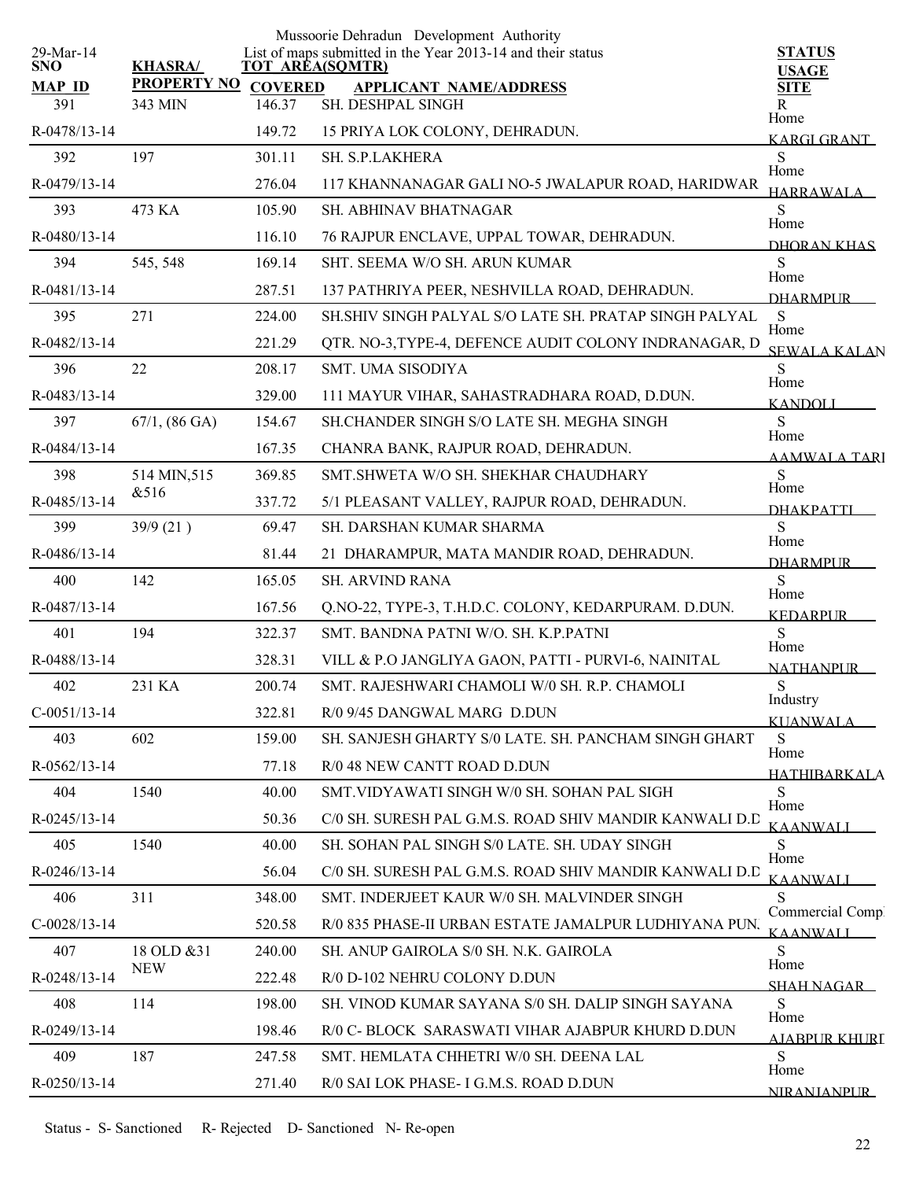Mussoorie Dehradun Development Authority

29-Mar-14

List of maps submitted in the Year 2013-14 and their status

| SNO / MAP ID | KHASRA/ PROPERTY NO | TOT AREA(SQMTR) / COVERED | APPLICANT NAME/ADDRESS | STATUS / USAGE / SITE |
|---|---|---|---|---|
| 391 | 343 MIN | 146.37 | SH. DESHPAL SINGH | R |
| R-0478/13-14 | | 149.72 | 15 PRIYA LOK COLONY, DEHRADUN. | Home / KARGI GRANT |
| 392 | 197 | 301.11 | SH. S.P.LAKHERA | S |
| R-0479/13-14 | | 276.04 | 117 KHANNANAGAR GALI NO-5 JWALAPUR ROAD, HARIDWAR | Home / HARRAWALA |
| 393 | 473 KA | 105.90 | SH. ABHINAV BHATNAGAR | S |
| R-0480/13-14 | | 116.10 | 76 RAJPUR ENCLAVE, UPPAL TOWAR, DEHRADUN. | Home / DHORAN KHAS |
| 394 | 545, 548 | 169.14 | SHT. SEEMA W/O SH. ARUN KUMAR | S |
| R-0481/13-14 | | 287.51 | 137 PATHRIYA PEER, NESHVILLA ROAD, DEHRADUN. | Home / DHARMPUR |
| 395 | 271 | 224.00 | SH.SHIV SINGH PALYAL S/O LATE SH. PRATAP SINGH PALYAL | S |
| R-0482/13-14 | | 221.29 | QTR. NO-3,TYPE-4, DEFENCE AUDIT COLONY INDRANAGAR, D | Home / SEWALA KALAN |
| 396 | 22 | 208.17 | SMT. UMA SISODIYA | S |
| R-0483/13-14 | | 329.00 | 111 MAYUR VIHAR, SAHASTRADHARA ROAD, D.DUN. | Home / KANDOLI |
| 397 | 67/1, (86 GA) | 154.67 | SH.CHANDER SINGH S/O LATE SH. MEGHA SINGH | S |
| R-0484/13-14 | | 167.35 | CHANRA BANK, RAJPUR ROAD, DEHRADUN. | Home / AAMWALA TARI |
| 398 | 514 MIN,515 &516 | 369.85 | SMT.SHWETA W/O SH. SHEKHAR CHAUDHARY | S |
| R-0485/13-14 | | 337.72 | 5/1 PLEASANT VALLEY, RAJPUR ROAD, DEHRADUN. | Home / DHAKPATTI |
| 399 | 39/9 (21 ) | 69.47 | SH. DARSHAN KUMAR SHARMA | S |
| R-0486/13-14 | | 81.44 | 21 DHARAMPUR, MATA MANDIR ROAD, DEHRADUN. | Home / DHARMPUR |
| 400 | 142 | 165.05 | SH. ARVIND RANA | S |
| R-0487/13-14 | | 167.56 | Q.NO-22, TYPE-3, T.H.D.C. COLONY, KEDARPURAM. D.DUN. | Home / KEDARPUR |
| 401 | 194 | 322.37 | SMT. BANDNA PATNI W/O. SH. K.P.PATNI | S |
| R-0488/13-14 | | 328.31 | VILL & P.O JANGLIYA GAON, PATTI - PURVI-6, NAINITAL | Home / NATHANPUR |
| 402 | 231 KA | 200.74 | SMT. RAJESHWARI CHAMOLI W/0 SH. R.P. CHAMOLI | S |
| C-0051/13-14 | | 322.81 | R/0 9/45 DANGWAL MARG D.DUN | Industry / KUANWALA |
| 403 | 602 | 159.00 | SH. SANJESH GHARTY S/0 LATE. SH. PANCHAM SINGH GHART | S |
| R-0562/13-14 | | 77.18 | R/0 48 NEW CANTT ROAD D.DUN | Home / HATHIBARKALA |
| 404 | 1540 | 40.00 | SMT.VIDYAWATI SINGH W/0 SH. SOHAN PAL SIGH | S |
| R-0245/13-14 | | 50.36 | C/0 SH. SURESH PAL G.M.S. ROAD SHIV MANDIR KANWALI D.D | Home / KAANWALI |
| 405 | 1540 | 40.00 | SH. SOHAN PAL SINGH S/0 LATE. SH. UDAY SINGH | S |
| R-0246/13-14 | | 56.04 | C/0 SH. SURESH PAL G.M.S. ROAD SHIV MANDIR KANWALI D.D | Home / KAANWALI |
| 406 | 311 | 348.00 | SMT. INDERJEET KAUR W/0 SH. MALVINDER SINGH | S |
| C-0028/13-14 | | 520.58 | R/0 835 PHASE-II URBAN ESTATE JAMALPUR LUDHIYANA PUN. | Commercial Comp / KAANWALI |
| 407 | 18 OLD &31 NEW | 240.00 | SH. ANUP GAIROLA S/0 SH. N.K. GAIROLA | S |
| R-0248/13-14 | | 222.48 | R/0 D-102 NEHRU COLONY D.DUN | Home / SHAH NAGAR |
| 408 | 114 | 198.00 | SH. VINOD KUMAR SAYANA S/0 SH. DALIP SINGH SAYANA | S |
| R-0249/13-14 | | 198.46 | R/0 C- BLOCK SARASWATI VIHAR AJABPUR KHURD D.DUN | Home / AJABPUR KHURD |
| 409 | 187 | 247.58 | SMT. HEMLATA CHHETRI W/0 SH. DEENA LAL | S |
| R-0250/13-14 | | 271.40 | R/0 SAI LOK PHASE- I G.M.S. ROAD D.DUN | Home / NIRANJANPUR |

Status - S- Sanctioned R- Rejected D- Sanctioned N- Re-open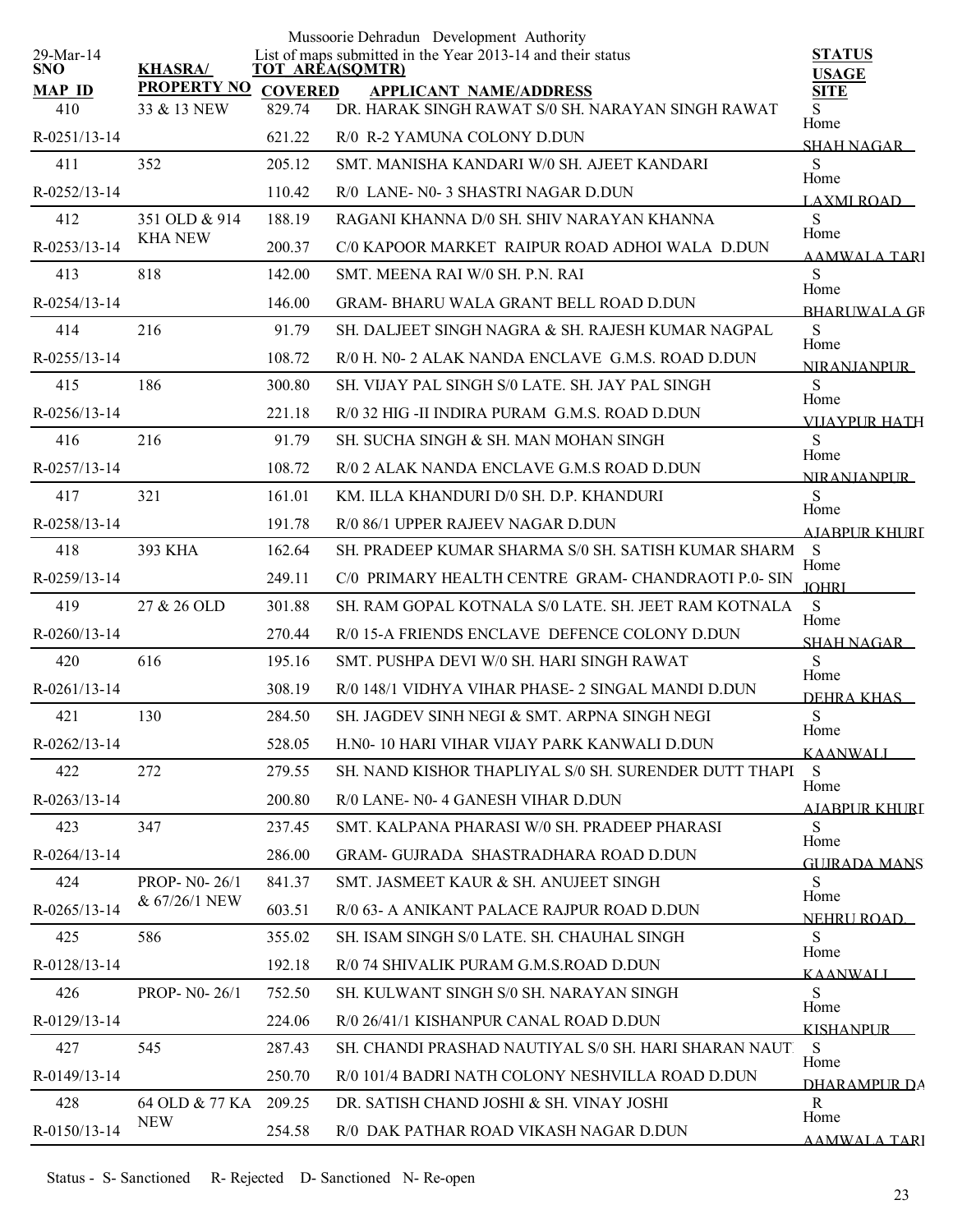Mussoorie Dehradun Development Authority

List of maps submitted in the Year 2013-14 and their status

29-Mar-14

| SNO / MAP ID | KHASRA/ PROPERTY NO | TOT AREA(SQMTR) / COVERED | APPLICANT NAME/ADDRESS | STATUS / USAGE / SITE |
|---|---|---|---|---|
| 410 | 33 & 13 NEW | 829.74 | DR. HARAK SINGH RAWAT S/0 SH. NARAYAN SINGH RAWAT | S |
| R-0251/13-14 | | 621.22 | R/0 R-2 YAMUNA COLONY D.DUN | Home SHAH NAGAR |
| 411 | 352 | 205.12 | SMT. MANISHA KANDARI W/0 SH. AJEET KANDARI | S |
| R-0252/13-14 | | 110.42 | R/0 LANE- N0- 3 SHASTRI NAGAR D.DUN | Home LAXMI ROAD |
| 412 | 351 OLD & 914 KHA NEW | 188.19 | RAGANI KHANNA D/0 SH. SHIV NARAYAN KHANNA | S |
| R-0253/13-14 | | 200.37 | C/0 KAPOOR MARKET RAIPUR ROAD ADHOI WALA D.DUN | Home AAMWALA TARI |
| 413 | 818 | 142.00 | SMT. MEENA RAI W/0 SH. P.N. RAI | S |
| R-0254/13-14 | | 146.00 | GRAM- BHARU WALA GRANT BELL ROAD D.DUN | Home BHARUWALA GR |
| 414 | 216 | 91.79 | SH. DALJEET SINGH NAGRA & SH. RAJESH KUMAR NAGPAL | S |
| R-0255/13-14 | | 108.72 | R/0 H. N0- 2 ALAK NANDA ENCLAVE G.M.S. ROAD D.DUN | Home NIRANJANPUR |
| 415 | 186 | 300.80 | SH. VIJAY PAL SINGH S/0 LATE. SH. JAY PAL SINGH | S |
| R-0256/13-14 | | 221.18 | R/0 32 HIG -II INDIRA PURAM G.M.S. ROAD D.DUN | Home VIJAYPUR HATH |
| 416 | 216 | 91.79 | SH. SUCHA SINGH & SH. MAN MOHAN SINGH | S |
| R-0257/13-14 | | 108.72 | R/0 2 ALAK NANDA ENCLAVE G.M.S ROAD D.DUN | Home NIRANJANPUR |
| 417 | 321 | 161.01 | KM. ILLA KHANDURI D/0 SH. D.P. KHANDURI | S |
| R-0258/13-14 | | 191.78 | R/0 86/1 UPPER RAJEEV NAGAR D.DUN | Home AJABPUR KHURD |
| 418 | 393 KHA | 162.64 | SH. PRADEEP KUMAR SHARMA S/0 SH. SATISH KUMAR SHARM | S |
| R-0259/13-14 | | 249.11 | C/0 PRIMARY HEALTH CENTRE GRAM- CHANDRAOTI P.0- SIN | Home JOHRI |
| 419 | 27 & 26 OLD | 301.88 | SH. RAM GOPAL KOTNALA S/0 LATE. SH. JEET RAM KOTNALA | S |
| R-0260/13-14 | | 270.44 | R/0 15-A FRIENDS ENCLAVE DEFENCE COLONY D.DUN | Home SHAH NAGAR |
| 420 | 616 | 195.16 | SMT. PUSHPA DEVI W/0 SH. HARI SINGH RAWAT | S |
| R-0261/13-14 | | 308.19 | R/0 148/1 VIDHYA VIHAR PHASE- 2 SINGAL MANDI D.DUN | Home DEHRA KHAS |
| 421 | 130 | 284.50 | SH. JAGDEV SINH NEGI & SMT. ARPNA SINGH NEGI | S |
| R-0262/13-14 | | 528.05 | H.N0- 10 HARI VIHAR VIJAY PARK KANWALI D.DUN | Home KAANWALI |
| 422 | 272 | 279.55 | SH. NAND KISHOR THAPLIYAL S/0 SH. SURENDER DUTT THAPI | S |
| R-0263/13-14 | | 200.80 | R/0 LANE- N0- 4 GANESH VIHAR D.DUN | Home AJABPUR KHURD |
| 423 | 347 | 237.45 | SMT. KALPANA PHARASI W/0 SH. PRADEEP PHARASI | S |
| R-0264/13-14 | | 286.00 | GRAM- GUJRADA SHASTRADHARA ROAD D.DUN | Home GUJRADA MANS |
| 424 | PROP- N0- 26/1 & 67/26/1 NEW | 841.37 | SMT. JASMEET KAUR & SH. ANUJEET SINGH | S |
| R-0265/13-14 | | 603.51 | R/0 63- A ANIKANT PALACE RAJPUR ROAD D.DUN | Home NEHRU ROAD |
| 425 | 586 | 355.02 | SH. ISAM SINGH S/0 LATE. SH. CHAUHAL SINGH | S |
| R-0128/13-14 | | 192.18 | R/0 74 SHIVALIK PURAM G.M.S.ROAD D.DUN | Home KAANWALI |
| 426 | PROP- N0- 26/1 | 752.50 | SH. KULWANT SINGH S/0 SH. NARAYAN SINGH | S |
| R-0129/13-14 | | 224.06 | R/0 26/41/1 KISHANPUR CANAL ROAD D.DUN | Home KISHANPUR |
| 427 | 545 | 287.43 | SH. CHANDI PRASHAD NAUTIYAL S/0 SH. HARI SHARAN NAUT | S |
| R-0149/13-14 | | 250.70 | R/0 101/4 BADRI NATH COLONY NESHVILLA ROAD D.DUN | Home DHARAMPUR DA |
| 428 | 64 OLD & 77 KA NEW | 209.25 | DR. SATISH CHAND JOSHI & SH. VINAY JOSHI | R |
| R-0150/13-14 | | 254.58 | R/0 DAK PATHAR ROAD VIKASH NAGAR D.DUN | Home AAMWALA TARI |

Status - S- Sanctioned R- Rejected D- Sanctioned N- Re-open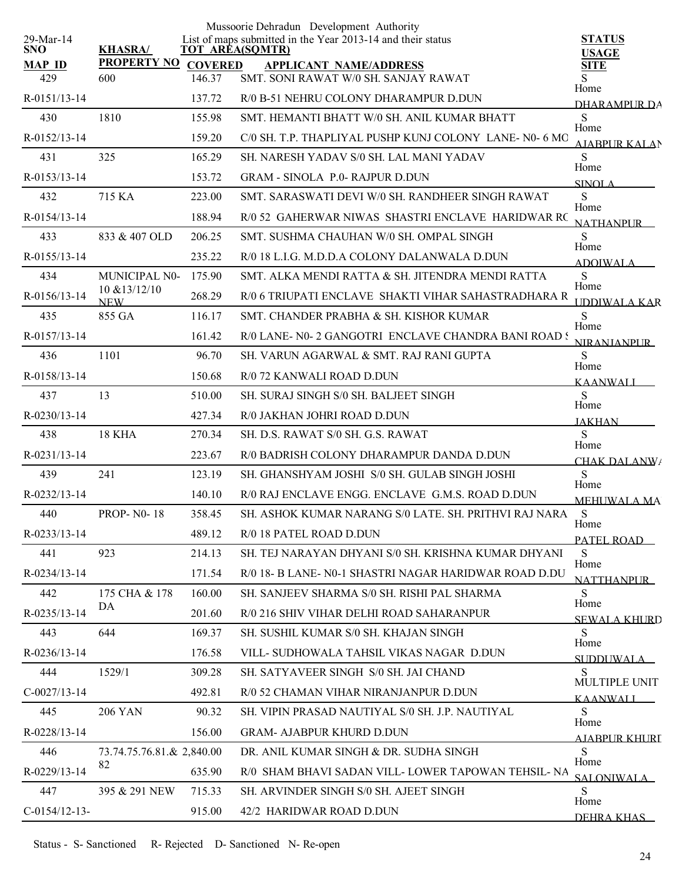Mussoorie Dehradun Development Authority

List of maps submitted in the Year 2013-14 and their status

29-Mar-14

| SNO / MAP ID | KHASRA/ PROPERTY NO | TOT AREA(SQMTR) / COVERED | APPLICANT NAME/ADDRESS | STATUS / USAGE / SITE |
|---|---|---|---|---|
| 429 | 600 | 146.37 | SMT. SONI RAWAT W/0 SH. SANJAY RAWAT | S<br>Home |
| R-0151/13-14 | | 137.72 | R/0 B-51 NEHRU COLONY DHARAMPUR D.DUN | DHARAMPUR DA |
| 430 | 1810 | 155.98 | SMT. HEMANTI BHATT W/0 SH. ANIL KUMAR BHATT | S<br>Home |
| R-0152/13-14 | | 159.20 | C/0 SH. T.P. THAPLIYAL PUSHP KUNJ COLONY LANE- N0- 6 MO | AJABPUR KALAN |
| 431 | 325 | 165.29 | SH. NARESH YADAV S/0 SH. LAL MANI YADAV | S<br>Home |
| R-0153/13-14 | | 153.72 | GRAM - SINOLA P.0- RAJPUR D.DUN | SINOLA |
| 432 | 715 KA | 223.00 | SMT. SARASWATI DEVI W/0 SH. RANDHEER SINGH RAWAT | S<br>Home |
| R-0154/13-14 | | 188.94 | R/0 52 GAHERWAR NIWAS SHASTRI ENCLAVE HARIDWAR RO | NATHANPUR |
| 433 | 833 & 407 OLD | 206.25 | SMT. SUSHMA CHAUHAN W/0 SH. OMPAL SINGH | S<br>Home |
| R-0155/13-14 | | 235.22 | R/0 18 L.I.G. M.D.D.A COLONY DALANWALA D.DUN | ADOIWALA |
| 434 | MUNICIPAL N0- 10 &13/12/10 NEW | 175.90 | SMT. ALKA MENDI RATTA & SH. JITENDRA MENDI RATTA | S<br>Home |
| R-0156/13-14 | | 268.29 | R/0 6 TRIUPATI ENCLAVE SHAKTI VIHAR SAHASTRADHARA R | UDDIWALA KAR |
| 435 | 855 GA | 116.17 | SMT. CHANDER PRABHA & SH. KISHOR KUMAR | S<br>Home |
| R-0157/13-14 | | 161.42 | R/0 LANE- N0- 2 GANGOTRI ENCLAVE CHANDRA BANI ROAD S | NIRANJANPUR |
| 436 | 1101 | 96.70 | SH. VARUN AGARWAL & SMT. RAJ RANI GUPTA | S<br>Home |
| R-0158/13-14 | | 150.68 | R/0 72 KANWALI ROAD D.DUN | KAANWALI |
| 437 | 13 | 510.00 | SH. SURAJ SINGH S/0 SH. BALJEET SINGH | S<br>Home |
| R-0230/13-14 | | 427.34 | R/0 JAKHAN JOHRI ROAD D.DUN | JAKHAN |
| 438 | 18 KHA | 270.34 | SH. D.S. RAWAT S/0 SH. G.S. RAWAT | S<br>Home |
| R-0231/13-14 | | 223.67 | R/0 BADRISH COLONY DHARAMPUR DANDA D.DUN | CHAK DALANWA |
| 439 | 241 | 123.19 | SH. GHANSHYAM JOSHI S/0 SH. GULAB SINGH JOSHI | S<br>Home |
| R-0232/13-14 | | 140.10 | R/0 RAJ ENCLAVE ENGG. ENCLAVE G.M.S. ROAD D.DUN | MEHUWALA MA |
| 440 | PROP- N0- 18 | 358.45 | SH. ASHOK KUMAR NARANG S/0 LATE. SH. PRITHVI RAJ NARA | S<br>Home |
| R-0233/13-14 | | 489.12 | R/0 18 PATEL ROAD D.DUN | PATEL ROAD |
| 441 | 923 | 214.13 | SH. TEJ NARAYAN DHYANI S/0 SH. KRISHNA KUMAR DHYANI | S<br>Home |
| R-0234/13-14 | | 171.54 | R/0 18- B LANE- N0-1 SHASTRI NAGAR HARIDWAR ROAD D.DU | NATTHANPUR |
| 442 | 175 CHA & 178 DA | 160.00 | SH. SANJEEV SHARMA S/0 SH. RISHI PAL SHARMA | S<br>Home |
| R-0235/13-14 | | 201.60 | R/0 216 SHIV VIHAR DELHI ROAD SAHARANPUR | SEWALA KHURD |
| 443 | 644 | 169.37 | SH. SUSHIL KUMAR S/0 SH. KHAJAN SINGH | S<br>Home |
| R-0236/13-14 | | 176.58 | VILL- SUDHOWALA TAHSIL VIKAS NAGAR D.DUN | SUDDUWALA |
| 444 | 1529/1 | 309.28 | SH. SATYAVEER SINGH S/0 SH. JAI CHAND | S<br>MULTIPLE UNIT |
| C-0027/13-14 | | 492.81 | R/0 52 CHAMAN VIHAR NIRANJANPUR D.DUN | KAANWALI |
| 445 | 206 YAN | 90.32 | SH. VIPIN PRASAD NAUTIYAL S/0 SH. J.P. NAUTIYAL | S<br>Home |
| R-0228/13-14 | | 156.00 | GRAM- AJABPUR KHURD D.DUN | AJABPUR KHURD |
| 446 | 73.74.75.76.81.& 82 | 2,840.00 | DR. ANIL KUMAR SINGH & DR. SUDHA SINGH | S<br>Home |
| R-0229/13-14 | | 635.90 | R/0 SHAM BHAVI SADAN VILL- LOWER TAPOWAN TEHSIL- NA | SALONIWALA |
| 447 | 395 & 291 NEW | 715.33 | SH. ARVINDER SINGH S/0 SH. AJEET SINGH | S<br>Home |
| C-0154/12-13- | | 915.00 | 42/2 HARIDWAR ROAD D.DUN | DEHRA KHAS |

Status - S- Sanctioned R- Rejected D- Sanctioned N- Re-open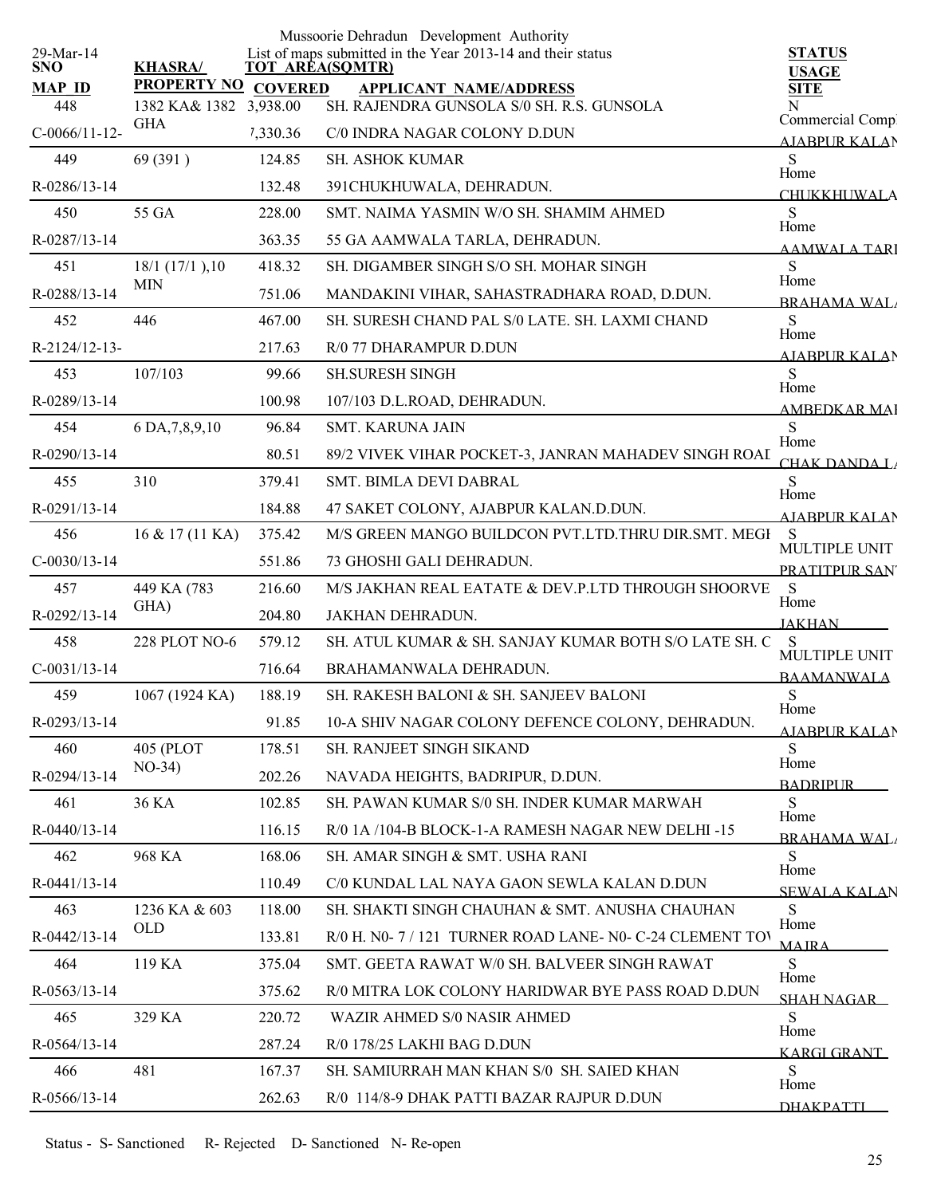Mussoorie Dehradun Development Authority

List of maps submitted in the Year 2013-14 and their status

29-Mar-14

| SNO / MAP ID | KHASRA/ PROPERTY NO | TOT AREA(SQMTR) / COVERED | APPLICANT NAME/ADDRESS | STATUS / USAGE / SITE |
|---|---|---|---|---|
| 448 | 1382 KA& 1382 GHA | 3,938.00 | SH. RAJENDRA GUNSOLA S/0 SH. R.S. GUNSOLA | N Commercial Compl |
| C-0066/11-12- | | 7,330.36 | C/0 INDRA NAGAR COLONY D.DUN | AJABPUR KALAN |
| 449 | 69 (391 ) | 124.85 | SH. ASHOK KUMAR | S Home |
| R-0286/13-14 | | 132.48 | 391CHUKHUWALA, DEHRADUN. | CHUKKHUWALA |
| 450 | 55 GA | 228.00 | SMT. NAIMA YASMIN W/O SH. SHAMIM AHMED | S Home |
| R-0287/13-14 | | 363.35 | 55 GA AAMWALA TARLA, DEHRADUN. | AAMWALA TARI |
| 451 | 18/1 (17/1 ),10 MIN | 418.32 | SH. DIGAMBER SINGH S/O SH. MOHAR SINGH | S Home |
| R-0288/13-14 | | 751.06 | MANDAKINI VIHAR, SAHASTRADHARA ROAD, D.DUN. | BRAHAMA WAL |
| 452 | 446 | 467.00 | SH. SURESH CHAND PAL S/0 LATE. SH. LAXMI CHAND | S Home |
| R-2124/12-13- | | 217.63 | R/0 77 DHARAMPUR D.DUN | AJABPUR KALAN |
| 453 | 107/103 | 99.66 | SH.SURESH SINGH | S Home |
| R-0289/13-14 | | 100.98 | 107/103 D.L.ROAD, DEHRADUN. | AMBEDKAR MAI |
| 454 | 6 DA,7,8,9,10 | 96.84 | SMT. KARUNA JAIN | S Home |
| R-0290/13-14 | | 80.51 | 89/2 VIVEK VIHAR POCKET-3, JANRAN MAHADEV SINGH ROAL | CHAK DANDA L |
| 455 | 310 | 379.41 | SMT. BIMLA DEVI DABRAL | S Home |
| R-0291/13-14 | | 184.88 | 47 SAKET COLONY, AJABPUR KALAN.D.DUN. | AJABPUR KALAN |
| 456 | 16 & 17 (11 KA) | 375.42 | M/S GREEN MANGO BUILDCON PVT.LTD.THRU DIR.SMT. MEGI | S MULTIPLE UNIT |
| C-0030/13-14 | | 551.86 | 73 GHOSHI GALI DEHRADUN. | PRATITPUR SAN |
| 457 | 449 KA (783 GHA) | 216.60 | M/S JAKHAN REAL EATATE & DEV.P.LTD THROUGH SHOORVE | S Home |
| R-0292/13-14 | | 204.80 | JAKHAN DEHRADUN. | JAKHAN |
| 458 | 228 PLOT NO-6 | 579.12 | SH. ATUL KUMAR & SH. SANJAY KUMAR BOTH S/O LATE SH. C | S MULTIPLE UNIT |
| C-0031/13-14 | | 716.64 | BRAHAMANWALA DEHRADUN. | BAAMANWALA |
| 459 | 1067 (1924 KA) | 188.19 | SH. RAKESH BALONI & SH. SANJEEV BALONI | S Home |
| R-0293/13-14 | | 91.85 | 10-A SHIV NAGAR COLONY DEFENCE COLONY, DEHRADUN. | AJABPUR KALAN |
| 460 | 405 (PLOT NO-34) | 178.51 | SH. RANJEET SINGH SIKAND | S Home |
| R-0294/13-14 | | 202.26 | NAVADA HEIGHTS, BADRIPUR, D.DUN. | BADRIPUR |
| 461 | 36 KA | 102.85 | SH. PAWAN KUMAR S/0 SH. INDER KUMAR MARWAH | S Home |
| R-0440/13-14 | | 116.15 | R/0 1A /104-B BLOCK-1-A RAMESH NAGAR NEW DELHI -15 | BRAHAMA WAL |
| 462 | 968 KA | 168.06 | SH. AMAR SINGH & SMT. USHA RANI | S Home |
| R-0441/13-14 | | 110.49 | C/0 KUNDAL LAL NAYA GAON SEWLA KALAN D.DUN | SEWALA KALAN |
| 463 | 1236 KA & 603 OLD | 118.00 | SH. SHAKTI SINGH CHAUHAN & SMT. ANUSHA CHAUHAN | S Home |
| R-0442/13-14 | | 133.81 | R/0 H. N0- 7 / 121 TURNER ROAD LANE- N0- C-24 CLEMENT TOV | MAJRA |
| 464 | 119 KA | 375.04 | SMT. GEETA RAWAT W/0 SH. BALVEER SINGH RAWAT | S Home |
| R-0563/13-14 | | 375.62 | R/0 MITRA LOK COLONY HARIDWAR BYE PASS ROAD D.DUN | SHAH NAGAR |
| 465 | 329 KA | 220.72 | WAZIR AHMED S/0 NASIR AHMED | S Home |
| R-0564/13-14 | | 287.24 | R/0 178/25 LAKHI BAG D.DUN | KARGI GRANT |
| 466 | 481 | 167.37 | SH. SAMIURRAH MAN KHAN S/0 SH. SAIED KHAN | S Home |
| R-0566/13-14 | | 262.63 | R/0 114/8-9 DHAK PATTI BAZAR RAJPUR D.DUN | DHAKPATTI |

Status - S- Sanctioned R- Rejected D- Sanctioned N- Re-open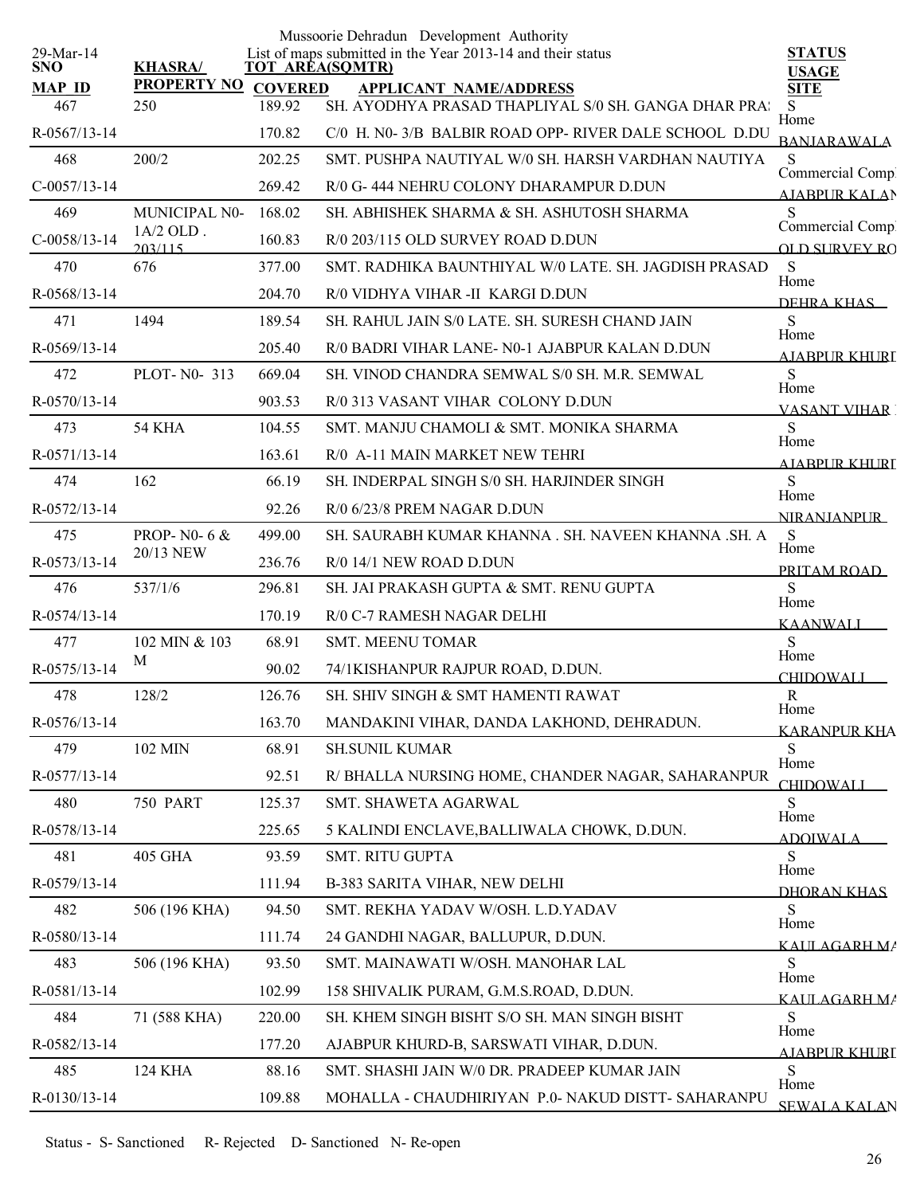Mussoorie Dehradun Development Authority

29-Mar-14

List of maps submitted in the Year 2013-14 and their status

| SNO / MAP ID | KHASRA/ PROPERTY NO | TOT AREA(SQMTR) / COVERED | APPLICANT NAME/ADDRESS | STATUS / USAGE / SITE |
|---|---|---|---|---|
| 467 | 250 | 189.92 | SH. AYODHYA PRASAD THAPLIYAL S/0 SH. GANGA DHAR PRA: | S |
| R-0567/13-14 | | 170.82 | C/0 H. N0- 3/B BALBIR ROAD OPP- RIVER DALE SCHOOL D.DU | Home BANJARAWALA |
| 468 | 200/2 | 202.25 | SMT. PUSHPA NAUTIYAL W/0 SH. HARSH VARDHAN NAUTIYA | S |
| C-0057/13-14 | | 269.42 | R/0 G- 444 NEHRU COLONY DHARAMPUR D.DUN | Commercial Comp AJABPUR KALAN |
| 469 | MUNICIPAL N0- 1A/2 OLD . 203/115 | 168.02 | SH. ABHISHEK SHARMA & SH. ASHUTOSH SHARMA | S |
| C-0058/13-14 | | 160.83 | R/0 203/115 OLD SURVEY ROAD D.DUN | Commercial Comp OLD SURVEY RO |
| 470 | 676 | 377.00 | SMT. RADHIKA BAUNTHIYAL W/0 LATE. SH. JAGDISH PRASAD | S |
| R-0568/13-14 | | 204.70 | R/0 VIDHYA VIHAR -II KARGI D.DUN | Home DEHRA KHAS |
| 471 | 1494 | 189.54 | SH. RAHUL JAIN S/0 LATE. SH. SURESH CHAND JAIN | S |
| R-0569/13-14 | | 205.40 | R/0 BADRI VIHAR LANE- N0-1 AJABPUR KALAN D.DUN | Home AJABPUR KHURD |
| 472 | PLOT- N0- 313 | 669.04 | SH. VINOD CHANDRA SEMWAL S/0 SH. M.R. SEMWAL | S |
| R-0570/13-14 | | 903.53 | R/0 313 VASANT VIHAR COLONY D.DUN | Home VASANT VIHAR |
| 473 | 54 KHA | 104.55 | SMT. MANJU CHAMOLI & SMT. MONIKA SHARMA | S |
| R-0571/13-14 | | 163.61 | R/0 A-11 MAIN MARKET NEW TEHRI | Home AJABPUR KHURD |
| 474 | 162 | 66.19 | SH. INDERPAL SINGH S/0 SH. HARJINDER SINGH | S |
| R-0572/13-14 | | 92.26 | R/0 6/23/8 PREM NAGAR D.DUN | Home NIRANJANPUR |
| 475 | PROP- N0- 6 & 20/13 NEW | 499.00 | SH. SAURABH KUMAR KHANNA . SH. NAVEEN KHANNA .SH. A | S |
| R-0573/13-14 | | 236.76 | R/0 14/1 NEW ROAD D.DUN | Home PRITAM ROAD |
| 476 | 537/1/6 | 296.81 | SH. JAI PRAKASH GUPTA & SMT. RENU GUPTA | S |
| R-0574/13-14 | | 170.19 | R/0 C-7 RAMESH NAGAR DELHI | Home KAANWALI |
| 477 | 102 MIN & 103 M | 68.91 | SMT. MEENU TOMAR | S |
| R-0575/13-14 | | 90.02 | 74/1KISHANPUR RAJPUR ROAD, D.DUN. | Home CHIDOWALI |
| 478 | 128/2 | 126.76 | SH. SHIV SINGH & SMT HAMENTI RAWAT | R |
| R-0576/13-14 | | 163.70 | MANDAKINI VIHAR, DANDA LAKHOND, DEHRADUN. | Home KARANPUR KHA |
| 479 | 102 MIN | 68.91 | SH.SUNIL KUMAR | S |
| R-0577/13-14 | | 92.51 | R/ BHALLA NURSING HOME, CHANDER NAGAR, SAHARANPUR | Home CHIDOWALI |
| 480 | 750 PART | 125.37 | SMT. SHAWETA AGARWAL | S |
| R-0578/13-14 | | 225.65 | 5 KALINDI ENCLAVE,BALLIWALA CHOWK, D.DUN. | Home ADOIWALA |
| 481 | 405 GHA | 93.59 | SMT. RITU GUPTA | S |
| R-0579/13-14 | | 111.94 | B-383 SARITA VIHAR, NEW DELHI | Home DHORAN KHAS |
| 482 | 506 (196 KHA) | 94.50 | SMT. REKHA YADAV W/OSH. L.D.YADAV | S |
| R-0580/13-14 | | 111.74 | 24 GANDHI NAGAR, BALLUPUR, D.DUN. | Home KAULAGARH MA |
| 483 | 506 (196 KHA) | 93.50 | SMT. MAINAWATI W/OSH. MANOHAR LAL | S |
| R-0581/13-14 | | 102.99 | 158 SHIVALIK PURAM, G.M.S.ROAD, D.DUN. | Home KAULAGARH MA |
| 484 | 71 (588 KHA) | 220.00 | SH. KHEM SINGH BISHT S/O SH. MAN SINGH BISHT | S |
| R-0582/13-14 | | 177.20 | AJABPUR KHURD-B, SARSWATI VIHAR, D.DUN. | Home AJABPUR KHURD |
| 485 | 124 KHA | 88.16 | SMT. SHASHI JAIN W/0 DR. PRADEEP KUMAR JAIN | S |
| R-0130/13-14 | | 109.88 | MOHALLA - CHAUDHIRIYAN P.0- NAKUD DISTT- SAHARANPU | Home SEWALA KALAN |

Status - S- Sanctioned R- Rejected D- Sanctioned N- Re-open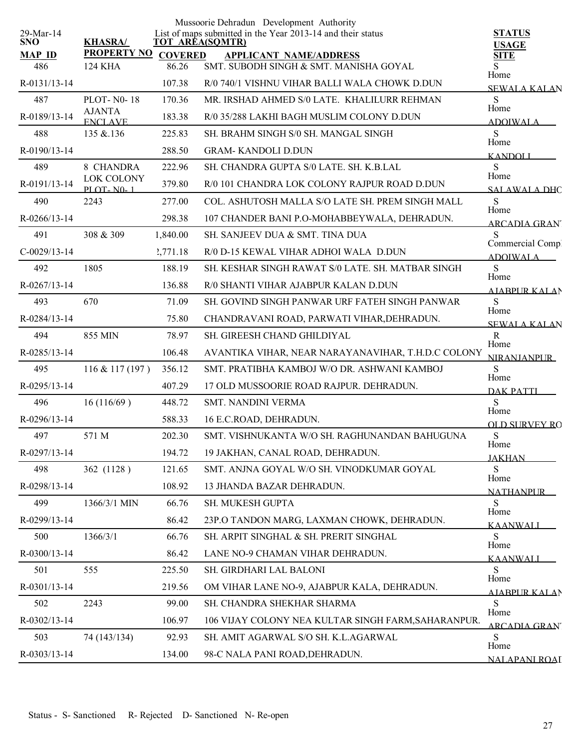Mussoorie Dehradun Development Authority

29-Mar-14

List of maps submitted in the Year 2013-14 and their status

| SNO / MAP_ID | KHASRA/ PROPERTY NO | TOT AREA(SQMTR) / COVERED | APPLICANT NAME/ADDRESS | STATUS / USAGE / SITE |
|---|---|---|---|---|
| 486 | 124 KHA | 86.26 | SMT. SUBODH SINGH & SMT. MANISHA GOYAL | S |
| R-0131/13-14 | | 107.38 | R/0 740/1 VISHNU VIHAR BALLI WALA CHOWK D.DUN | Home SEWALA KALAN |
| 487 | PLOT- N0- 18 AJANTA ENCLAVE | 170.36 | MR. IRSHAD AHMED S/0 LATE. KHALILURR REHMAN | S |
| R-0189/13-14 | | 183.38 | R/0 35/288 LAKHI BAGH MUSLIM COLONY D.DUN | Home ADOIWALA |
| 488 | 135 &.136 | 225.83 | SH. BRAHM SINGH S/0 SH. MANGAL SINGH | S |
| R-0190/13-14 | | 288.50 | GRAM- KANDOLI D.DUN | Home KANDOLI |
| 489 | 8 CHANDRA LOK COLONY PLOT- N0- 1 | 222.96 | SH. CHANDRA GUPTA S/0 LATE. SH. K.B.LAL | S |
| R-0191/13-14 | | 379.80 | R/0 101 CHANDRA LOK COLONY RAJPUR ROAD D.DUN | Home SALAWALA DHC |
| 490 | 2243 | 277.00 | COL. ASHUTOSH MALLA S/O LATE SH. PREM SINGH MALL | S |
| R-0266/13-14 | | 298.38 | 107 CHANDER BANI P.O-MOHABBEYWALA, DEHRADUN. | Home ARCADIA GRANT |
| 491 | 308 & 309 | 1,840.00 | SH. SANJEEV DUA & SMT. TINA DUA | S |
| C-0029/13-14 | | 2,771.18 | R/0 D-15 KEWAL VIHAR ADHOI WALA D.DUN | Commercial Compl ADOIWALA |
| 492 | 1805 | 188.19 | SH. KESHAR SINGH RAWAT S/0 LATE. SH. MATBAR SINGH | S |
| R-0267/13-14 | | 136.88 | R/0 SHANTI VIHAR AJABPUR KALAN D.DUN | Home AJABPUR KALAN |
| 493 | 670 | 71.09 | SH. GOVIND SINGH PANWAR URF FATEH SINGH PANWAR | S |
| R-0284/13-14 | | 75.80 | CHANDRAVANI ROAD, PARWATI VIHAR,DEHRADUN. | Home SEWALA KALAN |
| 494 | 855 MIN | 78.97 | SH. GIREESH CHAND GHILDIYAL | R |
| R-0285/13-14 | | 106.48 | AVANTIKA VIHAR, NEAR NARAYANAVIHAR, T.H.D.C COLONY | Home NIRANJANPUR |
| 495 | 116 & 117 (197 ) | 356.12 | SMT. PRATIBHA KAMBOJ W/O DR. ASHWANI KAMBOJ | S |
| R-0295/13-14 | | 407.29 | 17 OLD MUSSOORIE ROAD RAJPUR. DEHRADUN. | Home DAK PATTI |
| 496 | 16 (116/69 ) | 448.72 | SMT. NANDINI VERMA | S |
| R-0296/13-14 | | 588.33 | 16 E.C.ROAD, DEHRADUN. | Home OLD SURVEY RO |
| 497 | 571 M | 202.30 | SMT. VISHNUKANTA W/O SH. RAGHUNANDAN BAHUGUNA | S |
| R-0297/13-14 | | 194.72 | 19 JAKHAN, CANAL ROAD, DEHRADUN. | Home JAKHAN |
| 498 | 362 (1128 ) | 121.65 | SMT. ANJNA GOYAL W/O SH. VINODKUMAR GOYAL | S |
| R-0298/13-14 | | 108.92 | 13 JHANDA BAZAR DEHRADUN. | Home NATHANPUR |
| 499 | 1366/3/1 MIN | 66.76 | SH. MUKESH GUPTA | S |
| R-0299/13-14 | | 86.42 | 23P.O TANDON MARG, LAXMAN CHOWK, DEHRADUN. | Home KAANWALI |
| 500 | 1366/3/1 | 66.76 | SH. ARPIT SINGHAL & SH. PRERIT SINGHAL | S |
| R-0300/13-14 | | 86.42 | LANE NO-9 CHAMAN VIHAR DEHRADUN. | Home KAANWALI |
| 501 | 555 | 225.50 | SH. GIRDHARI LAL BALONI | S |
| R-0301/13-14 | | 219.56 | OM VIHAR LANE NO-9, AJABPUR KALA, DEHRADUN. | Home AJABPUR KALAN |
| 502 | 2243 | 99.00 | SH. CHANDRA SHEKHAR SHARMA | S |
| R-0302/13-14 | | 106.97 | 106 VIJAY COLONY NEA KULTAR SINGH FARM,SAHARANPUR. | Home ARCADIA GRANT |
| 503 | 74 (143/134) | 92.93 | SH. AMIT AGARWAL S/O SH. K.L.AGARWAL | S |
| R-0303/13-14 | | 134.00 | 98-C NALA PANI ROAD,DEHRADUN. | Home NALAPANI ROAD |

Status - S- Sanctioned R- Rejected D- Sanctioned N- Re-open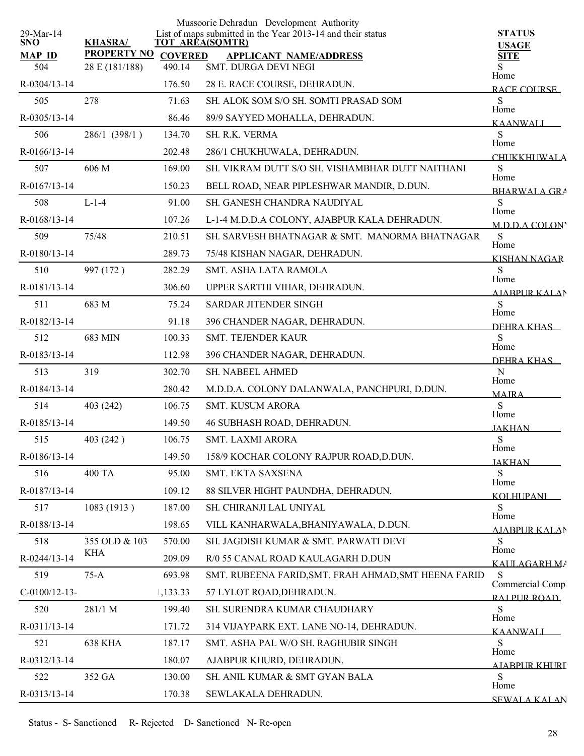Mussoorie Dehradun Development Authority

List of maps submitted in the Year 2013-14 and their status

29-Mar-14

| SNO | KHASRA/ PROPERTY NO | TOT AREA(SQMTR) | APPLICANT NAME/ADDRESS | STATUS USAGE SITE |
|---|---|---|---|---|
| MAP ID | | COVERED | | |
| 504 | 28 E (181/188) | 490.14 | SMT. DURGA DEVI NEGI | S Home |
| R-0304/13-14 | | 176.50 | 28 E. RACE COURSE, DEHRADUN. | RACE COURSE |
| 505 | 278 | 71.63 | SH. ALOK SOM S/O SH. SOMTI PRASAD SOM | S Home |
| R-0305/13-14 | | 86.46 | 89/9 SAYYED MOHALLA, DEHRADUN. | KAANWALI |
| 506 | 286/1 (398/1 ) | 134.70 | SH. R.K. VERMA | S Home |
| R-0166/13-14 | | 202.48 | 286/1 CHUKHUWALA, DEHRADUN. | CHUKKHUWALA |
| 507 | 606 M | 169.00 | SH. VIKRAM DUTT S/O SH. VISHAMBHAR DUTT NAITHANI | S Home |
| R-0167/13-14 | | 150.23 | BELL ROAD, NEAR PIPLESHWAR MANDIR, D.DUN. | BHARWALA GRA |
| 508 | L-1-4 | 91.00 | SH. GANESH CHANDRA NAUDIYAL | S Home |
| R-0168/13-14 | | 107.26 | L-1-4 M.D.D.A COLONY, AJABPUR KALA DEHRADUN. | M.D.D.A COLONY |
| 509 | 75/48 | 210.51 | SH. SARVESH BHATNAGAR & SMT. MANORMA BHATNAGAR | S Home |
| R-0180/13-14 | | 289.73 | 75/48 KISHAN NAGAR, DEHRADUN. | KISHAN NAGAR |
| 510 | 997 (172 ) | 282.29 | SMT. ASHA LATA RAMOLA | S Home |
| R-0181/13-14 | | 306.60 | UPPER SARTHI VIHAR, DEHRADUN. | AJABPUR KALAN |
| 511 | 683 M | 75.24 | SARDAR JITENDER SINGH | S Home |
| R-0182/13-14 | | 91.18 | 396 CHANDER NAGAR, DEHRADUN. | DEHRA KHAS |
| 512 | 683 MIN | 100.33 | SMT. TEJENDER KAUR | S Home |
| R-0183/13-14 | | 112.98 | 396 CHANDER NAGAR, DEHRADUN. | DEHRA KHAS |
| 513 | 319 | 302.70 | SH. NABEEL AHMED | N Home |
| R-0184/13-14 | | 280.42 | M.D.D.A. COLONY DALANWALA, PANCHPURI, D.DUN. | MAJRA |
| 514 | 403 (242) | 106.75 | SMT. KUSUM ARORA | S Home |
| R-0185/13-14 | | 149.50 | 46 SUBHASH ROAD, DEHRADUN. | JAKHAN |
| 515 | 403 (242 ) | 106.75 | SMT. LAXMI ARORA | S Home |
| R-0186/13-14 | | 149.50 | 158/9 KOCHAR COLONY RAJPUR ROAD,D.DUN. | JAKHAN |
| 516 | 400 TA | 95.00 | SMT. EKTA SAXSENA | S Home |
| R-0187/13-14 | | 109.12 | 88 SILVER HIGHT PAUNDHA, DEHRADUN. | KOLHUPANI |
| 517 | 1083 (1913 ) | 187.00 | SH. CHIRANJI LAL UNIYAL | S Home |
| R-0188/13-14 | | 198.65 | VILL KANHARWALA,BHANIYAWALA, D.DUN. | AJABPUR KALAN |
| 518 | 355 OLD & 103 KHA | 570.00 | SH. JAGDISH KUMAR & SMT. PARWATI DEVI | S Home |
| R-0244/13-14 | | 209.09 | R/0 55 CANAL ROAD KAULAGARH D.DUN | KAULAGARH MA |
| 519 | 75-A | 693.98 | SMT. RUBEENA FARID,SMT. FRAH AHMAD,SMT HEENA FARID | S Commercial Comp |
| C-0100/12-13- | | 1,133.33 | 57 LYLOT ROAD,DEHRADUN. | RAJPUR ROAD |
| 520 | 281/1 M | 199.40 | SH. SURENDRA KUMAR CHAUDHARY | S Home |
| R-0311/13-14 | | 171.72 | 314 VIJAYPARK EXT. LANE NO-14, DEHRADUN. | KAANWALI |
| 521 | 638 KHA | 187.17 | SMT. ASHA PAL W/O SH. RAGHUBIR SINGH | S Home |
| R-0312/13-14 | | 180.07 | AJABPUR KHURD, DEHRADUN. | AJABPUR KHURD |
| 522 | 352 GA | 130.00 | SH. ANIL KUMAR & SMT GYAN BALA | S Home |
| R-0313/13-14 | | 170.38 | SEWLAKALA DEHRADUN. | SEWALA KALAN |

Status - S- Sanctioned R- Rejected D- Sanctioned N- Re-open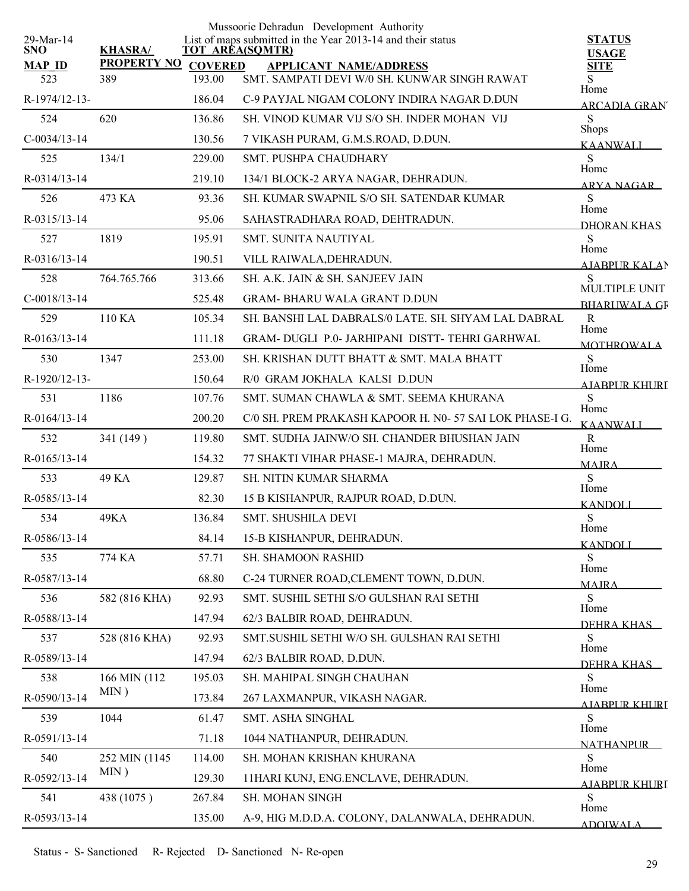Mussoorie Dehradun Development Authority

29-Mar-14

List of maps submitted in the Year 2013-14 and their status

| SNO / MAP ID | KHASRA/ PROPERTY NO | TOT AREA(SQMTR) / COVERED | APPLICANT NAME/ADDRESS | STATUS / USAGE / SITE |
|---|---|---|---|---|
| 523 | 389 | 193.00 | SMT. SAMPATI DEVI W/0 SH. KUNWAR SINGH RAWAT | S Home |
| R-1974/12-13- | | 186.04 | C-9 PAYJAL NIGAM COLONY INDIRA NAGAR D.DUN | ARCADIA GRANT |
| 524 | 620 | 136.86 | SH. VINOD KUMAR VIJ S/O SH. INDER MOHAN VIJ | S Shops |
| C-0034/13-14 | | 130.56 | 7 VIKASH PURAM, G.M.S.ROAD, D.DUN. | KAANWALI |
| 525 | 134/1 | 229.00 | SMT. PUSHPA CHAUDHARY | S Home |
| R-0314/13-14 | | 219.10 | 134/1 BLOCK-2 ARYA NAGAR, DEHRADUN. | ARYA NAGAR |
| 526 | 473 KA | 93.36 | SH. KUMAR SWAPNIL S/O SH. SATENDAR KUMAR | S Home |
| R-0315/13-14 | | 95.06 | SAHASTRADHARA ROAD, DEHTRADUN. | DHORAN KHAS |
| 527 | 1819 | 195.91 | SMT. SUNITA NAUTIYAL | S Home |
| R-0316/13-14 | | 190.51 | VILL RAIWALA,DEHRADUN. | AJABPUR KALAN |
| 528 | 764.765.766 | 313.66 | SH. A.K. JAIN & SH. SANJEEV JAIN | S MULTIPLE UNIT |
| C-0018/13-14 | | 525.48 | GRAM- BHARU WALA GRANT D.DUN | BHARUWALA GR |
| 529 | 110 KA | 105.34 | SH. BANSHI LAL DABRALS/0 LATE. SH. SHYAM LAL DABRAL | R Home |
| R-0163/13-14 | | 111.18 | GRAM- DUGLI P.0- JARHIPANI DISTT- TEHRI GARHWAL | MOTHROWALA |
| 530 | 1347 | 253.00 | SH. KRISHAN DUTT BHATT & SMT. MALA BHATT | S Home |
| R-1920/12-13- | | 150.64 | R/0 GRAM JOKHALA KALSI D.DUN | AJABPUR KHURD |
| 531 | 1186 | 107.76 | SMT. SUMAN CHAWLA & SMT. SEEMA KHURANA | S Home |
| R-0164/13-14 | | 200.20 | C/0 SH. PREM PRAKASH KAPOOR H. N0- 57 SAI LOK PHASE-I G. | KAANWALI |
| 532 | 341 (149 ) | 119.80 | SMT. SUDHA JAINW/O SH. CHANDER BHUSHAN JAIN | R Home |
| R-0165/13-14 | | 154.32 | 77 SHAKTI VIHAR PHASE-1 MAJRA, DEHRADUN. | MAJRA |
| 533 | 49 KA | 129.87 | SH. NITIN KUMAR SHARMA | S Home |
| R-0585/13-14 | | 82.30 | 15 B KISHANPUR, RAJPUR ROAD, D.DUN. | KANDOLI |
| 534 | 49KA | 136.84 | SMT. SHUSHILA DEVI | S Home |
| R-0586/13-14 | | 84.14 | 15-B KISHANPUR, DEHRADUN. | KANDOLI |
| 535 | 774 KA | 57.71 | SH. SHAMOON RASHID | S Home |
| R-0587/13-14 | | 68.80 | C-24 TURNER ROAD,CLEMENT TOWN, D.DUN. | MAJRA |
| 536 | 582 (816 KHA) | 92.93 | SMT. SUSHIL SETHI S/O GULSHAN RAI SETHI | S Home |
| R-0588/13-14 | | 147.94 | 62/3 BALBIR ROAD, DEHRADUN. | DEHRA KHAS |
| 537 | 528 (816 KHA) | 92.93 | SMT.SUSHIL SETHI W/O SH. GULSHAN RAI SETHI | S Home |
| R-0589/13-14 | | 147.94 | 62/3 BALBIR ROAD, D.DUN. | DEHRA KHAS |
| 538 | 166 MIN (112 MIN ) | 195.03 | SH. MAHIPAL SINGH CHAUHAN | S Home |
| R-0590/13-14 | | 173.84 | 267 LAXMANPUR, VIKASH NAGAR. | AJABPUR KHURD |
| 539 | 1044 | 61.47 | SMT. ASHA SINGHAL | S Home |
| R-0591/13-14 | | 71.18 | 1044 NATHANPUR, DEHRADUN. | NATHANPUR |
| 540 | 252 MIN (1145 MIN ) | 114.00 | SH. MOHAN KRISHAN KHURANA | S Home |
| R-0592/13-14 | | 129.30 | 11HARI KUNJ, ENG.ENCLAVE, DEHRADUN. | AJABPUR KHURD |
| 541 | 438 (1075 ) | 267.84 | SH. MOHAN SINGH | S Home |
| R-0593/13-14 | | 135.00 | A-9, HIG M.D.D.A. COLONY, DALANWALA, DEHRADUN. | ADOIWALA |

Status - S- Sanctioned R- Rejected D- Sanctioned N- Re-open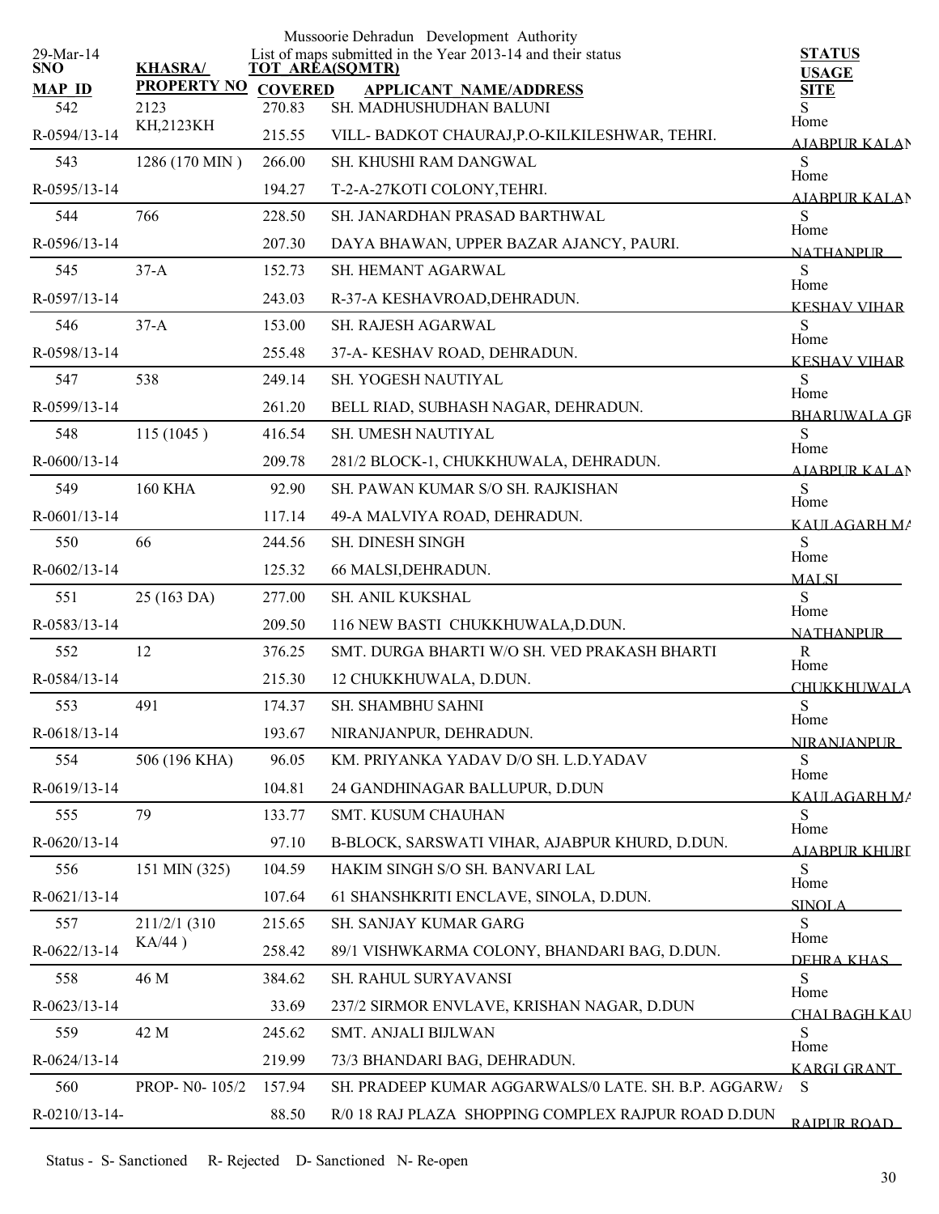Mussoorie Dehradun Development Authority

List of maps submitted in the Year 2013-14 and their status

29-Mar-14

| SNO / MAP ID | KHASRA/ PROPERTY NO | TOT AREA(SQMTR) / COVERED | APPLICANT NAME/ADDRESS | STATUS / USAGE / SITE |
|---|---|---|---|---|
| 542 | 2123 KH,2123KH | 270.83 | SH. MADHUSHUDHAN BALUNI | S |
| R-0594/13-14 | | 215.55 | VILL- BADKOT CHAURAJ,P.O-KILKILESHWAR, TEHRI. | Home AJABPUR KALAN |
| 543 | 1286 (170 MIN ) | 266.00 | SH. KHUSHI RAM DANGWAL | S |
| R-0595/13-14 | | 194.27 | T-2-A-27KOTI COLONY,TEHRI. | Home AJABPUR KALAN |
| 544 | 766 | 228.50 | SH. JANARDHAN PRASAD BARTHWAL | S |
| R-0596/13-14 | | 207.30 | DAYA BHAWAN, UPPER BAZAR AJANCY, PAURI. | Home NATHANPUR |
| 545 | 37-A | 152.73 | SH. HEMANT AGARWAL | S |
| R-0597/13-14 | | 243.03 | R-37-A KESHAVROAD,DEHRADUN. | Home KESHAV VIHAR |
| 546 | 37-A | 153.00 | SH. RAJESH AGARWAL | S |
| R-0598/13-14 | | 255.48 | 37-A- KESHAV ROAD, DEHRADUN. | Home KESHAV VIHAR |
| 547 | 538 | 249.14 | SH. YOGESH NAUTIYAL | S |
| R-0599/13-14 | | 261.20 | BELL RIAD, SUBHASH NAGAR, DEHRADUN. | Home BHARUWALA GR |
| 548 | 115 (1045 ) | 416.54 | SH. UMESH NAUTIYAL | S |
| R-0600/13-14 | | 209.78 | 281/2 BLOCK-1, CHUKKHUWALA, DEHRADUN. | Home AJABPUR KALAN |
| 549 | 160 KHA | 92.90 | SH. PAWAN KUMAR S/O SH. RAJKISHAN | S |
| R-0601/13-14 | | 117.14 | 49-A MALVIYA ROAD, DEHRADUN. | Home KAULAGARH MA |
| 550 | 66 | 244.56 | SH. DINESH SINGH | S |
| R-0602/13-14 | | 125.32 | 66 MALSI,DEHRADUN. | Home MALSI |
| 551 | 25 (163 DA) | 277.00 | SH. ANIL KUKSHAL | S |
| R-0583/13-14 | | 209.50 | 116 NEW BASTI CHUKKHUWALA,D.DUN. | Home NATHANPUR |
| 552 | 12 | 376.25 | SMT. DURGA BHARTI W/O SH. VED PRAKASH BHARTI | R |
| R-0584/13-14 | | 215.30 | 12 CHUKKHUWALA, D.DUN. | Home CHUKKHUWALA |
| 553 | 491 | 174.37 | SH. SHAMBHU SAHNI | S |
| R-0618/13-14 | | 193.67 | NIRANJANPUR, DEHRADUN. | Home NIRANJANPUR |
| 554 | 506 (196 KHA) | 96.05 | KM. PRIYANKA YADAV D/O SH. L.D.YADAV | S |
| R-0619/13-14 | | 104.81 | 24 GANDHINAGAR BALLUPUR, D.DUN | Home KAULAGARH MA |
| 555 | 79 | 133.77 | SMT. KUSUM CHAUHAN | S |
| R-0620/13-14 | | 97.10 | B-BLOCK, SARSWATI VIHAR, AJABPUR KHURD, D.DUN. | Home AJABPUR KHURD |
| 556 | 151 MIN (325) | 104.59 | HAKIM SINGH S/O SH. BANVARI LAL | S |
| R-0621/13-14 | | 107.64 | 61 SHANSHKRITI ENCLAVE, SINOLA, D.DUN. | Home SINOLA |
| 557 | 211/2/1 (310 KA/44 ) | 215.65 | SH. SANJAY KUMAR GARG | S |
| R-0622/13-14 | | 258.42 | 89/1 VISHWKARMA COLONY, BHANDARI BAG, D.DUN. | Home DEHRA KHAS |
| 558 | 46 M | 384.62 | SH. RAHUL SURYAVANSI | S |
| R-0623/13-14 | | 33.69 | 237/2 SIRMOR ENVLAVE, KRISHAN NAGAR, D.DUN | Home CHAI BAGH KAU |
| 559 | 42 M | 245.62 | SMT. ANJALI BIJLWAN | S |
| R-0624/13-14 | | 219.99 | 73/3 BHANDARI BAG, DEHRADUN. | Home KARGI GRANT |
| 560 | PROP- N0- 105/2 | 157.94 | SH. PRADEEP KUMAR AGGARWALS/0 LATE. SH. B.P. AGGARW/ | S |
| R-0210/13-14- | | 88.50 | R/0 18 RAJ PLAZA SHOPPING COMPLEX RAJPUR ROAD D.DUN | RAJPUR ROAD |

Status - S- Sanctioned R- Rejected D- Sanctioned N- Re-open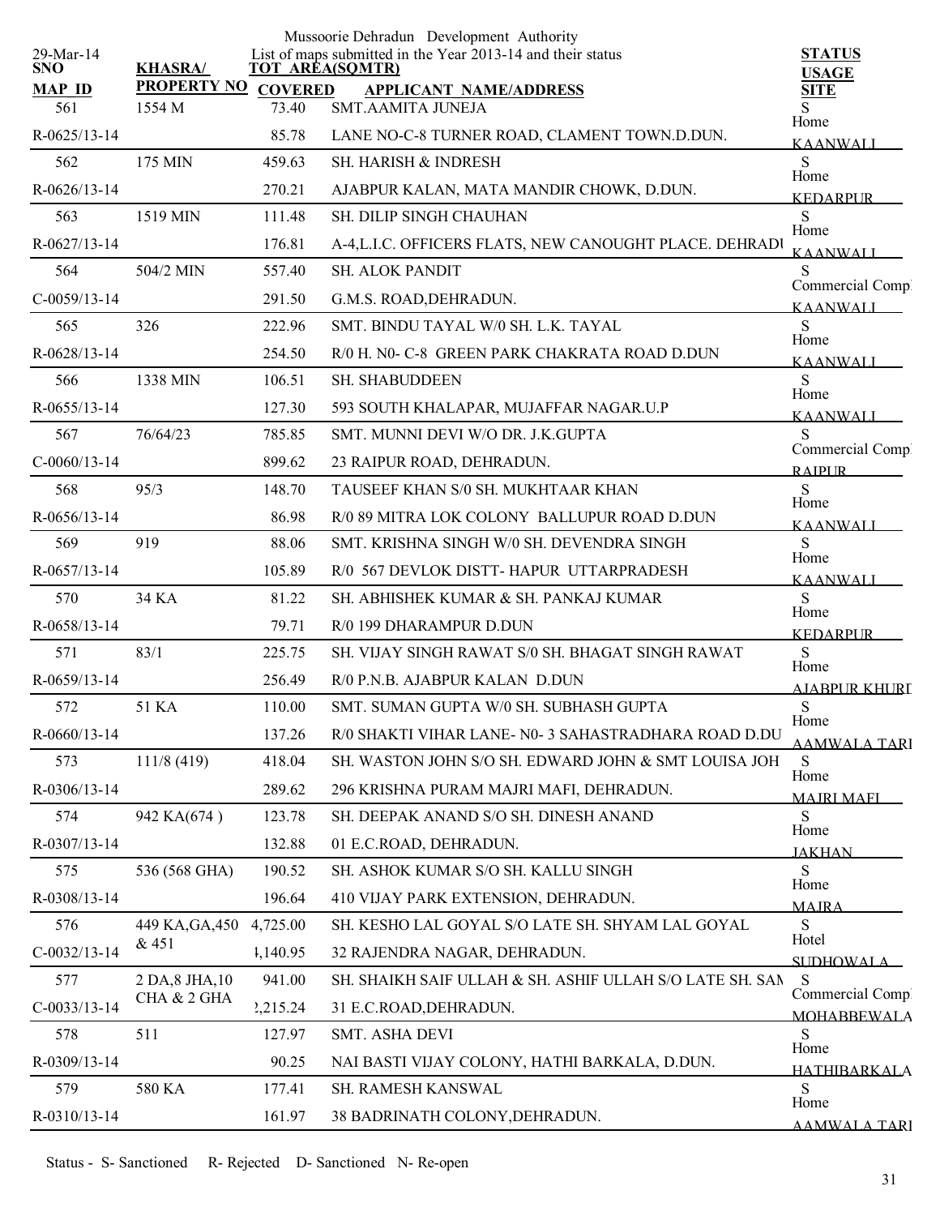Mussoorie Dehradun Development Authority

29-Mar-14

List of maps submitted in the Year 2013-14 and their status

| SNO / MAP ID | KHASRA/ PROPERTY NO | TOT AREA(SQMTR) COVERED | APPLICANT NAME/ADDRESS | STATUS USAGE SITE |
|---|---|---|---|---|
| 561 | 1554 M | 73.40 | SMT.AAMITA JUNEJA | S Home |
| R-0625/13-14 | | 85.78 | LANE NO-C-8 TURNER ROAD, CLAMENT TOWN.D.DUN. | KAANWALI |
| 562 | 175 MIN | 459.63 | SH. HARISH & INDRESH | S Home |
| R-0626/13-14 | | 270.21 | AJABPUR KALAN, MATA MANDIR CHOWK, D.DUN. | KEDARPUR |
| 563 | 1519 MIN | 111.48 | SH. DILIP SINGH CHAUHAN | S Home |
| R-0627/13-14 | | 176.81 | A-4,L.I.C. OFFICERS FLATS, NEW CANOUGHT PLACE. DEHRADU | KAANWALI |
| 564 | 504/2 MIN | 557.40 | SH. ALOK PANDIT | S Commercial Comp |
| C-0059/13-14 | | 291.50 | G.M.S. ROAD,DEHRADUN. | KAANWALI |
| 565 | 326 | 222.96 | SMT. BINDU TAYAL W/0 SH. L.K. TAYAL | S Home |
| R-0628/13-14 | | 254.50 | R/0 H. N0- C-8 GREEN PARK CHAKRATA ROAD D.DUN | KAANWALI |
| 566 | 1338 MIN | 106.51 | SH. SHABUDDEEN | S Home |
| R-0655/13-14 | | 127.30 | 593 SOUTH KHALAPAR, MUJAFFAR NAGAR.U.P | KAANWALI |
| 567 | 76/64/23 | 785.85 | SMT. MUNNI DEVI W/O DR. J.K.GUPTA | S Commercial Comp |
| C-0060/13-14 | | 899.62 | 23 RAIPUR ROAD, DEHRADUN. | RAIPUR |
| 568 | 95/3 | 148.70 | TAUSEEF KHAN S/0 SH. MUKHTAAR KHAN | S Home |
| R-0656/13-14 | | 86.98 | R/0 89 MITRA LOK COLONY BALLUPUR ROAD D.DUN | KAANWALI |
| 569 | 919 | 88.06 | SMT. KRISHNA SINGH W/0 SH. DEVENDRA SINGH | S Home |
| R-0657/13-14 | | 105.89 | R/0 567 DEVLOK DISTT- HAPUR UTTARPRADESH | KAANWALI |
| 570 | 34 KA | 81.22 | SH. ABHISHEK KUMAR & SH. PANKAJ KUMAR | S Home |
| R-0658/13-14 | | 79.71 | R/0 199 DHARAMPUR D.DUN | KEDARPUR |
| 571 | 83/1 | 225.75 | SH. VIJAY SINGH RAWAT S/0 SH. BHAGAT SINGH RAWAT | S Home |
| R-0659/13-14 | | 256.49 | R/0 P.N.B. AJABPUR KALAN D.DUN | AJABPUR KHURD |
| 572 | 51 KA | 110.00 | SMT. SUMAN GUPTA W/0 SH. SUBHASH GUPTA | S Home |
| R-0660/13-14 | | 137.26 | R/0 SHAKTI VIHAR LANE- N0- 3 SAHASTRADHARA ROAD D.DU | AAMWALA TARI |
| 573 | 111/8 (419) | 418.04 | SH. WASTON JOHN S/O SH. EDWARD JOHN & SMT LOUISA JOH | S Home |
| R-0306/13-14 | | 289.62 | 296 KRISHNA PURAM MAJRI MAFI, DEHRADUN. | MAJRI MAFI |
| 574 | 942 KA(674 ) | 123.78 | SH. DEEPAK ANAND S/O SH. DINESH ANAND | S Home |
| R-0307/13-14 | | 132.88 | 01 E.C.ROAD, DEHRADUN. | JAKHAN |
| 575 | 536 (568 GHA) | 190.52 | SH. ASHOK KUMAR S/O SH. KALLU SINGH | S Home |
| R-0308/13-14 | | 196.64 | 410 VIJAY PARK EXTENSION, DEHRADUN. | MAJRA |
| 576 | 449 KA,GA,450 & 451 | 4,725.00 | SH. KESHO LAL GOYAL S/O LATE SH. SHYAM LAL GOYAL | S Hotel |
| C-0032/13-14 | | 4,140.95 | 32 RAJENDRA NAGAR, DEHRADUN. | SUDHOWALA |
| 577 | 2 DA,8 JHA,10 CHA & 2 GHA | 941.00 | SH. SHAIKH SAIF ULLAH & SH. ASHIF ULLAH S/O LATE SH. SAM | S Commercial Comp |
| C-0033/13-14 | | 2,215.24 | 31 E.C.ROAD,DEHRADUN. | MOHABBEWALA |
| 578 | 511 | 127.97 | SMT. ASHA DEVI | S Home |
| R-0309/13-14 | | 90.25 | NAI BASTI VIJAY COLONY, HATHI BARKALA, D.DUN. | HATHIBARKALA |
| 579 | 580 KA | 177.41 | SH. RAMESH KANSWAL | S Home |
| R-0310/13-14 | | 161.97 | 38 BADRINATH COLONY,DEHRADUN. | AAMWALA TARI |

Status - S- Sanctioned R- Rejected D- Sanctioned N- Re-open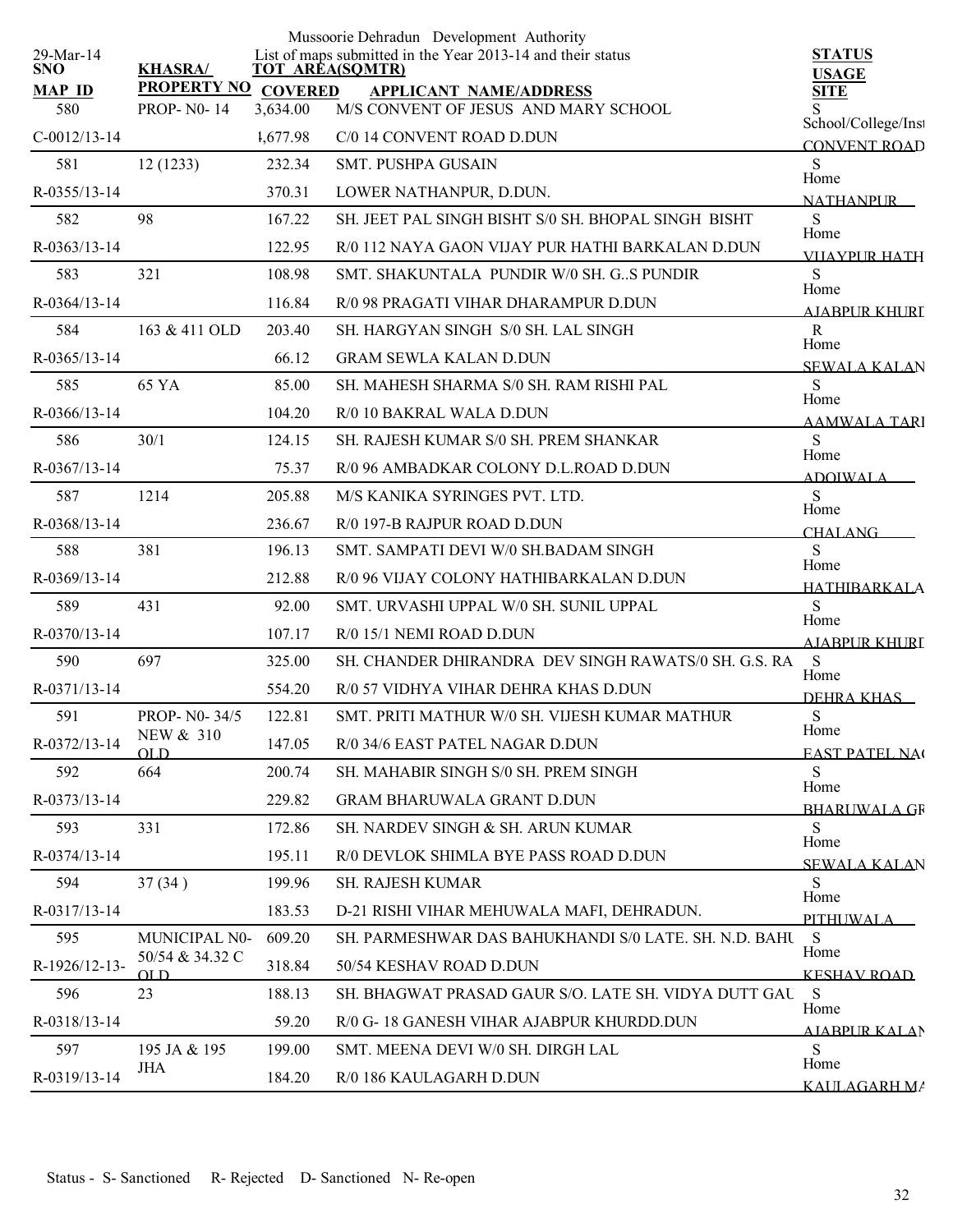Mussoorie Dehradun Development Authority

29-Mar-14 — List of maps submitted in the Year 2013-14 and their status

| SNO / MAP ID | KHASRA/ PROPERTY NO | TOT AREA(SQMTR) / COVERED | APPLICANT NAME/ADDRESS | STATUS / USAGE / SITE |
|---|---|---|---|---|
| 580 | PROP- N0- 14 | 3,634.00 | M/S CONVENT OF JESUS AND MARY SCHOOL | S |
| C-0012/13-14 | | 4,677.98 | C/0 14 CONVENT ROAD D.DUN | School/College/Inst CONVENT ROAD |
| 581 | 12 (1233) | 232.34 | SMT. PUSHPA GUSAIN | S |
| R-0355/13-14 | | 370.31 | LOWER NATHANPUR, D.DUN. | Home NATHANPUR |
| 582 | 98 | 167.22 | SH. JEET PAL SINGH BISHT S/0 SH. BHOPAL SINGH BISHT | S |
| R-0363/13-14 | | 122.95 | R/0 112 NAYA GAON VIJAY PUR HATHI BARKALAN D.DUN | Home VIJAYPUR HATH |
| 583 | 321 | 108.98 | SMT. SHAKUNTALA PUNDIR W/0 SH. G..S PUNDIR | S |
| R-0364/13-14 | | 116.84 | R/0 98 PRAGATI VIHAR DHARAMPUR D.DUN | Home AJABPUR KHURD |
| 584 | 163 & 411 OLD | 203.40 | SH. HARGYAN SINGH S/0 SH. LAL SINGH | R |
| R-0365/13-14 | | 66.12 | GRAM SEWLA KALAN D.DUN | Home SEWALA KALAN |
| 585 | 65 YA | 85.00 | SH. MAHESH SHARMA S/0 SH. RAM RISHI PAL | S |
| R-0366/13-14 | | 104.20 | R/0 10 BAKRAL WALA D.DUN | Home AAMWALA TARI |
| 586 | 30/1 | 124.15 | SH. RAJESH KUMAR S/0 SH. PREM SHANKAR | S |
| R-0367/13-14 | | 75.37 | R/0 96 AMBADKAR COLONY D.L.ROAD D.DUN | Home ADOIWALA |
| 587 | 1214 | 205.88 | M/S KANIKA SYRINGES PVT. LTD. | S |
| R-0368/13-14 | | 236.67 | R/0 197-B RAJPUR ROAD D.DUN | Home CHALANG |
| 588 | 381 | 196.13 | SMT. SAMPATI DEVI W/0 SH.BADAM SINGH | S |
| R-0369/13-14 | | 212.88 | R/0 96 VIJAY COLONY HATHIBARKALAN D.DUN | Home HATHIBARKALA |
| 589 | 431 | 92.00 | SMT. URVASHI UPPAL W/0 SH. SUNIL UPPAL | S |
| R-0370/13-14 | | 107.17 | R/0 15/1 NEMI ROAD D.DUN | Home AJABPUR KHURD |
| 590 | 697 | 325.00 | SH. CHANDER DHIRANDRA DEV SINGH RAWATS/0 SH. G.S. RA | S |
| R-0371/13-14 | | 554.20 | R/0 57 VIDHYA VIHAR DEHRA KHAS D.DUN | Home DEHRA KHAS |
| 591 | PROP- N0- 34/5 NEW & 310 OLD | 122.81 | SMT. PRITI MATHUR W/0 SH. VIJESH KUMAR MATHUR | S |
| R-0372/13-14 | | 147.05 | R/0 34/6 EAST PATEL NAGAR D.DUN | Home EAST PATEL NAG |
| 592 | 664 | 200.74 | SH. MAHABIR SINGH S/0 SH. PREM SINGH | S |
| R-0373/13-14 | | 229.82 | GRAM BHARUWALA GRANT D.DUN | Home BHARUWALA GR |
| 593 | 331 | 172.86 | SH. NARDEV SINGH & SH. ARUN KUMAR | S |
| R-0374/13-14 | | 195.11 | R/0 DEVLOK SHIMLA BYE PASS ROAD D.DUN | Home SEWALA KALAN |
| 594 | 37 (34 ) | 199.96 | SH. RAJESH KUMAR | S |
| R-0317/13-14 | | 183.53 | D-21 RISHI VIHAR MEHUWALA MAFI, DEHRADUN. | Home PITHUWALA |
| 595 | MUNICIPAL N0- 50/54 & 34.32 C OLD | 609.20 | SH. PARMESHWAR DAS BAHUKHANDI S/0 LATE. SH. N.D. BAHU | S |
| R-1926/12-13- | | 318.84 | 50/54 KESHAV ROAD D.DUN | Home KESHAV ROAD |
| 596 | 23 | 188.13 | SH. BHAGWAT PRASAD GAUR S/O. LATE SH. VIDYA DUTT GAU | S |
| R-0318/13-14 | | 59.20 | R/0 G- 18 GANESH VIHAR AJABPUR KHURDD.DUN | Home AJABPUR KALAN |
| 597 | 195 JA & 195 JHA | 199.00 | SMT. MEENA DEVI W/0 SH. DIRGH LAL | S |
| R-0319/13-14 | | 184.20 | R/0 186 KAULAGARH D.DUN | Home KAULAGARH MA |

Status - S- Sanctioned R- Rejected D- Sanctioned N- Re-open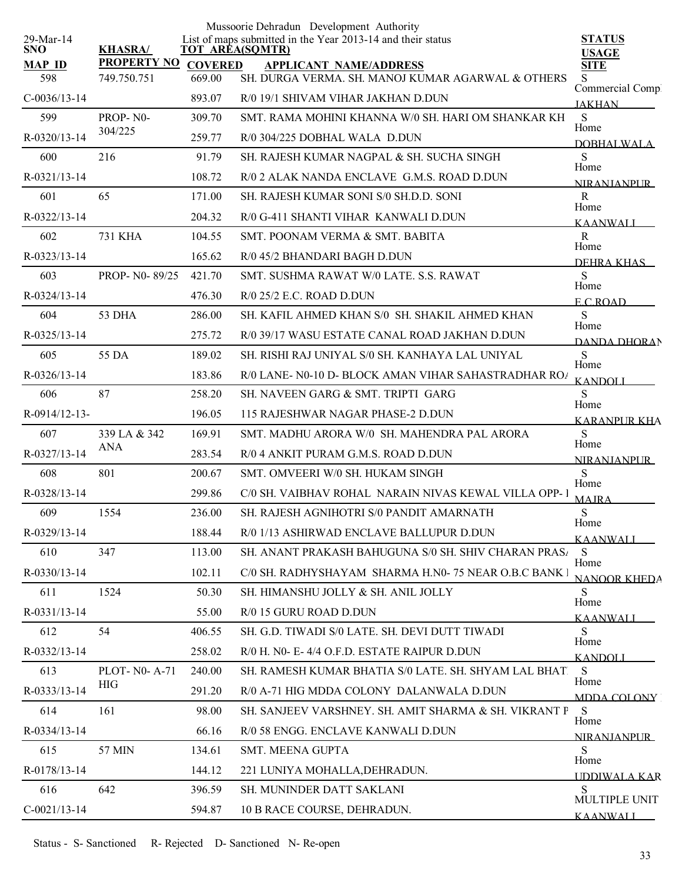Mussoorie Dehradun Development Authority

List of maps submitted in the Year 2013-14 and their status

29-Mar-14

| SNO / MAP ID | KHASRA/ PROPERTY NO | TOT AREA(SQMTR) / COVERED | APPLICANT NAME/ADDRESS | STATUS / USAGE / SITE |
|---|---|---|---|---|
| 598 | 749.750.751 | 669.00 | SH. DURGA VERMA. SH. MANOJ KUMAR AGARWAL & OTHERS | S |
| C-0036/13-14 | | 893.07 | R/0 19/1 SHIVAM VIHAR JAKHAN D.DUN | Commercial Comp JAKHAN |
| 599 | PROP- N0-304/225 | 309.70 | SMT. RAMA MOHINI KHANNA W/0 SH. HARI OM SHANKAR KH | S |
| R-0320/13-14 | | 259.77 | R/0 304/225 DOBHAL WALA D.DUN | Home DOBHALWALA |
| 600 | 216 | 91.79 | SH. RAJESH KUMAR NAGPAL & SH. SUCHA SINGH | S |
| R-0321/13-14 | | 108.72 | R/0 2 ALAK NANDA ENCLAVE G.M.S. ROAD D.DUN | Home NIRANJANPUR |
| 601 | 65 | 171.00 | SH. RAJESH KUMAR SONI S/0 SH.D.D. SONI | R |
| R-0322/13-14 | | 204.32 | R/0 G-411 SHANTI VIHAR KANWALI D.DUN | Home KAANWALI |
| 602 | 731 KHA | 104.55 | SMT. POONAM VERMA & SMT. BABITA | R |
| R-0323/13-14 | | 165.62 | R/0 45/2 BHANDARI BAGH D.DUN | Home DEHRA KHAS |
| 603 | PROP- N0- 89/25 | 421.70 | SMT. SUSHMA RAWAT W/0 LATE. S.S. RAWAT | S |
| R-0324/13-14 | | 476.30 | R/0 25/2 E.C. ROAD D.DUN | Home E.C.ROAD |
| 604 | 53 DHA | 286.00 | SH. KAFIL AHMED KHAN S/0 SH. SHAKIL AHMED KHAN | S |
| R-0325/13-14 | | 275.72 | R/0 39/17 WASU ESTATE CANAL ROAD JAKHAN D.DUN | Home DANDA DHORAN |
| 605 | 55 DA | 189.02 | SH. RISHI RAJ UNIYAL S/0 SH. KANHAYA LAL UNIYAL | S |
| R-0326/13-14 | | 183.86 | R/0 LANE- N0-10 D- BLOCK AMAN VIHAR SAHASTRADHAR ROA | Home KANDOLI |
| 606 | 87 | 258.20 | SH. NAVEEN GARG & SMT. TRIPTI GARG | S |
| R-0914/12-13- | | 196.05 | 115 RAJESHWAR NAGAR PHASE-2 D.DUN | Home KARANPUR KHA |
| 607 | 339 LA & 342 ANA | 169.91 | SMT. MADHU ARORA W/0 SH. MAHENDRA PAL ARORA | S |
| R-0327/13-14 | | 283.54 | R/0 4 ANKIT PURAM G.M.S. ROAD D.DUN | Home NIRANJANPUR |
| 608 | 801 | 200.67 | SMT. OMVEERI W/0 SH. HUKAM SINGH | S |
| R-0328/13-14 | | 299.86 | C/0 SH. VAIBHAV ROHAL NARAIN NIVAS KEWAL VILLA OPP- I | Home MAJRA |
| 609 | 1554 | 236.00 | SH. RAJESH AGNIHOTRI S/0 PANDIT AMARNATH | S |
| R-0329/13-14 | | 188.44 | R/0 1/13 ASHIRWAD ENCLAVE BALLUPUR D.DUN | Home KAANWALI |
| 610 | 347 | 113.00 | SH. ANANT PRAKASH BAHUGUNA S/0 SH. SHIV CHARAN PRASA | S |
| R-0330/13-14 | | 102.11 | C/0 SH. RADHYSHAYAM SHARMA H.N0- 75 NEAR O.B.C BANK I | Home NANOOR KHEDA |
| 611 | 1524 | 50.30 | SH. HIMANSHU JOLLY & SH. ANIL JOLLY | S |
| R-0331/13-14 | | 55.00 | R/0 15 GURU ROAD D.DUN | Home KAANWALI |
| 612 | 54 | 406.55 | SH. G.D. TIWADI S/0 LATE. SH. DEVI DUTT TIWADI | S |
| R-0332/13-14 | | 258.02 | R/0 H. N0- E- 4/4 O.F.D. ESTATE RAIPUR D.DUN | Home KANDOLI |
| 613 | PLOT- N0- A-71 HIG | 240.00 | SH. RAMESH KUMAR BHATIA S/0 LATE. SH. SHYAM LAL BHAT | S |
| R-0333/13-14 | | 291.20 | R/0 A-71 HIG MDDA COLONY DALANWALA D.DUN | Home MDDA COLONY |
| 614 | 161 | 98.00 | SH. SANJEEV VARSHNEY. SH. AMIT SHARMA & SH. VIKRANT P | S |
| R-0334/13-14 | | 66.16 | R/0 58 ENGG. ENCLAVE KANWALI D.DUN | Home NIRANJANPUR |
| 615 | 57 MIN | 134.61 | SMT. MEENA GUPTA | S |
| R-0178/13-14 | | 144.12 | 221 LUNIYA MOHALLA,DEHRADUN. | Home UDDIWALA KAR |
| 616 | 642 | 396.59 | SH. MUNINDER DATT SAKLANI | S |
| C-0021/13-14 | | 594.87 | 10 B RACE COURSE, DEHRADUN. | MULTIPLE UNIT KAANWALI |

Status - S- Sanctioned R- Rejected D- Sanctioned N- Re-open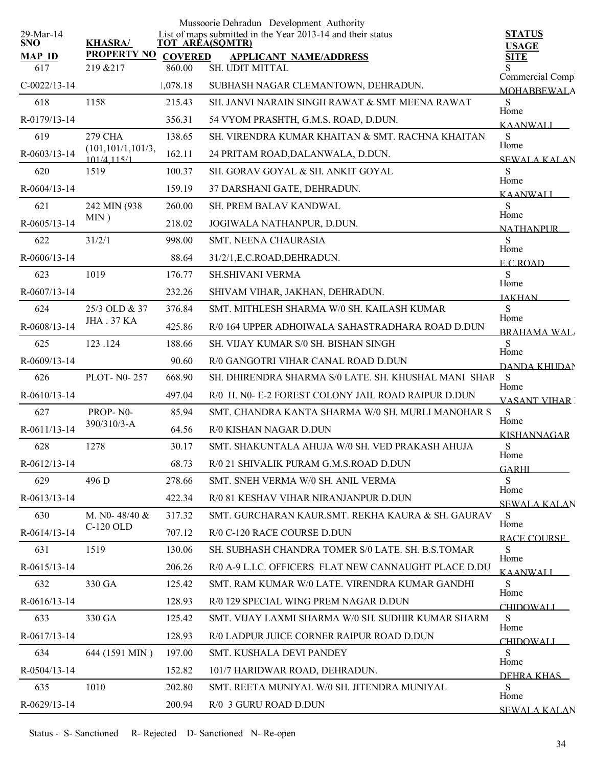Mussoorie Dehradun Development Authority

29-Mar-14

List of maps submitted in the Year 2013-14 and their status

| SNO / MAP ID | KHASRA/ PROPERTY NO | TOT AREA(SQMTR) / COVERED | APPLICANT NAME/ADDRESS | STATUS / USAGE / SITE |
|---|---|---|---|---|
| 617 | 219 &217 | 860.00 | SH. UDIT MITTAL | S |
| C-0022/13-14 | | 1,078.18 | SUBHASH NAGAR CLEMANTOWN, DEHRADUN. | Commercial Compl MOHABBEWALA |
| 618 | 1158 | 215.43 | SH. JANVI NARAIN SINGH RAWAT & SMT MEENA RAWAT | S |
| R-0179/13-14 | | 356.31 | 54 VYOM PRASHTH, G.M.S. ROAD, D.DUN. | Home KAANWALI |
| 619 | 279 CHA (101,101/1,101/3, 101/4,115/1 | 138.65 | SH. VIRENDRA KUMAR KHAITAN & SMT. RACHNA KHAITAN | S |
| R-0603/13-14 | | 162.11 | 24 PRITAM ROAD,DALANWALA, D.DUN. | Home SEWALA KALAN |
| 620 | 1519 | 100.37 | SH. GORAV GOYAL & SH. ANKIT GOYAL | S |
| R-0604/13-14 | | 159.19 | 37 DARSHANI GATE, DEHRADUN. | Home KAANWALI |
| 621 | 242 MIN (938 MIN ) | 260.00 | SH. PREM BALAV KANDWAL | S |
| R-0605/13-14 | | 218.02 | JOGIWALA NATHANPUR, D.DUN. | Home NATHANPUR |
| 622 | 31/2/1 | 998.00 | SMT. NEENA CHAURASIA | S |
| R-0606/13-14 | | 88.64 | 31/2/1,E.C.ROAD,DEHRADUN. | Home E.C.ROAD |
| 623 | 1019 | 176.77 | SH.SHIVANI VERMA | S |
| R-0607/13-14 | | 232.26 | SHIVAM VIHAR, JAKHAN, DEHRADUN. | Home JAKHAN |
| 624 | 25/3 OLD & 37 JHA . 37 KA | 376.84 | SMT. MITHLESH SHARMA W/0 SH. KAILASH KUMAR | S |
| R-0608/13-14 | | 425.86 | R/0 164 UPPER ADHOIWALA SAHASTRADHARA ROAD D.DUN | Home BRAHAMA WAL |
| 625 | 123 .124 | 188.66 | SH. VIJAY KUMAR S/0 SH. BISHAN SINGH | S |
| R-0609/13-14 | | 90.60 | R/0 GANGOTRI VIHAR CANAL ROAD D.DUN | Home DANDA KHUDAN |
| 626 | PLOT- N0- 257 | 668.90 | SH. DHIRENDRA SHARMA S/0 LATE. SH. KHUSHAL MANI SHAR | S |
| R-0610/13-14 | | 497.04 | R/0 H. N0- E-2 FOREST COLONY JAIL ROAD RAIPUR D.DUN | Home VASANT VIHAR |
| 627 | PROP- N0- 390/310/3-A | 85.94 | SMT. CHANDRA KANTA SHARMA W/0 SH. MURLI MANOHAR S | S |
| R-0611/13-14 | | 64.56 | R/0 KISHAN NAGAR D.DUN | Home KISHANNAGAR |
| 628 | 1278 | 30.17 | SMT. SHAKUNTALA AHUJA W/0 SH. VED PRAKASH AHUJA | S |
| R-0612/13-14 | | 68.73 | R/0 21 SHIVALIK PURAM G.M.S.ROAD D.DUN | Home GARHI |
| 629 | 496 D | 278.66 | SMT. SNEH VERMA W/0 SH. ANIL VERMA | S |
| R-0613/13-14 | | 422.34 | R/0 81 KESHAV VIHAR NIRANJANPUR D.DUN | Home SEWALA KALAN |
| 630 | M. N0- 48/40 & C-120 OLD | 317.32 | SMT. GURCHARAN KAUR.SMT. REKHA KAURA & SH. GAURAV | S |
| R-0614/13-14 | | 707.12 | R/0 C-120 RACE COURSE D.DUN | Home RACE COURSE |
| 631 | 1519 | 130.06 | SH. SUBHASH CHANDRA TOMER S/0 LATE. SH. B.S.TOMAR | S |
| R-0615/13-14 | | 206.26 | R/0 A-9 L.I.C. OFFICERS FLAT NEW CANNAUGHT PLACE D.DU | Home KAANWALI |
| 632 | 330 GA | 125.42 | SMT. RAM KUMAR W/0 LATE. VIRENDRA KUMAR GANDHI | S |
| R-0616/13-14 | | 128.93 | R/0 129 SPECIAL WING PREM NAGAR D.DUN | Home CHIDOWALI |
| 633 | 330 GA | 125.42 | SMT. VIJAY LAXMI SHARMA W/0 SH. SUDHIR KUMAR SHARM | S |
| R-0617/13-14 | | 128.93 | R/0 LADPUR JUICE CORNER RAIPUR ROAD D.DUN | Home CHIDOWALI |
| 634 | 644 (1591 MIN ) | 197.00 | SMT. KUSHALA DEVI PANDEY | S |
| R-0504/13-14 | | 152.82 | 101/7 HARIDWAR ROAD, DEHRADUN. | Home DEHRA KHAS |
| 635 | 1010 | 202.80 | SMT. REETA MUNIYAL W/0 SH. JITENDRA MUNIYAL | S |
| R-0629/13-14 | | 200.94 | R/0 3 GURU ROAD D.DUN | Home SEWALA KALAN |

Status - S- Sanctioned R- Rejected D- Sanctioned N- Re-open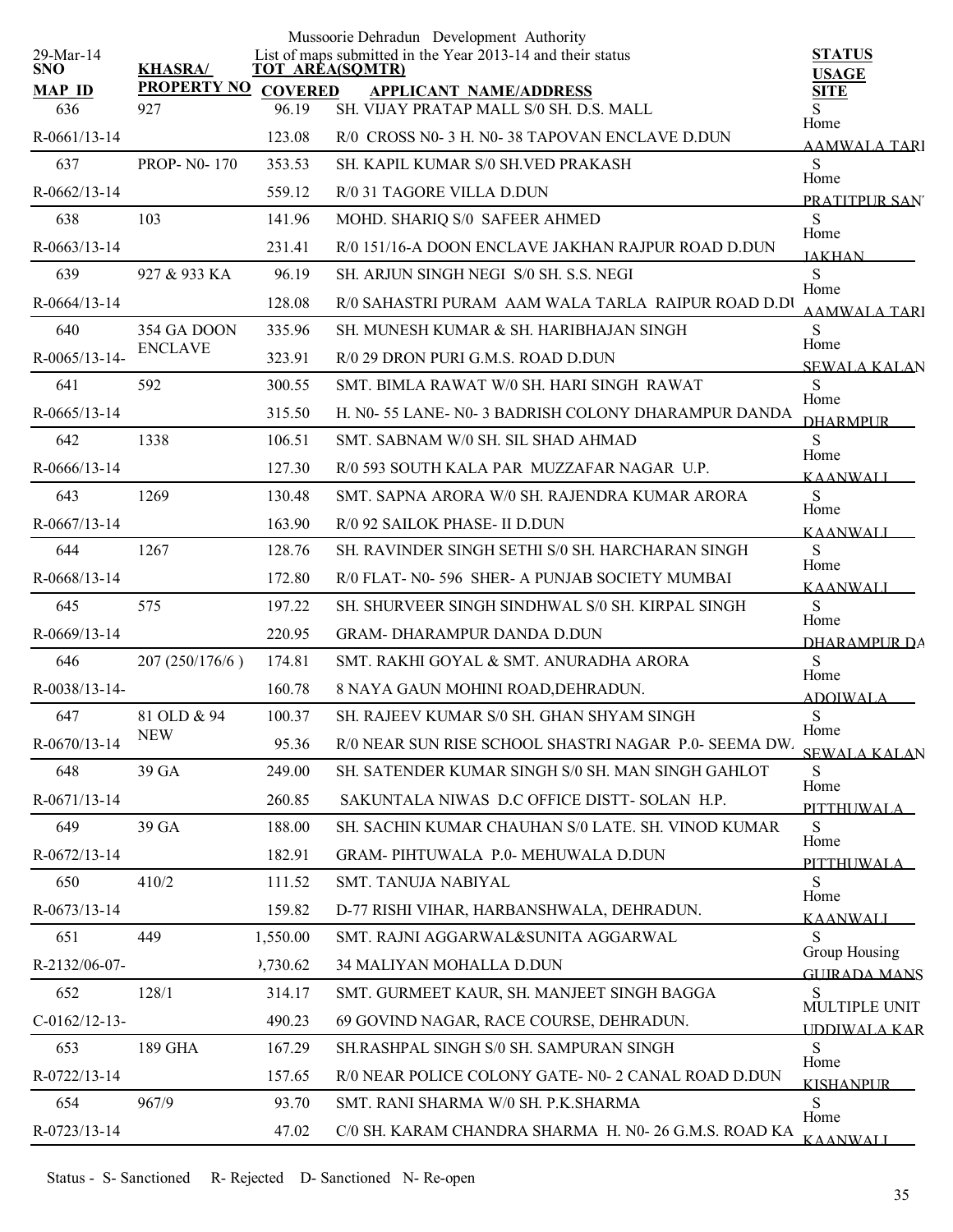Mussoorie Dehradun Development Authority

List of maps submitted in the Year 2013-14 and their status

29-Mar-14

| SNO / MAP ID | KHASRA/ PROPERTY NO | TOT AREA(SQMTR) / COVERED | APPLICANT NAME/ADDRESS | STATUS / USAGE / SITE |
|---|---|---|---|---|
| 636 | 927 | 96.19 | SH. VIJAY PRATAP MALL S/0 SH. D.S. MALL | S |
| R-0661/13-14 | | 123.08 | R/0 CROSS N0- 3 H. N0- 38 TAPOVAN ENCLAVE D.DUN | Home AAMWALA TARI |
| 637 | PROP- N0- 170 | 353.53 | SH. KAPIL KUMAR S/0 SH.VED PRAKASH | S |
| R-0662/13-14 | | 559.12 | R/0 31 TAGORE VILLA D.DUN | Home PRATITPUR SAN |
| 638 | 103 | 141.96 | MOHD. SHARIQ S/0 SAFEER AHMED | S |
| R-0663/13-14 | | 231.41 | R/0 151/16-A DOON ENCLAVE JAKHAN RAJPUR ROAD D.DUN | Home JAKHAN |
| 639 | 927 & 933 KA | 96.19 | SH. ARJUN SINGH NEGI S/0 SH. S.S. NEGI | S |
| R-0664/13-14 | | 128.08 | R/0 SAHASTRI PURAM AAM WALA TARLA RAIPUR ROAD D.DU | Home AAMWALA TARI |
| 640 | 354 GA DOON ENCLAVE | 335.96 | SH. MUNESH KUMAR & SH. HARIBHAJAN SINGH | S |
| R-0065/13-14- | | 323.91 | R/0 29 DRON PURI G.M.S. ROAD D.DUN | Home SEWALA KALAN |
| 641 | 592 | 300.55 | SMT. BIMLA RAWAT W/0 SH. HARI SINGH RAWAT | S |
| R-0665/13-14 | | 315.50 | H. N0- 55 LANE- N0- 3 BADRISH COLONY DHARAMPUR DANDA | Home DHARMPUR |
| 642 | 1338 | 106.51 | SMT. SABNAM W/0 SH. SIL SHAD AHMAD | S |
| R-0666/13-14 | | 127.30 | R/0 593 SOUTH KALA PAR MUZZAFAR NAGAR U.P. | Home KAANWALI |
| 643 | 1269 | 130.48 | SMT. SAPNA ARORA W/0 SH. RAJENDRA KUMAR ARORA | S |
| R-0667/13-14 | | 163.90 | R/0 92 SAILOK PHASE- II D.DUN | Home KAANWALI |
| 644 | 1267 | 128.76 | SH. RAVINDER SINGH SETHI S/0 SH. HARCHARAN SINGH | S |
| R-0668/13-14 | | 172.80 | R/0 FLAT- N0- 596 SHER- A PUNJAB SOCIETY MUMBAI | Home KAANWALI |
| 645 | 575 | 197.22 | SH. SHURVEER SINGH SINDHWAL S/0 SH. KIRPAL SINGH | S |
| R-0669/13-14 | | 220.95 | GRAM- DHARAMPUR DANDA D.DUN | Home DHARAMPUR DA |
| 646 | 207 (250/176/6 ) | 174.81 | SMT. RAKHI GOYAL & SMT. ANURADHA ARORA | S |
| R-0038/13-14- | | 160.78 | 8 NAYA GAUN MOHINI ROAD,DEHRADUN. | Home ADOIWALA |
| 647 | 81 OLD & 94 NEW | 100.37 | SH. RAJEEV KUMAR S/0 SH. GHAN SHYAM SINGH | S |
| R-0670/13-14 | | 95.36 | R/0 NEAR SUN RISE SCHOOL SHASTRI NAGAR P.0- SEEMA DW | Home SEWALA KALAN |
| 648 | 39 GA | 249.00 | SH. SATENDER KUMAR SINGH S/0 SH. MAN SINGH GAHLOT | S |
| R-0671/13-14 | | 260.85 | SAKUNTALA NIWAS D.C OFFICE DISTT- SOLAN H.P. | Home PITTHUWALA |
| 649 | 39 GA | 188.00 | SH. SACHIN KUMAR CHAUHAN S/0 LATE. SH. VINOD KUMAR | S |
| R-0672/13-14 | | 182.91 | GRAM- PIHTUWALA P.0- MEHUWALA D.DUN | Home PITTHUWALA |
| 650 | 410/2 | 111.52 | SMT. TANUJA NABIYAL | S |
| R-0673/13-14 | | 159.82 | D-77 RISHI VIHAR, HARBANSHWALA, DEHRADUN. | Home KAANWALI |
| 651 | 449 | 1,550.00 | SMT. RAJNI AGGARWAL&SUNITA AGGARWAL | S |
| R-2132/06-07- | | ),730.62 | 34 MALIYAN MOHALLA D.DUN | Group Housing GUJRADA MANS |
| 652 | 128/1 | 314.17 | SMT. GURMEET KAUR, SH. MANJEET SINGH BAGGA | S |
| C-0162/12-13- | | 490.23 | 69 GOVIND NAGAR, RACE COURSE, DEHRADUN. | MULTIPLE UNIT UDDIWALA KAR |
| 653 | 189 GHA | 167.29 | SH.RASHPAL SINGH S/0 SH. SAMPURAN SINGH | S |
| R-0722/13-14 | | 157.65 | R/0 NEAR POLICE COLONY GATE- N0- 2 CANAL ROAD D.DUN | Home KISHANPUR |
| 654 | 967/9 | 93.70 | SMT. RANI SHARMA W/0 SH. P.K.SHARMA | S |
| R-0723/13-14 | | 47.02 | C/0 SH. KARAM CHANDRA SHARMA H. N0- 26 G.M.S. ROAD KA | Home KAANWALI |

Status - S- Sanctioned R- Rejected D- Sanctioned N- Re-open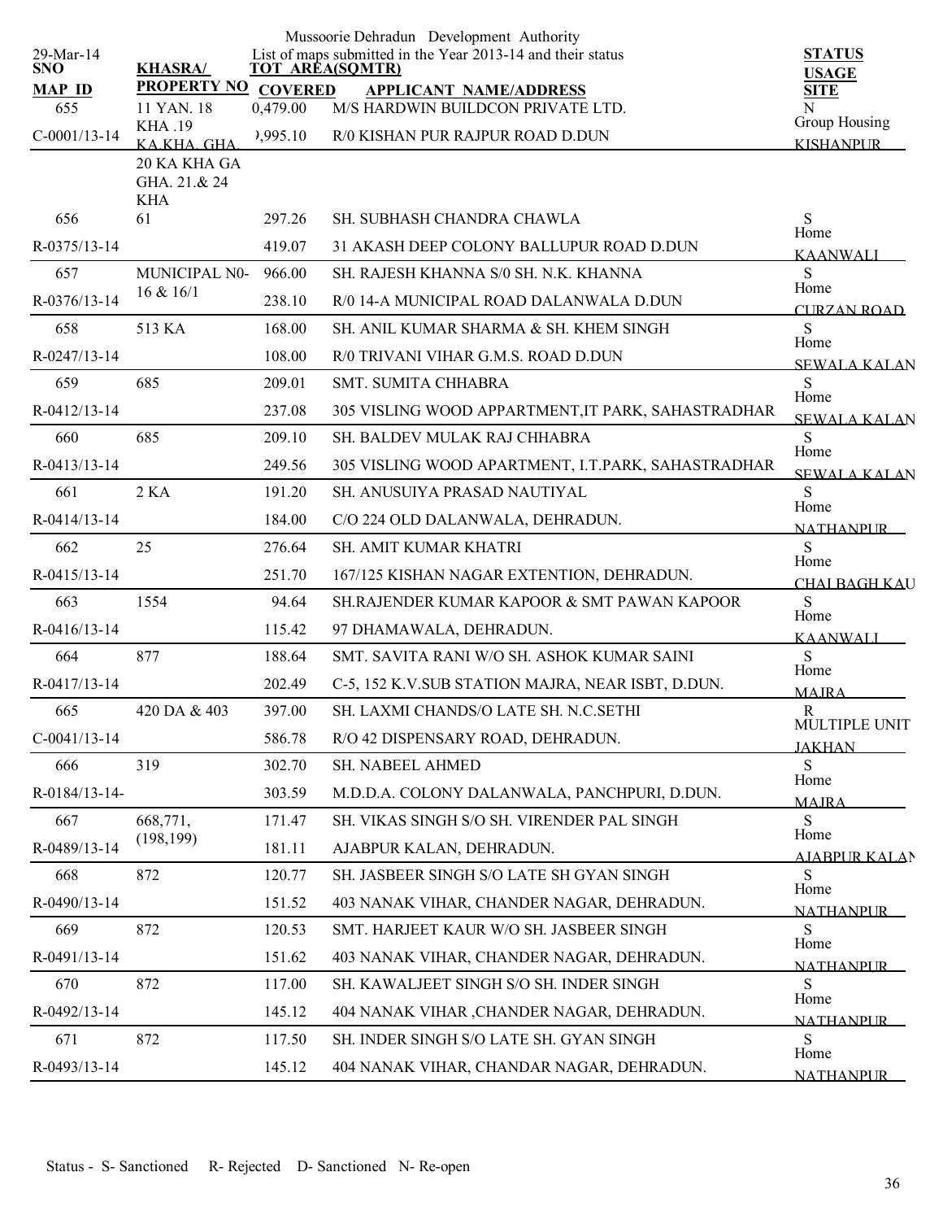Mussoorie Dehradun Development Authority

List of maps submitted in the Year 2013-14 and their status

29-Mar-14

| SNO / MAP_ID | KHASRA/ PROPERTY NO | TOT AREA(SQMTR) / COVERED | APPLICANT NAME/ADDRESS | STATUS / USAGE / SITE |
|---|---|---|---|---|
| 655 / C-0001/13-14 | 11 YAN. 18 KHA .19 KA KHA. GHA. 20 KA KHA GA GHA. 21.& 24 KHA | 0,479.00 / ),995.10 | M/S HARDWIN BUILDCON PRIVATE LTD. R/0 KISHAN PUR RAJPUR ROAD D.DUN | N / Group Housing / KISHANPUR |
| 656 / R-0375/13-14 | 61 | 297.26 / 419.07 | SH. SUBHASH CHANDRA CHAWLA 31 AKASH DEEP COLONY BALLUPUR ROAD D.DUN | S / Home / KAANWALI |
| 657 / R-0376/13-14 | MUNICIPAL N0- 16 & 16/1 | 966.00 / 238.10 | SH. RAJESH KHANNA S/0 SH. N.K. KHANNA R/0 14-A MUNICIPAL ROAD DALANWALA D.DUN | S / Home / CURZAN ROAD |
| 658 / R-0247/13-14 | 513 KA | 168.00 / 108.00 | SH. ANIL KUMAR SHARMA & SH. KHEM SINGH R/0 TRIVANI VIHAR G.M.S. ROAD D.DUN | S / Home / SEWALA KALAN |
| 659 / R-0412/13-14 | 685 | 209.01 / 237.08 | SMT. SUMITA CHHABRA 305 VISLING WOOD APPARTMENT,IT PARK, SAHASTRADHAR | S / Home / SEWALA KALAN |
| 660 / R-0413/13-14 | 685 | 209.10 / 249.56 | SH. BALDEV MULAK RAJ CHHABRA 305 VISLING WOOD APARTMENT, I.T.PARK, SAHASTRADHAR | S / Home / SEWALA KALAN |
| 661 / R-0414/13-14 | 2 KA | 191.20 / 184.00 | SH. ANUSUIYA PRASAD NAUTIYAL C/O 224 OLD DALANWALA, DEHRADUN. | S / Home / NATHANPUR |
| 662 / R-0415/13-14 | 25 | 276.64 / 251.70 | SH. AMIT KUMAR KHATRI 167/125 KISHAN NAGAR EXTENTION, DEHRADUN. | S / Home / CHAI BAGH KAU |
| 663 / R-0416/13-14 | 1554 | 94.64 / 115.42 | SH.RAJENDER KUMAR KAPOOR & SMT PAWAN KAPOOR 97 DHAMAWALA, DEHRADUN. | S / Home / KAANWALI |
| 664 / R-0417/13-14 | 877 | 188.64 / 202.49 | SMT. SAVITA RANI W/O SH. ASHOK KUMAR SAINI C-5, 152 K.V.SUB STATION MAJRA, NEAR ISBT, D.DUN. | S / Home / MAJRA |
| 665 / C-0041/13-14 | 420 DA & 403 | 397.00 / 586.78 | SH. LAXMI CHANDS/O LATE SH. N.C.SETHI R/O 42 DISPENSARY ROAD, DEHRADUN. | R / MULTIPLE UNIT / JAKHAN |
| 666 / R-0184/13-14- | 319 | 302.70 / 303.59 | SH. NABEEL AHMED M.D.D.A. COLONY DALANWALA, PANCHPURI, D.DUN. | S / Home / MAJRA |
| 667 / R-0489/13-14 | 668,771, (198,199) | 171.47 / 181.11 | SH. VIKAS SINGH S/O SH. VIRENDER PAL SINGH AJABPUR KALAN, DEHRADUN. | S / Home / AJABPUR KALAN |
| 668 / R-0490/13-14 | 872 | 120.77 / 151.52 | SH. JASBEER SINGH S/O LATE SH GYAN SINGH 403 NANAK VIHAR, CHANDER NAGAR, DEHRADUN. | S / Home / NATHANPUR |
| 669 / R-0491/13-14 | 872 | 120.53 / 151.62 | SMT. HARJEET KAUR W/O SH. JASBEER SINGH 403 NANAK VIHAR, CHANDER NAGAR, DEHRADUN. | S / Home / NATHANPUR |
| 670 / R-0492/13-14 | 872 | 117.00 / 145.12 | SH. KAWALJEET SINGH S/O SH. INDER SINGH 404 NANAK VIHAR ,CHANDER NAGAR, DEHRADUN. | S / Home / NATHANPUR |
| 671 / R-0493/13-14 | 872 | 117.50 / 145.12 | SH. INDER SINGH S/O LATE SH. GYAN SINGH 404 NANAK VIHAR, CHANDAR NAGAR, DEHRADUN. | S / Home / NATHANPUR |

Status - S- Sanctioned R- Rejected D- Sanctioned N- Re-open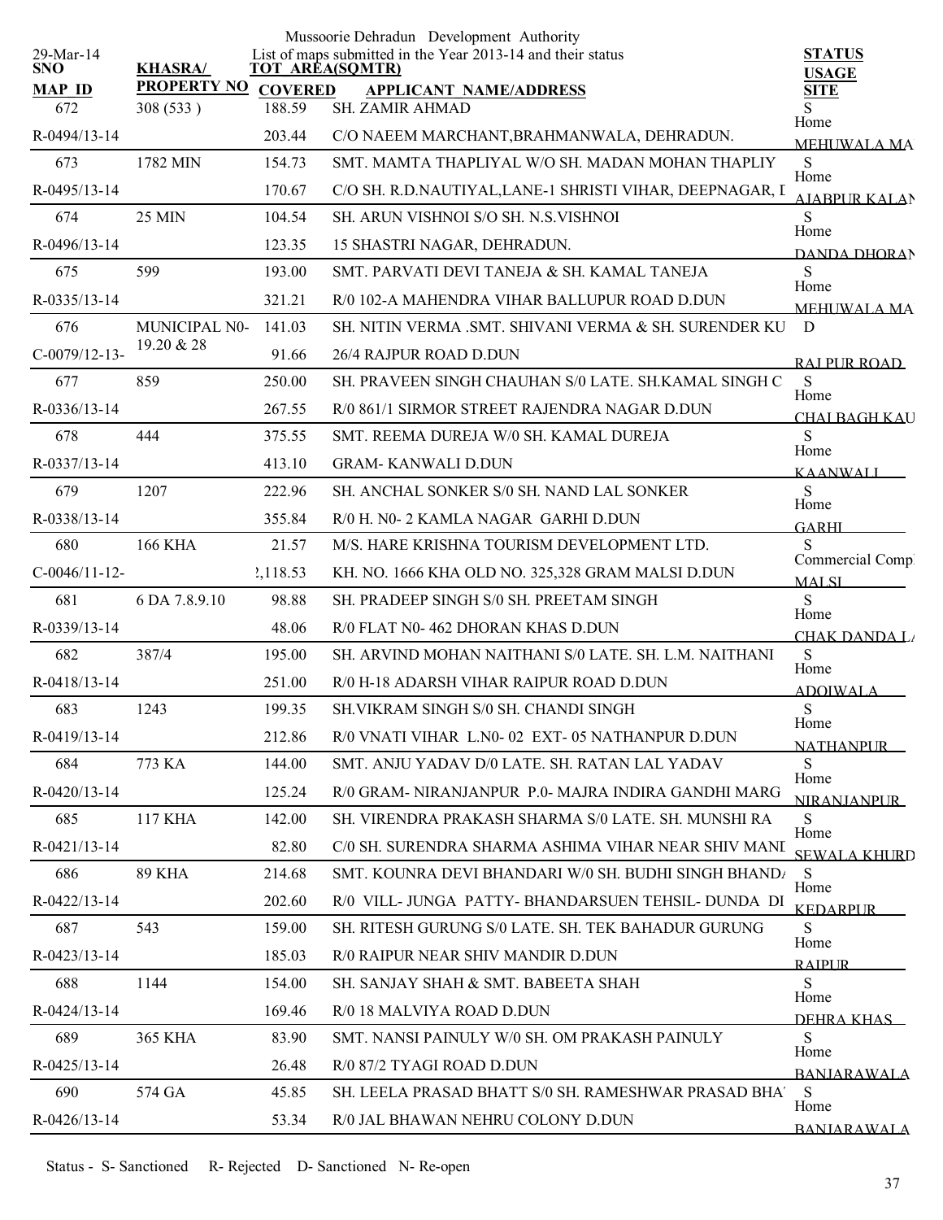Mussoorie Dehradun Development Authority

29-Mar-14

List of maps submitted in the Year 2013-14 and their status

| SNO / MAP ID | KHASRA/ PROPERTY NO | TOT AREA(SQMTR) / COVERED | APPLICANT NAME/ADDRESS | STATUS / USAGE / SITE |
|---|---|---|---|---|
| 672 | 308 (533 ) | 188.59 | SH. ZAMIR AHMAD | S |
| R-0494/13-14 | | 203.44 | C/O NAEEM MARCHANT,BRAHMANWALA, DEHRADUN. | Home MEHUWALA MA |
| 673 | 1782 MIN | 154.73 | SMT. MAMTA THAPLIYAL W/O SH. MADAN MOHAN THAPLIY | S |
| R-0495/13-14 | | 170.67 | C/O SH. R.D.NAUTIYAL,LANE-1 SHRISTI VIHAR, DEEPNAGAR, I | Home AJABPUR KALAN |
| 674 | 25 MIN | 104.54 | SH. ARUN VISHNOI S/O SH. N.S.VISHNOI | S |
| R-0496/13-14 | | 123.35 | 15 SHASTRI NAGAR, DEHRADUN. | Home DANDA DHORAN |
| 675 | 599 | 193.00 | SMT. PARVATI DEVI TANEJA & SH. KAMAL TANEJA | S |
| R-0335/13-14 | | 321.21 | R/0 102-A MAHENDRA VIHAR BALLUPUR ROAD D.DUN | Home MEHUWALA MA |
| 676 | MUNICIPAL N0- 19.20 & 28 | 141.03 | SH. NITIN VERMA .SMT. SHIVANI VERMA & SH. SURENDER KU | D |
| C-0079/12-13- | | 91.66 | 26/4 RAJPUR ROAD D.DUN | RAJPUR ROAD |
| 677 | 859 | 250.00 | SH. PRAVEEN SINGH CHAUHAN S/0 LATE. SH.KAMAL SINGH C | S |
| R-0336/13-14 | | 267.55 | R/0 861/1 SIRMOR STREET RAJENDRA NAGAR D.DUN | Home CHALBAGH KAU |
| 678 | 444 | 375.55 | SMT. REEMA DUREJA W/0 SH. KAMAL DUREJA | S |
| R-0337/13-14 | | 413.10 | GRAM- KANWALI D.DUN | Home KAANWALI |
| 679 | 1207 | 222.96 | SH. ANCHAL SONKER S/0 SH. NAND LAL SONKER | S |
| R-0338/13-14 | | 355.84 | R/0 H. N0- 2 KAMLA NAGAR GARHI D.DUN | Home GARHI |
| 680 | 166 KHA | 21.57 | M/S. HARE KRISHNA TOURISM DEVELOPMENT LTD. | S |
| C-0046/11-12- | | 2,118.53 | KH. NO. 1666 KHA OLD NO. 325,328 GRAM MALSI D.DUN | Commercial Comp MALSI |
| 681 | 6 DA 7.8.9.10 | 98.88 | SH. PRADEEP SINGH S/0 SH. PREETAM SINGH | S |
| R-0339/13-14 | | 48.06 | R/0 FLAT N0- 462 DHORAN KHAS D.DUN | Home CHAK DANDA L |
| 682 | 387/4 | 195.00 | SH. ARVIND MOHAN NAITHANI S/0 LATE. SH. L.M. NAITHANI | S |
| R-0418/13-14 | | 251.00 | R/0 H-18 ADARSH VIHAR RAIPUR ROAD D.DUN | Home ADOIWALA |
| 683 | 1243 | 199.35 | SH.VIKRAM SINGH S/0 SH. CHANDI SINGH | S |
| R-0419/13-14 | | 212.86 | R/0 VNATI VIHAR L.N0- 02 EXT- 05 NATHANPUR D.DUN | Home NATHANPUR |
| 684 | 773 KA | 144.00 | SMT. ANJU YADAV D/0 LATE. SH. RATAN LAL YADAV | S |
| R-0420/13-14 | | 125.24 | R/0 GRAM- NIRANJANPUR P.0- MAJRA INDIRA GANDHI MARG | Home NIRANJANPUR |
| 685 | 117 KHA | 142.00 | SH. VIRENDRA PRAKASH SHARMA S/0 LATE. SH. MUNSHI RA | S |
| R-0421/13-14 | | 82.80 | C/0 SH. SURENDRA SHARMA ASHIMA VIHAR NEAR SHIV MANI | Home SEWALA KHURD |
| 686 | 89 KHA | 214.68 | SMT. KOUNRA DEVI BHANDARI W/0 SH. BUDHI SINGH BHAND | S |
| R-0422/13-14 | | 202.60 | R/0 VILL- JUNGA PATTY- BHANDARSUEN TEHSIL- DUNDA DI | Home KEDARPUR |
| 687 | 543 | 159.00 | SH. RITESH GURUNG S/0 LATE. SH. TEK BAHADUR GURUNG | S |
| R-0423/13-14 | | 185.03 | R/0 RAIPUR NEAR SHIV MANDIR D.DUN | Home RAIPUR |
| 688 | 1144 | 154.00 | SH. SANJAY SHAH & SMT. BABEETA SHAH | S |
| R-0424/13-14 | | 169.46 | R/0 18 MALVIYA ROAD D.DUN | Home DEHRA KHAS |
| 689 | 365 KHA | 83.90 | SMT. NANSI PAINULY W/0 SH. OM PRAKASH PAINULY | S |
| R-0425/13-14 | | 26.48 | R/0 87/2 TYAGI ROAD D.DUN | Home BANJARAWALA |
| 690 | 574 GA | 45.85 | SH. LEELA PRASAD BHATT S/0 SH. RAMESHWAR PRASAD BHA | S |
| R-0426/13-14 | | 53.34 | R/0 JAL BHAWAN NEHRU COLONY D.DUN | Home BANJARAWALA |

Status - S- Sanctioned R- Rejected D- Sanctioned N- Re-open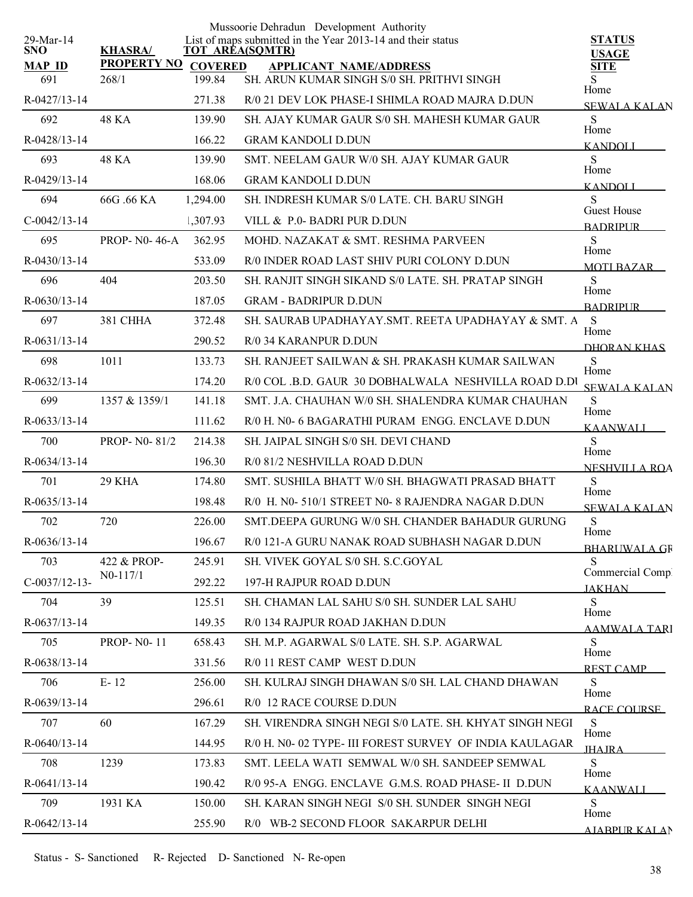Mussoorie Dehradun Development Authority

List of maps submitted in the Year 2013-14 and their status

29-Mar-14

| SNO / MAP_ID | KHASRA/ PROPERTY NO | TOT AREA(SQMTR) / COVERED | APPLICANT NAME/ADDRESS | STATUS / USAGE / SITE |
|---|---|---|---|---|
| 691 | 268/1 | 199.84 | SH. ARUN KUMAR SINGH S/0 SH. PRITHVI SINGH | S<br>Home |
| R-0427/13-14 | | 271.38 | R/0 21 DEV LOK PHASE-I SHIMLA ROAD MAJRA D.DUN | SEWALA KALAN |
| 692 | 48 KA | 139.90 | SH. AJAY KUMAR GAUR S/0 SH. MAHESH KUMAR GAUR | S<br>Home |
| R-0428/13-14 | | 166.22 | GRAM KANDOLI D.DUN | KANDOLI |
| 693 | 48 KA | 139.90 | SMT. NEELAM GAUR W/0 SH. AJAY KUMAR GAUR | S<br>Home |
| R-0429/13-14 | | 168.06 | GRAM KANDOLI D.DUN | KANDOLI |
| 694 | 66G .66 KA | 1,294.00 | SH. INDRESH KUMAR S/0 LATE. CH. BARU SINGH | S<br>Guest House |
| C-0042/13-14 | | 1,307.93 | VILL & P.0- BADRI PUR D.DUN | BADRIPUR |
| 695 | PROP- N0- 46-A | 362.95 | MOHD. NAZAKAT & SMT. RESHMA PARVEEN | S<br>Home |
| R-0430/13-14 | | 533.09 | R/0 INDER ROAD LAST SHIV PURI COLONY D.DUN | MOTI BAZAR |
| 696 | 404 | 203.50 | SH. RANJIT SINGH SIKAND S/0 LATE. SH. PRATAP SINGH | S<br>Home |
| R-0630/13-14 | | 187.05 | GRAM - BADRIPUR D.DUN | BADRIPUR |
| 697 | 381 CHHA | 372.48 | SH. SAURAB UPADHAYAY.SMT. REETA UPADHAYAY & SMT. A | S<br>Home |
| R-0631/13-14 | | 290.52 | R/0 34 KARANPUR D.DUN | DHORAN KHAS |
| 698 | 1011 | 133.73 | SH. RANJEET SAILWAN & SH. PRAKASH KUMAR SAILWAN | S<br>Home |
| R-0632/13-14 | | 174.20 | R/0 COL .B.D. GAUR 30 DOBHALWALA NESHVILLA ROAD D.DU | SEWALA KALAN |
| 699 | 1357 & 1359/1 | 141.18 | SMT. J.A. CHAUHAN W/0 SH. SHALENDRA KUMAR CHAUHAN | S<br>Home |
| R-0633/13-14 | | 111.62 | R/0 H. N0- 6 BAGARATHI PURAM ENGG. ENCLAVE D.DUN | KAANWALI |
| 700 | PROP- N0- 81/2 | 214.38 | SH. JAIPAL SINGH S/0 SH. DEVI CHAND | S<br>Home |
| R-0634/13-14 | | 196.30 | R/0 81/2 NESHVILLA ROAD D.DUN | NESHVILLA ROA |
| 701 | 29 KHA | 174.80 | SMT. SUSHILA BHATT W/0 SH. BHAGWATI PRASAD BHATT | S<br>Home |
| R-0635/13-14 | | 198.48 | R/0 H. N0- 510/1 STREET N0- 8 RAJENDRA NAGAR D.DUN | SEWALA KALAN |
| 702 | 720 | 226.00 | SMT.DEEPA GURUNG W/0 SH. CHANDER BAHADUR GURUNG | S<br>Home |
| R-0636/13-14 | | 196.67 | R/0 121-A GURU NANAK ROAD SUBHASH NAGAR D.DUN | BHARUWALA GR |
| 703 | 422 & PROP- N0-117/1 | 245.91 | SH. VIVEK GOYAL S/0 SH. S.C.GOYAL | S<br>Commercial Compl |
| C-0037/12-13- | | 292.22 | 197-H RAJPUR ROAD D.DUN | JAKHAN |
| 704 | 39 | 125.51 | SH. CHAMAN LAL SAHU S/0 SH. SUNDER LAL SAHU | S<br>Home |
| R-0637/13-14 | | 149.35 | R/0 134 RAJPUR ROAD JAKHAN D.DUN | AAMWALA TARI |
| 705 | PROP- N0- 11 | 658.43 | SH. M.P. AGARWAL S/0 LATE. SH. S.P. AGARWAL | S<br>Home |
| R-0638/13-14 | | 331.56 | R/0 11 REST CAMP WEST D.DUN | REST CAMP |
| 706 | E- 12 | 256.00 | SH. KULRAJ SINGH DHAWAN S/0 SH. LAL CHAND DHAWAN | S<br>Home |
| R-0639/13-14 | | 296.61 | R/0 12 RACE COURSE D.DUN | RACE COURSE |
| 707 | 60 | 167.29 | SH. VIRENDRA SINGH NEGI S/0 LATE. SH. KHYAT SINGH NEGI | S<br>Home |
| R-0640/13-14 | | 144.95 | R/0 H. N0- 02 TYPE- III FOREST SURVEY OF INDIA KAULAGAR | JHAJRA |
| 708 | 1239 | 173.83 | SMT. LEELA WATI SEMWAL W/0 SH. SANDEEP SEMWAL | S<br>Home |
| R-0641/13-14 | | 190.42 | R/0 95-A ENGG. ENCLAVE G.M.S. ROAD PHASE- II D.DUN | KAANWALI |
| 709 | 1931 KA | 150.00 | SH. KARAN SINGH NEGI S/0 SH. SUNDER SINGH NEGI | S<br>Home |
| R-0642/13-14 | | 255.90 | R/0 WB-2 SECOND FLOOR SAKARPUR DELHI | AJABPUR KALAN |

Status - S- Sanctioned R- Rejected D- Sanctioned N- Re-open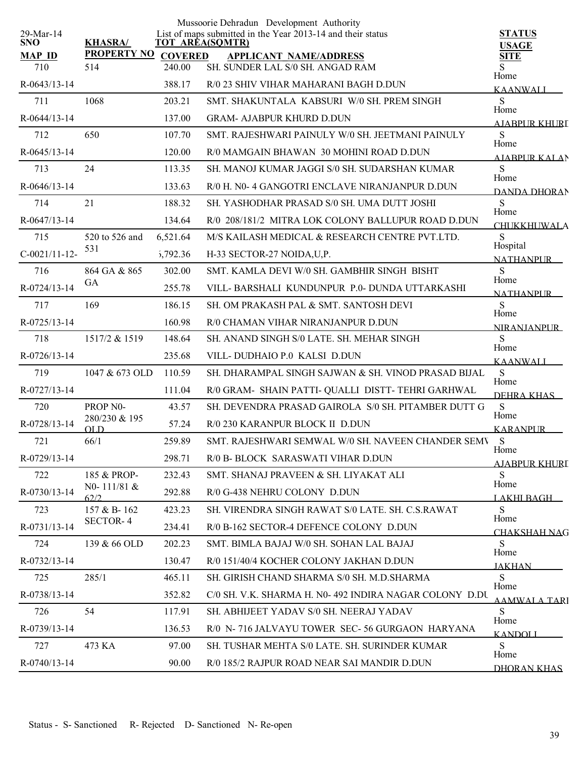Mussoorie Dehradun Development Authority

List of maps submitted in the Year 2013-14 and their status

29-Mar-14

| SNO / MAP ID | KHASRA/ PROPERTY NO | TOT AREA(SQMTR) / COVERED | APPLICANT NAME/ADDRESS | STATUS / USAGE / SITE |
|---|---|---|---|---|
| 710 | 514 | 240.00 | SH. SUNDER LAL S/0 SH. ANGAD RAM | S Home |
| R-0643/13-14 | | 388.17 | R/0 23 SHIV VIHAR MAHARANI BAGH D.DUN | KAANWALI |
| 711 | 1068 | 203.21 | SMT. SHAKUNTALA KABSURI W/0 SH. PREM SINGH | S Home |
| R-0644/13-14 | | 137.00 | GRAM- AJABPUR KHURD D.DUN | AJABPUR KHURD |
| 712 | 650 | 107.70 | SMT. RAJESHWARI PAINULY W/0 SH. JEETMANI PAINULY | S Home |
| R-0645/13-14 | | 120.00 | R/0 MAMGAIN BHAWAN 30 MOHINI ROAD D.DUN | AJABPUR KALAN |
| 713 | 24 | 113.35 | SH. MANOJ KUMAR JAGGI S/0 SH. SUDARSHAN KUMAR | S Home |
| R-0646/13-14 | | 133.63 | R/0 H. N0- 4 GANGOTRI ENCLAVE NIRANJANPUR D.DUN | DANDA DHORAN |
| 714 | 21 | 188.32 | SH. YASHODHAR PRASAD S/0 SH. UMA DUTT JOSHI | S Home |
| R-0647/13-14 | | 134.64 | R/0 208/181/2 MITRA LOK COLONY BALLUPUR ROAD D.DUN | CHUKKHUWALA |
| 715 | 520 to 526 and 531 | 6,521.64 | M/S KAILASH MEDICAL & RESEARCH CENTRE PVT.LTD. | S Hospital |
| C-0021/11-12- | | 5,792.36 | H-33 SECTOR-27 NOIDA,U,P. | NATHANPUR |
| 716 | 864 GA & 865 GA | 302.00 | SMT. KAMLA DEVI W/0 SH. GAMBHIR SINGH BISHT | S Home |
| R-0724/13-14 | | 255.78 | VILL- BARSHALI KUNDUNPUR P.0- DUNDA UTTARKASHI | NATHANPUR |
| 717 | 169 | 186.15 | SH. OM PRAKASH PAL & SMT. SANTOSH DEVI | S Home |
| R-0725/13-14 | | 160.98 | R/0 CHAMAN VIHAR NIRANJANPUR D.DUN | NIRANJANPUR |
| 718 | 1517/2 & 1519 | 148.64 | SH. ANAND SINGH S/0 LATE. SH. MEHAR SINGH | S Home |
| R-0726/13-14 | | 235.68 | VILL- DUDHAIO P.0 KALSI D.DUN | KAANWALI |
| 719 | 1047 & 673 OLD | 110.59 | SH. DHARAMPAL SINGH SAJWAN & SH. VINOD PRASAD BIJAL | S Home |
| R-0727/13-14 | | 111.04 | R/0 GRAM- SHAIN PATTI- QUALLI DISTT- TEHRI GARHWAL | DEHRA KHAS |
| 720 | PROP N0- 280/230 & 195 OLD | 43.57 | SH. DEVENDRA PRASAD GAIROLA S/0 SH. PITAMBER DUTT G | S Home |
| R-0728/13-14 | | 57.24 | R/0 230 KARANPUR BLOCK II D.DUN | KARANPUR |
| 721 | 66/1 | 259.89 | SMT. RAJESHWARI SEMWAL W/0 SH. NAVEEN CHANDER SEMV | S Home |
| R-0729/13-14 | | 298.71 | R/0 B- BLOCK SARASWATI VIHAR D.DUN | AJABPUR KHURD |
| 722 | 185 & PROP- N0- 111/81 & 62/2 | 232.43 | SMT. SHANAJ PRAVEEN & SH. LIYAKAT ALI | S Home |
| R-0730/13-14 | | 292.88 | R/0 G-438 NEHRU COLONY D.DUN | LAKHI BAGH |
| 723 | 157 & B- 162 SECTOR- 4 | 423.23 | SH. VIRENDRA SINGH RAWAT S/0 LATE. SH. C.S.RAWAT | S Home |
| R-0731/13-14 | | 234.41 | R/0 B-162 SECTOR-4 DEFENCE COLONY D.DUN | CHAKSHAH NAG |
| 724 | 139 & 66 OLD | 202.23 | SMT. BIMLA BAJAJ W/0 SH. SOHAN LAL BAJAJ | S Home |
| R-0732/13-14 | | 130.47 | R/0 151/40/4 KOCHER COLONY JAKHAN D.DUN | JAKHAN |
| 725 | 285/1 | 465.11 | SH. GIRISH CHAND SHARMA S/0 SH. M.D.SHARMA | S Home |
| R-0738/13-14 | | 352.82 | C/0 SH. V.K. SHARMA H. N0- 492 INDIRA NAGAR COLONY D.DU | AAMWALA TARL |
| 726 | 54 | 117.91 | SH. ABHIJEET YADAV S/0 SH. NEERAJ YADAV | S Home |
| R-0739/13-14 | | 136.53 | R/0 N- 716 JALVAYU TOWER SEC- 56 GURGAON HARYANA | KANDOLI |
| 727 | 473 KA | 97.00 | SH. TUSHAR MEHTA S/0 LATE. SH. SURINDER KUMAR | S Home |
| R-0740/13-14 | | 90.00 | R/0 185/2 RAJPUR ROAD NEAR SAI MANDIR D.DUN | DHORAN KHAS |

Status - S- Sanctioned R- Rejected D- Sanctioned N- Re-open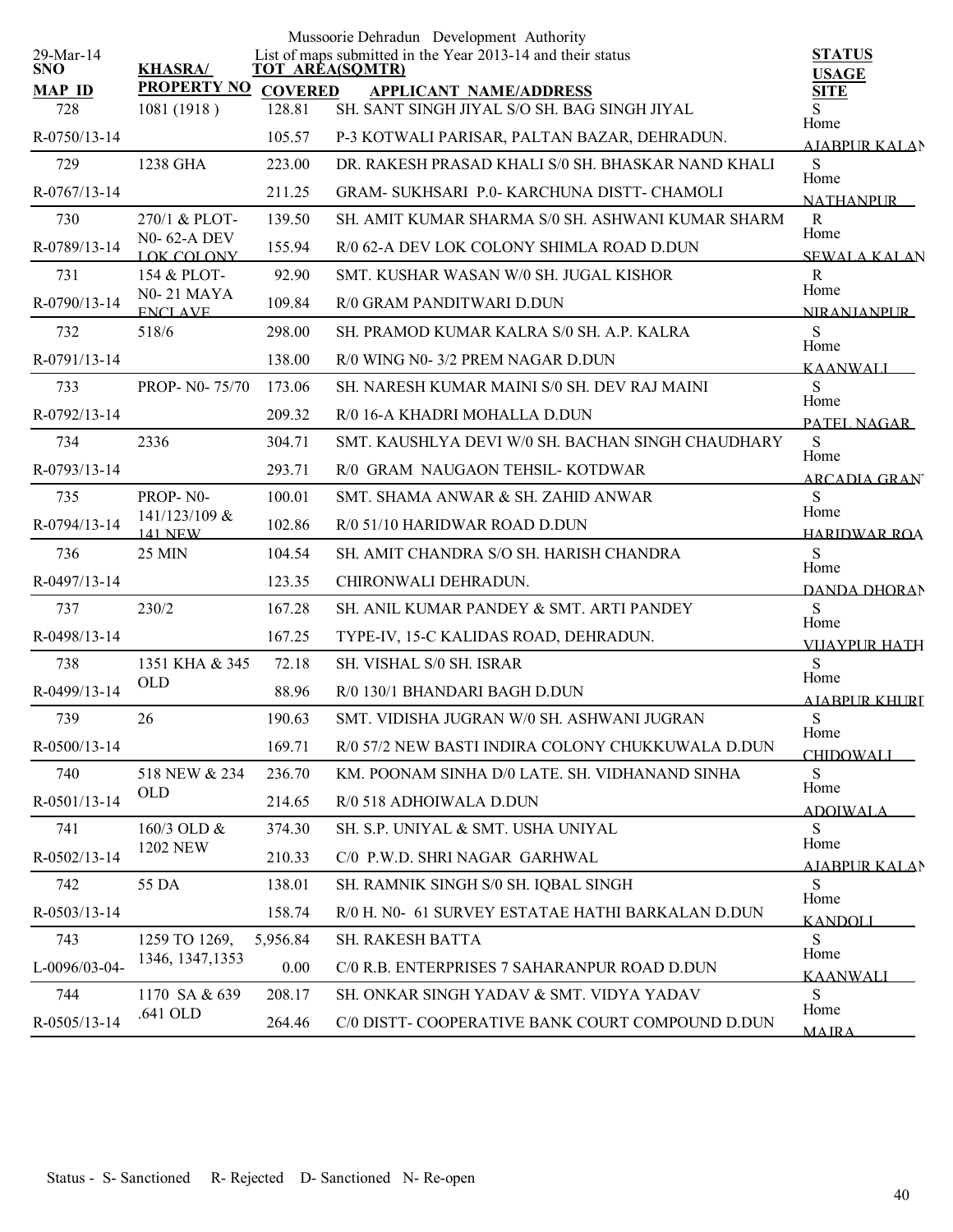Mussoorie Dehradun Development Authority

List of maps submitted in the Year 2013-14 and their status

29-Mar-14

| SNO / MAP_ID | KHASRA/ PROPERTY NO | TOT AREA(SQMTR) COVERED | APPLICANT NAME/ADDRESS | STATUS USAGE SITE |
|---|---|---|---|---|
| 728 | 1081 (1918 ) | 128.81 | SH. SANT SINGH JIYAL S/O SH. BAG SINGH JIYAL | S |
| R-0750/13-14 | | 105.57 | P-3 KOTWALI PARISAR, PALTAN BAZAR, DEHRADUN. | Home AJABPUR KALAN |
| 729 | 1238 GHA | 223.00 | DR. RAKESH PRASAD KHALI S/0 SH. BHASKAR NAND KHALI | S |
| R-0767/13-14 | | 211.25 | GRAM- SUKHSARI P.0- KARCHUNA DISTT- CHAMOLI | Home NATHANPUR |
| 730 | 270/1 & PLOT- | 139.50 | SH. AMIT KUMAR SHARMA S/0 SH. ASHWANI KUMAR SHARM | R |
| R-0789/13-14 | N0- 62-A DEV LOK COLONY | 155.94 | R/0 62-A DEV LOK COLONY SHIMLA ROAD D.DUN | Home SEWALA KALAN |
| 731 | 154 & PLOT- | 92.90 | SMT. KUSHAR WASAN W/0 SH. JUGAL KISHOR | R |
| R-0790/13-14 | N0- 21 MAYA ENCLAVE | 109.84 | R/0 GRAM PANDITWARI D.DUN | Home NIRANJANPUR |
| 732 | 518/6 | 298.00 | SH. PRAMOD KUMAR KALRA S/0 SH. A.P. KALRA | S |
| R-0791/13-14 | | 138.00 | R/0 WING N0- 3/2 PREM NAGAR D.DUN | Home KAANWALI |
| 733 | PROP- N0- 75/70 | 173.06 | SH. NARESH KUMAR MAINI S/0 SH. DEV RAJ MAINI | S |
| R-0792/13-14 | | 209.32 | R/0 16-A KHADRI MOHALLA D.DUN | Home PATEL NAGAR |
| 734 | 2336 | 304.71 | SMT. KAUSHLYA DEVI W/0 SH. BACHAN SINGH CHAUDHARY | S |
| R-0793/13-14 | | 293.71 | R/0 GRAM NAUGAON TEHSIL- KOTDWAR | Home ARCADIA GRANT |
| 735 | PROP- N0- | 100.01 | SMT. SHAMA ANWAR & SH. ZAHID ANWAR | S |
| R-0794/13-14 | 141/123/109 & 141 NEW | 102.86 | R/0 51/10 HARIDWAR ROAD D.DUN | Home HARIDWAR ROA |
| 736 | 25 MIN | 104.54 | SH. AMIT CHANDRA S/O SH. HARISH CHANDRA | S |
| R-0497/13-14 | | 123.35 | CHIRONWALI DEHRADUN. | Home DANDA DHORAN |
| 737 | 230/2 | 167.28 | SH. ANIL KUMAR PANDEY & SMT. ARTI PANDEY | S |
| R-0498/13-14 | | 167.25 | TYPE-IV, 15-C KALIDAS ROAD, DEHRADUN. | Home VIJAYPUR HATH |
| 738 | 1351 KHA & 345 | 72.18 | SH. VISHAL S/0 SH. ISRAR | S |
| R-0499/13-14 | OLD | 88.96 | R/0 130/1 BHANDARI BAGH D.DUN | Home AJABPUR KHURD |
| 739 | 26 | 190.63 | SMT. VIDISHA JUGRAN W/0 SH. ASHWANI JUGRAN | S |
| R-0500/13-14 | | 169.71 | R/0 57/2 NEW BASTI INDIRA COLONY CHUKKUWALA D.DUN | Home CHIDOWALI |
| 740 | 518 NEW & 234 | 236.70 | KM. POONAM SINHA D/0 LATE. SH. VIDHANAND SINHA | S |
| R-0501/13-14 | OLD | 214.65 | R/0 518 ADHOIWALA D.DUN | Home ADOIWALA |
| 741 | 160/3 OLD & | 374.30 | SH. S.P. UNIYAL & SMT. USHA UNIYAL | S |
| R-0502/13-14 | 1202 NEW | 210.33 | C/0 P.W.D. SHRI NAGAR GARHWAL | Home AJABPUR KALAN |
| 742 | 55 DA | 138.01 | SH. RAMNIK SINGH S/0 SH. IQBAL SINGH | S |
| R-0503/13-14 | | 158.74 | R/0 H. N0- 61 SURVEY ESTATAE HATHI BARKALAN D.DUN | Home KANDOLI |
| 743 | 1259 TO 1269, | 5,956.84 | SH. RAKESH BATTA | S |
| L-0096/03-04- | 1346, 1347,1353 | 0.00 | C/0 R.B. ENTERPRISES 7 SAHARANPUR ROAD D.DUN | Home KAANWALI |
| 744 | 1170 SA & 639 | 208.17 | SH. ONKAR SINGH YADAV & SMT. VIDYA YADAV | S |
| R-0505/13-14 | .641 OLD | 264.46 | C/0 DISTT- COOPERATIVE BANK COURT COMPOUND D.DUN | Home MAJRA |

Status - S- Sanctioned R- Rejected D- Sanctioned N- Re-open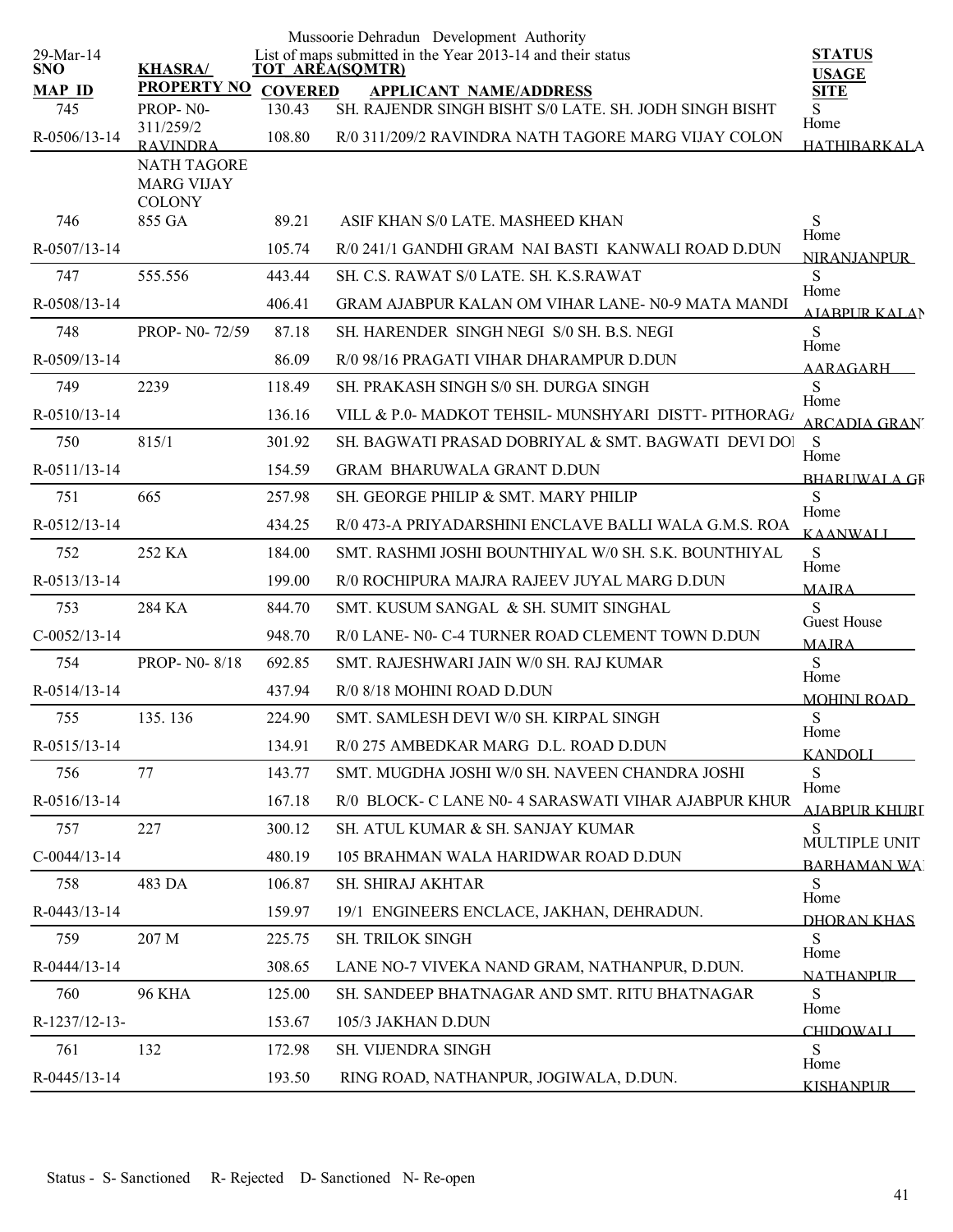Mussoorie Dehradun Development Authority

29-Mar-14 List of maps submitted in the Year 2013-14 and their status

| SNO / MAP ID | KHASRA/ PROPERTY NO | TOT AREA(SQMTR) / COVERED | APPLICANT NAME/ADDRESS | STATUS / USAGE / SITE |
|---|---|---|---|---|
| 745 / R-0506/13-14 | PROP- N0- 311/259/2 RAVINDRA NATH TAGORE MARG VIJAY COLONY | 130.43 / 108.80 | SH. RAJENDR SINGH BISHT S/0 LATE. SH. JODH SINGH BISHT R/0 311/209/2 RAVINDRA NATH TAGORE MARG VIJAY COLON | S Home HATHIBARKALA |
| 746 / R-0507/13-14 | 855 GA | 89.21 / 105.74 | ASIF KHAN S/0 LATE. MASHEED KHAN R/0 241/1 GANDHI GRAM NAI BASTI KANWALI ROAD D.DUN | S Home NIRANJANPUR |
| 747 / R-0508/13-14 | 555.556 | 443.44 / 406.41 | SH. C.S. RAWAT S/0 LATE. SH. K.S.RAWAT GRAM AJABPUR KALAN OM VIHAR LANE- N0-9 MATA MANDI | S Home AJABPUR KALAN |
| 748 / R-0509/13-14 | PROP- N0- 72/59 | 87.18 / 86.09 | SH. HARENDER SINGH NEGI S/0 SH. B.S. NEGI R/0 98/16 PRAGATI VIHAR DHARAMPUR D.DUN | S Home AARAGARH |
| 749 / R-0510/13-14 | 2239 | 118.49 / 136.16 | SH. PRAKASH SINGH S/0 SH. DURGA SINGH VILL & P.0- MADKOT TEHSIL- MUNSHYARI DISTT- PITHORAGA | S Home ARCADIA GRANT |
| 750 / R-0511/13-14 | 815/1 | 301.92 / 154.59 | SH. BAGWATI PRASAD DOBRIYAL & SMT. BAGWATI DEVI DOI GRAM BHARUWALA GRANT D.DUN | S Home BHARUWALA GR |
| 751 / R-0512/13-14 | 665 | 257.98 / 434.25 | SH. GEORGE PHILIP & SMT. MARY PHILIP R/0 473-A PRIYADARSHINI ENCLAVE BALLI WALA G.M.S. ROA | S Home KAANWALI |
| 752 / R-0513/13-14 | 252 KA | 184.00 / 199.00 | SMT. RASHMI JOSHI BOUNTHIYAL W/0 SH. S.K. BOUNTHIYAL R/0 ROCHIPURA MAJRA RAJEEV JUYAL MARG D.DUN | S Home MAJRA |
| 753 / C-0052/13-14 | 284 KA | 844.70 / 948.70 | SMT. KUSUM SANGAL & SH. SUMIT SINGHAL R/0 LANE- N0- C-4 TURNER ROAD CLEMENT TOWN D.DUN | S Guest House MAJRA |
| 754 / R-0514/13-14 | PROP- N0- 8/18 | 692.85 / 437.94 | SMT. RAJESHWARI JAIN W/0 SH. RAJ KUMAR R/0 8/18 MOHINI ROAD D.DUN | S Home MOHINI ROAD |
| 755 / R-0515/13-14 | 135. 136 | 224.90 / 134.91 | SMT. SAMLESH DEVI W/0 SH. KIRPAL SINGH R/0 275 AMBEDKAR MARG D.L. ROAD D.DUN | S Home KANDOLI |
| 756 / R-0516/13-14 | 77 | 143.77 / 167.18 | SMT. MUGDHA JOSHI W/0 SH. NAVEEN CHANDRA JOSHI R/0 BLOCK- C LANE N0- 4 SARASWATI VIHAR AJABPUR KHUR | S Home AJABPUR KHURD |
| 757 / C-0044/13-14 | 227 | 300.12 / 480.19 | SH. ATUL KUMAR & SH. SANJAY KUMAR 105 BRAHMAN WALA HARIDWAR ROAD D.DUN | S MULTIPLE UNIT BARHAMAN WA |
| 758 / R-0443/13-14 | 483 DA | 106.87 / 159.97 | SH. SHIRAJ AKHTAR 19/1 ENGINEERS ENCLACE, JAKHAN, DEHRADUN. | S Home DHORAN KHAS |
| 759 / R-0444/13-14 | 207 M | 225.75 / 308.65 | SH. TRILOK SINGH LANE NO-7 VIVEKA NAND GRAM, NATHANPUR, D.DUN. | S Home NATHANPUR |
| 760 / R-1237/12-13- | 96 KHA | 125.00 / 153.67 | SH. SANDEEP BHATNAGAR AND SMT. RITU BHATNAGAR 105/3 JAKHAN D.DUN | S Home CHIDOWALI |
| 761 / R-0445/13-14 | 132 | 172.98 / 193.50 | SH. VIJENDRA SINGH RING ROAD, NATHANPUR, JOGIWALA, D.DUN. | S Home KISHANPUR |

Status - S- Sanctioned R- Rejected D- Sanctioned N- Re-open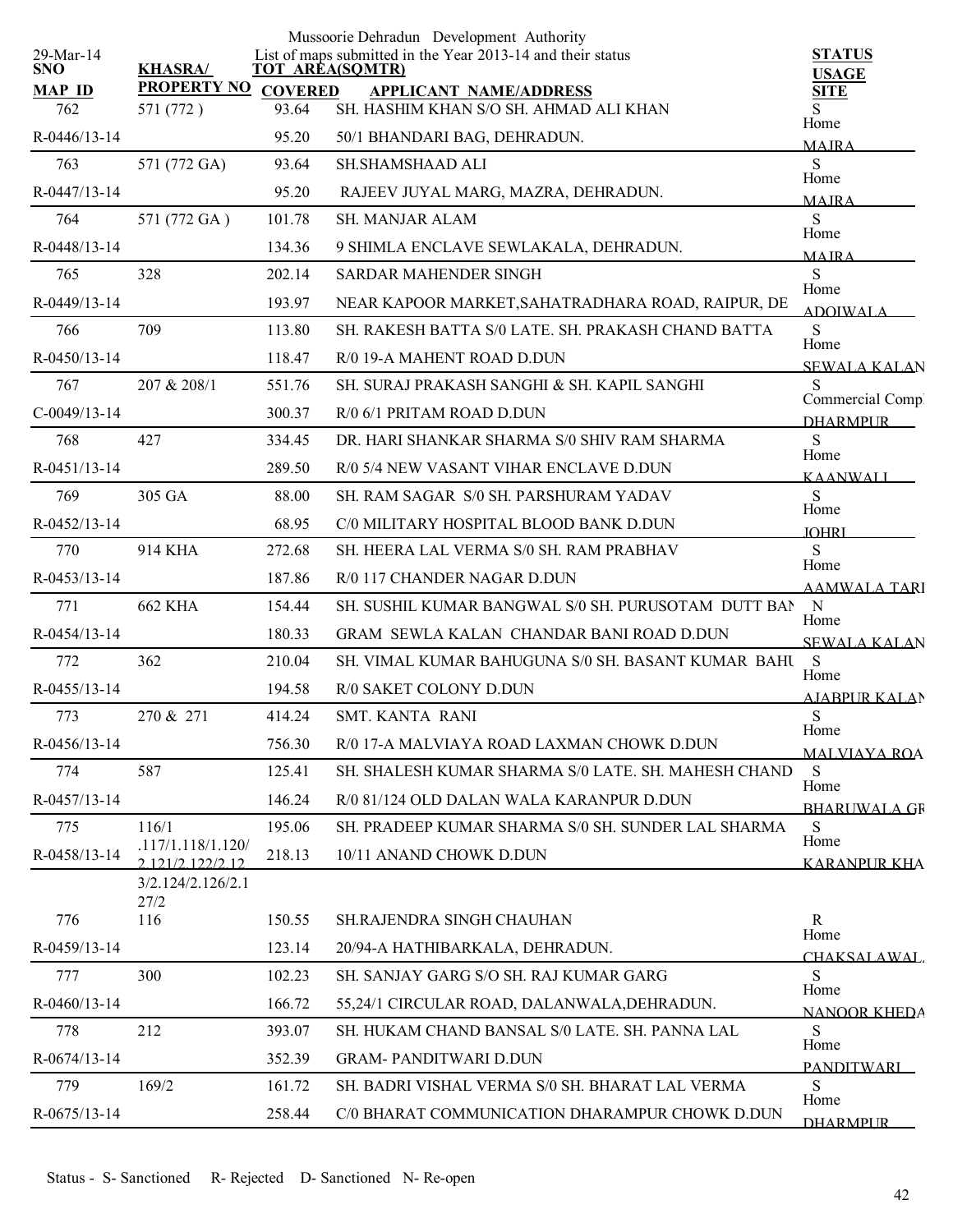Mussoorie Dehradun Development Authority

List of maps submitted in the Year 2013-14 and their status

29-Mar-14

| SNO / MAP_ID | KHASRA/ PROPERTY NO | TOT AREA(SQMTR) / COVERED | APPLICANT NAME/ADDRESS | STATUS / USAGE / SITE |
|---|---|---|---|---|
| 762 / R-0446/13-14 | 571 (772 ) | 93.64 / 95.20 | SH. HASHIM KHAN S/O SH. AHMAD ALI KHAN / 50/1 BHANDARI BAG, DEHRADUN. | S / Home / MAJRA |
| 763 / R-0447/13-14 | 571 (772 GA) | 93.64 / 95.20 | SH.SHAMSHAAD ALI / RAJEEV JUYAL MARG, MAZRA, DEHRADUN. | S / Home / MAJRA |
| 764 / R-0448/13-14 | 571 (772 GA ) | 101.78 / 134.36 | SH. MANJAR ALAM / 9 SHIMLA ENCLAVE SEWLAKALA, DEHRADUN. | S / Home / MAJRA |
| 765 / R-0449/13-14 | 328 | 202.14 / 193.97 | SARDAR MAHENDER SINGH / NEAR KAPOOR MARKET,SAHATRADHARA ROAD, RAIPUR, DE | S / Home / ADOIWALA |
| 766 / R-0450/13-14 | 709 | 113.80 / 118.47 | SH. RAKESH BATTA S/0 LATE. SH. PRAKASH CHAND BATTA / R/0 19-A MAHENT ROAD D.DUN | S / Home / SEWALA KALAN |
| 767 / C-0049/13-14 | 207 & 208/1 | 551.76 / 300.37 | SH. SURAJ PRAKASH SANGHI & SH. KAPIL SANGHI / R/0 6/1 PRITAM ROAD D.DUN | S / Commercial Comp / DHARMPUR |
| 768 / R-0451/13-14 | 427 | 334.45 / 289.50 | DR. HARI SHANKAR SHARMA S/0 SHIV RAM SHARMA / R/0 5/4 NEW VASANT VIHAR ENCLAVE D.DUN | S / Home / KAANWALI |
| 769 / R-0452/13-14 | 305 GA | 88.00 / 68.95 | SH. RAM SAGAR S/0 SH. PARSHURAM YADAV / C/0 MILITARY HOSPITAL BLOOD BANK D.DUN | S / Home / JOHRI |
| 770 / R-0453/13-14 | 914 KHA | 272.68 / 187.86 | SH. HEERA LAL VERMA S/0 SH. RAM PRABHAV / R/0 117 CHANDER NAGAR D.DUN | S / Home / AAMWALA TARI |
| 771 / R-0454/13-14 | 662 KHA | 154.44 / 180.33 | SH. SUSHIL KUMAR BANGWAL S/0 SH. PURUSOTAM DUTT BAN / GRAM SEWLA KALAN CHANDAR BANI ROAD D.DUN | N / Home / SEWALA KALAN |
| 772 / R-0455/13-14 | 362 | 210.04 / 194.58 | SH. VIMAL KUMAR BAHUGUNA S/0 SH. BASANT KUMAR BAHU / R/0 SAKET COLONY D.DUN | S / Home / AJABPUR KALAN |
| 773 / R-0456/13-14 | 270 & 271 | 414.24 / 756.30 | SMT. KANTA RANI / R/0 17-A MALVIAYA ROAD LAXMAN CHOWK D.DUN | S / Home / MALVIAYA ROA |
| 774 / R-0457/13-14 | 587 | 125.41 / 146.24 | SH. SHALESH KUMAR SHARMA S/0 LATE. SH. MAHESH CHAND / R/0 81/124 OLD DALAN WALA KARANPUR D.DUN | S / Home / BHARUWALA GR |
| 775 / R-0458/13-14 | 116/1 .117/1.118/1.120/ 2.121/2.122/2.12 3/2.124/2.126/2.1 27/2 | 195.06 / 218.13 | SH. PRADEEP KUMAR SHARMA S/0 SH. SUNDER LAL SHARMA / 10/11 ANAND CHOWK D.DUN | S / Home / KARANPUR KHA |
| 776 / R-0459/13-14 | 116 | 150.55 / 123.14 | SH.RAJENDRA SINGH CHAUHAN / 20/94-A HATHIBARKALA, DEHRADUN. | R / Home / CHAKSALAWAL |
| 777 / R-0460/13-14 | 300 | 102.23 / 166.72 | SH. SANJAY GARG S/O SH. RAJ KUMAR GARG / 55,24/1 CIRCULAR ROAD, DALANWALA,DEHRADUN. | S / Home / NANOOR KHEDA |
| 778 / R-0674/13-14 | 212 | 393.07 / 352.39 | SH. HUKAM CHAND BANSAL S/0 LATE. SH. PANNA LAL / GRAM- PANDITWARI D.DUN | S / Home / PANDITWARI |
| 779 / R-0675/13-14 | 169/2 | 161.72 / 258.44 | SH. BADRI VISHAL VERMA S/0 SH. BHARAT LAL VERMA / C/0 BHARAT COMMUNICATION DHARAMPUR CHOWK D.DUN | S / Home / DHARMPUR |

Status - S- Sanctioned R- Rejected D- Sanctioned N- Re-open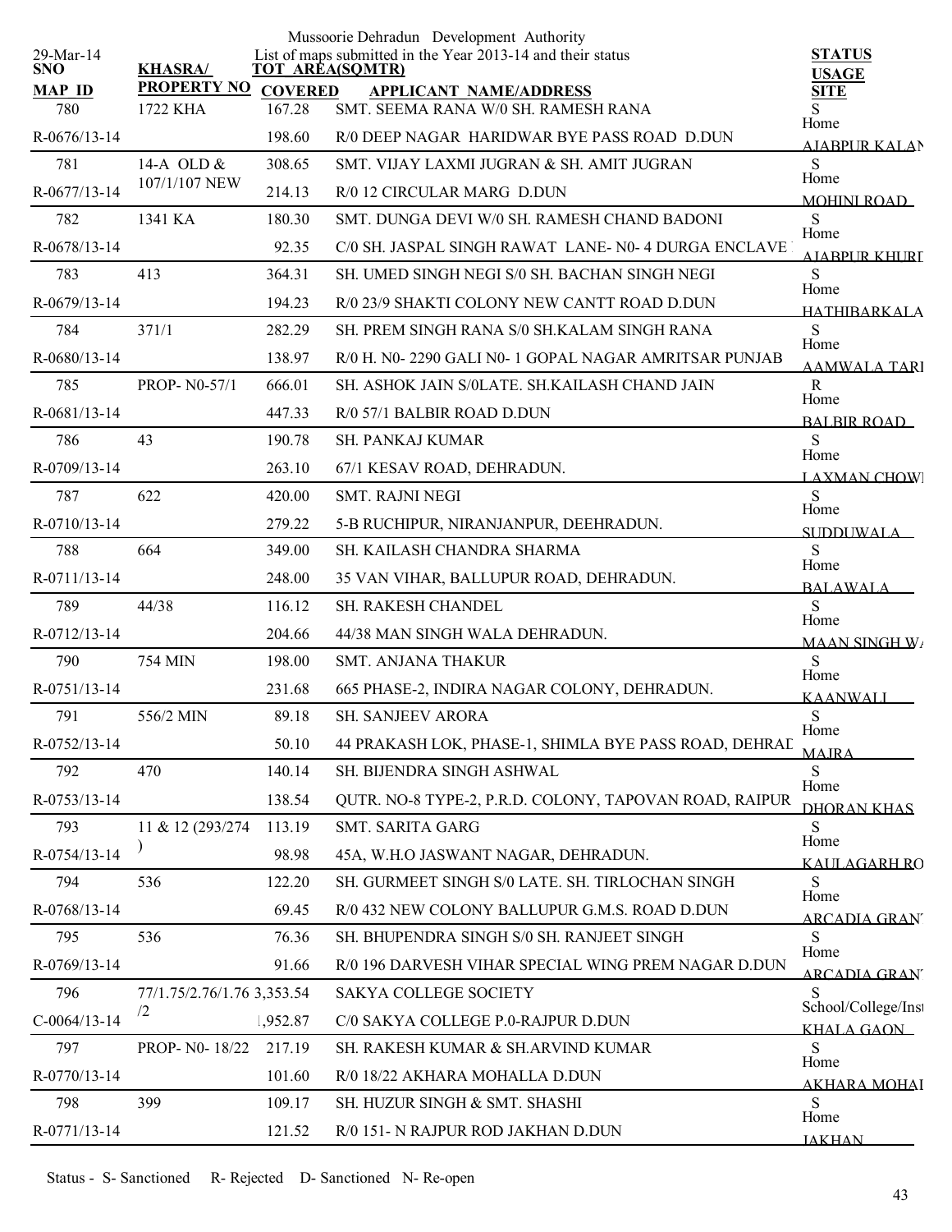Mussoorie Dehradun Development Authority

List of maps submitted in the Year 2013-14 and their status

29-Mar-14

| SNO / MAP ID | KHASRA/ PROPERTY NO | TOT AREA(SQMTR) / COVERED | APPLICANT NAME/ADDRESS | STATUS / USAGE / SITE |
|---|---|---|---|---|
| 780 | 1722 KHA | 167.28 | SMT. SEEMA RANA W/0 SH. RAMESH RANA | S |
| R-0676/13-14 | | 198.60 | R/0 DEEP NAGAR HARIDWAR BYE PASS ROAD D.DUN | Home AJABPUR KALAN |
| 781 | 14-A OLD & 107/1/107 NEW | 308.65 | SMT. VIJAY LAXMI JUGRAN & SH. AMIT JUGRAN | S |
| R-0677/13-14 | | 214.13 | R/0 12 CIRCULAR MARG D.DUN | Home MOHINI ROAD |
| 782 | 1341 KA | 180.30 | SMT. DUNGA DEVI W/0 SH. RAMESH CHAND BADONI | S |
| R-0678/13-14 | | 92.35 | C/0 SH. JASPAL SINGH RAWAT LANE- N0- 4 DURGA ENCLAVE | Home AJABPUR KHURI |
| 783 | 413 | 364.31 | SH. UMED SINGH NEGI S/0 SH. BACHAN SINGH NEGI | S |
| R-0679/13-14 | | 194.23 | R/0 23/9 SHAKTI COLONY NEW CANTT ROAD D.DUN | Home HATHIBARKALA |
| 784 | 371/1 | 282.29 | SH. PREM SINGH RANA S/0 SH.KALAM SINGH RANA | S |
| R-0680/13-14 | | 138.97 | R/0 H. N0- 2290 GALI N0- 1 GOPAL NAGAR AMRITSAR PUNJAB | Home AAMWALA TARI |
| 785 | PROP- N0-57/1 | 666.01 | SH. ASHOK JAIN S/0LATE. SH.KAILASH CHAND JAIN | R |
| R-0681/13-14 | | 447.33 | R/0 57/1 BALBIR ROAD D.DUN | Home BALBIR ROAD |
| 786 | 43 | 190.78 | SH. PANKAJ KUMAR | S |
| R-0709/13-14 | | 263.10 | 67/1 KESAV ROAD, DEHRADUN. | Home LAXMAN CHOWI |
| 787 | 622 | 420.00 | SMT. RAJNI NEGI | S |
| R-0710/13-14 | | 279.22 | 5-B RUCHIPUR, NIRANJANPUR, DEEHRADUN. | Home SUDDUWALA |
| 788 | 664 | 349.00 | SH. KAILASH CHANDRA SHARMA | S |
| R-0711/13-14 | | 248.00 | 35 VAN VIHAR, BALLUPUR ROAD, DEHRADUN. | Home BALAWALA |
| 789 | 44/38 | 116.12 | SH. RAKESH CHANDEL | S |
| R-0712/13-14 | | 204.66 | 44/38 MAN SINGH WALA DEHRADUN. | Home MAAN SINGH WA |
| 790 | 754 MIN | 198.00 | SMT. ANJANA THAKUR | S |
| R-0751/13-14 | | 231.68 | 665 PHASE-2, INDIRA NAGAR COLONY, DEHRADUN. | Home KAANWALI |
| 791 | 556/2 MIN | 89.18 | SH. SANJEEV ARORA | S |
| R-0752/13-14 | | 50.10 | 44 PRAKASH LOK, PHASE-1, SHIMLA BYE PASS ROAD, DEHRAD | Home MAJRA |
| 792 | 470 | 140.14 | SH. BIJENDRA SINGH ASHWAL | S |
| R-0753/13-14 | | 138.54 | QUTR. NO-8 TYPE-2, P.R.D. COLONY, TAPOVAN ROAD, RAIPUR | Home DHORAN KHAS |
| 793 | 11 & 12 (293/274) | 113.19 | SMT. SARITA GARG | S |
| R-0754/13-14 | | 98.98 | 45A, W.H.O JASWANT NAGAR, DEHRADUN. | Home KAULAGARH RO |
| 794 | 536 | 122.20 | SH. GURMEET SINGH S/0 LATE. SH. TIRLOCHAN SINGH | S |
| R-0768/13-14 | | 69.45 | R/0 432 NEW COLONY BALLUPUR G.M.S. ROAD D.DUN | Home ARCADIA GRANT |
| 795 | 536 | 76.36 | SH. BHUPENDRA SINGH S/0 SH. RANJEET SINGH | S |
| R-0769/13-14 | | 91.66 | R/0 196 DARVESH VIHAR SPECIAL WING PREM NAGAR D.DUN | Home ARCADIA GRANT |
| 796 | 77/1.75/2.76/1.76/2 | 3,353.54 | SAKYA COLLEGE SOCIETY | S |
| C-0064/13-14 | | 1,952.87 | C/0 SAKYA COLLEGE P.0-RAJPUR D.DUN | School/College/Inst KHALA GAON |
| 797 | PROP- N0- 18/22 | 217.19 | SH. RAKESH KUMAR & SH.ARVIND KUMAR | S |
| R-0770/13-14 | | 101.60 | R/0 18/22 AKHARA MOHALLA D.DUN | Home AKHARA MOHAL |
| 798 | 399 | 109.17 | SH. HUZUR SINGH & SMT. SHASHI | S |
| R-0771/13-14 | | 121.52 | R/0 151- N RAJPUR ROD JAKHAN D.DUN | Home JAKHAN |

Status - S- Sanctioned R- Rejected D- Sanctioned N- Re-open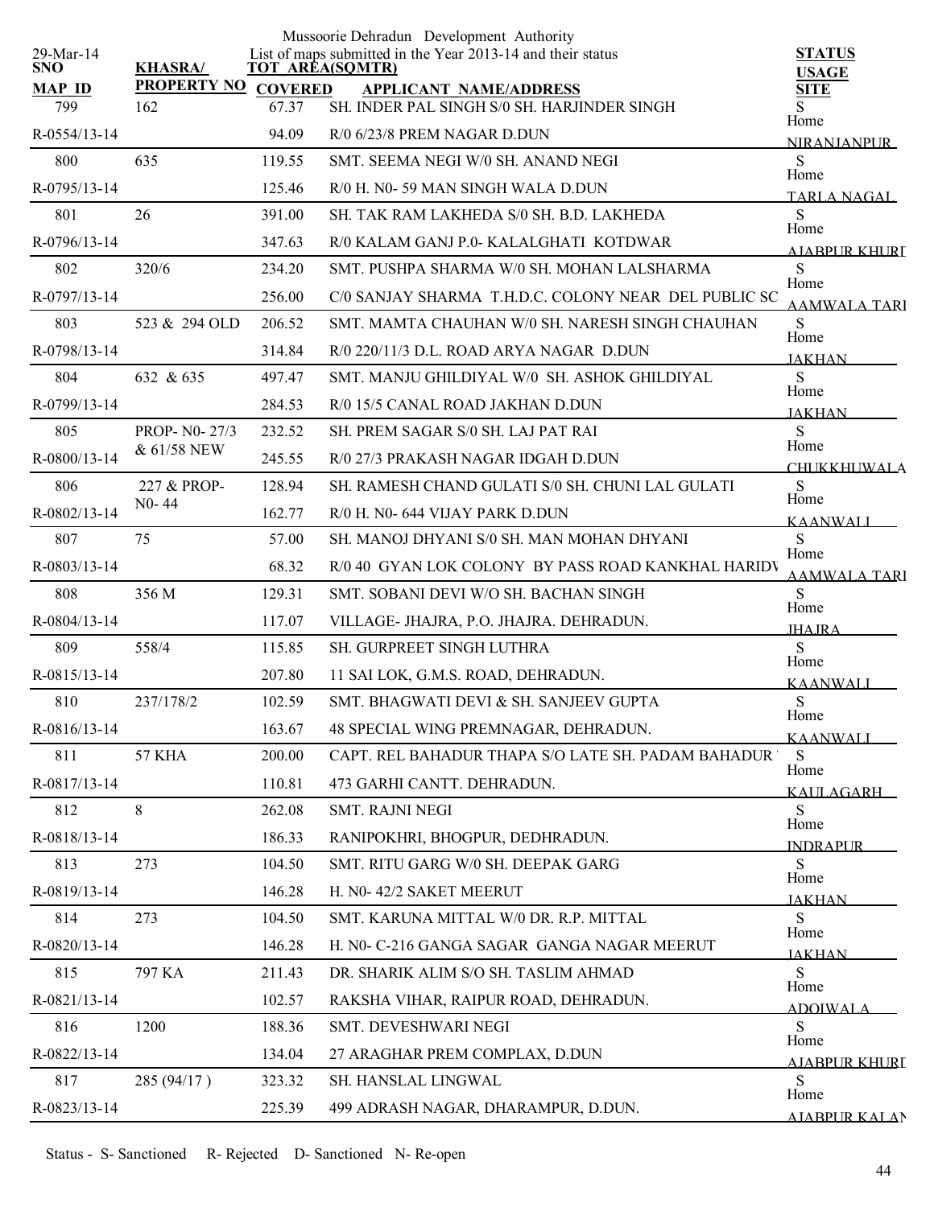Mussoorie Dehradun Development Authority

List of maps submitted in the Year 2013-14 and their status

29-Mar-14

| SNO / MAP ID | KHASRA/ PROPERTY NO | TOT AREA(SQMTR) / COVERED | APPLICANT NAME/ADDRESS | STATUS / USAGE / SITE |
|---|---|---|---|---|
| 799 | 162 | 67.37 | SH. INDER PAL SINGH S/0 SH. HARJINDER SINGH | S |
| R-0554/13-14 | | 94.09 | R/0 6/23/8 PREM NAGAR D.DUN | Home NIRANJANPUR |
| 800 | 635 | 119.55 | SMT. SEEMA NEGI W/0 SH. ANAND NEGI | S |
| R-0795/13-14 | | 125.46 | R/0 H. N0- 59 MAN SINGH WALA D.DUN | Home TARLA NAGAL |
| 801 | 26 | 391.00 | SH. TAK RAM LAKHEDA S/0 SH. B.D. LAKHEDA | S |
| R-0796/13-14 | | 347.63 | R/0 KALAM GANJ P.0- KALALGHATI KOTDWAR | Home AJABPUR KHURD |
| 802 | 320/6 | 234.20 | SMT. PUSHPA SHARMA W/0 SH. MOHAN LALSHARMA | S |
| R-0797/13-14 | | 256.00 | C/0 SANJAY SHARMA T.H.D.C. COLONY NEAR DEL PUBLIC SC | Home AAMWALA TARI |
| 803 | 523 & 294 OLD | 206.52 | SMT. MAMTA CHAUHAN W/0 SH. NARESH SINGH CHAUHAN | S |
| R-0798/13-14 | | 314.84 | R/0 220/11/3 D.L. ROAD ARYA NAGAR D.DUN | Home JAKHAN |
| 804 | 632 & 635 | 497.47 | SMT. MANJU GHILDIYAL W/0 SH. ASHOK GHILDIYAL | S |
| R-0799/13-14 | | 284.53 | R/0 15/5 CANAL ROAD JAKHAN D.DUN | Home JAKHAN |
| 805 | PROP- N0- 27/3 & 61/58 NEW | 232.52 | SH. PREM SAGAR S/0 SH. LAJ PAT RAI | S |
| R-0800/13-14 | | 245.55 | R/0 27/3 PRAKASH NAGAR IDGAH D.DUN | Home CHUKKHUWALA |
| 806 | 227 & PROP- N0- 44 | 128.94 | SH. RAMESH CHAND GULATI S/0 SH. CHUNI LAL GULATI | S |
| R-0802/13-14 | | 162.77 | R/0 H. N0- 644 VIJAY PARK D.DUN | Home KAANWALI |
| 807 | 75 | 57.00 | SH. MANOJ DHYANI S/0 SH. MAN MOHAN DHYANI | S |
| R-0803/13-14 | | 68.32 | R/0 40 GYAN LOK COLONY BY PASS ROAD KANKHAL HARIDV | Home AAMWALA TARI |
| 808 | 356 M | 129.31 | SMT. SOBANI DEVI W/O SH. BACHAN SINGH | S |
| R-0804/13-14 | | 117.07 | VILLAGE- JHAJRA, P.O. JHAJRA. DEHRADUN. | Home JHAJRA |
| 809 | 558/4 | 115.85 | SH. GURPREET SINGH LUTHRA | S |
| R-0815/13-14 | | 207.80 | 11 SAI LOK, G.M.S. ROAD, DEHRADUN. | Home KAANWALI |
| 810 | 237/178/2 | 102.59 | SMT. BHAGWATI DEVI & SH. SANJEEV GUPTA | S |
| R-0816/13-14 | | 163.67 | 48 SPECIAL WING PREMNAGAR, DEHRADUN. | Home KAANWALI |
| 811 | 57 KHA | 200.00 | CAPT. REL BAHADUR THAPA S/O LATE SH. PADAM BAHADUR | S |
| R-0817/13-14 | | 110.81 | 473 GARHI CANTT. DEHRADUN. | Home KAULAGARH |
| 812 | 8 | 262.08 | SMT. RAJNI NEGI | S |
| R-0818/13-14 | | 186.33 | RANIPOKHRI, BHOGPUR, DEDHRADUN. | Home INDRAPUR |
| 813 | 273 | 104.50 | SMT. RITU GARG W/0 SH. DEEPAK GARG | S |
| R-0819/13-14 | | 146.28 | H. N0- 42/2 SAKET MEERUT | Home JAKHAN |
| 814 | 273 | 104.50 | SMT. KARUNA MITTAL W/0 DR. R.P. MITTAL | S |
| R-0820/13-14 | | 146.28 | H. N0- C-216 GANGA SAGAR GANGA NAGAR MEERUT | Home JAKHAN |
| 815 | 797 KA | 211.43 | DR. SHARIK ALIM S/O SH. TASLIM AHMAD | S |
| R-0821/13-14 | | 102.57 | RAKSHA VIHAR, RAIPUR ROAD, DEHRADUN. | Home ADOIWALA |
| 816 | 1200 | 188.36 | SMT. DEVESHWARI NEGI | S |
| R-0822/13-14 | | 134.04 | 27 ARAGHAR PREM COMPLAX, D.DUN | Home AJABPUR KHURD |
| 817 | 285 (94/17 ) | 323.32 | SH. HANSLAL LINGWAL | S |
| R-0823/13-14 | | 225.39 | 499 ADRASH NAGAR, DHARAMPUR, D.DUN. | Home AJABPUR KALAN |

Status - S- Sanctioned R- Rejected D- Sanctioned N- Re-open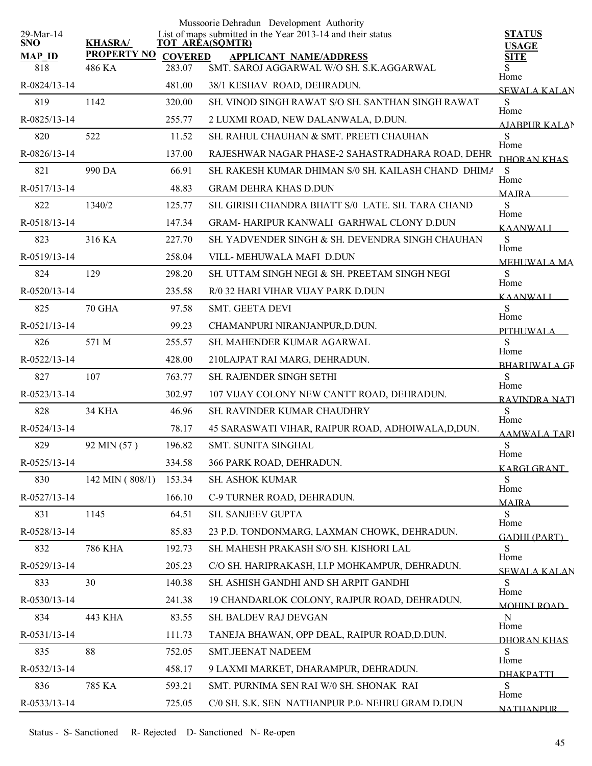Mussoorie Dehradun Development Authority

29-Mar-14 — List of maps submitted in the Year 2013-14 and their status

| SNO | KHASRA/ | TOT AREA(SQMTR) | | STATUS |
|---|---|---|---|---|
| MAP ID | PROPERTY NO | COVERED | APPLICANT NAME/ADDRESS | USAGE / SITE |
| 818 | 486 KA | 283.07 | SMT. SAROJ AGGARWAL W/O SH. S.K.AGGARWAL | S |
| R-0824/13-14 | | 481.00 | 38/1 KESHAV ROAD, DEHRADUN. | Home / SEWALA KALAN |
| 819 | 1142 | 320.00 | SH. VINOD SINGH RAWAT S/O SH. SANTHAN SINGH RAWAT | S |
| R-0825/13-14 | | 255.77 | 2 LUXMI ROAD, NEW DALANWALA, D.DUN. | Home / AJABPUR KALAN |
| 820 | 522 | 11.52 | SH. RAHUL CHAUHAN & SMT. PREETI CHAUHAN | S |
| R-0826/13-14 | | 137.00 | RAJESHWAR NAGAR PHASE-2 SAHASTRADHARA ROAD, DEHR | Home / DHORAN KHAS |
| 821 | 990 DA | 66.91 | SH. RAKESH KUMAR DHIMAN S/0 SH. KAILASH CHAND DHIMA | S |
| R-0517/13-14 | | 48.83 | GRAM DEHRA KHAS D.DUN | Home / MAJRA |
| 822 | 1340/2 | 125.77 | SH. GIRISH CHANDRA BHATT S/0 LATE. SH. TARA CHAND | S |
| R-0518/13-14 | | 147.34 | GRAM- HARIPUR KANWALI GARHWAL CLONY D.DUN | Home / KAANWALI |
| 823 | 316 KA | 227.70 | SH. YADVENDER SINGH & SH. DEVENDRA SINGH CHAUHAN | S |
| R-0519/13-14 | | 258.04 | VILL- MEHUWALA MAFI D.DUN | Home / MEHUWALA MA |
| 824 | 129 | 298.20 | SH. UTTAM SINGH NEGI & SH. PREETAM SINGH NEGI | S |
| R-0520/13-14 | | 235.58 | R/0 32 HARI VIHAR VIJAY PARK D.DUN | Home / KAANWALI |
| 825 | 70 GHA | 97.58 | SMT. GEETA DEVI | S |
| R-0521/13-14 | | 99.23 | CHAMANPURI NIRANJANPUR,D.DUN. | Home / PITHUWALA |
| 826 | 571 M | 255.57 | SH. MAHENDER KUMAR AGARWAL | S |
| R-0522/13-14 | | 428.00 | 210LAJPAT RAI MARG, DEHRADUN. | Home / BHARUWALA GR |
| 827 | 107 | 763.77 | SH. RAJENDER SINGH SETHI | S |
| R-0523/13-14 | | 302.97 | 107 VIJAY COLONY NEW CANTT ROAD, DEHRADUN. | Home / RAVINDRA NATI |
| 828 | 34 KHA | 46.96 | SH. RAVINDER KUMAR CHAUDHRY | S |
| R-0524/13-14 | | 78.17 | 45 SARASWATI VIHAR, RAIPUR ROAD, ADHOIWALA,D,DUN. | Home / AAMWALA TARI |
| 829 | 92 MIN (57 ) | 196.82 | SMT. SUNITA SINGHAL | S |
| R-0525/13-14 | | 334.58 | 366 PARK ROAD, DEHRADUN. | Home / KARGI GRANT |
| 830 | 142 MIN ( 808/1) | 153.34 | SH. ASHOK KUMAR | S |
| R-0527/13-14 | | 166.10 | C-9 TURNER ROAD, DEHRADUN. | Home / MAJRA |
| 831 | 1145 | 64.51 | SH. SANJEEV GUPTA | S |
| R-0528/13-14 | | 85.83 | 23 P.D. TONDONMARG, LAXMAN CHOWK, DEHRADUN. | Home / GADHI (PART) |
| 832 | 786 KHA | 192.73 | SH. MAHESH PRAKASH S/O SH. KISHORI LAL | S |
| R-0529/13-14 | | 205.23 | C/O SH. HARIPRAKASH, I.I.P MOHKAMPUR, DEHRADUN. | Home / SEWALA KALAN |
| 833 | 30 | 140.38 | SH. ASHISH GANDHI AND SH ARPIT GANDHI | S |
| R-0530/13-14 | | 241.38 | 19 CHANDARLOK COLONY, RAJPUR ROAD, DEHRADUN. | Home / MOHINI ROAD |
| 834 | 443 KHA | 83.55 | SH. BALDEV RAJ DEVGAN | N |
| R-0531/13-14 | | 111.73 | TANEJA BHAWAN, OPP DEAL, RAIPUR ROAD,D.DUN. | Home / DHORAN KHAS |
| 835 | 88 | 752.05 | SMT.JEENAT NADEEM | S |
| R-0532/13-14 | | 458.17 | 9 LAXMI MARKET, DHARAMPUR, DEHRADUN. | Home / DHAKPATTI |
| 836 | 785 KA | 593.21 | SMT. PURNIMA SEN RAI W/0 SH. SHONAK RAI | S |
| R-0533/13-14 | | 725.05 | C/0 SH. S.K. SEN NATHANPUR P.0- NEHRU GRAM D.DUN | Home / NATHANPUR |

Status - S- Sanctioned R- Rejected D- Sanctioned N- Re-open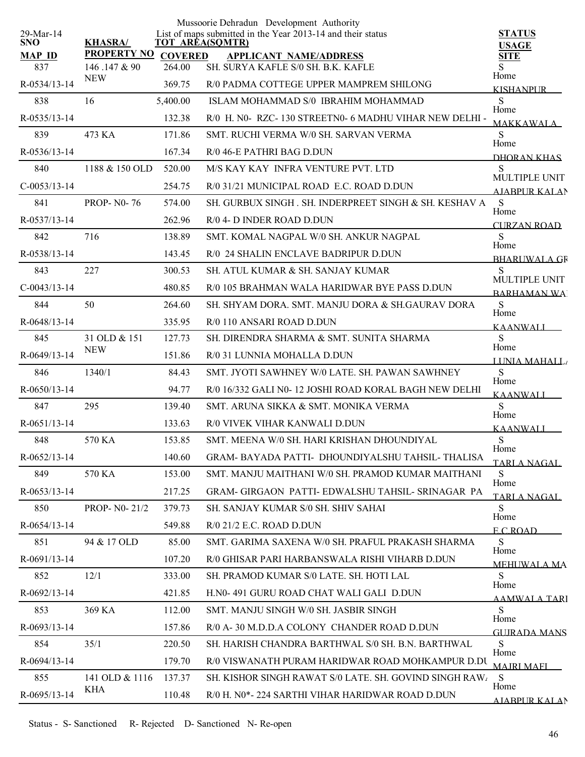Mussoorie Dehradun Development Authority

29-Mar-14

List of maps submitted in the Year 2013-14 and their status

| SNO / MAP ID | KHASRA/ PROPERTY NO | TOT AREA(SQMTR) / COVERED | APPLICANT NAME/ADDRESS | STATUS / USAGE / SITE |
|---|---|---|---|---|
| 837 | 146 .147 & 90 NEW | 264.00 | SH. SURYA KAFLE S/0 SH. B.K. KAFLE | S |
| R-0534/13-14 | | 369.75 | R/0 PADMA COTTEGE UPPER MAMPREM SHILONG | Home KISHANPUR |
| 838 | 16 | 5,400.00 | ISLAM MOHAMMAD S/0 IBRAHIM MOHAMMAD | S |
| R-0535/13-14 | | 132.38 | R/0 H. N0- RZC- 130 STREETN0- 6 MADHU VIHAR NEW DELHI - | Home MAKKAWALA |
| 839 | 473 KA | 171.86 | SMT. RUCHI VERMA W/0 SH. SARVAN VERMA | S |
| R-0536/13-14 | | 167.34 | R/0 46-E PATHRI BAG D.DUN | Home DHORAN KHAS |
| 840 | 1188 & 150 OLD | 520.00 | M/S KAY KAY INFRA VENTURE PVT. LTD | S |
| C-0053/13-14 | | 254.75 | R/0 31/21 MUNICIPAL ROAD E.C. ROAD D.DUN | MULTIPLE UNIT AJABPUR KALAN |
| 841 | PROP- N0- 76 | 574.00 | SH. GURBUX SINGH . SH. INDERPREET SINGH & SH. KESHAV A | S |
| R-0537/13-14 | | 262.96 | R/0 4- D INDER ROAD D.DUN | Home CURZAN ROAD |
| 842 | 716 | 138.89 | SMT. KOMAL NAGPAL W/0 SH. ANKUR NAGPAL | S |
| R-0538/13-14 | | 143.45 | R/0 24 SHALIN ENCLAVE BADRIPUR D.DUN | Home BHARUWALA GR |
| 843 | 227 | 300.53 | SH. ATUL KUMAR & SH. SANJAY KUMAR | S |
| C-0043/13-14 | | 480.85 | R/0 105 BRAHMAN WALA HARIDWAR BYE PASS D.DUN | MULTIPLE UNIT BARHAMAN WA |
| 844 | 50 | 264.60 | SH. SHYAM DORA. SMT. MANJU DORA & SH.GAURAV DORA | S |
| R-0648/13-14 | | 335.95 | R/0 110 ANSARI ROAD D.DUN | Home KAANWALI |
| 845 | 31 OLD & 151 NEW | 127.73 | SH. DIRENDRA SHARMA & SMT. SUNITA SHARMA | S |
| R-0649/13-14 | | 151.86 | R/0 31 LUNNIA MOHALLA D.DUN | Home LUNIA MAHALLA |
| 846 | 1340/1 | 84.43 | SMT. JYOTI SAWHNEY W/0 LATE. SH. PAWAN SAWHNEY | S |
| R-0650/13-14 | | 94.77 | R/0 16/332 GALI N0- 12 JOSHI ROAD KORAL BAGH NEW DELHI | Home KAANWALI |
| 847 | 295 | 139.40 | SMT. ARUNA SIKKA & SMT. MONIKA VERMA | S |
| R-0651/13-14 | | 133.63 | R/0 VIVEK VIHAR KANWALI D.DUN | Home KAANWALI |
| 848 | 570 KA | 153.85 | SMT. MEENA W/0 SH. HARI KRISHAN DHOUNDIYAL | S |
| R-0652/13-14 | | 140.60 | GRAM- BAYADA PATTI- DHOUNDIYALSHU TAHSIL- THALISA | Home TARLA NAGAL |
| 849 | 570 KA | 153.00 | SMT. MANJU MAITHANI W/0 SH. PRAMOD KUMAR MAITHANI | S |
| R-0653/13-14 | | 217.25 | GRAM- GIRGAON PATTI- EDWALSHU TAHSIL- SRINAGAR PA | Home TARLA NAGAL |
| 850 | PROP- N0- 21/2 | 379.73 | SH. SANJAY KUMAR S/0 SH. SHIV SAHAI | S |
| R-0654/13-14 | | 549.88 | R/0 21/2 E.C. ROAD D.DUN | Home E.C.ROAD |
| 851 | 94 & 17 OLD | 85.00 | SMT. GARIMA SAXENA W/0 SH. PRAFUL PRAKASH SHARMA | S |
| R-0691/13-14 | | 107.20 | R/0 GHISAR PARI HARBANSWALA RISHI VIHARB D.DUN | Home MEHUWALA MA |
| 852 | 12/1 | 333.00 | SH. PRAMOD KUMAR S/0 LATE. SH. HOTI LAL | S |
| R-0692/13-14 | | 421.85 | H.N0- 491 GURU ROAD CHAT WALI GALI D.DUN | Home AAMWALA TARI |
| 853 | 369 KA | 112.00 | SMT. MANJU SINGH W/0 SH. JASBIR SINGH | S |
| R-0693/13-14 | | 157.86 | R/0 A- 30 M.D.D.A COLONY CHANDER ROAD D.DUN | Home GUJRADA MANS |
| 854 | 35/1 | 220.50 | SH. HARISH CHANDRA BARTHWAL S/0 SH. B.N. BARTHWAL | S |
| R-0694/13-14 | | 179.70 | R/0 VISWANATH PURAM HARIDWAR ROAD MOHKAMPUR D.DU | Home MAJRI MAFI |
| 855 | 141 OLD & 1116 KHA | 137.37 | SH. KISHOR SINGH RAWAT S/0 LATE. SH. GOVIND SINGH RAWA | S |
| R-0695/13-14 | | 110.48 | R/0 H. N0*- 224 SARTHI VIHAR HARIDWAR ROAD D.DUN | Home AJABPUR KALAN |

Status - S- Sanctioned R- Rejected D- Sanctioned N- Re-open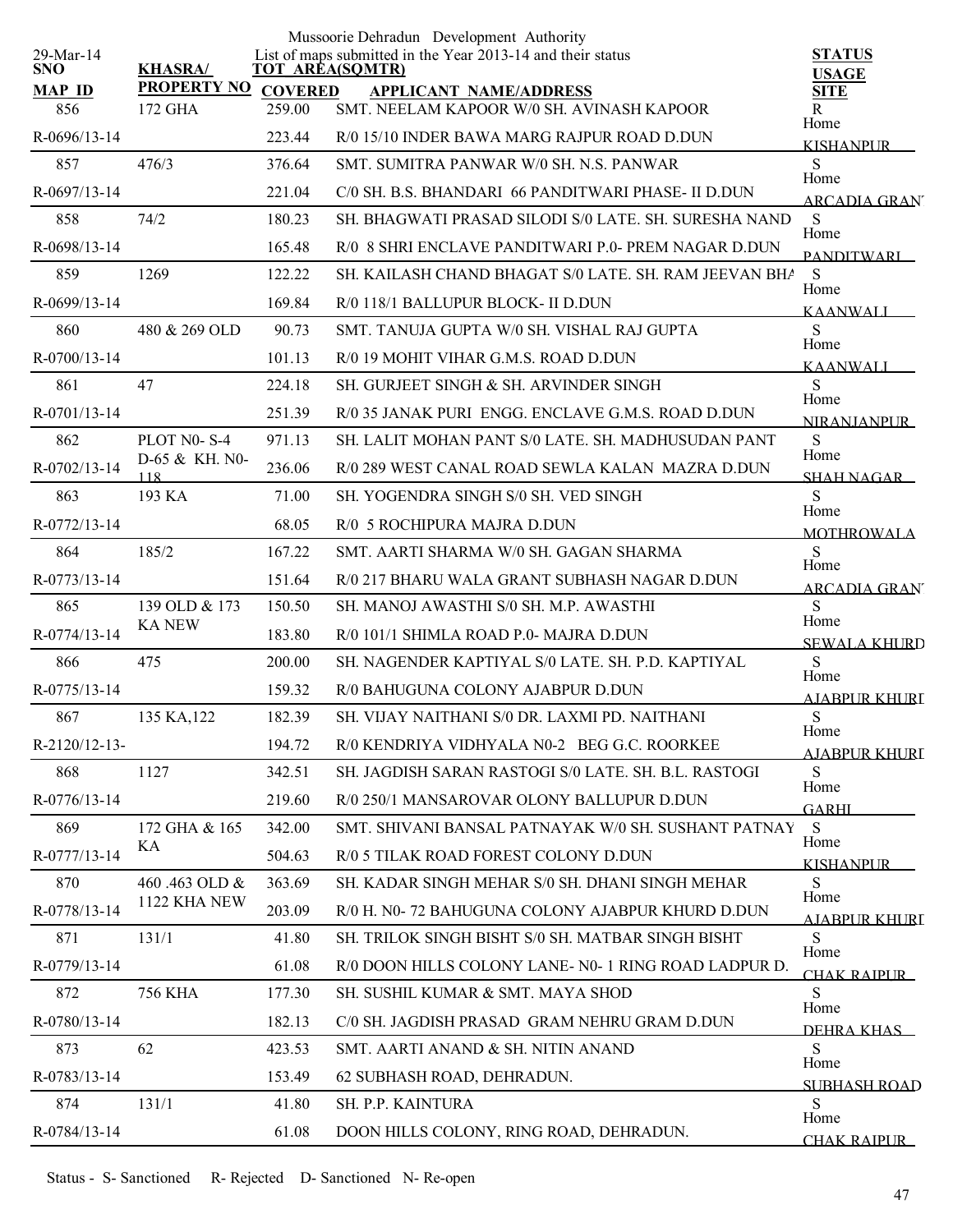Mussoorie Dehradun Development Authority

29-Mar-14 List of maps submitted in the Year 2013-14 and their status

| SNO / MAP ID | KHASRA/ PROPERTY NO | TOT AREA(SQMTR) / COVERED | APPLICANT NAME/ADDRESS | STATUS / USAGE / SITE |
|---|---|---|---|---|
| 856 | 172 GHA | 259.00 | SMT. NEELAM KAPOOR W/0 SH. AVINASH KAPOOR | R |
| R-0696/13-14 | | 223.44 | R/0 15/10 INDER BAWA MARG RAJPUR ROAD D.DUN | Home KISHANPUR |
| 857 | 476/3 | 376.64 | SMT. SUMITRA PANWAR W/0 SH. N.S. PANWAR | S |
| R-0697/13-14 | | 221.04 | C/0 SH. B.S. BHANDARI 66 PANDITWARI PHASE- II D.DUN | Home ARCADIA GRANT |
| 858 | 74/2 | 180.23 | SH. BHAGWATI PRASAD SILODI S/0 LATE. SH. SURESHA NAND | S |
| R-0698/13-14 | | 165.48 | R/0 8 SHRI ENCLAVE PANDITWARI P.0- PREM NAGAR D.DUN | Home PANDITWARI |
| 859 | 1269 | 122.22 | SH. KAILASH CHAND BHAGAT S/0 LATE. SH. RAM JEEVAN BHA | S |
| R-0699/13-14 | | 169.84 | R/0 118/1 BALLUPUR BLOCK- II D.DUN | Home KAANWALI |
| 860 | 480 & 269 OLD | 90.73 | SMT. TANUJA GUPTA W/0 SH. VISHAL RAJ GUPTA | S |
| R-0700/13-14 | | 101.13 | R/0 19 MOHIT VIHAR G.M.S. ROAD D.DUN | Home KAANWALI |
| 861 | 47 | 224.18 | SH. GURJEET SINGH & SH. ARVINDER SINGH | S |
| R-0701/13-14 | | 251.39 | R/0 35 JANAK PURI ENGG. ENCLAVE G.M.S. ROAD D.DUN | Home NIRANJANPUR |
| 862 | PLOT N0- S-4 D-65 & KH. N0- 118 | 971.13 | SH. LALIT MOHAN PANT S/0 LATE. SH. MADHUSUDAN PANT | S |
| R-0702/13-14 | | 236.06 | R/0 289 WEST CANAL ROAD SEWLA KALAN MAZRA D.DUN | Home SHAH NAGAR |
| 863 | 193 KA | 71.00 | SH. YOGENDRA SINGH S/0 SH. VED SINGH | S |
| R-0772/13-14 | | 68.05 | R/0 5 ROCHIPURA MAJRA D.DUN | Home MOTHROWALA |
| 864 | 185/2 | 167.22 | SMT. AARTI SHARMA W/0 SH. GAGAN SHARMA | S |
| R-0773/13-14 | | 151.64 | R/0 217 BHARU WALA GRANT SUBHASH NAGAR D.DUN | Home ARCADIA GRANT |
| 865 | 139 OLD & 173 KA NEW | 150.50 | SH. MANOJ AWASTHI S/0 SH. M.P. AWASTHI | S |
| R-0774/13-14 | | 183.80 | R/0 101/1 SHIMLA ROAD P.0- MAJRA D.DUN | Home SEWALA KHURD |
| 866 | 475 | 200.00 | SH. NAGENDER KAPTIYAL S/0 LATE. SH. P.D. KAPTIYAL | S |
| R-0775/13-14 | | 159.32 | R/0 BAHUGUNA COLONY AJABPUR D.DUN | Home AJABPUR KHURD |
| 867 | 135 KA,122 | 182.39 | SH. VIJAY NAITHANI S/0 DR. LAXMI PD. NAITHANI | S |
| R-2120/12-13- | | 194.72 | R/0 KENDRIYA VIDHYALA N0-2 BEG G.C. ROORKEE | Home AJABPUR KHURD |
| 868 | 1127 | 342.51 | SH. JAGDISH SARAN RASTOGI S/0 LATE. SH. B.L. RASTOGI | S |
| R-0776/13-14 | | 219.60 | R/0 250/1 MANSAROVAR OLONY BALLUPUR D.DUN | Home GARHI |
| 869 | 172 GHA & 165 KA | 342.00 | SMT. SHIVANI BANSAL PATNAYAK W/0 SH. SUSHANT PATNAY | S |
| R-0777/13-14 | | 504.63 | R/0 5 TILAK ROAD FOREST COLONY D.DUN | Home KISHANPUR |
| 870 | 460 .463 OLD & 1122 KHA NEW | 363.69 | SH. KADAR SINGH MEHAR S/0 SH. DHANI SINGH MEHAR | S |
| R-0778/13-14 | | 203.09 | R/0 H. N0- 72 BAHUGUNA COLONY AJABPUR KHURD D.DUN | Home AJABPUR KHURD |
| 871 | 131/1 | 41.80 | SH. TRILOK SINGH BISHT S/0 SH. MATBAR SINGH BISHT | S |
| R-0779/13-14 | | 61.08 | R/0 DOON HILLS COLONY LANE- N0- 1 RING ROAD LADPUR D. | Home CHAK RAIPUR |
| 872 | 756 KHA | 177.30 | SH. SUSHIL KUMAR & SMT. MAYA SHOD | S |
| R-0780/13-14 | | 182.13 | C/0 SH. JAGDISH PRASAD GRAM NEHRU GRAM D.DUN | Home DEHRA KHAS |
| 873 | 62 | 423.53 | SMT. AARTI ANAND & SH. NITIN ANAND | S |
| R-0783/13-14 | | 153.49 | 62 SUBHASH ROAD, DEHRADUN. | Home SUBHASH ROAD |
| 874 | 131/1 | 41.80 | SH. P.P. KAINTURA | S |
| R-0784/13-14 | | 61.08 | DOON HILLS COLONY, RING ROAD, DEHRADUN. | Home CHAK RAIPUR |

Status - S- Sanctioned R- Rejected D- Sanctioned N- Re-open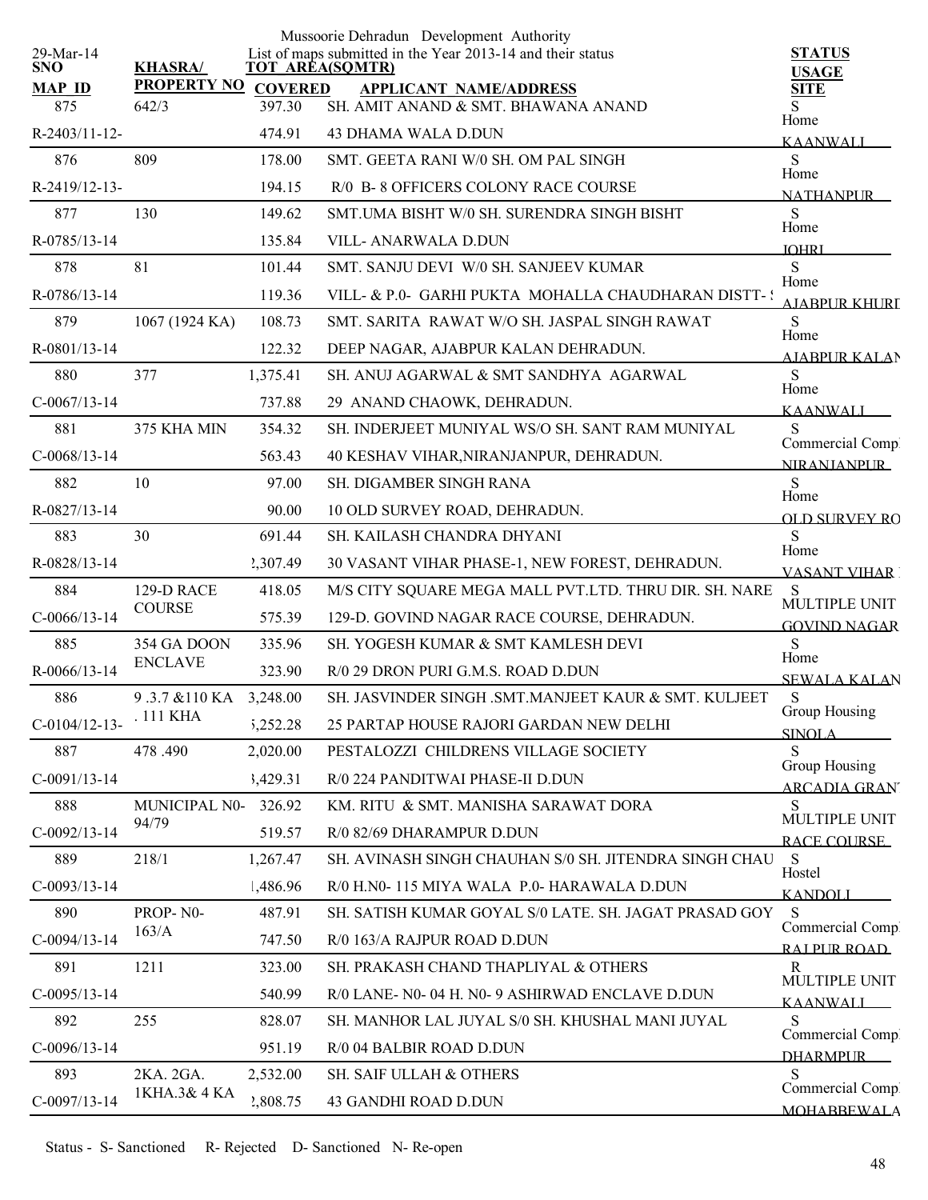Mussoorie Dehradun Development Authority

List of maps submitted in the Year 2013-14 and their status

29-Mar-14

| SNO / MAP ID | KHASRA/ PROPERTY NO | TOT AREA(SQMTR) / COVERED | APPLICANT NAME/ADDRESS | STATUS / USAGE / SITE |
|---|---|---|---|---|
| 875<br>R-2403/11-12- | 642/3 | 397.30<br>474.91 | SH. AMIT ANAND & SMT. BHAWANA ANAND<br>43 DHAMA WALA D.DUN | S<br>Home<br>KAANWALI |
| 876<br>R-2419/12-13- | 809 | 178.00<br>194.15 | SMT. GEETA RANI W/0 SH. OM PAL SINGH<br>R/0 B- 8 OFFICERS COLONY RACE COURSE | S<br>Home<br>NATHANPUR |
| 877<br>R-0785/13-14 | 130 | 149.62<br>135.84 | SMT.UMA BISHT W/0 SH. SURENDRA SINGH BISHT<br>VILL- ANARWALA D.DUN | S<br>Home<br>JOHRI |
| 878<br>R-0786/13-14 | 81 | 101.44<br>119.36 | SMT. SANJU DEVI W/0 SH. SANJEEV KUMAR<br>VILL- & P.0- GARHI PUKTA MOHALLA CHAUDHARAN DISTT- | S<br>Home<br>AJABPUR KHURD |
| 879<br>R-0801/13-14 | 1067 (1924 KA) | 108.73<br>122.32 | SMT. SARITA RAWAT W/O SH. JASPAL SINGH RAWAT<br>DEEP NAGAR, AJABPUR KALAN DEHRADUN. | S<br>Home<br>AJABPUR KALAN |
| 880<br>C-0067/13-14 | 377 | 1,375.41<br>737.88 | SH. ANUJ AGARWAL & SMT SANDHYA AGARWAL<br>29 ANAND CHAOWK, DEHRADUN. | S<br>Home<br>KAANWALI |
| 881<br>C-0068/13-14 | 375 KHA MIN | 354.32<br>563.43 | SH. INDERJEET MUNIYAL WS/O SH. SANT RAM MUNIYAL<br>40 KESHAV VIHAR,NIRANJANPUR, DEHRADUN. | S<br>Commercial Comp<br>NIRANJANPUR |
| 882<br>R-0827/13-14 | 10 | 97.00<br>90.00 | SH. DIGAMBER SINGH RANA<br>10 OLD SURVEY ROAD, DEHRADUN. | S<br>Home<br>OLD SURVEY RO |
| 883<br>R-0828/13-14 | 30 | 691.44<br>2,307.49 | SH. KAILASH CHANDRA DHYANI<br>30 VASANT VIHAR PHASE-1, NEW FOREST, DEHRADUN. | S<br>Home<br>VASANT VIHAR |
| 884<br>C-0066/13-14 | 129-D RACE COURSE | 418.05<br>575.39 | M/S CITY SQUARE MEGA MALL PVT.LTD. THRU DIR. SH. NARE<br>129-D. GOVIND NAGAR RACE COURSE, DEHRADUN. | S<br>MULTIPLE UNIT<br>GOVIND NAGAR |
| 885<br>R-0066/13-14 | 354 GA DOON ENCLAVE | 335.96<br>323.90 | SH. YOGESH KUMAR & SMT KAMLESH DEVI<br>R/0 29 DRON PURI G.M.S. ROAD D.DUN | S<br>Home<br>SEWALA KALAN |
| 886<br>C-0104/12-13- | 9 .3.7 &110 KA . 111 KHA | 3,248.00<br>5,252.28 | SH. JASVINDER SINGH .SMT.MANJEET KAUR & SMT. KULJEET<br>25 PARTAP HOUSE RAJORI GARDAN NEW DELHI | S<br>Group Housing<br>SINOLA |
| 887<br>C-0091/13-14 | 478 .490 | 2,020.00<br>3,429.31 | PESTALOZZI CHILDRENS VILLAGE SOCIETY<br>R/0 224 PANDITWAI PHASE-II D.DUN | S<br>Group Housing<br>ARCADIA GRANT |
| 888<br>C-0092/13-14 | MUNICIPAL N0- 94/79 | 326.92<br>519.57 | KM. RITU & SMT. MANISHA SARAWAT DORA<br>R/0 82/69 DHARAMPUR D.DUN | S<br>MULTIPLE UNIT<br>RACE COURSE |
| 889<br>C-0093/13-14 | 218/1 | 1,267.47<br>1,486.96 | SH. AVINASH SINGH CHAUHAN S/0 SH. JITENDRA SINGH CHAU<br>R/0 H.N0- 115 MIYA WALA P.0- HARAWALA D.DUN | S<br>Hostel<br>KANDOLI |
| 890<br>C-0094/13-14 | PROP- N0- 163/A | 487.91<br>747.50 | SH. SATISH KUMAR GOYAL S/0 LATE. SH. JAGAT PRASAD GOY<br>R/0 163/A RAJPUR ROAD D.DUN | S<br>Commercial Comp<br>RAJPUR ROAD |
| 891<br>C-0095/13-14 | 1211 | 323.00<br>540.99 | SH. PRAKASH CHAND THAPLIYAL & OTHERS<br>R/0 LANE- N0- 04 H. N0- 9 ASHIRWAD ENCLAVE D.DUN | R<br>MULTIPLE UNIT<br>KAANWALI |
| 892<br>C-0096/13-14 | 255 | 828.07<br>951.19 | SH. MANHOR LAL JUYAL S/0 SH. KHUSHAL MANI JUYAL<br>R/0 04 BALBIR ROAD D.DUN | S<br>Commercial Comp<br>DHARMPUR |
| 893<br>C-0097/13-14 | 2KA. 2GA. 1KHA.3& 4 KA | 2,532.00<br>2,808.75 | SH. SAIF ULLAH & OTHERS<br>43 GANDHI ROAD D.DUN | S<br>Commercial Comp<br>MOHABBEWALA |

Status - S- Sanctioned R- Rejected D- Sanctioned N- Re-open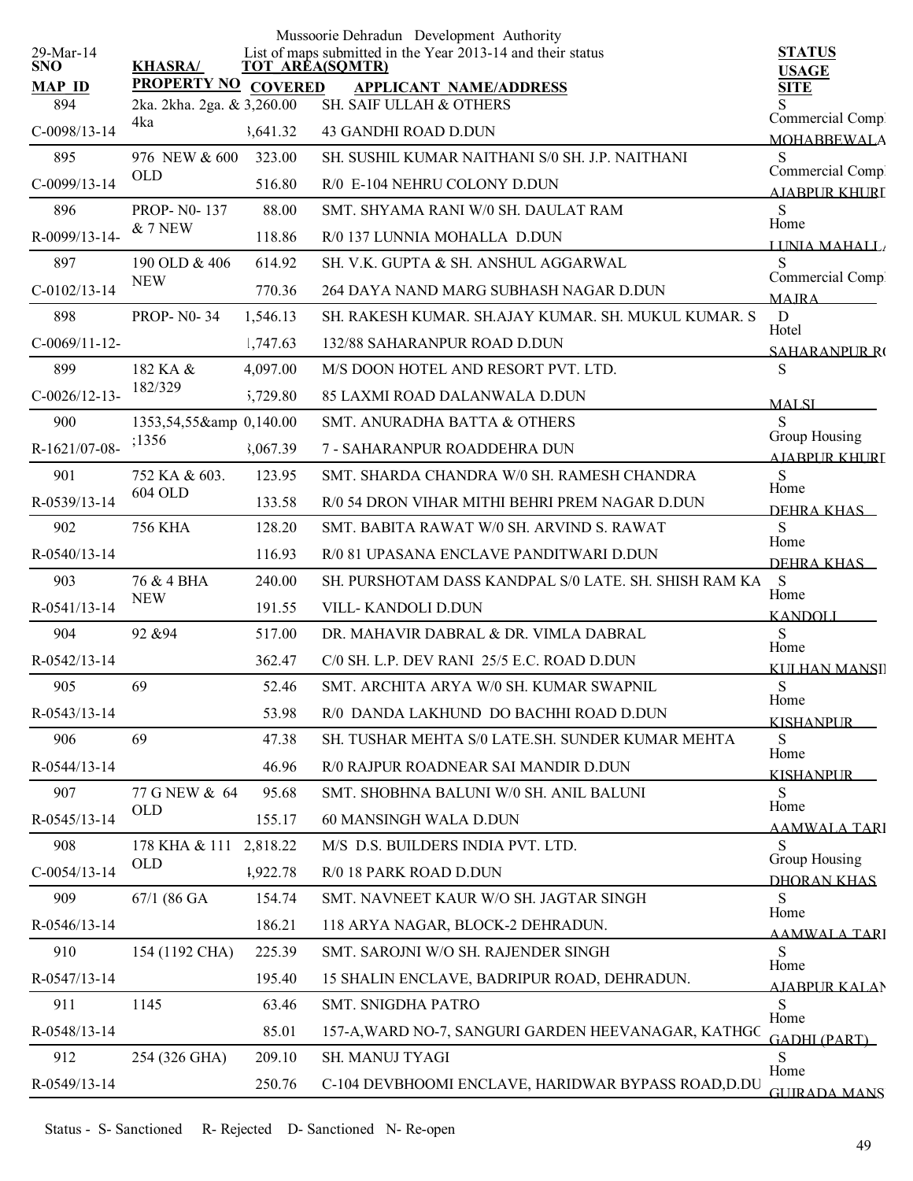Mussoorie Dehradun Development Authority

29-Mar-14

List of maps submitted in the Year 2013-14 and their status

| SNO / MAP ID | KHASRA/ PROPERTY NO | TOT AREA(SQMTR) / COVERED | APPLICANT NAME/ADDRESS | STATUS / USAGE / SITE |
|---|---|---|---|---|
| 894 | 2ka. 2kha. 2ga. & 4ka | 3,260.00 | SH. SAIF ULLAH & OTHERS | S |
| C-0098/13-14 | | 3,641.32 | 43 GANDHI ROAD D.DUN | Commercial Comp MOHABBEWALA |
| 895 | 976 NEW & 600 OLD | 323.00 | SH. SUSHIL KUMAR NAITHANI S/0 SH. J.P. NAITHANI | S |
| C-0099/13-14 | | 516.80 | R/0 E-104 NEHRU COLONY D.DUN | Commercial Comp AJABPUR KHURD |
| 896 | PROP- N0- 137 & 7 NEW | 88.00 | SMT. SHYAMA RANI W/0 SH. DAULAT RAM | S |
| R-0099/13-14- | | 118.86 | R/0 137 LUNNIA MOHALLA D.DUN | Home LUNIA MAHALLA |
| 897 | 190 OLD & 406 NEW | 614.92 | SH. V.K. GUPTA & SH. ANSHUL AGGARWAL | S |
| C-0102/13-14 | | 770.36 | 264 DAYA NAND MARG SUBHASH NAGAR D.DUN | Commercial Comp MAJRA |
| 898 | PROP- N0- 34 | 1,546.13 | SH. RAKESH KUMAR. SH.AJAY KUMAR. SH. MUKUL KUMAR. S | D |
| C-0069/11-12- | | 1,747.63 | 132/88 SAHARANPUR ROAD D.DUN | Hotel SAHARANPUR RO |
| 899 | 182 KA & 182/329 | 4,097.00 | M/S DOON HOTEL AND RESORT PVT. LTD. | S |
| C-0026/12-13- | | 5,729.80 | 85 LAXMI ROAD DALANWALA D.DUN | MALSI |
| 900 | 1353,54,55&amp ;1356 | 0,140.00 | SMT. ANURADHA BATTA & OTHERS | S |
| R-1621/07-08- | | 3,067.39 | 7 - SAHARANPUR ROADDEHRA DUN | Group Housing AJABPUR KHURD |
| 901 | 752 KA & 603. 604 OLD | 123.95 | SMT. SHARDA CHANDRA W/0 SH. RAMESH CHANDRA | S |
| R-0539/13-14 | | 133.58 | R/0 54 DRON VIHAR MITHI BEHRI PREM NAGAR D.DUN | Home DEHRA KHAS |
| 902 | 756 KHA | 128.20 | SMT. BABITA RAWAT W/0 SH. ARVIND S. RAWAT | S |
| R-0540/13-14 | | 116.93 | R/0 81 UPASANA ENCLAVE PANDITWARI D.DUN | Home DEHRA KHAS |
| 903 | 76 & 4 BHA NEW | 240.00 | SH. PURSHOTAM DASS KANDPAL S/0 LATE. SH. SHISH RAM KA | S |
| R-0541/13-14 | | 191.55 | VILL- KANDOLI D.DUN | Home KANDOLI |
| 904 | 92 &94 | 517.00 | DR. MAHAVIR DABRAL & DR. VIMLA DABRAL | S |
| R-0542/13-14 | | 362.47 | C/0 SH. L.P. DEV RANI 25/5 E.C. ROAD D.DUN | Home KULHAN MANSI |
| 905 | 69 | 52.46 | SMT. ARCHITA ARYA W/0 SH. KUMAR SWAPNIL | S |
| R-0543/13-14 | | 53.98 | R/0 DANDA LAKHUND DO BACHHI ROAD D.DUN | Home KISHANPUR |
| 906 | 69 | 47.38 | SH. TUSHAR MEHTA S/0 LATE.SH. SUNDER KUMAR MEHTA | S |
| R-0544/13-14 | | 46.96 | R/0 RAJPUR ROADNEAR SAI MANDIR D.DUN | Home KISHANPUR |
| 907 | 77 G NEW & 64 OLD | 95.68 | SMT. SHOBHNA BALUNI W/0 SH. ANIL BALUNI | S |
| R-0545/13-14 | | 155.17 | 60 MANSINGH WALA D.DUN | Home AAMWALA TARI |
| 908 | 178 KHA & 111 OLD | 2,818.22 | M/S D.S. BUILDERS INDIA PVT. LTD. | S |
| C-0054/13-14 | | 4,922.78 | R/0 18 PARK ROAD D.DUN | Group Housing DHORAN KHAS |
| 909 | 67/1 (86 GA | 154.74 | SMT. NAVNEET KAUR W/O SH. JAGTAR SINGH | S |
| R-0546/13-14 | | 186.21 | 118 ARYA NAGAR, BLOCK-2 DEHRADUN. | Home AAMWALA TARI |
| 910 | 154 (1192 CHA) | 225.39 | SMT. SAROJNI W/O SH. RAJENDER SINGH | S |
| R-0547/13-14 | | 195.40 | 15 SHALIN ENCLAVE, BADRIPUR ROAD, DEHRADUN. | Home AJABPUR KALAN |
| 911 | 1145 | 63.46 | SMT. SNIGDHA PATRO | S |
| R-0548/13-14 | | 85.01 | 157-A,WARD NO-7, SANGURI GARDEN HEEVANAGAR, KATHGO | Home GADHI (PART) |
| 912 | 254 (326 GHA) | 209.10 | SH. MANUJ TYAGI | S |
| R-0549/13-14 | | 250.76 | C-104 DEVBHOOMI ENCLAVE, HARIDWAR BYPASS ROAD,D.DU | Home GUJRADA MANS |

Status - S- Sanctioned R- Rejected D- Sanctioned N- Re-open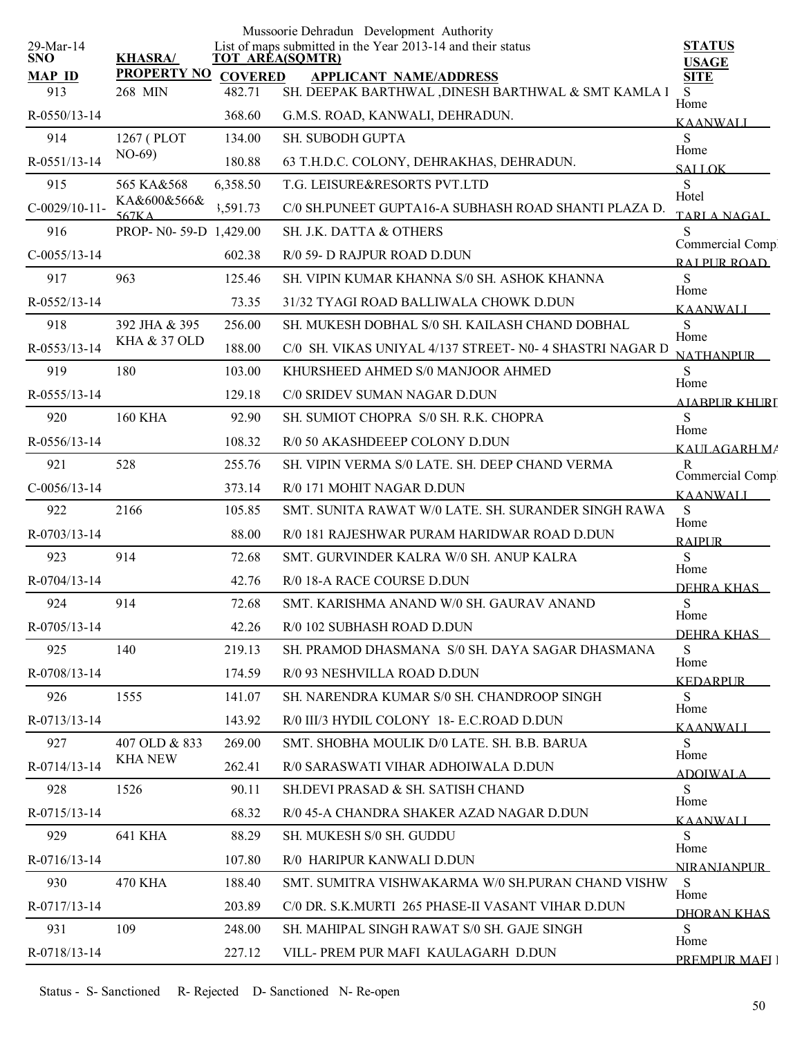Mussoorie Dehradun Development Authority

29-Mar-14

List of maps submitted in the Year 2013-14 and their status

| SNO / MAP ID | KHASRA/ PROPERTY NO | TOT AREA(SQMTR) / COVERED | APPLICANT NAME/ADDRESS | STATUS / USAGE / SITE |
|---|---|---|---|---|
| 913 | 268 MIN | 482.71 | SH. DEEPAK BARTHWAL ,DINESH BARTHWAL & SMT KAMLA I | S |
| R-0550/13-14 | | 368.60 | G.M.S. ROAD, KANWALI, DEHRADUN. | Home KAANWALI |
| 914 | 1267 ( PLOT NO-69) | 134.00 | SH. SUBODH GUPTA | S |
| R-0551/13-14 | | 180.88 | 63 T.H.D.C. COLONY, DEHRAKHAS, DEHRADUN. | Home SAILOK |
| 915 | 565 KA&568 KA&600&566& 567KA | 6,358.50 | T.G. LEISURE&RESORTS PVT.LTD | S |
| C-0029/10-11- | | 3,591.73 | C/0 SH.PUNEET GUPTA16-A SUBHASH ROAD SHANTI PLAZA D. | Hotel TARLA NAGAL |
| 916 | PROP- N0- 59-D | 1,429.00 | SH. J.K. DATTA & OTHERS | S |
| C-0055/13-14 | | 602.38 | R/0 59- D RAJPUR ROAD D.DUN | Commercial Comp RAJPUR ROAD |
| 917 | 963 | 125.46 | SH. VIPIN KUMAR KHANNA S/0 SH. ASHOK KHANNA | S |
| R-0552/13-14 | | 73.35 | 31/32 TYAGI ROAD BALLIWALA CHOWK D.DUN | Home KAANWALI |
| 918 | 392 JHA & 395 KHA & 37 OLD | 256.00 | SH. MUKESH DOBHAL S/0 SH. KAILASH CHAND DOBHAL | S |
| R-0553/13-14 | | 188.00 | C/0 SH. VIKAS UNIYAL 4/137 STREET- N0- 4 SHASTRI NAGAR D | Home NATHANPUR |
| 919 | 180 | 103.00 | KHURSHEED AHMED S/0 MANJOOR AHMED | S |
| R-0555/13-14 | | 129.18 | C/0 SRIDEV SUMAN NAGAR D.DUN | Home AJABPUR KHURD |
| 920 | 160 KHA | 92.90 | SH. SUMIOT CHOPRA S/0 SH. R.K. CHOPRA | S |
| R-0556/13-14 | | 108.32 | R/0 50 AKASHDEEEP COLONY D.DUN | Home KAULAGARH MA |
| 921 | 528 | 255.76 | SH. VIPIN VERMA S/0 LATE. SH. DEEP CHAND VERMA | R |
| C-0056/13-14 | | 373.14 | R/0 171 MOHIT NAGAR D.DUN | Commercial Comp KAANWALI |
| 922 | 2166 | 105.85 | SMT. SUNITA RAWAT W/0 LATE. SH. SURANDER SINGH RAWA | S |
| R-0703/13-14 | | 88.00 | R/0 181 RAJESHWAR PURAM HARIDWAR ROAD D.DUN | Home RAIPUR |
| 923 | 914 | 72.68 | SMT. GURVINDER KALRA W/0 SH. ANUP KALRA | S |
| R-0704/13-14 | | 42.76 | R/0 18-A RACE COURSE D.DUN | Home DEHRA KHAS |
| 924 | 914 | 72.68 | SMT. KARISHMA ANAND W/0 SH. GAURAV ANAND | S |
| R-0705/13-14 | | 42.26 | R/0 102 SUBHASH ROAD D.DUN | Home DEHRA KHAS |
| 925 | 140 | 219.13 | SH. PRAMOD DHASMANA S/0 SH. DAYA SAGAR DHASMANA | S |
| R-0708/13-14 | | 174.59 | R/0 93 NESHVILLA ROAD D.DUN | Home KEDARPUR |
| 926 | 1555 | 141.07 | SH. NARENDRA KUMAR S/0 SH. CHANDROOP SINGH | S |
| R-0713/13-14 | | 143.92 | R/0 III/3 HYDIL COLONY 18- E.C.ROAD D.DUN | Home KAANWALI |
| 927 | 407 OLD & 833 KHA NEW | 269.00 | SMT. SHOBHA MOULIK D/0 LATE. SH. B.B. BARUA | S |
| R-0714/13-14 | | 262.41 | R/0 SARASWATI VIHAR ADHOIWALA D.DUN | Home ADOIWALA |
| 928 | 1526 | 90.11 | SH.DEVI PRASAD & SH. SATISH CHAND | S |
| R-0715/13-14 | | 68.32 | R/0 45-A CHANDRA SHAKER AZAD NAGAR D.DUN | Home KAANWALI |
| 929 | 641 KHA | 88.29 | SH. MUKESH S/0 SH. GUDDU | S |
| R-0716/13-14 | | 107.80 | R/0 HARIPUR KANWALI D.DUN | Home NIRANJANPUR |
| 930 | 470 KHA | 188.40 | SMT. SUMITRA VISHWAKARMA W/0 SH.PURAN CHAND VISHW | S |
| R-0717/13-14 | | 203.89 | C/0 DR. S.K.MURTI 265 PHASE-II VASANT VIHAR D.DUN | Home DHORAN KHAS |
| 931 | 109 | 248.00 | SH. MAHIPAL SINGH RAWAT S/0 SH. GAJE SINGH | S |
| R-0718/13-14 | | 227.12 | VILL- PREM PUR MAFI KAULAGARH D.DUN | Home PREMPUR MAFI |

Status - S- Sanctioned R- Rejected D- Sanctioned N- Re-open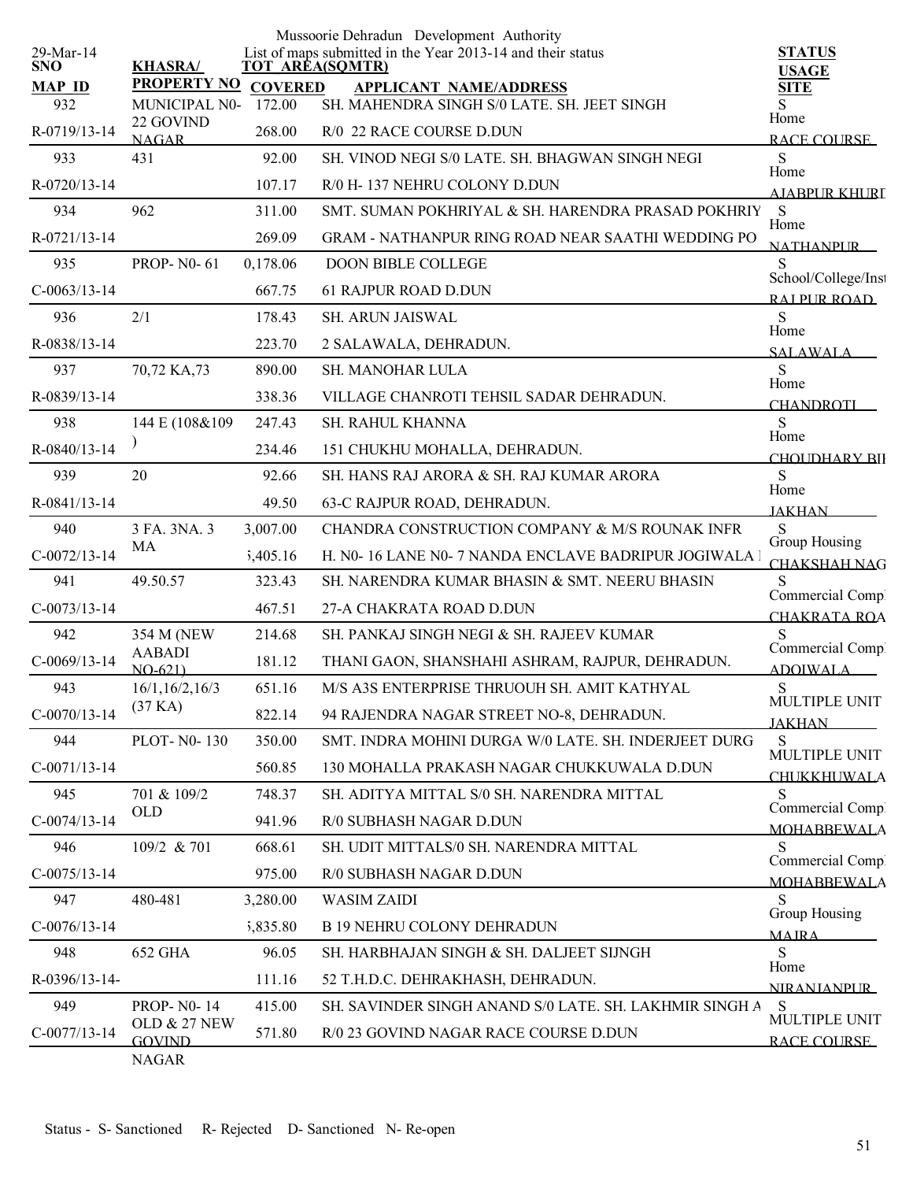Mussoorie Dehradun Development Authority

List of maps submitted in the Year 2013-14 and their status

29-Mar-14

| SNO / MAP ID | KHASRA/ PROPERTY NO | TOT AREA(SQMTR) / COVERED | APPLICANT NAME/ADDRESS | STATUS / USAGE / SITE |
|---|---|---|---|---|
| 932 | MUNICIPAL N0- 22 GOVIND NAGAR | 172.00 | SH. MAHENDRA SINGH S/0 LATE. SH. JEET SINGH | S Home |
| R-0719/13-14 | | 268.00 | R/0 22 RACE COURSE D.DUN | RACE COURSE |
| 933 | 431 | 92.00 | SH. VINOD NEGI S/0 LATE. SH. BHAGWAN SINGH NEGI | S Home |
| R-0720/13-14 | | 107.17 | R/0 H- 137 NEHRU COLONY D.DUN | AJABPUR KHURD |
| 934 | 962 | 311.00 | SMT. SUMAN POKHRIYAL & SH. HARENDRA PRASAD POKHRIY | S Home |
| R-0721/13-14 | | 269.09 | GRAM - NATHANPUR RING ROAD NEAR SAATHI WEDDING PO | NATHANPUR |
| 935 | PROP- N0- 61 | 0,178.06 | DOON BIBLE COLLEGE | S School/College/Inst |
| C-0063/13-14 | | 667.75 | 61 RAJPUR ROAD D.DUN | RAJPUR ROAD |
| 936 | 2/1 | 178.43 | SH. ARUN JAISWAL | S Home |
| R-0838/13-14 | | 223.70 | 2 SALAWALA, DEHRADUN. | SALAWALA |
| 937 | 70,72 KA,73 | 890.00 | SH. MANOHAR LULA | S Home |
| R-0839/13-14 | | 338.36 | VILLAGE CHANROTI TEHSIL SADAR DEHRADUN. | CHANDROTI |
| 938 | 144 E (108&109 ) | 247.43 | SH. RAHUL KHANNA | S Home |
| R-0840/13-14 | | 234.46 | 151 CHUKHU MOHALLA, DEHRADUN. | CHOUDHARY BIH |
| 939 | 20 | 92.66 | SH. HANS RAJ ARORA & SH. RAJ KUMAR ARORA | S Home |
| R-0841/13-14 | | 49.50 | 63-C RAJPUR ROAD, DEHRADUN. | JAKHAN |
| 940 | 3 FA. 3NA. 3 MA | 3,007.00 | CHANDRA CONSTRUCTION COMPANY & M/S ROUNAK INFR | S Group Housing |
| C-0072/13-14 | | 5,405.16 | H. N0- 16 LANE N0- 7 NANDA ENCLAVE BADRIPUR JOGIWALA | CHAKSHAH NAG |
| 941 | 49.50.57 | 323.43 | SH. NARENDRA KUMAR BHASIN & SMT. NEERU BHASIN | S Commercial Compl |
| C-0073/13-14 | | 467.51 | 27-A CHAKRATA ROAD D.DUN | CHAKRATA ROA |
| 942 | 354 M (NEW AABADI NO-621) | 214.68 | SH. PANKAJ SINGH NEGI & SH. RAJEEV KUMAR | S Commercial Compl |
| C-0069/13-14 | | 181.12 | THANI GAON, SHANSHAHI ASHRAM, RAJPUR, DEHRADUN. | ADOIWALA |
| 943 | 16/1,16/2,16/3 (37 KA) | 651.16 | M/S A3S ENTERPRISE THRUOUH SH. AMIT KATHYAL | S MULTIPLE UNIT |
| C-0070/13-14 | | 822.14 | 94 RAJENDRA NAGAR STREET NO-8, DEHRADUN. | JAKHAN |
| 944 | PLOT- N0- 130 | 350.00 | SMT. INDRA MOHINI DURGA W/0 LATE. SH. INDERJEET DURG | S MULTIPLE UNIT |
| C-0071/13-14 | | 560.85 | 130 MOHALLA PRAKASH NAGAR CHUKKUWALA D.DUN | CHUKKHUWALA |
| 945 | 701 & 109/2 OLD | 748.37 | SH. ADITYA MITTAL S/0 SH. NARENDRA MITTAL | S Commercial Compl |
| C-0074/13-14 | | 941.96 | R/0 SUBHASH NAGAR D.DUN | MOHABBEWALA |
| 946 | 109/2 & 701 | 668.61 | SH. UDIT MITTALS/0 SH. NARENDRA MITTAL | S Commercial Compl |
| C-0075/13-14 | | 975.00 | R/0 SUBHASH NAGAR D.DUN | MOHABBEWALA |
| 947 | 480-481 | 3,280.00 | WASIM ZAIDI | S Group Housing |
| C-0076/13-14 | | 5,835.80 | B 19 NEHRU COLONY DEHRADUN | MAJRA |
| 948 | 652 GHA | 96.05 | SH. HARBHAJAN SINGH & SH. DALJEET SIJNGH | S Home |
| R-0396/13-14- | | 111.16 | 52 T.H.D.C. DEHRAKHASH, DEHRADUN. | NIRANJANPUR |
| 949 | PROP- N0- 14 OLD & 27 NEW GOVIND NAGAR | 415.00 | SH. SAVINDER SINGH ANAND S/0 LATE. SH. LAKHMIR SINGH A | S MULTIPLE UNIT |
| C-0077/13-14 | | 571.80 | R/0 23 GOVIND NAGAR RACE COURSE D.DUN | RACE COURSE |

Status - S- Sanctioned R- Rejected D- Sanctioned N- Re-open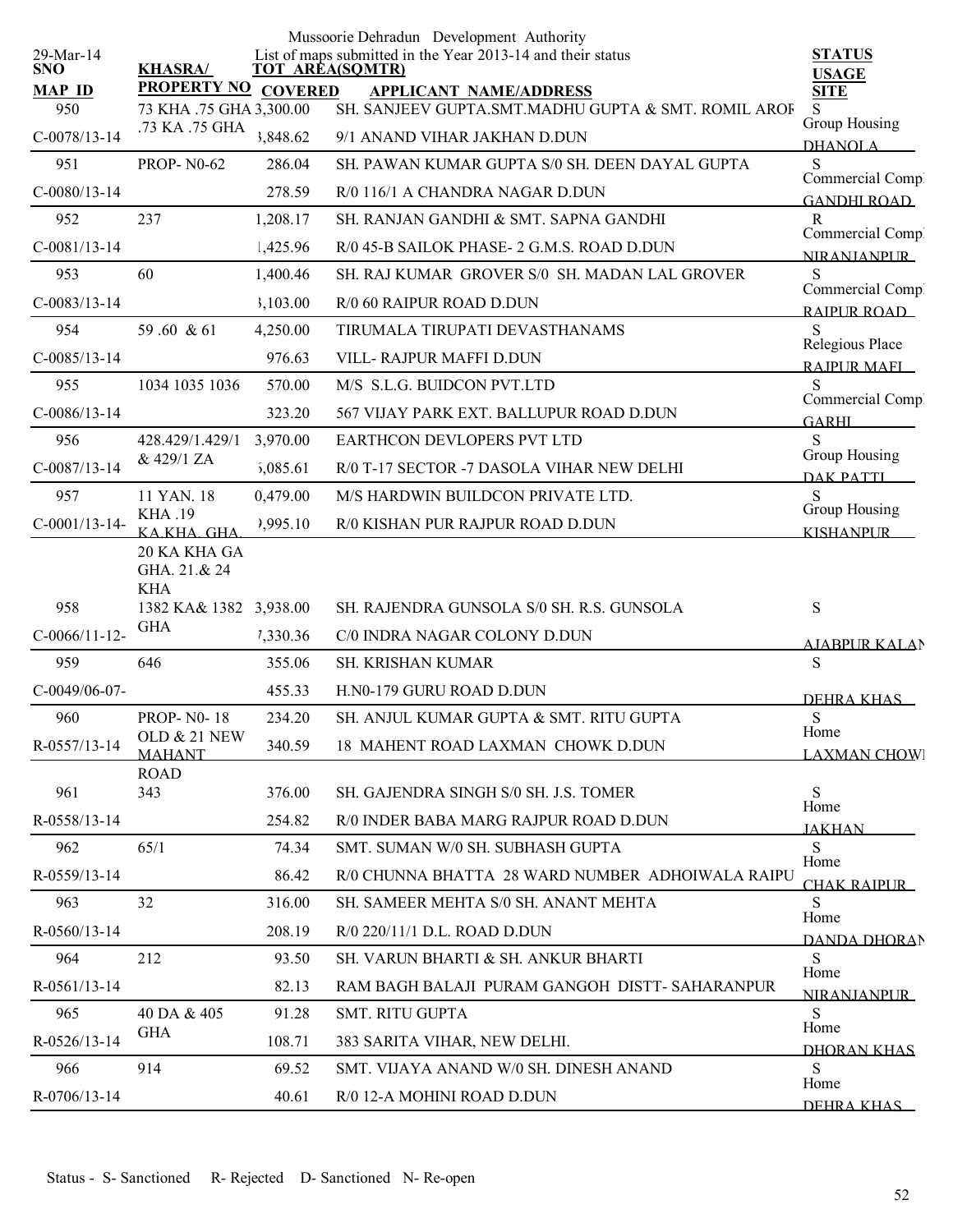Mussoorie Dehradun Development Authority

29-Mar-14

List of maps submitted in the Year 2013-14 and their status

| SNO / MAP ID | KHASRA/ PROPERTY NO | TOT AREA(SQMTR) / COVERED | APPLICANT NAME/ADDRESS | STATUS / USAGE / SITE |
|---|---|---|---|---|
| 950 | 73 KHA .75 GHA .73 KA .75 GHA | 3,300.00 | SH. SANJEEV GUPTA.SMT.MADHU GUPTA & SMT. ROMIL AROF | S |
| C-0078/13-14 | | 3,848.62 | 9/1 ANAND VIHAR JAKHAN D.DUN | Group Housing DHANOLA |
| 951 | PROP- N0-62 | 286.04 | SH. PAWAN KUMAR GUPTA S/0 SH. DEEN DAYAL GUPTA | S |
| C-0080/13-14 | | 278.59 | R/0 116/1 A CHANDRA NAGAR D.DUN | Commercial Compl GANDHI ROAD |
| 952 | 237 | 1,208.17 | SH. RANJAN GANDHI & SMT. SAPNA GANDHI | R |
| C-0081/13-14 | | 1,425.96 | R/0 45-B SAILOK PHASE- 2 G.M.S. ROAD D.DUN | Commercial Compl NIRANJANPUR |
| 953 | 60 | 1,400.46 | SH. RAJ KUMAR GROVER S/0 SH. MADAN LAL GROVER | S |
| C-0083/13-14 | | 3,103.00 | R/0 60 RAIPUR ROAD D.DUN | Commercial Compl RAIPUR ROAD |
| 954 | 59 .60 & 61 | 4,250.00 | TIRUMALA TIRUPATI DEVASTHANAMS | S |
| C-0085/13-14 | | 976.63 | VILL- RAJPUR MAFFI D.DUN | Relegious Place RAJPUR MAFI |
| 955 | 1034 1035 1036 | 570.00 | M/S S.L.G. BUIDCON PVT.LTD | S |
| C-0086/13-14 | | 323.20 | 567 VIJAY PARK EXT. BALLUPUR ROAD D.DUN | Commercial Compl GARHI |
| 956 | 428.429/1.429/1 & 429/1 ZA | 3,970.00 | EARTHCON DEVLOPERS PVT LTD | S |
| C-0087/13-14 | | 5,085.61 | R/0 T-17 SECTOR -7 DASOLA VIHAR NEW DELHI | Group Housing DAK PATTI |
| 957 | 11 YAN. 18 KHA .19 KA.KHA. GHA. 20 KA KHA GA GHA. 21.& 24 KHA | 0,479.00 | M/S HARDWIN BUILDCON PRIVATE LTD. | S |
| C-0001/13-14- | | 9,995.10 | R/0 KISHAN PUR RAJPUR ROAD D.DUN | Group Housing KISHANPUR |
| 958 | 1382 KA& 1382 GHA | 3,938.00 | SH. RAJENDRA GUNSOLA S/0 SH. R.S. GUNSOLA | S |
| C-0066/11-12- | | 7,330.36 | C/0 INDRA NAGAR COLONY D.DUN | AJABPUR KALAN |
| 959 | 646 | 355.06 | SH. KRISHAN KUMAR | S |
| C-0049/06-07- | | 455.33 | H.N0-179 GURU ROAD D.DUN | DEHRA KHAS |
| 960 | PROP- N0- 18 OLD & 21 NEW MAHANT ROAD | 234.20 | SH. ANJUL KUMAR GUPTA & SMT. RITU GUPTA | S |
| R-0557/13-14 | | 340.59 | 18 MAHENT ROAD LAXMAN CHOWK D.DUN | Home LAXMAN CHOWK |
| 961 | 343 | 376.00 | SH. GAJENDRA SINGH S/0 SH. J.S. TOMER | S |
| R-0558/13-14 | | 254.82 | R/0 INDER BABA MARG RAJPUR ROAD D.DUN | Home JAKHAN |
| 962 | 65/1 | 74.34 | SMT. SUMAN W/0 SH. SUBHASH GUPTA | S |
| R-0559/13-14 | | 86.42 | R/0 CHUNNA BHATTA 28 WARD NUMBER ADHOIWALA RAIPU | Home CHAK RAIPUR |
| 963 | 32 | 316.00 | SH. SAMEER MEHTA S/0 SH. ANANT MEHTA | S |
| R-0560/13-14 | | 208.19 | R/0 220/11/1 D.L. ROAD D.DUN | Home DANDA DHORAN |
| 964 | 212 | 93.50 | SH. VARUN BHARTI & SH. ANKUR BHARTI | S |
| R-0561/13-14 | | 82.13 | RAM BAGH BALAJI PURAM GANGOH DISTT- SAHARANPUR | Home NIRANJANPUR |
| 965 | 40 DA & 405 GHA | 91.28 | SMT. RITU GUPTA | S |
| R-0526/13-14 | | 108.71 | 383 SARITA VIHAR, NEW DELHI. | Home DHORAN KHAS |
| 966 | 914 | 69.52 | SMT. VIJAYA ANAND W/0 SH. DINESH ANAND | S |
| R-0706/13-14 | | 40.61 | R/0 12-A MOHINI ROAD D.DUN | Home DEHRA KHAS |

Status - S- Sanctioned R- Rejected D- Sanctioned N- Re-open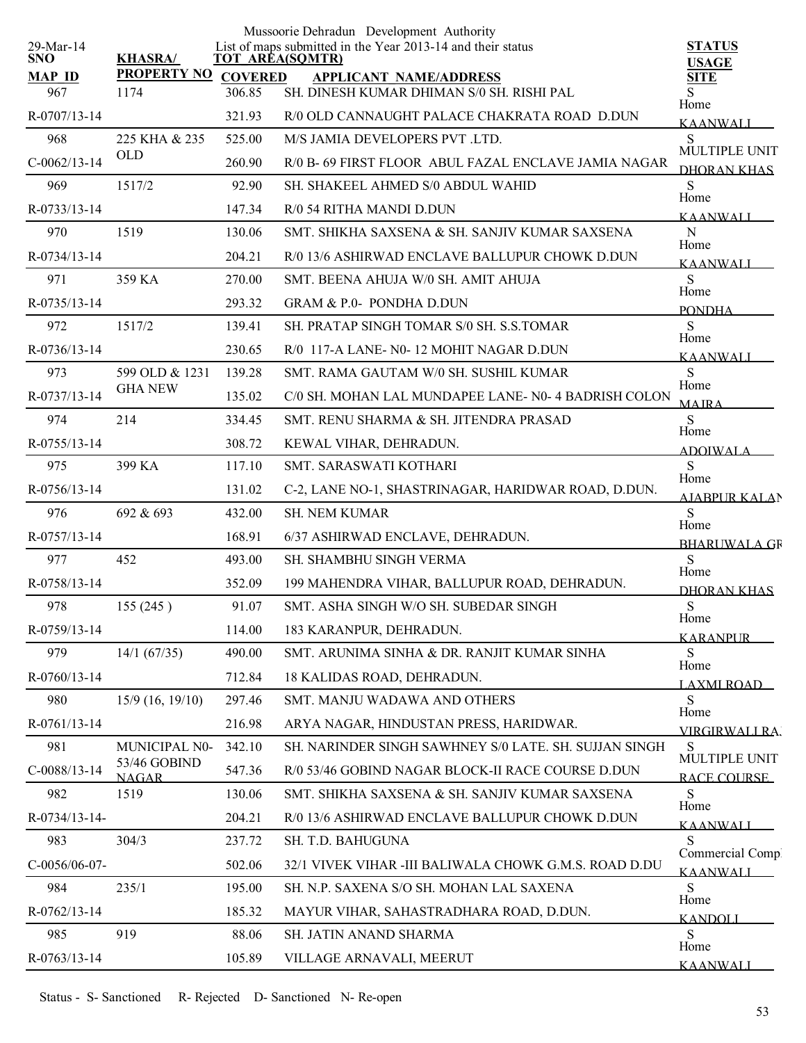Mussoorie Dehradun Development Authority

List of maps submitted in the Year 2013-14 and their status

29-Mar-14

| SNO / MAP_ID | KHASRA/ PROPERTY NO | TOT AREA(SQMTR) / COVERED | APPLICANT NAME/ADDRESS | STATUS / USAGE / SITE |
|---|---|---|---|---|
| 967 | 1174 | 306.85 | SH. DINESH KUMAR DHIMAN S/0 SH. RISHI PAL | S Home |
| R-0707/13-14 | | 321.93 | R/0 OLD CANNAUGHT PALACE CHAKRATA ROAD D.DUN | KAANWALI |
| 968 | 225 KHA & 235 OLD | 525.00 | M/S JAMIA DEVELOPERS PVT .LTD. | S MULTIPLE UNIT |
| C-0062/13-14 | | 260.90 | R/0 B- 69 FIRST FLOOR ABUL FAZAL ENCLAVE JAMIA NAGAR | DHORAN KHAS |
| 969 | 1517/2 | 92.90 | SH. SHAKEEL AHMED S/0 ABDUL WAHID | S Home |
| R-0733/13-14 | | 147.34 | R/0 54 RITHA MANDI D.DUN | KAANWALI |
| 970 | 1519 | 130.06 | SMT. SHIKHA SAXSENA & SH. SANJIV KUMAR SAXSENA | N Home |
| R-0734/13-14 | | 204.21 | R/0 13/6 ASHIRWAD ENCLAVE BALLUPUR CHOWK D.DUN | KAANWALI |
| 971 | 359 KA | 270.00 | SMT. BEENA AHUJA W/0 SH. AMIT AHUJA | S Home |
| R-0735/13-14 | | 293.32 | GRAM & P.0- PONDHA D.DUN | PONDHA |
| 972 | 1517/2 | 139.41 | SH. PRATAP SINGH TOMAR S/0 SH. S.S.TOMAR | S Home |
| R-0736/13-14 | | 230.65 | R/0 117-A LANE- N0- 12 MOHIT NAGAR D.DUN | KAANWALI |
| 973 | 599 OLD & 1231 GHA NEW | 139.28 | SMT. RAMA GAUTAM W/0 SH. SUSHIL KUMAR | S Home |
| R-0737/13-14 | | 135.02 | C/0 SH. MOHAN LAL MUNDAPEE LANE- N0- 4 BADRISH COLON | MAJRA |
| 974 | 214 | 334.45 | SMT. RENU SHARMA & SH. JITENDRA PRASAD | S Home |
| R-0755/13-14 | | 308.72 | KEWAL VIHAR, DEHRADUN. | ADOIWALA |
| 975 | 399 KA | 117.10 | SMT. SARASWATI KOTHARI | S Home |
| R-0756/13-14 | | 131.02 | C-2, LANE NO-1, SHASTRINAGAR, HARIDWAR ROAD, D.DUN. | AJABPUR KALAN |
| 976 | 692 & 693 | 432.00 | SH. NEM KUMAR | S Home |
| R-0757/13-14 | | 168.91 | 6/37 ASHIRWAD ENCLAVE, DEHRADUN. | BHARUWALA GR |
| 977 | 452 | 493.00 | SH. SHAMBHU SINGH VERMA | S Home |
| R-0758/13-14 | | 352.09 | 199 MAHENDRA VIHAR, BALLUPUR ROAD, DEHRADUN. | DHORAN KHAS |
| 978 | 155 (245 ) | 91.07 | SMT. ASHA SINGH W/O SH. SUBEDAR SINGH | S Home |
| R-0759/13-14 | | 114.00 | 183 KARANPUR, DEHRADUN. | KARANPUR |
| 979 | 14/1 (67/35) | 490.00 | SMT. ARUNIMA SINHA & DR. RANJIT KUMAR SINHA | S Home |
| R-0760/13-14 | | 712.84 | 18 KALIDAS ROAD, DEHRADUN. | LAXMI ROAD |
| 980 | 15/9 (16, 19/10) | 297.46 | SMT. MANJU WADAWA AND OTHERS | S Home |
| R-0761/13-14 | | 216.98 | ARYA NAGAR, HINDUSTAN PRESS, HARIDWAR. | VIRGIRWALI RA |
| 981 | MUNICIPAL N0- 53/46 GOBIND NAGAR | 342.10 | SH. NARINDER SINGH SAWHNEY S/0 LATE. SH. SUJJAN SINGH | S MULTIPLE UNIT |
| C-0088/13-14 | | 547.36 | R/0 53/46 GOBIND NAGAR BLOCK-II RACE COURSE D.DUN | RACE COURSE |
| 982 | 1519 | 130.06 | SMT. SHIKHA SAXSENA & SH. SANJIV KUMAR SAXSENA | S Home |
| R-0734/13-14- | | 204.21 | R/0 13/6 ASHIRWAD ENCLAVE BALLUPUR CHOWK D.DUN | KAANWALI |
| 983 | 304/3 | 237.72 | SH. T.D. BAHUGUNA | S Commercial Comp |
| C-0056/06-07- | | 502.06 | 32/1 VIVEK VIHAR -III BALIWALA CHOWK G.M.S. ROAD D.DU | KAANWALI |
| 984 | 235/1 | 195.00 | SH. N.P. SAXENA S/O SH. MOHAN LAL SAXENA | S Home |
| R-0762/13-14 | | 185.32 | MAYUR VIHAR, SAHASTRADHARA ROAD, D.DUN. | KANDOLI |
| 985 | 919 | 88.06 | SH. JATIN ANAND SHARMA | S Home |
| R-0763/13-14 | | 105.89 | VILLAGE ARNAVALI, MEERUT | KAANWALI |

Status - S- Sanctioned R- Rejected D- Sanctioned N- Re-open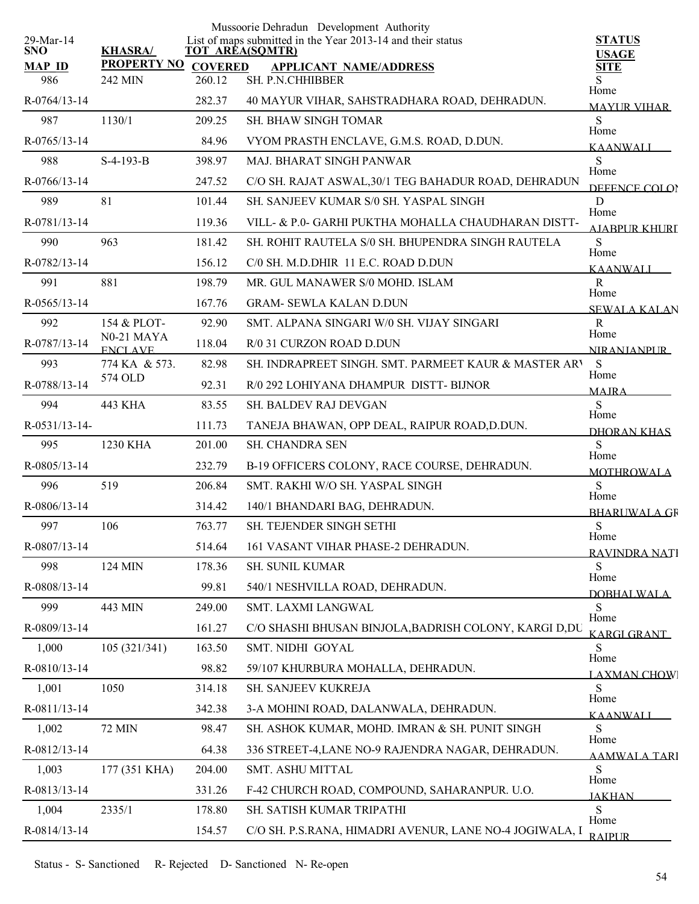Mussoorie Dehradun Development Authority

29-Mar-14

List of maps submitted in the Year 2013-14 and their status

| SNO / MAP ID | KHASRA/ PROPERTY NO | TOT AREA(SQMTR) / COVERED | APPLICANT NAME/ADDRESS | STATUS / USAGE / SITE |
|---|---|---|---|---|
| 986 | 242 MIN | 260.12 | SH. P.N.CHHIBBER | S |
| R-0764/13-14 | | 282.37 | 40 MAYUR VIHAR, SAHSTRADHARA ROAD, DEHRADUN. | Home MAYUR VIHAR |
| 987 | 1130/1 | 209.25 | SH. BHAW SINGH TOMAR | S |
| R-0765/13-14 | | 84.96 | VYOM PRASTH ENCLAVE, G.M.S. ROAD, D.DUN. | Home KAANWALI |
| 988 | S-4-193-B | 398.97 | MAJ. BHARAT SINGH PANWAR | S |
| R-0766/13-14 | | 247.52 | C/O SH. RAJAT ASWAL,30/1 TEG BAHADUR ROAD, DEHRADUN | Home DEFENCE COLON |
| 989 | 81 | 101.44 | SH. SANJEEV KUMAR S/0 SH. YASPAL SINGH | D |
| R-0781/13-14 | | 119.36 | VILL- & P.0- GARHI PUKTHA MOHALLA CHAUDHARAN DISTT- | Home AJABPUR KHURD |
| 990 | 963 | 181.42 | SH. ROHIT RAUTELA S/0 SH. BHUPENDRA SINGH RAUTELA | S |
| R-0782/13-14 | | 156.12 | C/0 SH. M.D.DHIR 11 E.C. ROAD D.DUN | Home KAANWALI |
| 991 | 881 | 198.79 | MR. GUL MANAWER S/0 MOHD. ISLAM | R |
| R-0565/13-14 | | 167.76 | GRAM- SEWLA KALAN D.DUN | Home SEWALA KALAN |
| 992 | 154 & PLOT- N0-21 MAYA ENCLAVE | 92.90 | SMT. ALPANA SINGARI W/0 SH. VIJAY SINGARI | R |
| R-0787/13-14 | | 118.04 | R/0 31 CURZON ROAD D.DUN | Home NIRANJANPUR |
| 993 | 774 KA & 573. 574 OLD | 82.98 | SH. INDRAPREET SINGH. SMT. PARMEET KAUR & MASTER ARV | S |
| R-0788/13-14 | | 92.31 | R/0 292 LOHIYANA DHAMPUR DISTT- BIJNOR | Home MAJRA |
| 994 | 443 KHA | 83.55 | SH. BALDEV RAJ DEVGAN | S |
| R-0531/13-14- | | 111.73 | TANEJA BHAWAN, OPP DEAL, RAIPUR ROAD,D.DUN. | Home DHORAN KHAS |
| 995 | 1230 KHA | 201.00 | SH. CHANDRA SEN | S |
| R-0805/13-14 | | 232.79 | B-19 OFFICERS COLONY, RACE COURSE, DEHRADUN. | Home MOTHROWALA |
| 996 | 519 | 206.84 | SMT. RAKHI W/O SH. YASPAL SINGH | S |
| R-0806/13-14 | | 314.42 | 140/1 BHANDARI BAG, DEHRADUN. | Home BHARUWALA GR |
| 997 | 106 | 763.77 | SH. TEJENDER SINGH SETHI | S |
| R-0807/13-14 | | 514.64 | 161 VASANT VIHAR PHASE-2 DEHRADUN. | Home RAVINDRA NATH |
| 998 | 124 MIN | 178.36 | SH. SUNIL KUMAR | S |
| R-0808/13-14 | | 99.81 | 540/1 NESHVILLA ROAD, DEHRADUN. | Home DOBHALWALA |
| 999 | 443 MIN | 249.00 | SMT. LAXMI LANGWAL | S |
| R-0809/13-14 | | 161.27 | C/O SHASHI BHUSAN BINJOLA,BADRISH COLONY, KARGI D,DU | Home KARGI GRANT |
| 1,000 | 105 (321/341) | 163.50 | SMT. NIDHI GOYAL | S |
| R-0810/13-14 | | 98.82 | 59/107 KHURBURA MOHALLA, DEHRADUN. | Home LAXMAN CHOWK |
| 1,001 | 1050 | 314.18 | SH. SANJEEV KUKREJA | S |
| R-0811/13-14 | | 342.38 | 3-A MOHINI ROAD, DALANWALA, DEHRADUN. | Home KAANWALI |
| 1,002 | 72 MIN | 98.47 | SH. ASHOK KUMAR, MOHD. IMRAN & SH. PUNIT SINGH | S |
| R-0812/13-14 | | 64.38 | 336 STREET-4,LANE NO-9 RAJENDRA NAGAR, DEHRADUN. | Home AAMWALA TARL |
| 1,003 | 177 (351 KHA) | 204.00 | SMT. ASHU MITTAL | S |
| R-0813/13-14 | | 331.26 | F-42 CHURCH ROAD, COMPOUND, SAHARANPUR. U.O. | Home JAKHAN |
| 1,004 | 2335/1 | 178.80 | SH. SATISH KUMAR TRIPATHI | S |
| R-0814/13-14 | | 154.57 | C/O SH. P.S.RANA, HIMADRI AVENUR, LANE NO-4 JOGIWALA, I | Home RAIPUR |

Status - S- Sanctioned R- Rejected D- Sanctioned N- Re-open